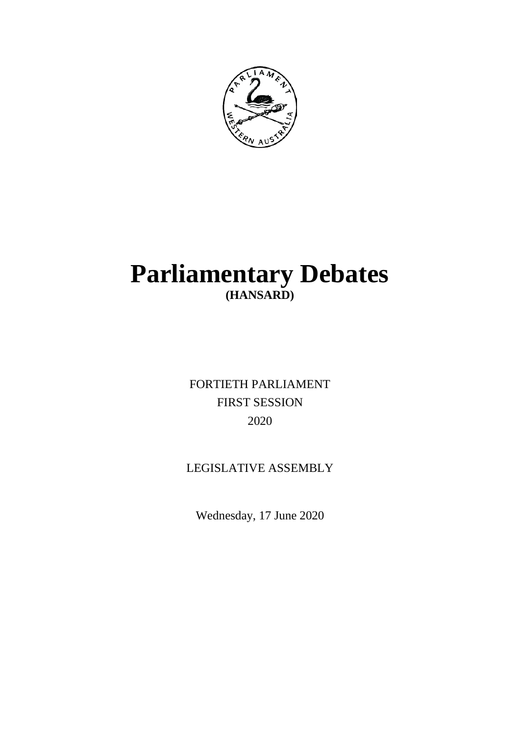# Parliamentary Debates

**(HANSARD)**

FORTIETH PARLIAMENT

FIRST SESSION

2020

LEGISLATIVE ASSEMBLY

Wednesday, 17 June 2020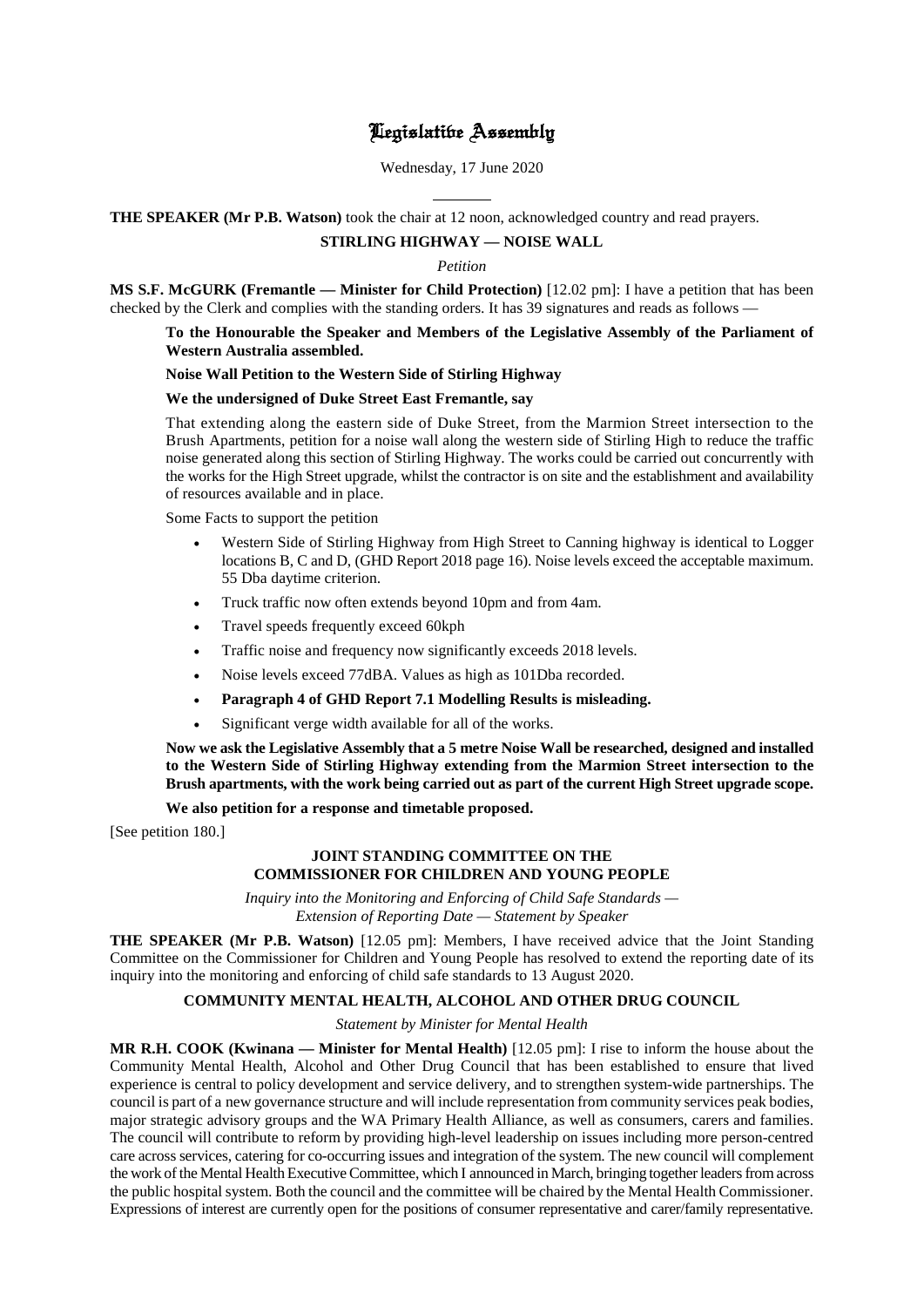# Legislative Assembly

Wednesday, 17 June 2020

**THE SPEAKER (Mr P.B. Watson)** took the chair at 12 noon, acknowledged country and read prayers.

## STIRLING HIGHWAY — NOISE WALL

*Petition*

**MS S.F. McGURK (Fremantle — Minister for Child Protection)** [12.02 pm]: I have a petition that has been checked by the Clerk and complies with the standing orders. It has 39 signatures and reads as follows —

> **To the Honourable the Speaker and Members of the Legislative Assembly of the Parliament of Western Australia assembled.**
>
> **Noise Wall Petition to the Western Side of Stirling Highway**
>
> **We the undersigned of Duke Street East Fremantle, say**
>
> That extending along the eastern side of Duke Street, from the Marmion Street intersection to the Brush Apartments, petition for a noise wall along the western side of Stirling High to reduce the traffic noise generated along this section of Stirling Highway. The works could be carried out concurrently with the works for the High Street upgrade, whilst the contractor is on site and the establishment and availability of resources available and in place.
>
> Some Facts to support the petition
>
> - Western Side of Stirling Highway from High Street to Canning highway is identical to Logger locations B, C and D, (GHD Report 2018 page 16). Noise levels exceed the acceptable maximum. 55 Dba daytime criterion.
> - Truck traffic now often extends beyond 10pm and from 4am.
> - Travel speeds frequently exceed 60kph
> - Traffic noise and frequency now significantly exceeds 2018 levels.
> - Noise levels exceed 77dBA. Values as high as 101Dba recorded.
> - **Paragraph 4 of GHD Report 7.1 Modelling Results is misleading.**
> - Significant verge width available for all of the works.
>
> **Now we ask the Legislative Assembly that a 5 metre Noise Wall be researched, designed and installed to the Western Side of Stirling Highway extending from the Marmion Street intersection to the Brush apartments, with the work being carried out as part of the current High Street upgrade scope.**
>
> **We also petition for a response and timetable proposed.**

[See petition 180.]

## JOINT STANDING COMMITTEE ON THE COMMISSIONER FOR CHILDREN AND YOUNG PEOPLE

*Inquiry into the Monitoring and Enforcing of Child Safe Standards — Extension of Reporting Date — Statement by Speaker*

**THE SPEAKER (Mr P.B. Watson)** [12.05 pm]: Members, I have received advice that the Joint Standing Committee on the Commissioner for Children and Young People has resolved to extend the reporting date of its inquiry into the monitoring and enforcing of child safe standards to 13 August 2020.

## COMMUNITY MENTAL HEALTH, ALCOHOL AND OTHER DRUG COUNCIL

*Statement by Minister for Mental Health*

**MR R.H. COOK (Kwinana — Minister for Mental Health)** [12.05 pm]: I rise to inform the house about the Community Mental Health, Alcohol and Other Drug Council that has been established to ensure that lived experience is central to policy development and service delivery, and to strengthen system-wide partnerships. The council is part of a new governance structure and will include representation from community services peak bodies, major strategic advisory groups and the WA Primary Health Alliance, as well as consumers, carers and families. The council will contribute to reform by providing high-level leadership on issues including more person-centred care across services, catering for co-occurring issues and integration of the system. The new council will complement the work of the Mental Health Executive Committee, which I announced in March, bringing together leaders from across the public hospital system. Both the council and the committee will be chaired by the Mental Health Commissioner. Expressions of interest are currently open for the positions of consumer representative and carer/family representative.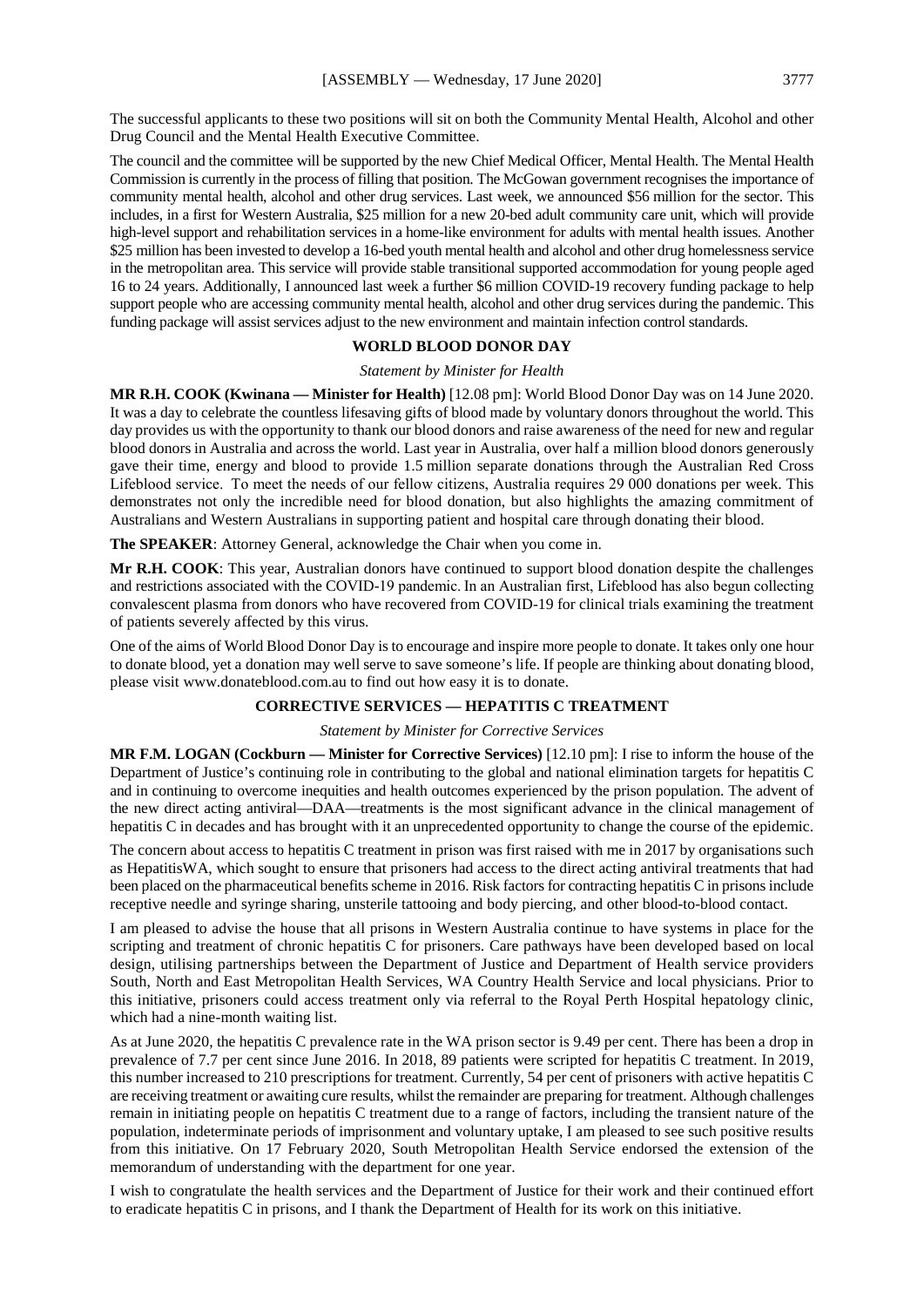The successful applicants to these two positions will sit on both the Community Mental Health, Alcohol and other Drug Council and the Mental Health Executive Committee.

The council and the committee will be supported by the new Chief Medical Officer, Mental Health. The Mental Health Commission is currently in the process of filling that position. The McGowan government recognises the importance of community mental health, alcohol and other drug services. Last week, we announced $56 million for the sector. This includes, in a first for Western Australia, $25 million for a new 20-bed adult community care unit, which will provide high-level support and rehabilitation services in a home-like environment for adults with mental health issues. Another $25 million has been invested to develop a 16-bed youth mental health and alcohol and other drug homelessness service in the metropolitan area. This service will provide stable transitional supported accommodation for young people aged 16 to 24 years. Additionally, I announced last week a further $6 million COVID-19 recovery funding package to help support people who are accessing community mental health, alcohol and other drug services during the pandemic. This funding package will assist services adjust to the new environment and maintain infection control standards.

## WORLD BLOOD DONOR DAY

*Statement by Minister for Health*

**MR R.H. COOK (Kwinana — Minister for Health)** [12.08 pm]: World Blood Donor Day was on 14 June 2020. It was a day to celebrate the countless lifesaving gifts of blood made by voluntary donors throughout the world. This day provides us with the opportunity to thank our blood donors and raise awareness of the need for new and regular blood donors in Australia and across the world. Last year in Australia, over half a million blood donors generously gave their time, energy and blood to provide 1.5 million separate donations through the Australian Red Cross Lifeblood service. To meet the needs of our fellow citizens, Australia requires 29 000 donations per week. This demonstrates not only the incredible need for blood donation, but also highlights the amazing commitment of Australians and Western Australians in supporting patient and hospital care through donating their blood.

**The SPEAKER**: Attorney General, acknowledge the Chair when you come in.

**Mr R.H. COOK**: This year, Australian donors have continued to support blood donation despite the challenges and restrictions associated with the COVID-19 pandemic. In an Australian first, Lifeblood has also begun collecting convalescent plasma from donors who have recovered from COVID-19 for clinical trials examining the treatment of patients severely affected by this virus.

One of the aims of World Blood Donor Day is to encourage and inspire more people to donate. It takes only one hour to donate blood, yet a donation may well serve to save someone's life. If people are thinking about donating blood, please visit www.donateblood.com.au to find out how easy it is to donate.

## CORRECTIVE SERVICES — HEPATITIS C TREATMENT

*Statement by Minister for Corrective Services*

**MR F.M. LOGAN (Cockburn — Minister for Corrective Services)** [12.10 pm]: I rise to inform the house of the Department of Justice's continuing role in contributing to the global and national elimination targets for hepatitis C and in continuing to overcome inequities and health outcomes experienced by the prison population. The advent of the new direct acting antiviral—DAA—treatments is the most significant advance in the clinical management of hepatitis C in decades and has brought with it an unprecedented opportunity to change the course of the epidemic.

The concern about access to hepatitis C treatment in prison was first raised with me in 2017 by organisations such as HepatitisWA, which sought to ensure that prisoners had access to the direct acting antiviral treatments that had been placed on the pharmaceutical benefits scheme in 2016. Risk factors for contracting hepatitis C in prisons include receptive needle and syringe sharing, unsterile tattooing and body piercing, and other blood-to-blood contact.

I am pleased to advise the house that all prisons in Western Australia continue to have systems in place for the scripting and treatment of chronic hepatitis C for prisoners. Care pathways have been developed based on local design, utilising partnerships between the Department of Justice and Department of Health service providers South, North and East Metropolitan Health Services, WA Country Health Service and local physicians. Prior to this initiative, prisoners could access treatment only via referral to the Royal Perth Hospital hepatology clinic, which had a nine-month waiting list.

As at June 2020, the hepatitis C prevalence rate in the WA prison sector is 9.49 per cent. There has been a drop in prevalence of 7.7 per cent since June 2016. In 2018, 89 patients were scripted for hepatitis C treatment. In 2019, this number increased to 210 prescriptions for treatment. Currently, 54 per cent of prisoners with active hepatitis C are receiving treatment or awaiting cure results, whilst the remainder are preparing for treatment. Although challenges remain in initiating people on hepatitis C treatment due to a range of factors, including the transient nature of the population, indeterminate periods of imprisonment and voluntary uptake, I am pleased to see such positive results from this initiative. On 17 February 2020, South Metropolitan Health Service endorsed the extension of the memorandum of understanding with the department for one year.

I wish to congratulate the health services and the Department of Justice for their work and their continued effort to eradicate hepatitis C in prisons, and I thank the Department of Health for its work on this initiative.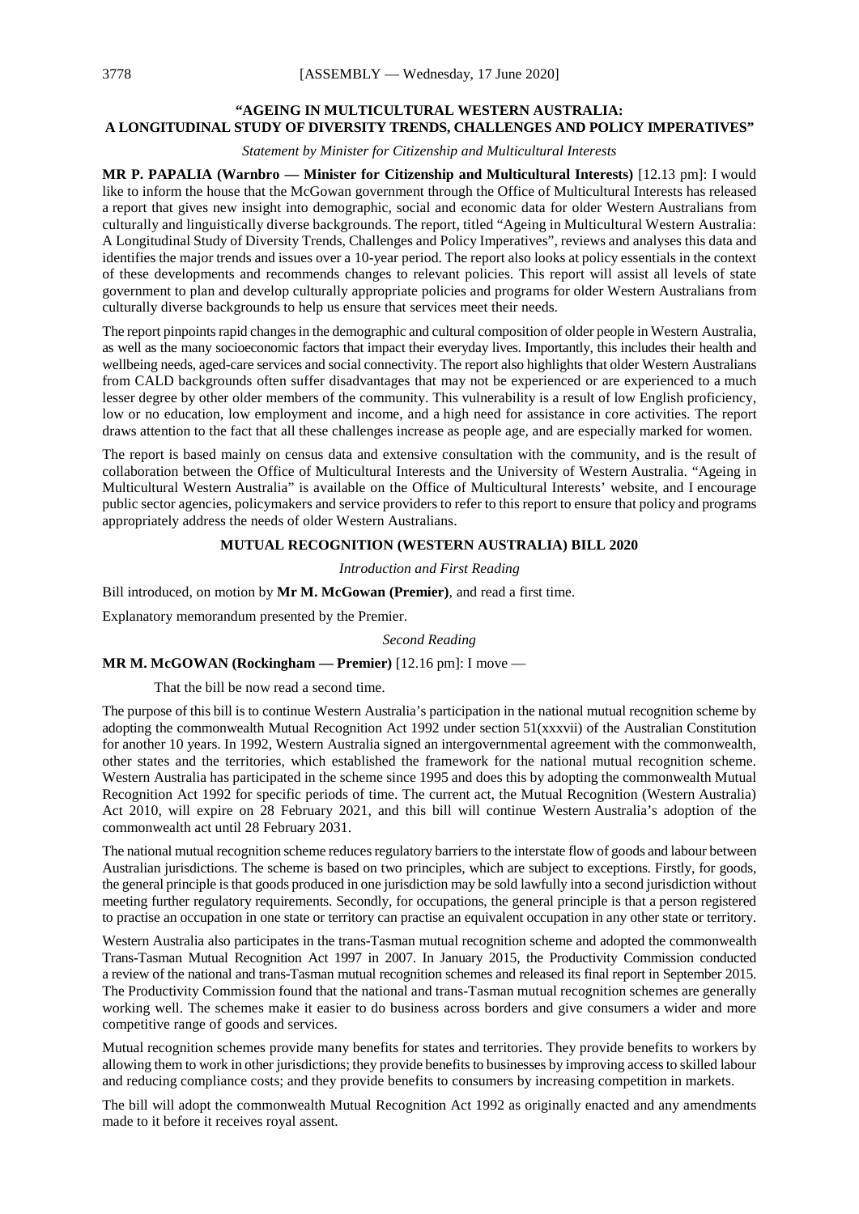## "AGEING IN MULTICULTURAL WESTERN AUSTRALIA: A LONGITUDINAL STUDY OF DIVERSITY TRENDS, CHALLENGES AND POLICY IMPERATIVES"

*Statement by Minister for Citizenship and Multicultural Interests*

**MR P. PAPALIA (Warnbro — Minister for Citizenship and Multicultural Interests)** [12.13 pm]: I would like to inform the house that the McGowan government through the Office of Multicultural Interests has released a report that gives new insight into demographic, social and economic data for older Western Australians from culturally and linguistically diverse backgrounds. The report, titled "Ageing in Multicultural Western Australia: A Longitudinal Study of Diversity Trends, Challenges and Policy Imperatives", reviews and analyses this data and identifies the major trends and issues over a 10-year period. The report also looks at policy essentials in the context of these developments and recommends changes to relevant policies. This report will assist all levels of state government to plan and develop culturally appropriate policies and programs for older Western Australians from culturally diverse backgrounds to help us ensure that services meet their needs.

The report pinpoints rapid changes in the demographic and cultural composition of older people in Western Australia, as well as the many socioeconomic factors that impact their everyday lives. Importantly, this includes their health and wellbeing needs, aged-care services and social connectivity. The report also highlights that older Western Australians from CALD backgrounds often suffer disadvantages that may not be experienced or are experienced to a much lesser degree by other older members of the community. This vulnerability is a result of low English proficiency, low or no education, low employment and income, and a high need for assistance in core activities. The report draws attention to the fact that all these challenges increase as people age, and are especially marked for women.

The report is based mainly on census data and extensive consultation with the community, and is the result of collaboration between the Office of Multicultural Interests and the University of Western Australia. "Ageing in Multicultural Western Australia" is available on the Office of Multicultural Interests' website, and I encourage public sector agencies, policymakers and service providers to refer to this report to ensure that policy and programs appropriately address the needs of older Western Australians.

## MUTUAL RECOGNITION (WESTERN AUSTRALIA) BILL 2020

*Introduction and First Reading*

Bill introduced, on motion by **Mr M. McGowan (Premier)**, and read a first time.

Explanatory memorandum presented by the Premier.

*Second Reading*

**MR M. McGOWAN (Rockingham — Premier)** [12.16 pm]: I move —

> That the bill be now read a second time.

The purpose of this bill is to continue Western Australia's participation in the national mutual recognition scheme by adopting the commonwealth Mutual Recognition Act 1992 under section 51(xxxvii) of the Australian Constitution for another 10 years. In 1992, Western Australia signed an intergovernmental agreement with the commonwealth, other states and the territories, which established the framework for the national mutual recognition scheme. Western Australia has participated in the scheme since 1995 and does this by adopting the commonwealth Mutual Recognition Act 1992 for specific periods of time. The current act, the Mutual Recognition (Western Australia) Act 2010, will expire on 28 February 2021, and this bill will continue Western Australia's adoption of the commonwealth act until 28 February 2031.

The national mutual recognition scheme reduces regulatory barriers to the interstate flow of goods and labour between Australian jurisdictions. The scheme is based on two principles, which are subject to exceptions. Firstly, for goods, the general principle is that goods produced in one jurisdiction may be sold lawfully into a second jurisdiction without meeting further regulatory requirements. Secondly, for occupations, the general principle is that a person registered to practise an occupation in one state or territory can practise an equivalent occupation in any other state or territory.

Western Australia also participates in the trans-Tasman mutual recognition scheme and adopted the commonwealth Trans-Tasman Mutual Recognition Act 1997 in 2007. In January 2015, the Productivity Commission conducted a review of the national and trans-Tasman mutual recognition schemes and released its final report in September 2015. The Productivity Commission found that the national and trans-Tasman mutual recognition schemes are generally working well. The schemes make it easier to do business across borders and give consumers a wider and more competitive range of goods and services.

Mutual recognition schemes provide many benefits for states and territories. They provide benefits to workers by allowing them to work in other jurisdictions; they provide benefits to businesses by improving access to skilled labour and reducing compliance costs; and they provide benefits to consumers by increasing competition in markets.

The bill will adopt the commonwealth Mutual Recognition Act 1992 as originally enacted and any amendments made to it before it receives royal assent.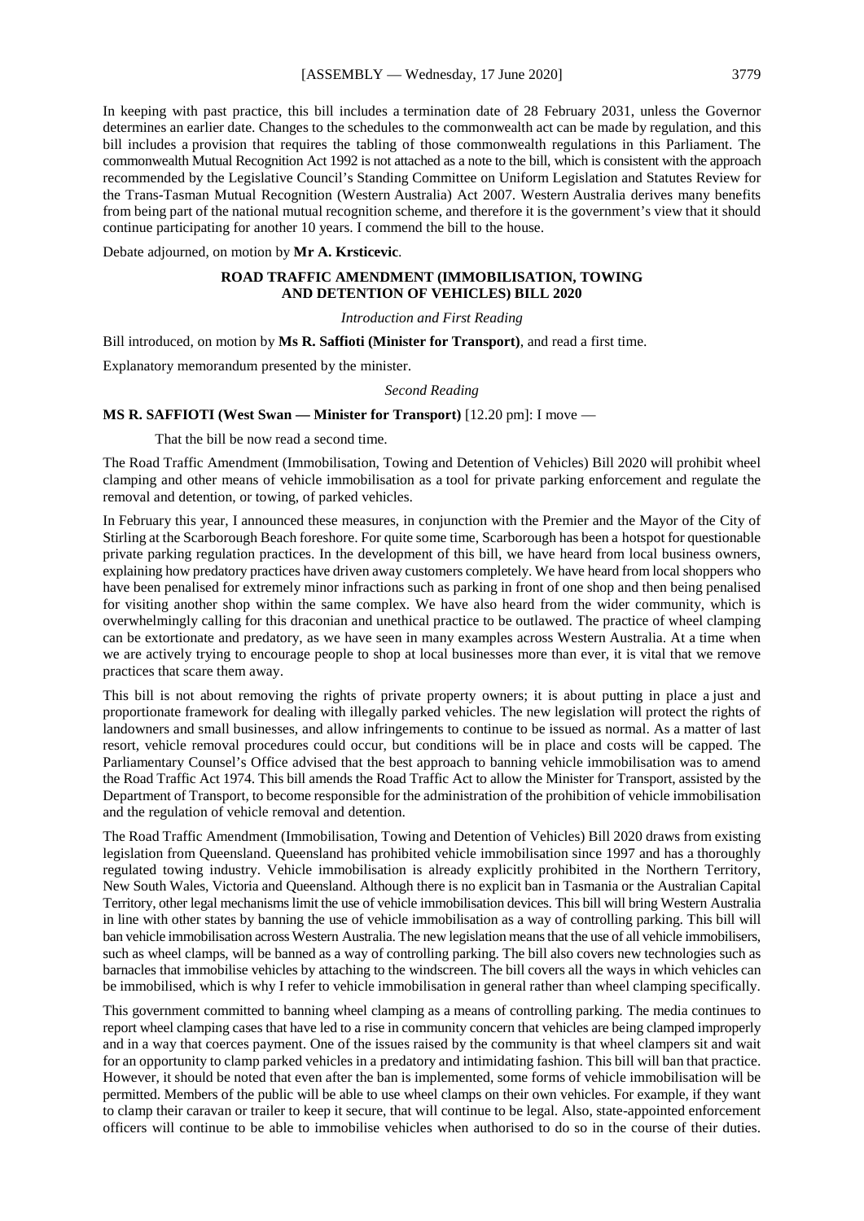In keeping with past practice, this bill includes a termination date of 28 February 2031, unless the Governor determines an earlier date. Changes to the schedules to the commonwealth act can be made by regulation, and this bill includes a provision that requires the tabling of those commonwealth regulations in this Parliament. The commonwealth Mutual Recognition Act 1992 is not attached as a note to the bill, which is consistent with the approach recommended by the Legislative Council's Standing Committee on Uniform Legislation and Statutes Review for the Trans-Tasman Mutual Recognition (Western Australia) Act 2007. Western Australia derives many benefits from being part of the national mutual recognition scheme, and therefore it is the government's view that it should continue participating for another 10 years. I commend the bill to the house.

Debate adjourned, on motion by **Mr A. Krsticevic**.

## ROAD TRAFFIC AMENDMENT (IMMOBILISATION, TOWING AND DETENTION OF VEHICLES) BILL 2020

*Introduction and First Reading*

Bill introduced, on motion by **Ms R. Saffioti (Minister for Transport)**, and read a first time.

Explanatory memorandum presented by the minister.

*Second Reading*

**MS R. SAFFIOTI (West Swan — Minister for Transport)** [12.20 pm]: I move —

That the bill be now read a second time.

The Road Traffic Amendment (Immobilisation, Towing and Detention of Vehicles) Bill 2020 will prohibit wheel clamping and other means of vehicle immobilisation as a tool for private parking enforcement and regulate the removal and detention, or towing, of parked vehicles.

In February this year, I announced these measures, in conjunction with the Premier and the Mayor of the City of Stirling at the Scarborough Beach foreshore. For quite some time, Scarborough has been a hotspot for questionable private parking regulation practices. In the development of this bill, we have heard from local business owners, explaining how predatory practices have driven away customers completely. We have heard from local shoppers who have been penalised for extremely minor infractions such as parking in front of one shop and then being penalised for visiting another shop within the same complex. We have also heard from the wider community, which is overwhelmingly calling for this draconian and unethical practice to be outlawed. The practice of wheel clamping can be extortionate and predatory, as we have seen in many examples across Western Australia. At a time when we are actively trying to encourage people to shop at local businesses more than ever, it is vital that we remove practices that scare them away.

This bill is not about removing the rights of private property owners; it is about putting in place a just and proportionate framework for dealing with illegally parked vehicles. The new legislation will protect the rights of landowners and small businesses, and allow infringements to continue to be issued as normal. As a matter of last resort, vehicle removal procedures could occur, but conditions will be in place and costs will be capped. The Parliamentary Counsel's Office advised that the best approach to banning vehicle immobilisation was to amend the Road Traffic Act 1974. This bill amends the Road Traffic Act to allow the Minister for Transport, assisted by the Department of Transport, to become responsible for the administration of the prohibition of vehicle immobilisation and the regulation of vehicle removal and detention.

The Road Traffic Amendment (Immobilisation, Towing and Detention of Vehicles) Bill 2020 draws from existing legislation from Queensland. Queensland has prohibited vehicle immobilisation since 1997 and has a thoroughly regulated towing industry. Vehicle immobilisation is already explicitly prohibited in the Northern Territory, New South Wales, Victoria and Queensland. Although there is no explicit ban in Tasmania or the Australian Capital Territory, other legal mechanisms limit the use of vehicle immobilisation devices. This bill will bring Western Australia in line with other states by banning the use of vehicle immobilisation as a way of controlling parking. This bill will ban vehicle immobilisation across Western Australia. The new legislation means that the use of all vehicle immobilisers, such as wheel clamps, will be banned as a way of controlling parking. The bill also covers new technologies such as barnacles that immobilise vehicles by attaching to the windscreen. The bill covers all the ways in which vehicles can be immobilised, which is why I refer to vehicle immobilisation in general rather than wheel clamping specifically.

This government committed to banning wheel clamping as a means of controlling parking. The media continues to report wheel clamping cases that have led to a rise in community concern that vehicles are being clamped improperly and in a way that coerces payment. One of the issues raised by the community is that wheel clampers sit and wait for an opportunity to clamp parked vehicles in a predatory and intimidating fashion. This bill will ban that practice. However, it should be noted that even after the ban is implemented, some forms of vehicle immobilisation will be permitted. Members of the public will be able to use wheel clamps on their own vehicles. For example, if they want to clamp their caravan or trailer to keep it secure, that will continue to be legal. Also, state-appointed enforcement officers will continue to be able to immobilise vehicles when authorised to do so in the course of their duties.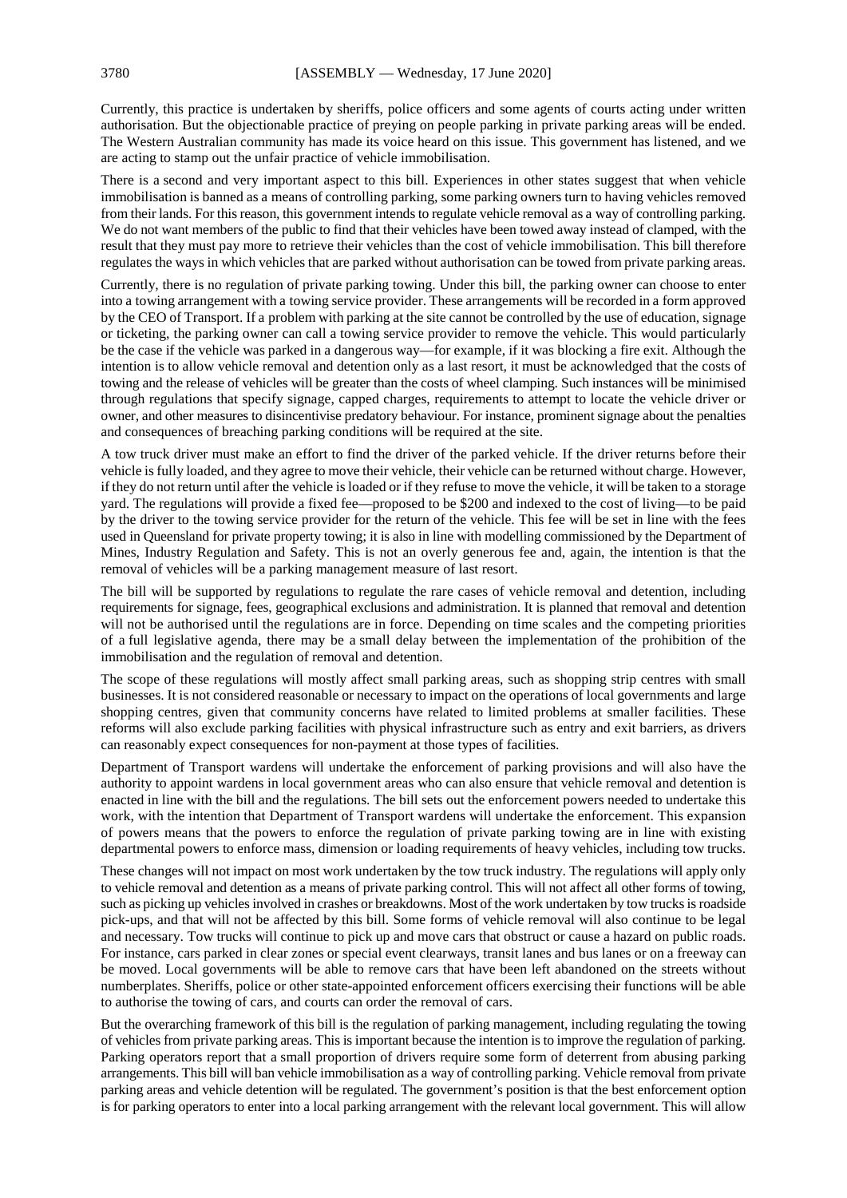Currently, this practice is undertaken by sheriffs, police officers and some agents of courts acting under written authorisation. But the objectionable practice of preying on people parking in private parking areas will be ended. The Western Australian community has made its voice heard on this issue. This government has listened, and we are acting to stamp out the unfair practice of vehicle immobilisation.

There is a second and very important aspect to this bill. Experiences in other states suggest that when vehicle immobilisation is banned as a means of controlling parking, some parking owners turn to having vehicles removed from their lands. For this reason, this government intends to regulate vehicle removal as a way of controlling parking. We do not want members of the public to find that their vehicles have been towed away instead of clamped, with the result that they must pay more to retrieve their vehicles than the cost of vehicle immobilisation. This bill therefore regulates the ways in which vehicles that are parked without authorisation can be towed from private parking areas.

Currently, there is no regulation of private parking towing. Under this bill, the parking owner can choose to enter into a towing arrangement with a towing service provider. These arrangements will be recorded in a form approved by the CEO of Transport. If a problem with parking at the site cannot be controlled by the use of education, signage or ticketing, the parking owner can call a towing service provider to remove the vehicle. This would particularly be the case if the vehicle was parked in a dangerous way—for example, if it was blocking a fire exit. Although the intention is to allow vehicle removal and detention only as a last resort, it must be acknowledged that the costs of towing and the release of vehicles will be greater than the costs of wheel clamping. Such instances will be minimised through regulations that specify signage, capped charges, requirements to attempt to locate the vehicle driver or owner, and other measures to disincentivise predatory behaviour. For instance, prominent signage about the penalties and consequences of breaching parking conditions will be required at the site.

A tow truck driver must make an effort to find the driver of the parked vehicle. If the driver returns before their vehicle is fully loaded, and they agree to move their vehicle, their vehicle can be returned without charge. However, if they do not return until after the vehicle is loaded or if they refuse to move the vehicle, it will be taken to a storage yard. The regulations will provide a fixed fee—proposed to be $200 and indexed to the cost of living—to be paid by the driver to the towing service provider for the return of the vehicle. This fee will be set in line with the fees used in Queensland for private property towing; it is also in line with modelling commissioned by the Department of Mines, Industry Regulation and Safety. This is not an overly generous fee and, again, the intention is that the removal of vehicles will be a parking management measure of last resort.

The bill will be supported by regulations to regulate the rare cases of vehicle removal and detention, including requirements for signage, fees, geographical exclusions and administration. It is planned that removal and detention will not be authorised until the regulations are in force. Depending on time scales and the competing priorities of a full legislative agenda, there may be a small delay between the implementation of the prohibition of the immobilisation and the regulation of removal and detention.

The scope of these regulations will mostly affect small parking areas, such as shopping strip centres with small businesses. It is not considered reasonable or necessary to impact on the operations of local governments and large shopping centres, given that community concerns have related to limited problems at smaller facilities. These reforms will also exclude parking facilities with physical infrastructure such as entry and exit barriers, as drivers can reasonably expect consequences for non-payment at those types of facilities.

Department of Transport wardens will undertake the enforcement of parking provisions and will also have the authority to appoint wardens in local government areas who can also ensure that vehicle removal and detention is enacted in line with the bill and the regulations. The bill sets out the enforcement powers needed to undertake this work, with the intention that Department of Transport wardens will undertake the enforcement. This expansion of powers means that the powers to enforce the regulation of private parking towing are in line with existing departmental powers to enforce mass, dimension or loading requirements of heavy vehicles, including tow trucks.

These changes will not impact on most work undertaken by the tow truck industry. The regulations will apply only to vehicle removal and detention as a means of private parking control. This will not affect all other forms of towing, such as picking up vehicles involved in crashes or breakdowns. Most of the work undertaken by tow trucks is roadside pick-ups, and that will not be affected by this bill. Some forms of vehicle removal will also continue to be legal and necessary. Tow trucks will continue to pick up and move cars that obstruct or cause a hazard on public roads. For instance, cars parked in clear zones or special event clearways, transit lanes and bus lanes or on a freeway can be moved. Local governments will be able to remove cars that have been left abandoned on the streets without numberplates. Sheriffs, police or other state-appointed enforcement officers exercising their functions will be able to authorise the towing of cars, and courts can order the removal of cars.

But the overarching framework of this bill is the regulation of parking management, including regulating the towing of vehicles from private parking areas. This is important because the intention is to improve the regulation of parking. Parking operators report that a small proportion of drivers require some form of deterrent from abusing parking arrangements. This bill will ban vehicle immobilisation as a way of controlling parking. Vehicle removal from private parking areas and vehicle detention will be regulated. The government's position is that the best enforcement option is for parking operators to enter into a local parking arrangement with the relevant local government. This will allow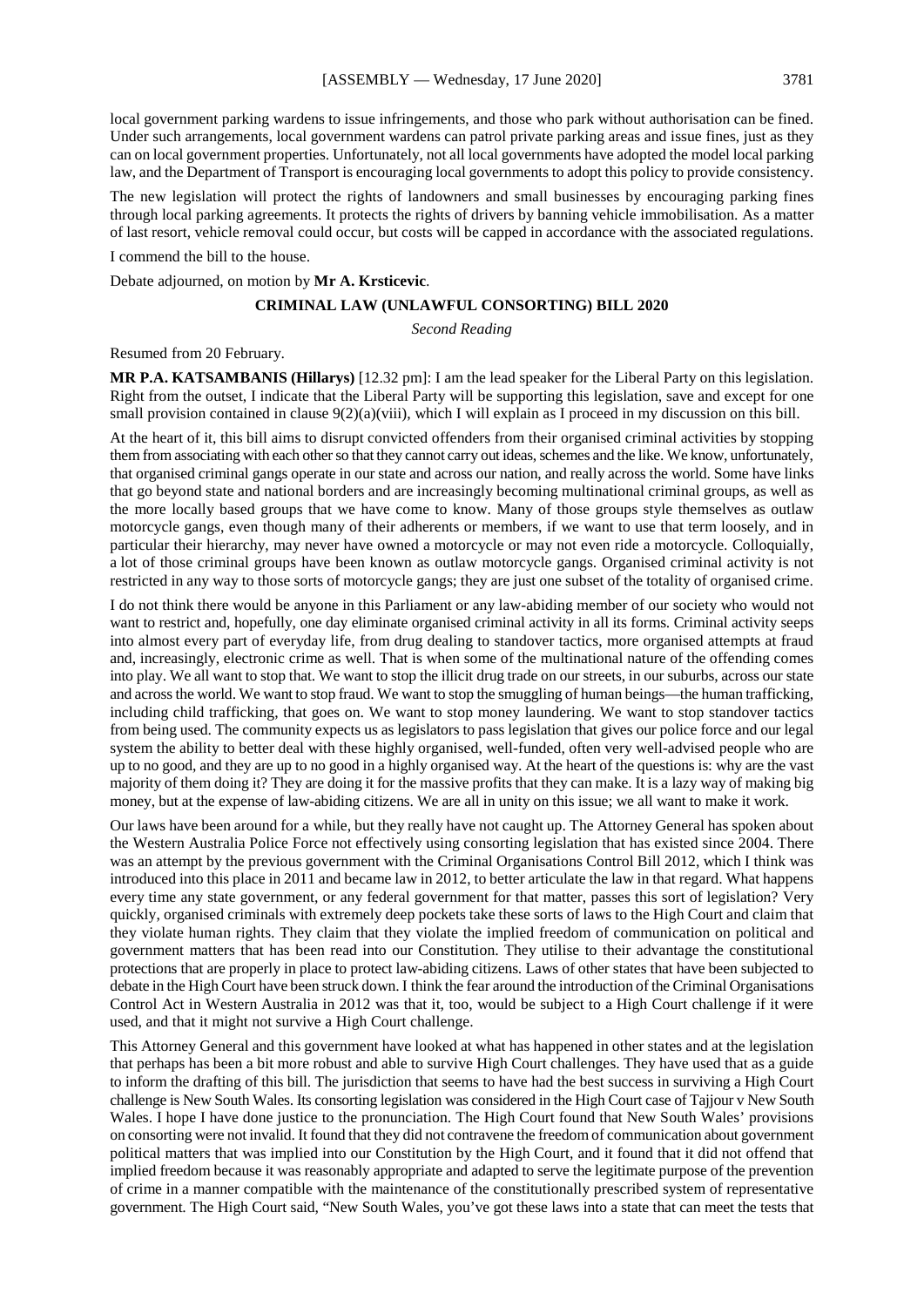local government parking wardens to issue infringements, and those who park without authorisation can be fined. Under such arrangements, local government wardens can patrol private parking areas and issue fines, just as they can on local government properties. Unfortunately, not all local governments have adopted the model local parking law, and the Department of Transport is encouraging local governments to adopt this policy to provide consistency.

The new legislation will protect the rights of landowners and small businesses by encouraging parking fines through local parking agreements. It protects the rights of drivers by banning vehicle immobilisation. As a matter of last resort, vehicle removal could occur, but costs will be capped in accordance with the associated regulations.

I commend the bill to the house.

Debate adjourned, on motion by **Mr A. Krsticevic**.

## CRIMINAL LAW (UNLAWFUL CONSORTING) BILL 2020

*Second Reading*

Resumed from 20 February.

**MR P.A. KATSAMBANIS (Hillarys)** [12.32 pm]: I am the lead speaker for the Liberal Party on this legislation. Right from the outset, I indicate that the Liberal Party will be supporting this legislation, save and except for one small provision contained in clause 9(2)(a)(viii), which I will explain as I proceed in my discussion on this bill.

At the heart of it, this bill aims to disrupt convicted offenders from their organised criminal activities by stopping them from associating with each other so that they cannot carry out ideas, schemes and the like. We know, unfortunately, that organised criminal gangs operate in our state and across our nation, and really across the world. Some have links that go beyond state and national borders and are increasingly becoming multinational criminal groups, as well as the more locally based groups that we have come to know. Many of those groups style themselves as outlaw motorcycle gangs, even though many of their adherents or members, if we want to use that term loosely, and in particular their hierarchy, may never have owned a motorcycle or may not even ride a motorcycle. Colloquially, a lot of those criminal groups have been known as outlaw motorcycle gangs. Organised criminal activity is not restricted in any way to those sorts of motorcycle gangs; they are just one subset of the totality of organised crime.

I do not think there would be anyone in this Parliament or any law-abiding member of our society who would not want to restrict and, hopefully, one day eliminate organised criminal activity in all its forms. Criminal activity seeps into almost every part of everyday life, from drug dealing to standover tactics, more organised attempts at fraud and, increasingly, electronic crime as well. That is when some of the multinational nature of the offending comes into play. We all want to stop that. We want to stop the illicit drug trade on our streets, in our suburbs, across our state and across the world. We want to stop fraud. We want to stop the smuggling of human beings—the human trafficking, including child trafficking, that goes on. We want to stop money laundering. We want to stop standover tactics from being used. The community expects us as legislators to pass legislation that gives our police force and our legal system the ability to better deal with these highly organised, well-funded, often very well-advised people who are up to no good, and they are up to no good in a highly organised way. At the heart of the questions is: why are the vast majority of them doing it? They are doing it for the massive profits that they can make. It is a lazy way of making big money, but at the expense of law-abiding citizens. We are all in unity on this issue; we all want to make it work.

Our laws have been around for a while, but they really have not caught up. The Attorney General has spoken about the Western Australia Police Force not effectively using consorting legislation that has existed since 2004. There was an attempt by the previous government with the Criminal Organisations Control Bill 2012, which I think was introduced into this place in 2011 and became law in 2012, to better articulate the law in that regard. What happens every time any state government, or any federal government for that matter, passes this sort of legislation? Very quickly, organised criminals with extremely deep pockets take these sorts of laws to the High Court and claim that they violate human rights. They claim that they violate the implied freedom of communication on political and government matters that has been read into our Constitution. They utilise to their advantage the constitutional protections that are properly in place to protect law-abiding citizens. Laws of other states that have been subjected to debate in the High Court have been struck down. I think the fear around the introduction of the Criminal Organisations Control Act in Western Australia in 2012 was that it, too, would be subject to a High Court challenge if it were used, and that it might not survive a High Court challenge.

This Attorney General and this government have looked at what has happened in other states and at the legislation that perhaps has been a bit more robust and able to survive High Court challenges. They have used that as a guide to inform the drafting of this bill. The jurisdiction that seems to have had the best success in surviving a High Court challenge is New South Wales. Its consorting legislation was considered in the High Court case of Tajjour v New South Wales. I hope I have done justice to the pronunciation. The High Court found that New South Wales' provisions on consorting were not invalid. It found that they did not contravene the freedom of communication about government political matters that was implied into our Constitution by the High Court, and it found that it did not offend that implied freedom because it was reasonably appropriate and adapted to serve the legitimate purpose of the prevention of crime in a manner compatible with the maintenance of the constitutionally prescribed system of representative government. The High Court said, "New South Wales, you've got these laws into a state that can meet the tests that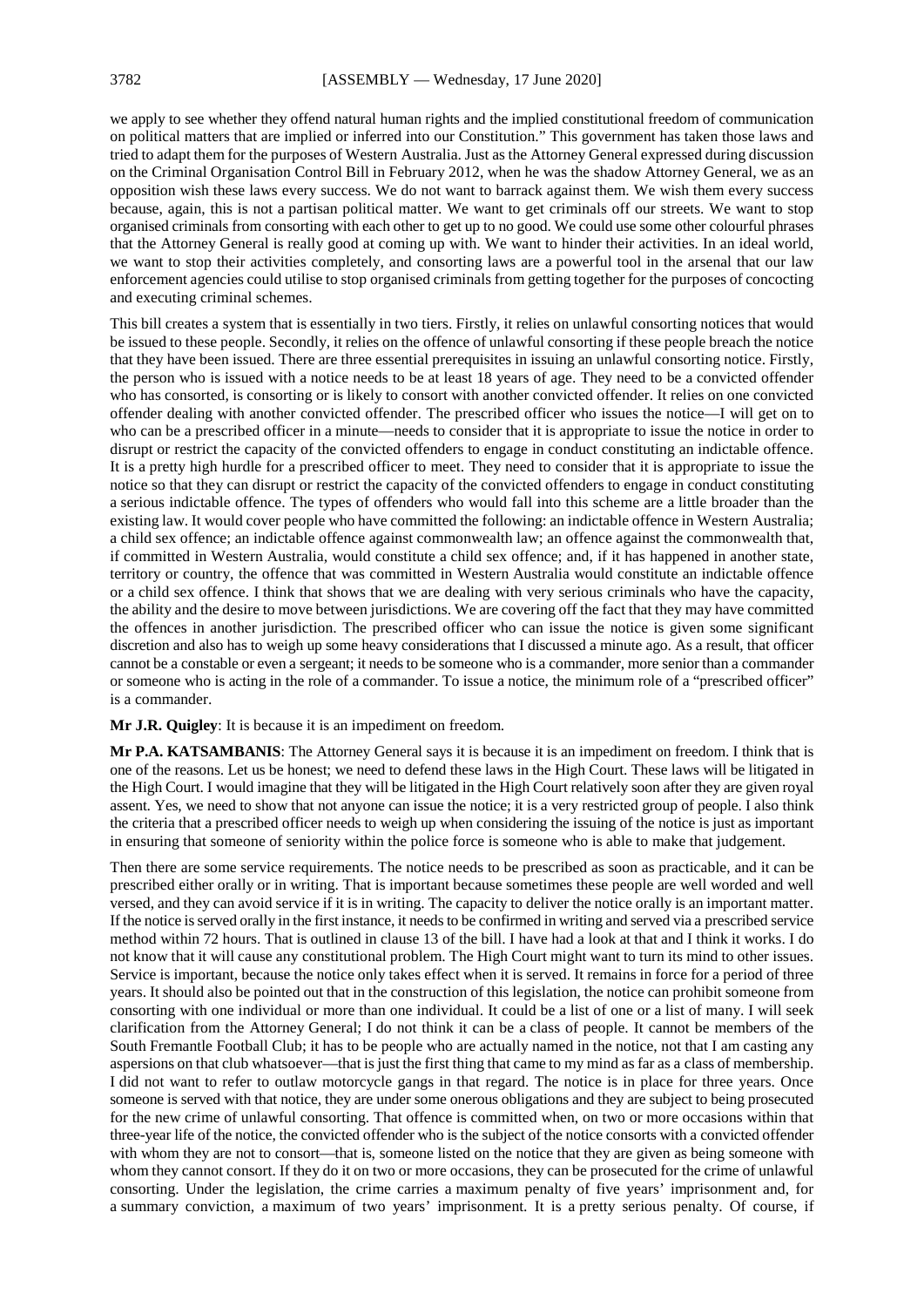we apply to see whether they offend natural human rights and the implied constitutional freedom of communication on political matters that are implied or inferred into our Constitution." This government has taken those laws and tried to adapt them for the purposes of Western Australia. Just as the Attorney General expressed during discussion on the Criminal Organisation Control Bill in February 2012, when he was the shadow Attorney General, we as an opposition wish these laws every success. We do not want to barrack against them. We wish them every success because, again, this is not a partisan political matter. We want to get criminals off our streets. We want to stop organised criminals from consorting with each other to get up to no good. We could use some other colourful phrases that the Attorney General is really good at coming up with. We want to hinder their activities. In an ideal world, we want to stop their activities completely, and consorting laws are a powerful tool in the arsenal that our law enforcement agencies could utilise to stop organised criminals from getting together for the purposes of concocting and executing criminal schemes.

This bill creates a system that is essentially in two tiers. Firstly, it relies on unlawful consorting notices that would be issued to these people. Secondly, it relies on the offence of unlawful consorting if these people breach the notice that they have been issued. There are three essential prerequisites in issuing an unlawful consorting notice. Firstly, the person who is issued with a notice needs to be at least 18 years of age. They need to be a convicted offender who has consorted, is consorting or is likely to consort with another convicted offender. It relies on one convicted offender dealing with another convicted offender. The prescribed officer who issues the notice—I will get on to who can be a prescribed officer in a minute—needs to consider that it is appropriate to issue the notice in order to disrupt or restrict the capacity of the convicted offenders to engage in conduct constituting an indictable offence. It is a pretty high hurdle for a prescribed officer to meet. They need to consider that it is appropriate to issue the notice so that they can disrupt or restrict the capacity of the convicted offenders to engage in conduct constituting a serious indictable offence. The types of offenders who would fall into this scheme are a little broader than the existing law. It would cover people who have committed the following: an indictable offence in Western Australia; a child sex offence; an indictable offence against commonwealth law; an offence against the commonwealth that, if committed in Western Australia, would constitute a child sex offence; and, if it has happened in another state, territory or country, the offence that was committed in Western Australia would constitute an indictable offence or a child sex offence. I think that shows that we are dealing with very serious criminals who have the capacity, the ability and the desire to move between jurisdictions. We are covering off the fact that they may have committed the offences in another jurisdiction. The prescribed officer who can issue the notice is given some significant discretion and also has to weigh up some heavy considerations that I discussed a minute ago. As a result, that officer cannot be a constable or even a sergeant; it needs to be someone who is a commander, more senior than a commander or someone who is acting in the role of a commander. To issue a notice, the minimum role of a "prescribed officer" is a commander.

**Mr J.R. Quigley**: It is because it is an impediment on freedom.

**Mr P.A. KATSAMBANIS**: The Attorney General says it is because it is an impediment on freedom. I think that is one of the reasons. Let us be honest; we need to defend these laws in the High Court. These laws will be litigated in the High Court. I would imagine that they will be litigated in the High Court relatively soon after they are given royal assent. Yes, we need to show that not anyone can issue the notice; it is a very restricted group of people. I also think the criteria that a prescribed officer needs to weigh up when considering the issuing of the notice is just as important in ensuring that someone of seniority within the police force is someone who is able to make that judgement.

Then there are some service requirements. The notice needs to be prescribed as soon as practicable, and it can be prescribed either orally or in writing. That is important because sometimes these people are well worded and well versed, and they can avoid service if it is in writing. The capacity to deliver the notice orally is an important matter. If the notice is served orally in the first instance, it needs to be confirmed in writing and served via a prescribed service method within 72 hours. That is outlined in clause 13 of the bill. I have had a look at that and I think it works. I do not know that it will cause any constitutional problem. The High Court might want to turn its mind to other issues. Service is important, because the notice only takes effect when it is served. It remains in force for a period of three years. It should also be pointed out that in the construction of this legislation, the notice can prohibit someone from consorting with one individual or more than one individual. It could be a list of one or a list of many. I will seek clarification from the Attorney General; I do not think it can be a class of people. It cannot be members of the South Fremantle Football Club; it has to be people who are actually named in the notice, not that I am casting any aspersions on that club whatsoever—that is just the first thing that came to my mind as far as a class of membership. I did not want to refer to outlaw motorcycle gangs in that regard. The notice is in place for three years. Once someone is served with that notice, they are under some onerous obligations and they are subject to being prosecuted for the new crime of unlawful consorting. That offence is committed when, on two or more occasions within that three-year life of the notice, the convicted offender who is the subject of the notice consorts with a convicted offender with whom they are not to consort—that is, someone listed on the notice that they are given as being someone with whom they cannot consort. If they do it on two or more occasions, they can be prosecuted for the crime of unlawful consorting. Under the legislation, the crime carries a maximum penalty of five years' imprisonment and, for a summary conviction, a maximum of two years' imprisonment. It is a pretty serious penalty. Of course, if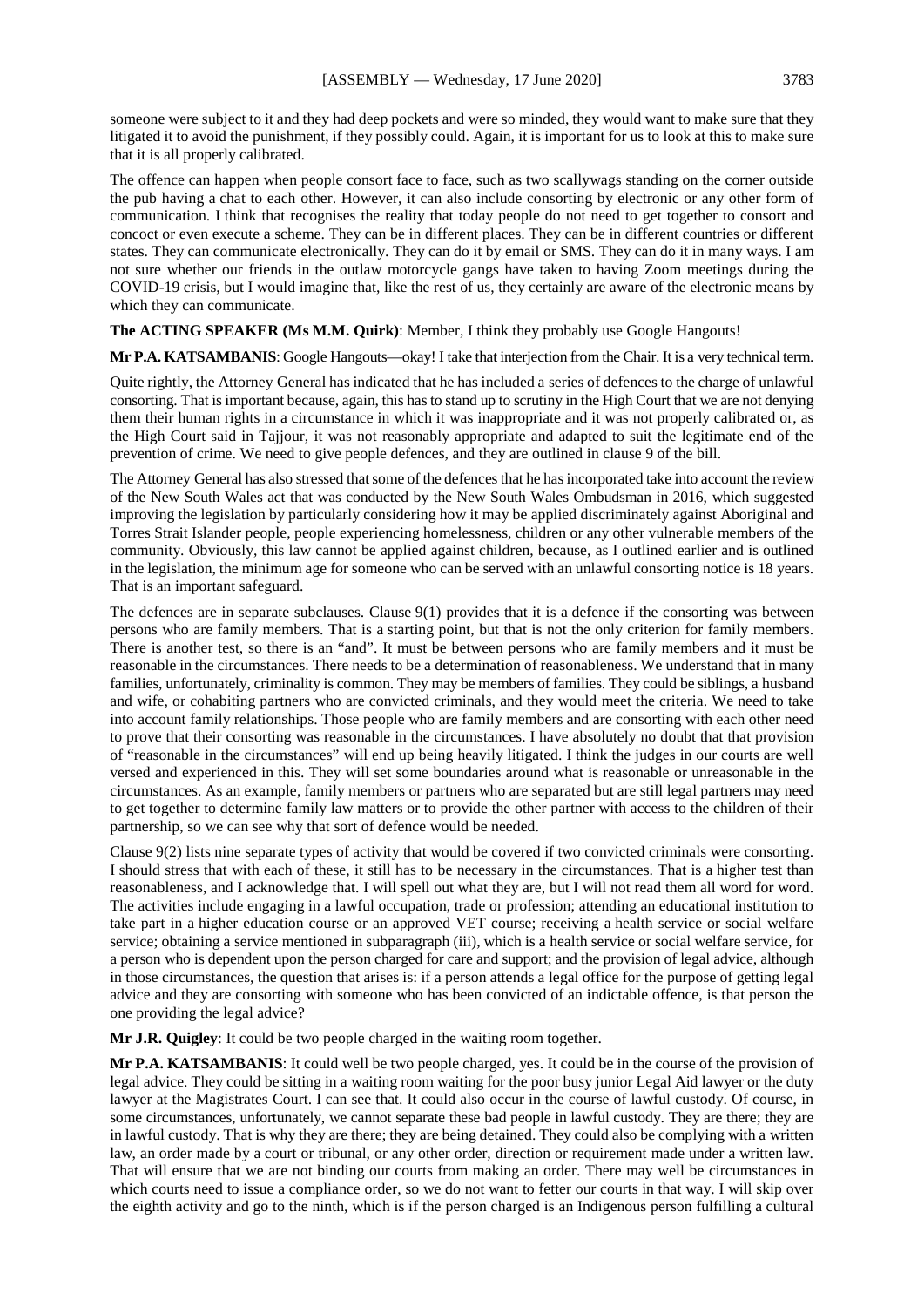someone were subject to it and they had deep pockets and were so minded, they would want to make sure that they litigated it to avoid the punishment, if they possibly could. Again, it is important for us to look at this to make sure that it is all properly calibrated.

The offence can happen when people consort face to face, such as two scallywags standing on the corner outside the pub having a chat to each other. However, it can also include consorting by electronic or any other form of communication. I think that recognises the reality that today people do not need to get together to consort and concoct or even execute a scheme. They can be in different places. They can be in different countries or different states. They can communicate electronically. They can do it by email or SMS. They can do it in many ways. I am not sure whether our friends in the outlaw motorcycle gangs have taken to having Zoom meetings during the COVID-19 crisis, but I would imagine that, like the rest of us, they certainly are aware of the electronic means by which they can communicate.

**The ACTING SPEAKER (Ms M.M. Quirk)**: Member, I think they probably use Google Hangouts!

**Mr P.A. KATSAMBANIS**: Google Hangouts—okay! I take that interjection from the Chair. It is a very technical term.

Quite rightly, the Attorney General has indicated that he has included a series of defences to the charge of unlawful consorting. That is important because, again, this has to stand up to scrutiny in the High Court that we are not denying them their human rights in a circumstance in which it was inappropriate and it was not properly calibrated or, as the High Court said in Tajjour, it was not reasonably appropriate and adapted to suit the legitimate end of the prevention of crime. We need to give people defences, and they are outlined in clause 9 of the bill.

The Attorney General has also stressed that some of the defences that he has incorporated take into account the review of the New South Wales act that was conducted by the New South Wales Ombudsman in 2016, which suggested improving the legislation by particularly considering how it may be applied discriminately against Aboriginal and Torres Strait Islander people, people experiencing homelessness, children or any other vulnerable members of the community. Obviously, this law cannot be applied against children, because, as I outlined earlier and is outlined in the legislation, the minimum age for someone who can be served with an unlawful consorting notice is 18 years. That is an important safeguard.

The defences are in separate subclauses. Clause 9(1) provides that it is a defence if the consorting was between persons who are family members. That is a starting point, but that is not the only criterion for family members. There is another test, so there is an "and". It must be between persons who are family members and it must be reasonable in the circumstances. There needs to be a determination of reasonableness. We understand that in many families, unfortunately, criminality is common. They may be members of families. They could be siblings, a husband and wife, or cohabiting partners who are convicted criminals, and they would meet the criteria. We need to take into account family relationships. Those people who are family members and are consorting with each other need to prove that their consorting was reasonable in the circumstances. I have absolutely no doubt that that provision of "reasonable in the circumstances" will end up being heavily litigated. I think the judges in our courts are well versed and experienced in this. They will set some boundaries around what is reasonable or unreasonable in the circumstances. As an example, family members or partners who are separated but are still legal partners may need to get together to determine family law matters or to provide the other partner with access to the children of their partnership, so we can see why that sort of defence would be needed.

Clause 9(2) lists nine separate types of activity that would be covered if two convicted criminals were consorting. I should stress that with each of these, it still has to be necessary in the circumstances. That is a higher test than reasonableness, and I acknowledge that. I will spell out what they are, but I will not read them all word for word. The activities include engaging in a lawful occupation, trade or profession; attending an educational institution to take part in a higher education course or an approved VET course; receiving a health service or social welfare service; obtaining a service mentioned in subparagraph (iii), which is a health service or social welfare service, for a person who is dependent upon the person charged for care and support; and the provision of legal advice, although in those circumstances, the question that arises is: if a person attends a legal office for the purpose of getting legal advice and they are consorting with someone who has been convicted of an indictable offence, is that person the one providing the legal advice?

**Mr J.R. Quigley**: It could be two people charged in the waiting room together.

**Mr P.A. KATSAMBANIS**: It could well be two people charged, yes. It could be in the course of the provision of legal advice. They could be sitting in a waiting room waiting for the poor busy junior Legal Aid lawyer or the duty lawyer at the Magistrates Court. I can see that. It could also occur in the course of lawful custody. Of course, in some circumstances, unfortunately, we cannot separate these bad people in lawful custody. They are there; they are in lawful custody. That is why they are there; they are being detained. They could also be complying with a written law, an order made by a court or tribunal, or any other order, direction or requirement made under a written law. That will ensure that we are not binding our courts from making an order. There may well be circumstances in which courts need to issue a compliance order, so we do not want to fetter our courts in that way. I will skip over the eighth activity and go to the ninth, which is if the person charged is an Indigenous person fulfilling a cultural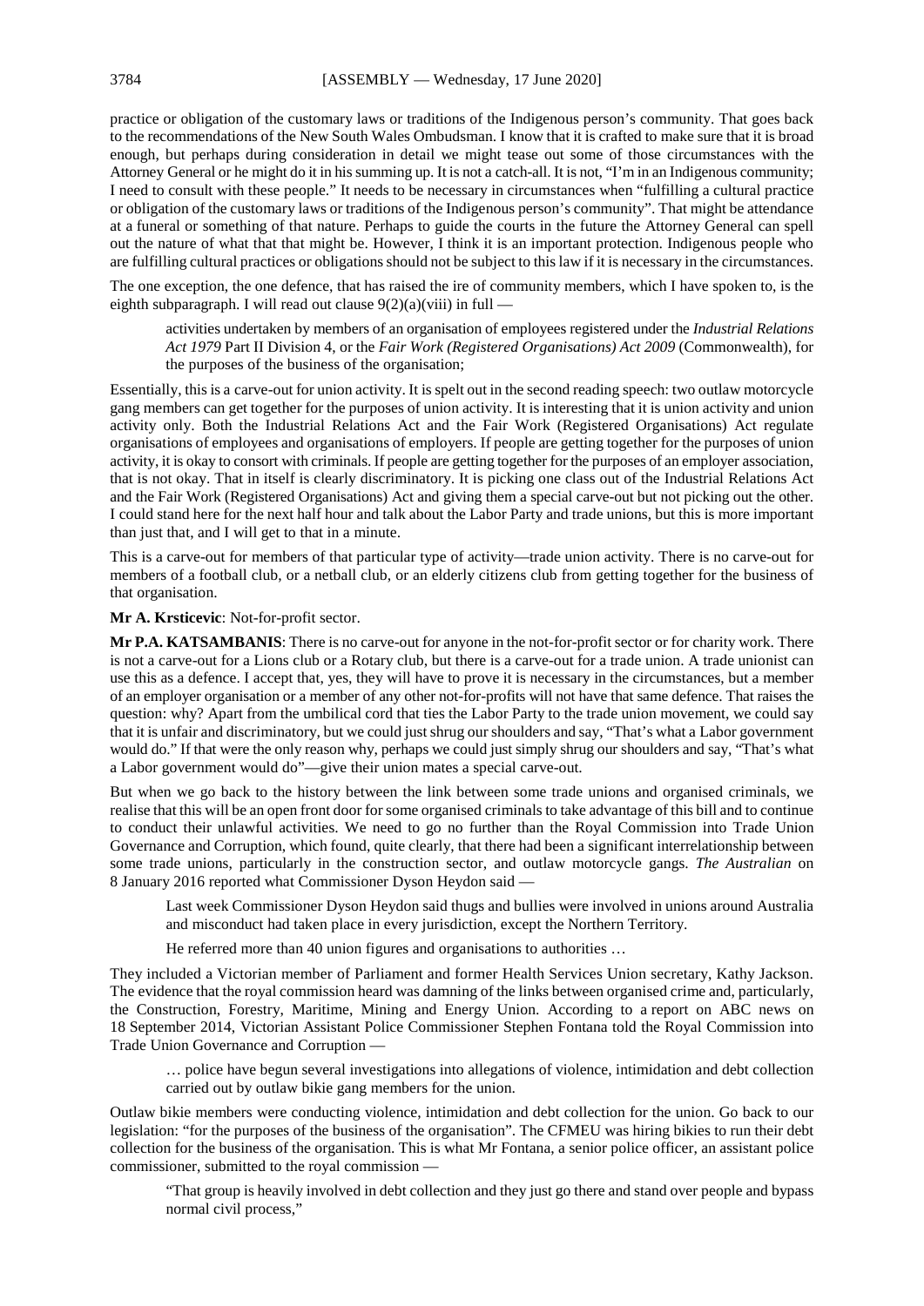practice or obligation of the customary laws or traditions of the Indigenous person's community. That goes back to the recommendations of the New South Wales Ombudsman. I know that it is crafted to make sure that it is broad enough, but perhaps during consideration in detail we might tease out some of those circumstances with the Attorney General or he might do it in his summing up. It is not a catch-all. It is not, "I'm in an Indigenous community; I need to consult with these people." It needs to be necessary in circumstances when "fulfilling a cultural practice or obligation of the customary laws or traditions of the Indigenous person's community". That might be attendance at a funeral or something of that nature. Perhaps to guide the courts in the future the Attorney General can spell out the nature of what that that might be. However, I think it is an important protection. Indigenous people who are fulfilling cultural practices or obligations should not be subject to this law if it is necessary in the circumstances.

The one exception, the one defence, that has raised the ire of community members, which I have spoken to, is the eighth subparagraph. I will read out clause 9(2)(a)(viii) in full —

> activities undertaken by members of an organisation of employees registered under the *Industrial Relations Act 1979* Part II Division 4, or the *Fair Work (Registered Organisations) Act 2009* (Commonwealth), for the purposes of the business of the organisation;

Essentially, this is a carve-out for union activity. It is spelt out in the second reading speech: two outlaw motorcycle gang members can get together for the purposes of union activity. It is interesting that it is union activity and union activity only. Both the Industrial Relations Act and the Fair Work (Registered Organisations) Act regulate organisations of employees and organisations of employers. If people are getting together for the purposes of union activity, it is okay to consort with criminals. If people are getting together for the purposes of an employer association, that is not okay. That in itself is clearly discriminatory. It is picking one class out of the Industrial Relations Act and the Fair Work (Registered Organisations) Act and giving them a special carve-out but not picking out the other. I could stand here for the next half hour and talk about the Labor Party and trade unions, but this is more important than just that, and I will get to that in a minute.

This is a carve-out for members of that particular type of activity—trade union activity. There is no carve-out for members of a football club, or a netball club, or an elderly citizens club from getting together for the business of that organisation.

**Mr A. Krsticevic**: Not-for-profit sector.

**Mr P.A. KATSAMBANIS**: There is no carve-out for anyone in the not-for-profit sector or for charity work. There is not a carve-out for a Lions club or a Rotary club, but there is a carve-out for a trade union. A trade unionist can use this as a defence. I accept that, yes, they will have to prove it is necessary in the circumstances, but a member of an employer organisation or a member of any other not-for-profits will not have that same defence. That raises the question: why? Apart from the umbilical cord that ties the Labor Party to the trade union movement, we could say that it is unfair and discriminatory, but we could just shrug our shoulders and say, "That's what a Labor government would do." If that were the only reason why, perhaps we could just simply shrug our shoulders and say, "That's what a Labor government would do"—give their union mates a special carve-out.

But when we go back to the history between the link between some trade unions and organised criminals, we realise that this will be an open front door for some organised criminals to take advantage of this bill and to continue to conduct their unlawful activities. We need to go no further than the Royal Commission into Trade Union Governance and Corruption, which found, quite clearly, that there had been a significant interrelationship between some trade unions, particularly in the construction sector, and outlaw motorcycle gangs. *The Australian* on 8 January 2016 reported what Commissioner Dyson Heydon said —

> Last week Commissioner Dyson Heydon said thugs and bullies were involved in unions around Australia and misconduct had taken place in every jurisdiction, except the Northern Territory.
>
> He referred more than 40 union figures and organisations to authorities …

They included a Victorian member of Parliament and former Health Services Union secretary, Kathy Jackson. The evidence that the royal commission heard was damning of the links between organised crime and, particularly, the Construction, Forestry, Maritime, Mining and Energy Union. According to a report on ABC news on 18 September 2014, Victorian Assistant Police Commissioner Stephen Fontana told the Royal Commission into Trade Union Governance and Corruption —

> … police have begun several investigations into allegations of violence, intimidation and debt collection carried out by outlaw bikie gang members for the union.

Outlaw bikie members were conducting violence, intimidation and debt collection for the union. Go back to our legislation: "for the purposes of the business of the organisation". The CFMEU was hiring bikies to run their debt collection for the business of the organisation. This is what Mr Fontana, a senior police officer, an assistant police commissioner, submitted to the royal commission —

> "That group is heavily involved in debt collection and they just go there and stand over people and bypass normal civil process,"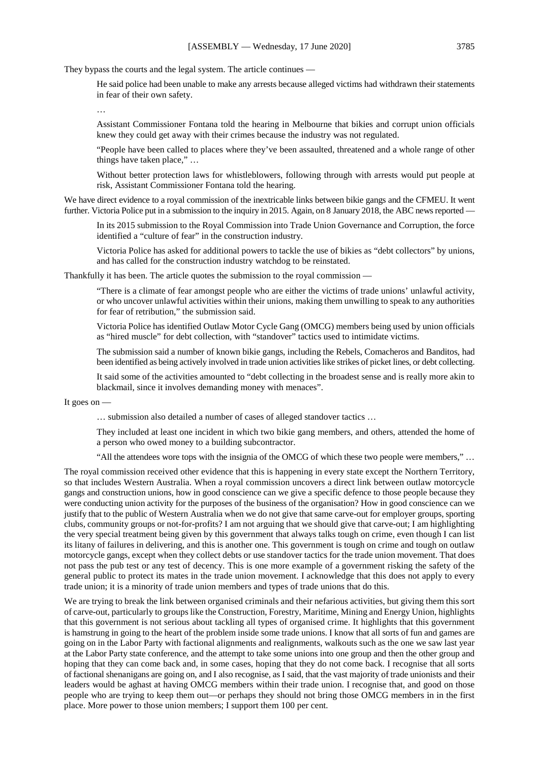They bypass the courts and the legal system. The article continues —

> He said police had been unable to make any arrests because alleged victims had withdrawn their statements in fear of their own safety.
>
> …
>
> Assistant Commissioner Fontana told the hearing in Melbourne that bikies and corrupt union officials knew they could get away with their crimes because the industry was not regulated.
>
> "People have been called to places where they've been assaulted, threatened and a whole range of other things have taken place," …
>
> Without better protection laws for whistleblowers, following through with arrests would put people at risk, Assistant Commissioner Fontana told the hearing.

We have direct evidence to a royal commission of the inextricable links between bikie gangs and the CFMEU. It went further. Victoria Police put in a submission to the inquiry in 2015. Again, on 8 January 2018, the ABC news reported —

> In its 2015 submission to the Royal Commission into Trade Union Governance and Corruption, the force identified a "culture of fear" in the construction industry.
>
> Victoria Police has asked for additional powers to tackle the use of bikies as "debt collectors" by unions, and has called for the construction industry watchdog to be reinstated.

Thankfully it has been. The article quotes the submission to the royal commission —

> "There is a climate of fear amongst people who are either the victims of trade unions' unlawful activity, or who uncover unlawful activities within their unions, making them unwilling to speak to any authorities for fear of retribution," the submission said.
>
> Victoria Police has identified Outlaw Motor Cycle Gang (OMCG) members being used by union officials as "hired muscle" for debt collection, with "standover" tactics used to intimidate victims.
>
> The submission said a number of known bikie gangs, including the Rebels, Comancheros and Banditos, had been identified as being actively involved in trade union activities like strikes of picket lines, or debt collecting.
>
> It said some of the activities amounted to "debt collecting in the broadest sense and is really more akin to blackmail, since it involves demanding money with menaces".

It goes on —

> … submission also detailed a number of cases of alleged standover tactics …
>
> They included at least one incident in which two bikie gang members, and others, attended the home of a person who owed money to a building subcontractor.
>
> "All the attendees wore tops with the insignia of the OMCG of which these two people were members," …

The royal commission received other evidence that this is happening in every state except the Northern Territory, so that includes Western Australia. When a royal commission uncovers a direct link between outlaw motorcycle gangs and construction unions, how in good conscience can we give a specific defence to those people because they were conducting union activity for the purposes of the business of the organisation? How in good conscience can we justify that to the public of Western Australia when we do not give that same carve-out for employer groups, sporting clubs, community groups or not-for-profits? I am not arguing that we should give that carve-out; I am highlighting the very special treatment being given by this government that always talks tough on crime, even though I can list its litany of failures in delivering, and this is another one. This government is tough on crime and tough on outlaw motorcycle gangs, except when they collect debts or use standover tactics for the trade union movement. That does not pass the pub test or any test of decency. This is one more example of a government risking the safety of the general public to protect its mates in the trade union movement. I acknowledge that this does not apply to every trade union; it is a minority of trade union members and types of trade unions that do this.

We are trying to break the link between organised criminals and their nefarious activities, but giving them this sort of carve-out, particularly to groups like the Construction, Forestry, Maritime, Mining and Energy Union, highlights that this government is not serious about tackling all types of organised crime. It highlights that this government is hamstrung in going to the heart of the problem inside some trade unions. I know that all sorts of fun and games are going on in the Labor Party with factional alignments and realignments, walkouts such as the one we saw last year at the Labor Party state conference, and the attempt to take some unions into one group and then the other group and hoping that they can come back and, in some cases, hoping that they do not come back. I recognise that all sorts of factional shenanigans are going on, and I also recognise, as I said, that the vast majority of trade unionists and their leaders would be aghast at having OMCG members within their trade union. I recognise that, and good on those people who are trying to keep them out—or perhaps they should not bring those OMCG members in in the first place. More power to those union members; I support them 100 per cent.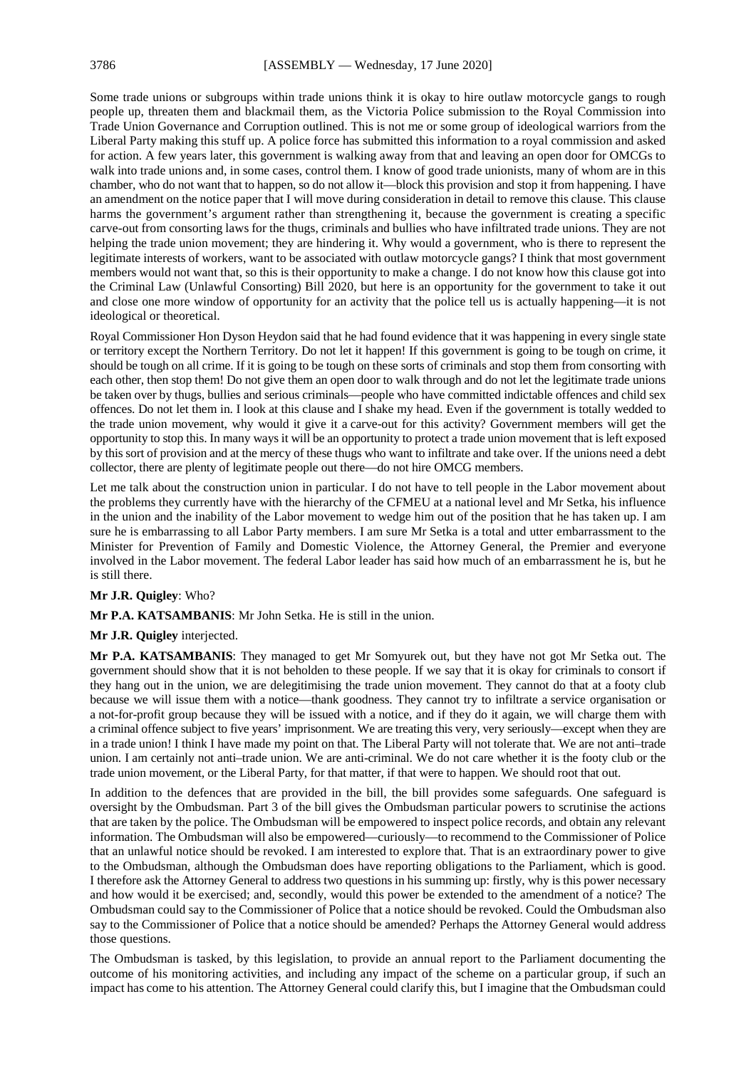Some trade unions or subgroups within trade unions think it is okay to hire outlaw motorcycle gangs to rough people up, threaten them and blackmail them, as the Victoria Police submission to the Royal Commission into Trade Union Governance and Corruption outlined. This is not me or some group of ideological warriors from the Liberal Party making this stuff up. A police force has submitted this information to a royal commission and asked for action. A few years later, this government is walking away from that and leaving an open door for OMCGs to walk into trade unions and, in some cases, control them. I know of good trade unionists, many of whom are in this chamber, who do not want that to happen, so do not allow it—block this provision and stop it from happening. I have an amendment on the notice paper that I will move during consideration in detail to remove this clause. This clause harms the government's argument rather than strengthening it, because the government is creating a specific carve-out from consorting laws for the thugs, criminals and bullies who have infiltrated trade unions. They are not helping the trade union movement; they are hindering it. Why would a government, who is there to represent the legitimate interests of workers, want to be associated with outlaw motorcycle gangs? I think that most government members would not want that, so this is their opportunity to make a change. I do not know how this clause got into the Criminal Law (Unlawful Consorting) Bill 2020, but here is an opportunity for the government to take it out and close one more window of opportunity for an activity that the police tell us is actually happening—it is not ideological or theoretical.

Royal Commissioner Hon Dyson Heydon said that he had found evidence that it was happening in every single state or territory except the Northern Territory. Do not let it happen! If this government is going to be tough on crime, it should be tough on all crime. If it is going to be tough on these sorts of criminals and stop them from consorting with each other, then stop them! Do not give them an open door to walk through and do not let the legitimate trade unions be taken over by thugs, bullies and serious criminals—people who have committed indictable offences and child sex offences. Do not let them in. I look at this clause and I shake my head. Even if the government is totally wedded to the trade union movement, why would it give it a carve-out for this activity? Government members will get the opportunity to stop this. In many ways it will be an opportunity to protect a trade union movement that is left exposed by this sort of provision and at the mercy of these thugs who want to infiltrate and take over. If the unions need a debt collector, there are plenty of legitimate people out there—do not hire OMCG members.

Let me talk about the construction union in particular. I do not have to tell people in the Labor movement about the problems they currently have with the hierarchy of the CFMEU at a national level and Mr Setka, his influence in the union and the inability of the Labor movement to wedge him out of the position that he has taken up. I am sure he is embarrassing to all Labor Party members. I am sure Mr Setka is a total and utter embarrassment to the Minister for Prevention of Family and Domestic Violence, the Attorney General, the Premier and everyone involved in the Labor movement. The federal Labor leader has said how much of an embarrassment he is, but he is still there.

**Mr J.R. Quigley**: Who?

**Mr P.A. KATSAMBANIS**: Mr John Setka. He is still in the union.

**Mr J.R. Quigley** interjected.

**Mr P.A. KATSAMBANIS**: They managed to get Mr Somyurek out, but they have not got Mr Setka out. The government should show that it is not beholden to these people. If we say that it is okay for criminals to consort if they hang out in the union, we are delegitimising the trade union movement. They cannot do that at a footy club because we will issue them with a notice—thank goodness. They cannot try to infiltrate a service organisation or a not-for-profit group because they will be issued with a notice, and if they do it again, we will charge them with a criminal offence subject to five years' imprisonment. We are treating this very, very seriously—except when they are in a trade union! I think I have made my point on that. The Liberal Party will not tolerate that. We are not anti–trade union. I am certainly not anti–trade union. We are anti-criminal. We do not care whether it is the footy club or the trade union movement, or the Liberal Party, for that matter, if that were to happen. We should root that out.

In addition to the defences that are provided in the bill, the bill provides some safeguards. One safeguard is oversight by the Ombudsman. Part 3 of the bill gives the Ombudsman particular powers to scrutinise the actions that are taken by the police. The Ombudsman will be empowered to inspect police records, and obtain any relevant information. The Ombudsman will also be empowered—curiously—to recommend to the Commissioner of Police that an unlawful notice should be revoked. I am interested to explore that. That is an extraordinary power to give to the Ombudsman, although the Ombudsman does have reporting obligations to the Parliament, which is good. I therefore ask the Attorney General to address two questions in his summing up: firstly, why is this power necessary and how would it be exercised; and, secondly, would this power be extended to the amendment of a notice? The Ombudsman could say to the Commissioner of Police that a notice should be revoked. Could the Ombudsman also say to the Commissioner of Police that a notice should be amended? Perhaps the Attorney General would address those questions.

The Ombudsman is tasked, by this legislation, to provide an annual report to the Parliament documenting the outcome of his monitoring activities, and including any impact of the scheme on a particular group, if such an impact has come to his attention. The Attorney General could clarify this, but I imagine that the Ombudsman could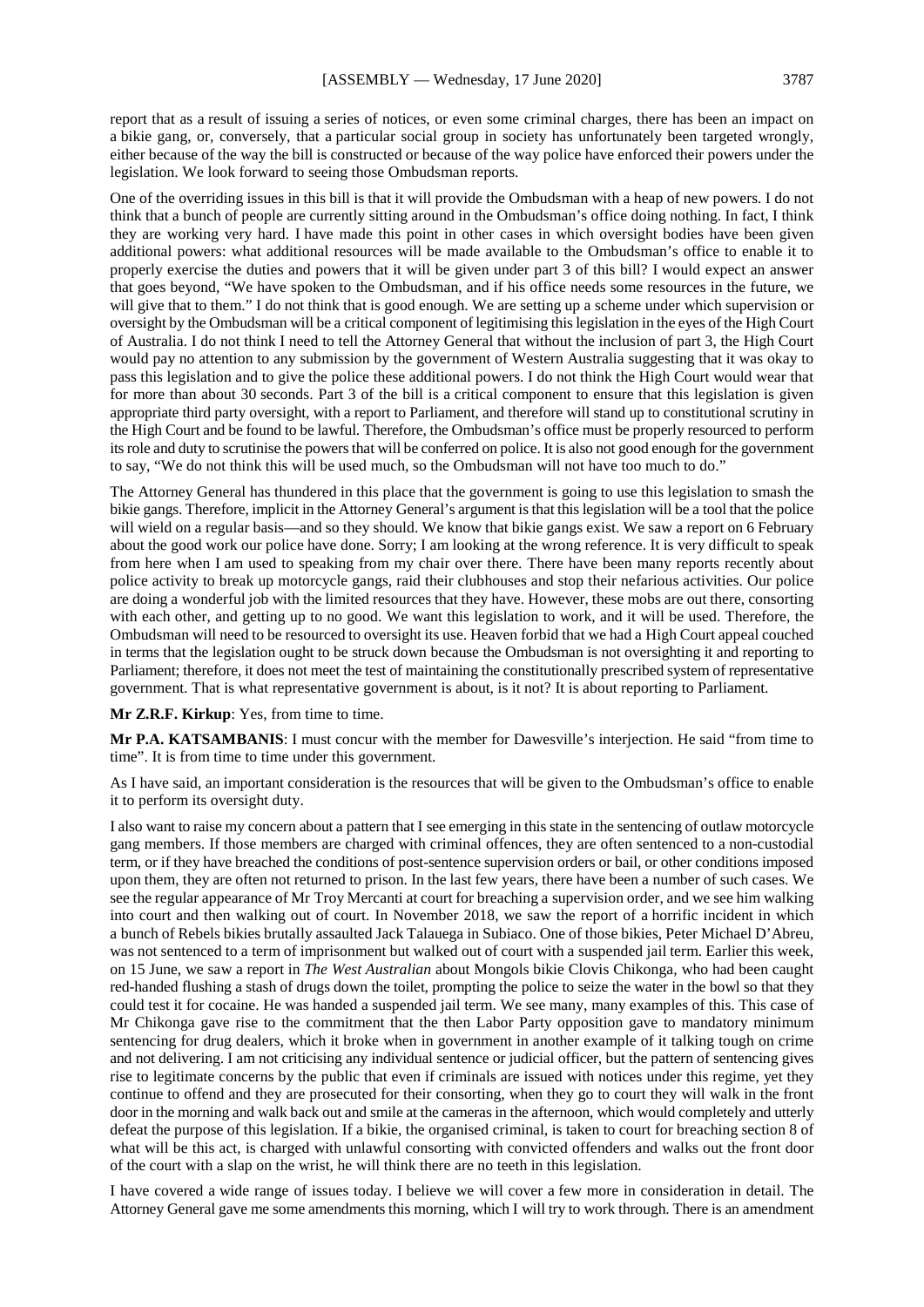report that as a result of issuing a series of notices, or even some criminal charges, there has been an impact on a bikie gang, or, conversely, that a particular social group in society has unfortunately been targeted wrongly, either because of the way the bill is constructed or because of the way police have enforced their powers under the legislation. We look forward to seeing those Ombudsman reports.

One of the overriding issues in this bill is that it will provide the Ombudsman with a heap of new powers. I do not think that a bunch of people are currently sitting around in the Ombudsman's office doing nothing. In fact, I think they are working very hard. I have made this point in other cases in which oversight bodies have been given additional powers: what additional resources will be made available to the Ombudsman's office to enable it to properly exercise the duties and powers that it will be given under part 3 of this bill? I would expect an answer that goes beyond, "We have spoken to the Ombudsman, and if his office needs some resources in the future, we will give that to them." I do not think that is good enough. We are setting up a scheme under which supervision or oversight by the Ombudsman will be a critical component of legitimising this legislation in the eyes of the High Court of Australia. I do not think I need to tell the Attorney General that without the inclusion of part 3, the High Court would pay no attention to any submission by the government of Western Australia suggesting that it was okay to pass this legislation and to give the police these additional powers. I do not think the High Court would wear that for more than about 30 seconds. Part 3 of the bill is a critical component to ensure that this legislation is given appropriate third party oversight, with a report to Parliament, and therefore will stand up to constitutional scrutiny in the High Court and be found to be lawful. Therefore, the Ombudsman's office must be properly resourced to perform its role and duty to scrutinise the powers that will be conferred on police. It is also not good enough for the government to say, "We do not think this will be used much, so the Ombudsman will not have too much to do."

The Attorney General has thundered in this place that the government is going to use this legislation to smash the bikie gangs. Therefore, implicit in the Attorney General's argument is that this legislation will be a tool that the police will wield on a regular basis—and so they should. We know that bikie gangs exist. We saw a report on 6 February about the good work our police have done. Sorry; I am looking at the wrong reference. It is very difficult to speak from here when I am used to speaking from my chair over there. There have been many reports recently about police activity to break up motorcycle gangs, raid their clubhouses and stop their nefarious activities. Our police are doing a wonderful job with the limited resources that they have. However, these mobs are out there, consorting with each other, and getting up to no good. We want this legislation to work, and it will be used. Therefore, the Ombudsman will need to be resourced to oversight its use. Heaven forbid that we had a High Court appeal couched in terms that the legislation ought to be struck down because the Ombudsman is not oversighting it and reporting to Parliament; therefore, it does not meet the test of maintaining the constitutionally prescribed system of representative government. That is what representative government is about, is it not? It is about reporting to Parliament.

**Mr Z.R.F. Kirkup**: Yes, from time to time.

**Mr P.A. KATSAMBANIS**: I must concur with the member for Dawesville's interjection. He said "from time to time". It is from time to time under this government.

As I have said, an important consideration is the resources that will be given to the Ombudsman's office to enable it to perform its oversight duty.

I also want to raise my concern about a pattern that I see emerging in this state in the sentencing of outlaw motorcycle gang members. If those members are charged with criminal offences, they are often sentenced to a non-custodial term, or if they have breached the conditions of post-sentence supervision orders or bail, or other conditions imposed upon them, they are often not returned to prison. In the last few years, there have been a number of such cases. We see the regular appearance of Mr Troy Mercanti at court for breaching a supervision order, and we see him walking into court and then walking out of court. In November 2018, we saw the report of a horrific incident in which a bunch of Rebels bikies brutally assaulted Jack Talauega in Subiaco. One of those bikies, Peter Michael D'Abreu, was not sentenced to a term of imprisonment but walked out of court with a suspended jail term. Earlier this week, on 15 June, we saw a report in *The West Australian* about Mongols bikie Clovis Chikonga, who had been caught red-handed flushing a stash of drugs down the toilet, prompting the police to seize the water in the bowl so that they could test it for cocaine. He was handed a suspended jail term. We see many, many examples of this. This case of Mr Chikonga gave rise to the commitment that the then Labor Party opposition gave to mandatory minimum sentencing for drug dealers, which it broke when in government in another example of it talking tough on crime and not delivering. I am not criticising any individual sentence or judicial officer, but the pattern of sentencing gives rise to legitimate concerns by the public that even if criminals are issued with notices under this regime, yet they continue to offend and they are prosecuted for their consorting, when they go to court they will walk in the front door in the morning and walk back out and smile at the cameras in the afternoon, which would completely and utterly defeat the purpose of this legislation. If a bikie, the organised criminal, is taken to court for breaching section 8 of what will be this act, is charged with unlawful consorting with convicted offenders and walks out the front door of the court with a slap on the wrist, he will think there are no teeth in this legislation.

I have covered a wide range of issues today. I believe we will cover a few more in consideration in detail. The Attorney General gave me some amendments this morning, which I will try to work through. There is an amendment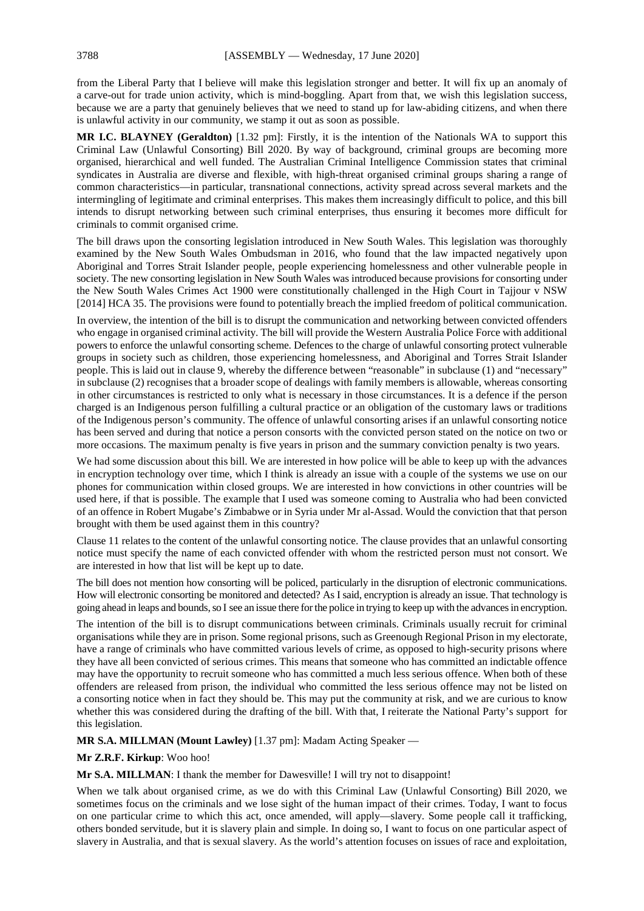from the Liberal Party that I believe will make this legislation stronger and better. It will fix up an anomaly of a carve-out for trade union activity, which is mind-boggling. Apart from that, we wish this legislation success, because we are a party that genuinely believes that we need to stand up for law-abiding citizens, and when there is unlawful activity in our community, we stamp it out as soon as possible.

**MR I.C. BLAYNEY (Geraldton)** [1.32 pm]: Firstly, it is the intention of the Nationals WA to support this Criminal Law (Unlawful Consorting) Bill 2020. By way of background, criminal groups are becoming more organised, hierarchical and well funded. The Australian Criminal Intelligence Commission states that criminal syndicates in Australia are diverse and flexible, with high-threat organised criminal groups sharing a range of common characteristics—in particular, transnational connections, activity spread across several markets and the intermingling of legitimate and criminal enterprises. This makes them increasingly difficult to police, and this bill intends to disrupt networking between such criminal enterprises, thus ensuring it becomes more difficult for criminals to commit organised crime.

The bill draws upon the consorting legislation introduced in New South Wales. This legislation was thoroughly examined by the New South Wales Ombudsman in 2016, who found that the law impacted negatively upon Aboriginal and Torres Strait Islander people, people experiencing homelessness and other vulnerable people in society. The new consorting legislation in New South Wales was introduced because provisions for consorting under the New South Wales Crimes Act 1900 were constitutionally challenged in the High Court in Tajjour v NSW [2014] HCA 35. The provisions were found to potentially breach the implied freedom of political communication.

In overview, the intention of the bill is to disrupt the communication and networking between convicted offenders who engage in organised criminal activity. The bill will provide the Western Australia Police Force with additional powers to enforce the unlawful consorting scheme. Defences to the charge of unlawful consorting protect vulnerable groups in society such as children, those experiencing homelessness, and Aboriginal and Torres Strait Islander people. This is laid out in clause 9, whereby the difference between "reasonable" in subclause (1) and "necessary" in subclause (2) recognises that a broader scope of dealings with family members is allowable, whereas consorting in other circumstances is restricted to only what is necessary in those circumstances. It is a defence if the person charged is an Indigenous person fulfilling a cultural practice or an obligation of the customary laws or traditions of the Indigenous person's community. The offence of unlawful consorting arises if an unlawful consorting notice has been served and during that notice a person consorts with the convicted person stated on the notice on two or more occasions. The maximum penalty is five years in prison and the summary conviction penalty is two years.

We had some discussion about this bill. We are interested in how police will be able to keep up with the advances in encryption technology over time, which I think is already an issue with a couple of the systems we use on our phones for communication within closed groups. We are interested in how convictions in other countries will be used here, if that is possible. The example that I used was someone coming to Australia who had been convicted of an offence in Robert Mugabe's Zimbabwe or in Syria under Mr al-Assad. Would the conviction that that person brought with them be used against them in this country?

Clause 11 relates to the content of the unlawful consorting notice. The clause provides that an unlawful consorting notice must specify the name of each convicted offender with whom the restricted person must not consort. We are interested in how that list will be kept up to date.

The bill does not mention how consorting will be policed, particularly in the disruption of electronic communications. How will electronic consorting be monitored and detected? As I said, encryption is already an issue. That technology is going ahead in leaps and bounds, so I see an issue there for the police in trying to keep up with the advances in encryption.

The intention of the bill is to disrupt communications between criminals. Criminals usually recruit for criminal organisations while they are in prison. Some regional prisons, such as Greenough Regional Prison in my electorate, have a range of criminals who have committed various levels of crime, as opposed to high-security prisons where they have all been convicted of serious crimes. This means that someone who has committed an indictable offence may have the opportunity to recruit someone who has committed a much less serious offence. When both of these offenders are released from prison, the individual who committed the less serious offence may not be listed on a consorting notice when in fact they should be. This may put the community at risk, and we are curious to know whether this was considered during the drafting of the bill. With that, I reiterate the National Party's support for this legislation.

**MR S.A. MILLMAN (Mount Lawley)** [1.37 pm]: Madam Acting Speaker —

**Mr Z.R.F. Kirkup**: Woo hoo!

**Mr S.A. MILLMAN**: I thank the member for Dawesville! I will try not to disappoint!

When we talk about organised crime, as we do with this Criminal Law (Unlawful Consorting) Bill 2020, we sometimes focus on the criminals and we lose sight of the human impact of their crimes. Today, I want to focus on one particular crime to which this act, once amended, will apply—slavery. Some people call it trafficking, others bonded servitude, but it is slavery plain and simple. In doing so, I want to focus on one particular aspect of slavery in Australia, and that is sexual slavery. As the world's attention focuses on issues of race and exploitation,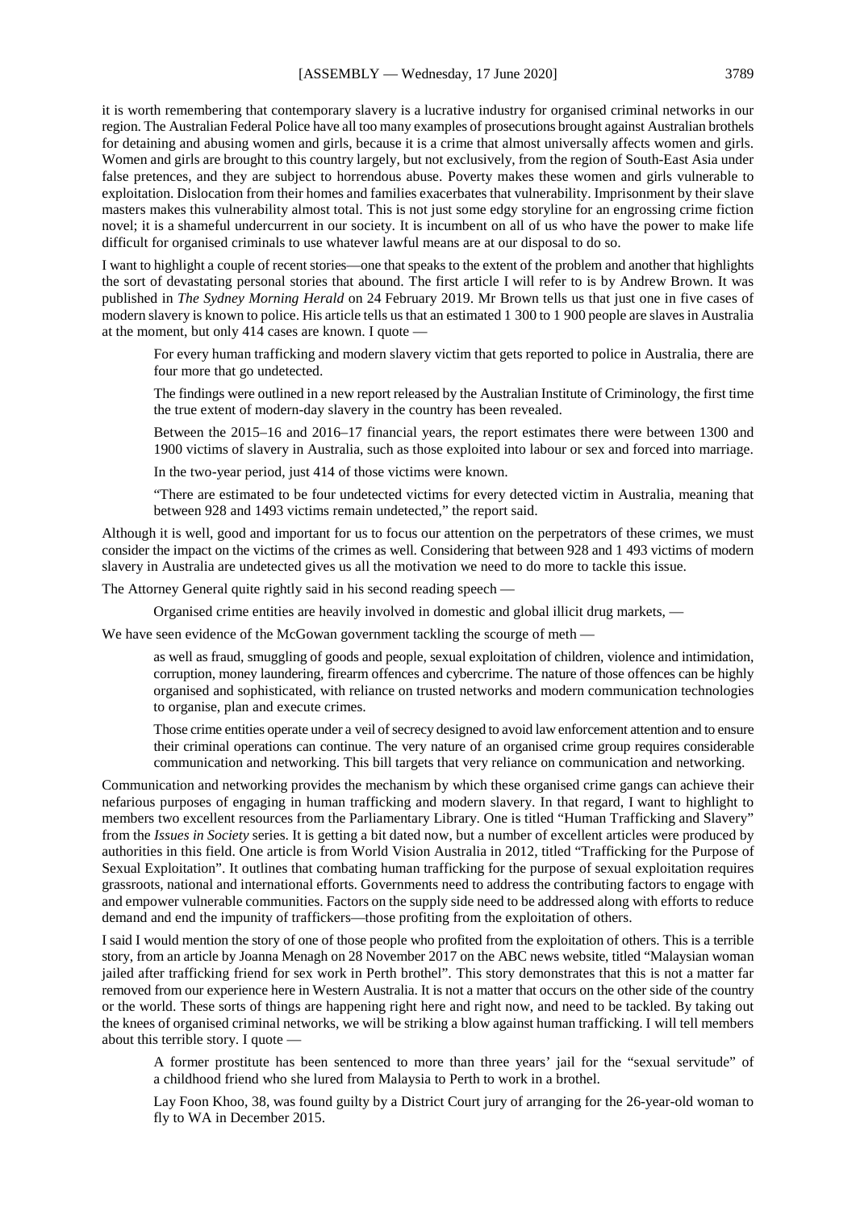it is worth remembering that contemporary slavery is a lucrative industry for organised criminal networks in our region. The Australian Federal Police have all too many examples of prosecutions brought against Australian brothels for detaining and abusing women and girls, because it is a crime that almost universally affects women and girls. Women and girls are brought to this country largely, but not exclusively, from the region of South-East Asia under false pretences, and they are subject to horrendous abuse. Poverty makes these women and girls vulnerable to exploitation. Dislocation from their homes and families exacerbates that vulnerability. Imprisonment by their slave masters makes this vulnerability almost total. This is not just some edgy storyline for an engrossing crime fiction novel; it is a shameful undercurrent in our society. It is incumbent on all of us who have the power to make life difficult for organised criminals to use whatever lawful means are at our disposal to do so.

I want to highlight a couple of recent stories—one that speaks to the extent of the problem and another that highlights the sort of devastating personal stories that abound. The first article I will refer to is by Andrew Brown. It was published in *The Sydney Morning Herald* on 24 February 2019. Mr Brown tells us that just one in five cases of modern slavery is known to police. His article tells us that an estimated 1 300 to 1 900 people are slaves in Australia at the moment, but only 414 cases are known. I quote —

> For every human trafficking and modern slavery victim that gets reported to police in Australia, there are four more that go undetected.
>
> The findings were outlined in a new report released by the Australian Institute of Criminology, the first time the true extent of modern-day slavery in the country has been revealed.
>
> Between the 2015–16 and 2016–17 financial years, the report estimates there were between 1300 and 1900 victims of slavery in Australia, such as those exploited into labour or sex and forced into marriage.
>
> In the two-year period, just 414 of those victims were known.
>
> "There are estimated to be four undetected victims for every detected victim in Australia, meaning that between 928 and 1493 victims remain undetected," the report said.

Although it is well, good and important for us to focus our attention on the perpetrators of these crimes, we must consider the impact on the victims of the crimes as well. Considering that between 928 and 1 493 victims of modern slavery in Australia are undetected gives us all the motivation we need to do more to tackle this issue.

The Attorney General quite rightly said in his second reading speech —

> Organised crime entities are heavily involved in domestic and global illicit drug markets, —

We have seen evidence of the McGowan government tackling the scourge of meth —

> as well as fraud, smuggling of goods and people, sexual exploitation of children, violence and intimidation, corruption, money laundering, firearm offences and cybercrime. The nature of those offences can be highly organised and sophisticated, with reliance on trusted networks and modern communication technologies to organise, plan and execute crimes.
>
> Those crime entities operate under a veil of secrecy designed to avoid law enforcement attention and to ensure their criminal operations can continue. The very nature of an organised crime group requires considerable communication and networking. This bill targets that very reliance on communication and networking.

Communication and networking provides the mechanism by which these organised crime gangs can achieve their nefarious purposes of engaging in human trafficking and modern slavery. In that regard, I want to highlight to members two excellent resources from the Parliamentary Library. One is titled "Human Trafficking and Slavery" from the *Issues in Society* series. It is getting a bit dated now, but a number of excellent articles were produced by authorities in this field. One article is from World Vision Australia in 2012, titled "Trafficking for the Purpose of Sexual Exploitation". It outlines that combating human trafficking for the purpose of sexual exploitation requires grassroots, national and international efforts. Governments need to address the contributing factors to engage with and empower vulnerable communities. Factors on the supply side need to be addressed along with efforts to reduce demand and end the impunity of traffickers—those profiting from the exploitation of others.

I said I would mention the story of one of those people who profited from the exploitation of others. This is a terrible story, from an article by Joanna Menagh on 28 November 2017 on the ABC news website, titled "Malaysian woman jailed after trafficking friend for sex work in Perth brothel". This story demonstrates that this is not a matter far removed from our experience here in Western Australia. It is not a matter that occurs on the other side of the country or the world. These sorts of things are happening right here and right now, and need to be tackled. By taking out the knees of organised criminal networks, we will be striking a blow against human trafficking. I will tell members about this terrible story. I quote —

> A former prostitute has been sentenced to more than three years' jail for the "sexual servitude" of a childhood friend who she lured from Malaysia to Perth to work in a brothel.
>
> Lay Foon Khoo, 38, was found guilty by a District Court jury of arranging for the 26-year-old woman to fly to WA in December 2015.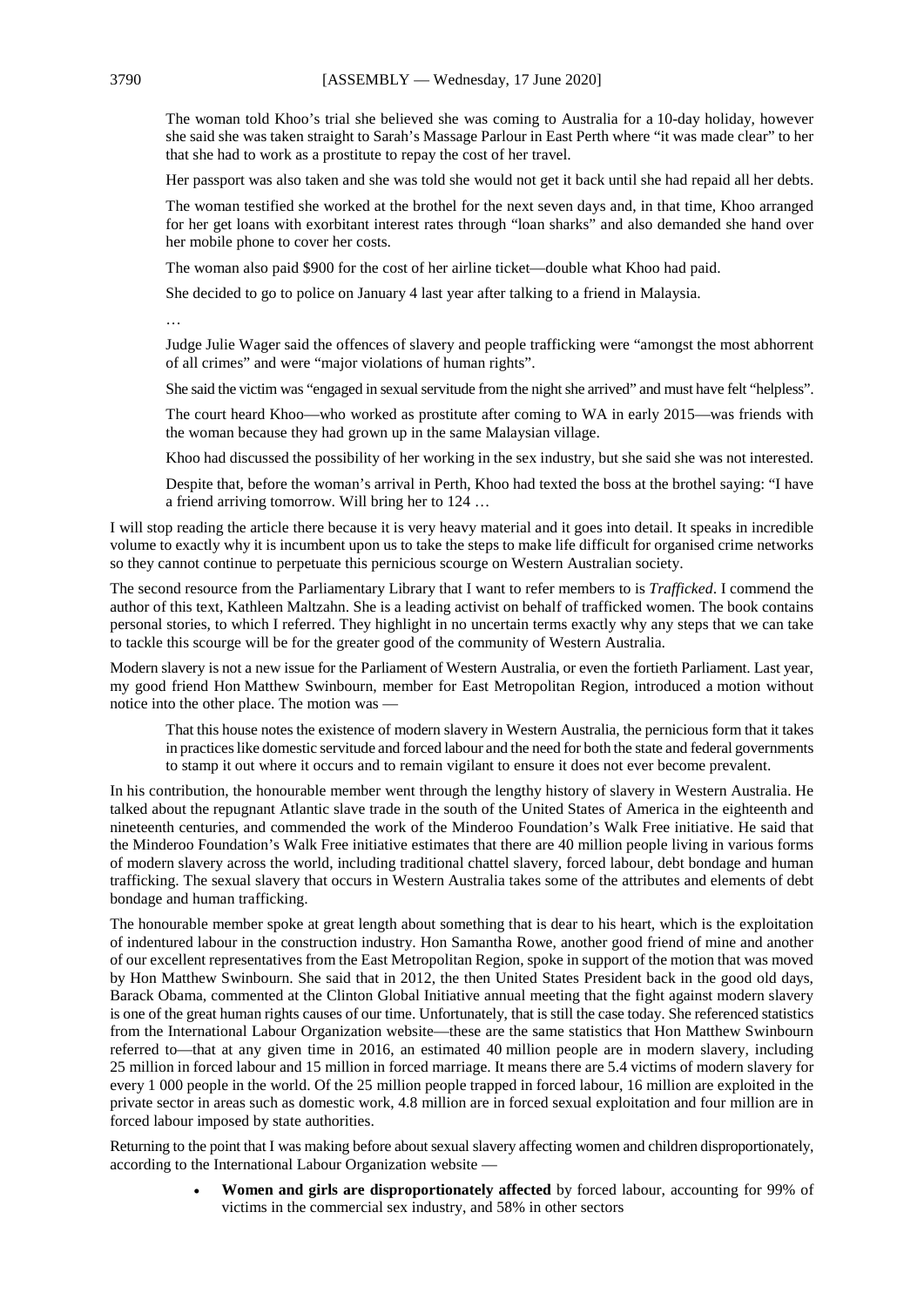> The woman told Khoo's trial she believed she was coming to Australia for a 10-day holiday, however she said she was taken straight to Sarah's Massage Parlour in East Perth where "it was made clear" to her that she had to work as a prostitute to repay the cost of her travel.
>
> Her passport was also taken and she was told she would not get it back until she had repaid all her debts.
>
> The woman testified she worked at the brothel for the next seven days and, in that time, Khoo arranged for her get loans with exorbitant interest rates through "loan sharks" and also demanded she hand over her mobile phone to cover her costs.
>
> The woman also paid $900 for the cost of her airline ticket—double what Khoo had paid.
>
> She decided to go to police on January 4 last year after talking to a friend in Malaysia.
>
> …
>
> Judge Julie Wager said the offences of slavery and people trafficking were "amongst the most abhorrent of all crimes" and were "major violations of human rights".
>
> She said the victim was "engaged in sexual servitude from the night she arrived" and must have felt "helpless".
>
> The court heard Khoo—who worked as prostitute after coming to WA in early 2015—was friends with the woman because they had grown up in the same Malaysian village.
>
> Khoo had discussed the possibility of her working in the sex industry, but she said she was not interested.
>
> Despite that, before the woman's arrival in Perth, Khoo had texted the boss at the brothel saying: "I have a friend arriving tomorrow. Will bring her to 124 …

I will stop reading the article there because it is very heavy material and it goes into detail. It speaks in incredible volume to exactly why it is incumbent upon us to take the steps to make life difficult for organised crime networks so they cannot continue to perpetuate this pernicious scourge on Western Australian society.

The second resource from the Parliamentary Library that I want to refer members to is *Trafficked*. I commend the author of this text, Kathleen Maltzahn. She is a leading activist on behalf of trafficked women. The book contains personal stories, to which I referred. They highlight in no uncertain terms exactly why any steps that we can take to tackle this scourge will be for the greater good of the community of Western Australia.

Modern slavery is not a new issue for the Parliament of Western Australia, or even the fortieth Parliament. Last year, my good friend Hon Matthew Swinbourn, member for East Metropolitan Region, introduced a motion without notice into the other place. The motion was —

> That this house notes the existence of modern slavery in Western Australia, the pernicious form that it takes in practices like domestic servitude and forced labour and the need for both the state and federal governments to stamp it out where it occurs and to remain vigilant to ensure it does not ever become prevalent.

In his contribution, the honourable member went through the lengthy history of slavery in Western Australia. He talked about the repugnant Atlantic slave trade in the south of the United States of America in the eighteenth and nineteenth centuries, and commended the work of the Minderoo Foundation's Walk Free initiative. He said that the Minderoo Foundation's Walk Free initiative estimates that there are 40 million people living in various forms of modern slavery across the world, including traditional chattel slavery, forced labour, debt bondage and human trafficking. The sexual slavery that occurs in Western Australia takes some of the attributes and elements of debt bondage and human trafficking.

The honourable member spoke at great length about something that is dear to his heart, which is the exploitation of indentured labour in the construction industry. Hon Samantha Rowe, another good friend of mine and another of our excellent representatives from the East Metropolitan Region, spoke in support of the motion that was moved by Hon Matthew Swinbourn. She said that in 2012, the then United States President back in the good old days, Barack Obama, commented at the Clinton Global Initiative annual meeting that the fight against modern slavery is one of the great human rights causes of our time. Unfortunately, that is still the case today. She referenced statistics from the International Labour Organization website—these are the same statistics that Hon Matthew Swinbourn referred to—that at any given time in 2016, an estimated 40 million people are in modern slavery, including 25 million in forced labour and 15 million in forced marriage. It means there are 5.4 victims of modern slavery for every 1 000 people in the world. Of the 25 million people trapped in forced labour, 16 million are exploited in the private sector in areas such as domestic work, 4.8 million are in forced sexual exploitation and four million are in forced labour imposed by state authorities.

Returning to the point that I was making before about sexual slavery affecting women and children disproportionately, according to the International Labour Organization website —

> - **Women and girls are disproportionately affected** by forced labour, accounting for 99% of victims in the commercial sex industry, and 58% in other sectors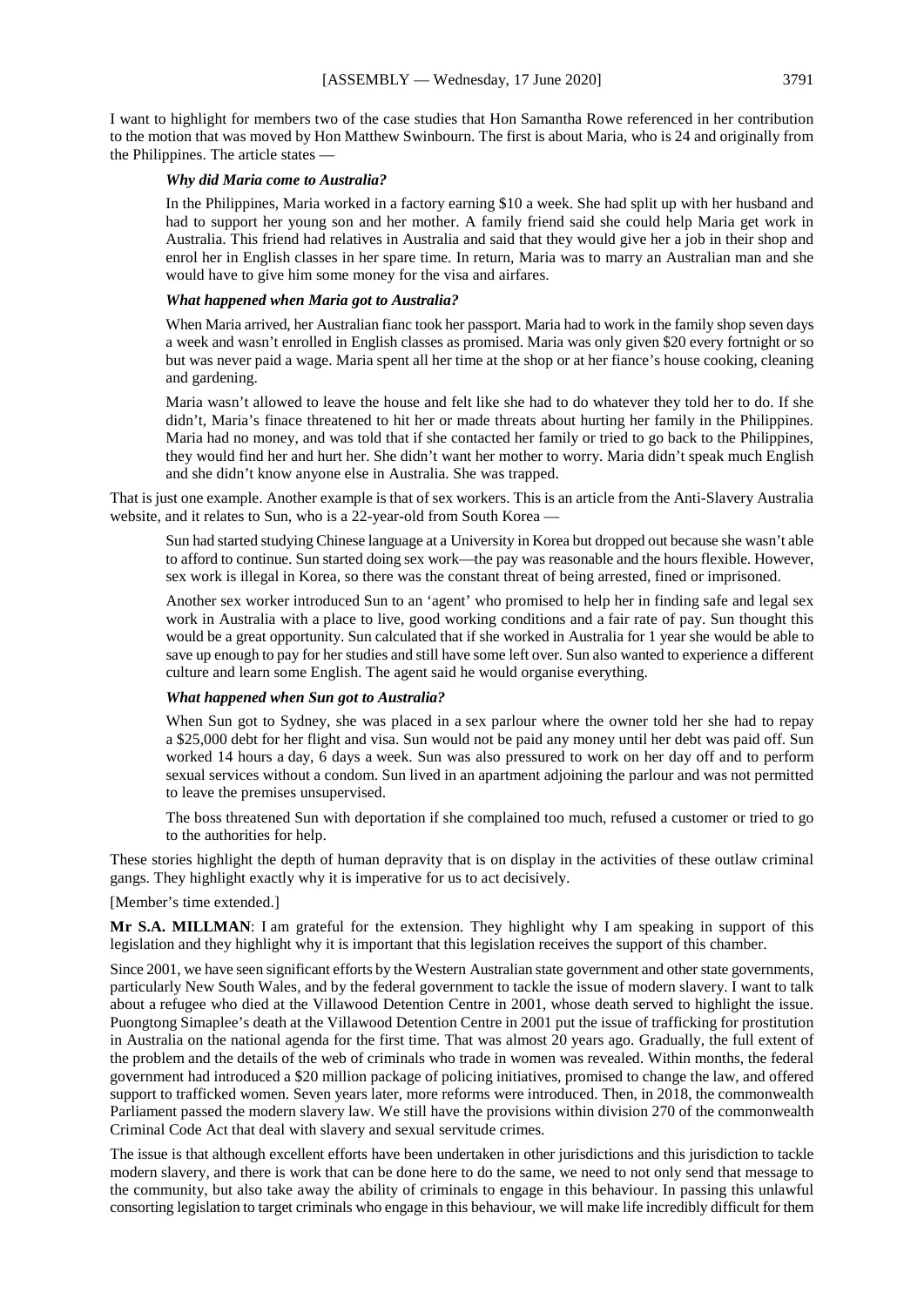I want to highlight for members two of the case studies that Hon Samantha Rowe referenced in her contribution to the motion that was moved by Hon Matthew Swinbourn. The first is about Maria, who is 24 and originally from the Philippines. The article states —

> ***Why did Maria come to Australia?***
>
> In the Philippines, Maria worked in a factory earning $10 a week. She had split up with her husband and had to support her young son and her mother. A family friend said she could help Maria get work in Australia. This friend had relatives in Australia and said that they would give her a job in their shop and enrol her in English classes in her spare time. In return, Maria was to marry an Australian man and she would have to give him some money for the visa and airfares.
>
> ***What happened when Maria got to Australia?***
>
> When Maria arrived, her Australian fianc took her passport. Maria had to work in the family shop seven days a week and wasn't enrolled in English classes as promised. Maria was only given $20 every fortnight or so but was never paid a wage. Maria spent all her time at the shop or at her fiance's house cooking, cleaning and gardening.
>
> Maria wasn't allowed to leave the house and felt like she had to do whatever they told her to do. If she didn't, Maria's finace threatened to hit her or made threats about hurting her family in the Philippines. Maria had no money, and was told that if she contacted her family or tried to go back to the Philippines, they would find her and hurt her. She didn't want her mother to worry. Maria didn't speak much English and she didn't know anyone else in Australia. She was trapped.

That is just one example. Another example is that of sex workers. This is an article from the Anti-Slavery Australia website, and it relates to Sun, who is a 22-year-old from South Korea —

> Sun had started studying Chinese language at a University in Korea but dropped out because she wasn't able to afford to continue. Sun started doing sex work—the pay was reasonable and the hours flexible. However, sex work is illegal in Korea, so there was the constant threat of being arrested, fined or imprisoned.
>
> Another sex worker introduced Sun to an 'agent' who promised to help her in finding safe and legal sex work in Australia with a place to live, good working conditions and a fair rate of pay. Sun thought this would be a great opportunity. Sun calculated that if she worked in Australia for 1 year she would be able to save up enough to pay for her studies and still have some left over. Sun also wanted to experience a different culture and learn some English. The agent said he would organise everything.
>
> ***What happened when Sun got to Australia?***
>
> When Sun got to Sydney, she was placed in a sex parlour where the owner told her she had to repay a $25,000 debt for her flight and visa. Sun would not be paid any money until her debt was paid off. Sun worked 14 hours a day, 6 days a week. Sun was also pressured to work on her day off and to perform sexual services without a condom. Sun lived in an apartment adjoining the parlour and was not permitted to leave the premises unsupervised.
>
> The boss threatened Sun with deportation if she complained too much, refused a customer or tried to go to the authorities for help.

These stories highlight the depth of human depravity that is on display in the activities of these outlaw criminal gangs. They highlight exactly why it is imperative for us to act decisively.

[Member's time extended.]

**Mr S.A. MILLMAN**: I am grateful for the extension. They highlight why I am speaking in support of this legislation and they highlight why it is important that this legislation receives the support of this chamber.

Since 2001, we have seen significant efforts by the Western Australian state government and other state governments, particularly New South Wales, and by the federal government to tackle the issue of modern slavery. I want to talk about a refugee who died at the Villawood Detention Centre in 2001, whose death served to highlight the issue. Puongtong Simaplee's death at the Villawood Detention Centre in 2001 put the issue of trafficking for prostitution in Australia on the national agenda for the first time. That was almost 20 years ago. Gradually, the full extent of the problem and the details of the web of criminals who trade in women was revealed. Within months, the federal government had introduced a $20 million package of policing initiatives, promised to change the law, and offered support to trafficked women. Seven years later, more reforms were introduced. Then, in 2018, the commonwealth Parliament passed the modern slavery law. We still have the provisions within division 270 of the commonwealth Criminal Code Act that deal with slavery and sexual servitude crimes.

The issue is that although excellent efforts have been undertaken in other jurisdictions and this jurisdiction to tackle modern slavery, and there is work that can be done here to do the same, we need to not only send that message to the community, but also take away the ability of criminals to engage in this behaviour. In passing this unlawful consorting legislation to target criminals who engage in this behaviour, we will make life incredibly difficult for them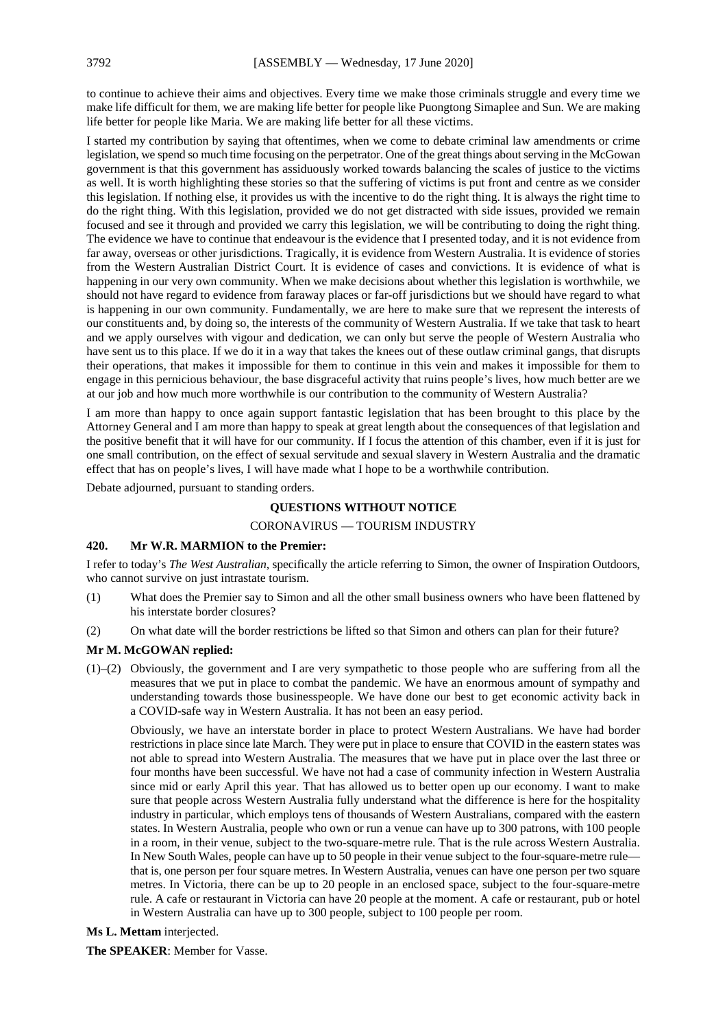to continue to achieve their aims and objectives. Every time we make those criminals struggle and every time we make life difficult for them, we are making life better for people like Puongtong Simaplee and Sun. We are making life better for people like Maria. We are making life better for all these victims.

I started my contribution by saying that oftentimes, when we come to debate criminal law amendments or crime legislation, we spend so much time focusing on the perpetrator. One of the great things about serving in the McGowan government is that this government has assiduously worked towards balancing the scales of justice to the victims as well. It is worth highlighting these stories so that the suffering of victims is put front and centre as we consider this legislation. If nothing else, it provides us with the incentive to do the right thing. It is always the right time to do the right thing. With this legislation, provided we do not get distracted with side issues, provided we remain focused and see it through and provided we carry this legislation, we will be contributing to doing the right thing. The evidence we have to continue that endeavour is the evidence that I presented today, and it is not evidence from far away, overseas or other jurisdictions. Tragically, it is evidence from Western Australia. It is evidence of stories from the Western Australian District Court. It is evidence of cases and convictions. It is evidence of what is happening in our very own community. When we make decisions about whether this legislation is worthwhile, we should not have regard to evidence from faraway places or far-off jurisdictions but we should have regard to what is happening in our own community. Fundamentally, we are here to make sure that we represent the interests of our constituents and, by doing so, the interests of the community of Western Australia. If we take that task to heart and we apply ourselves with vigour and dedication, we can only but serve the people of Western Australia who have sent us to this place. If we do it in a way that takes the knees out of these outlaw criminal gangs, that disrupts their operations, that makes it impossible for them to continue in this vein and makes it impossible for them to engage in this pernicious behaviour, the base disgraceful activity that ruins people's lives, how much better are we at our job and how much more worthwhile is our contribution to the community of Western Australia?

I am more than happy to once again support fantastic legislation that has been brought to this place by the Attorney General and I am more than happy to speak at great length about the consequences of that legislation and the positive benefit that it will have for our community. If I focus the attention of this chamber, even if it is just for one small contribution, on the effect of sexual servitude and sexual slavery in Western Australia and the dramatic effect that has on people's lives, I will have made what I hope to be a worthwhile contribution.

Debate adjourned, pursuant to standing orders.

## QUESTIONS WITHOUT NOTICE

### CORONAVIRUS — TOURISM INDUSTRY

**420. Mr W.R. MARMION to the Premier:**

I refer to today's *The West Australian*, specifically the article referring to Simon, the owner of Inspiration Outdoors, who cannot survive on just intrastate tourism.

(1) What does the Premier say to Simon and all the other small business owners who have been flattened by his interstate border closures?

(2) On what date will the border restrictions be lifted so that Simon and others can plan for their future?

**Mr M. McGOWAN replied:**

(1)–(2) Obviously, the government and I are very sympathetic to those people who are suffering from all the measures that we put in place to combat the pandemic. We have an enormous amount of sympathy and understanding towards those businesspeople. We have done our best to get economic activity back in a COVID-safe way in Western Australia. It has not been an easy period.

Obviously, we have an interstate border in place to protect Western Australians. We have had border restrictions in place since late March. They were put in place to ensure that COVID in the eastern states was not able to spread into Western Australia. The measures that we have put in place over the last three or four months have been successful. We have not had a case of community infection in Western Australia since mid or early April this year. That has allowed us to better open up our economy. I want to make sure that people across Western Australia fully understand what the difference is here for the hospitality industry in particular, which employs tens of thousands of Western Australians, compared with the eastern states. In Western Australia, people who own or run a venue can have up to 300 patrons, with 100 people in a room, in their venue, subject to the two-square-metre rule. That is the rule across Western Australia. In New South Wales, people can have up to 50 people in their venue subject to the four-square-metre rule—that is, one person per four square metres. In Western Australia, venues can have one person per two square metres. In Victoria, there can be up to 20 people in an enclosed space, subject to the four-square-metre rule. A cafe or restaurant in Victoria can have 20 people at the moment. A cafe or restaurant, pub or hotel in Western Australia can have up to 300 people, subject to 100 people per room.

**Ms L. Mettam** interjected.

**The SPEAKER**: Member for Vasse.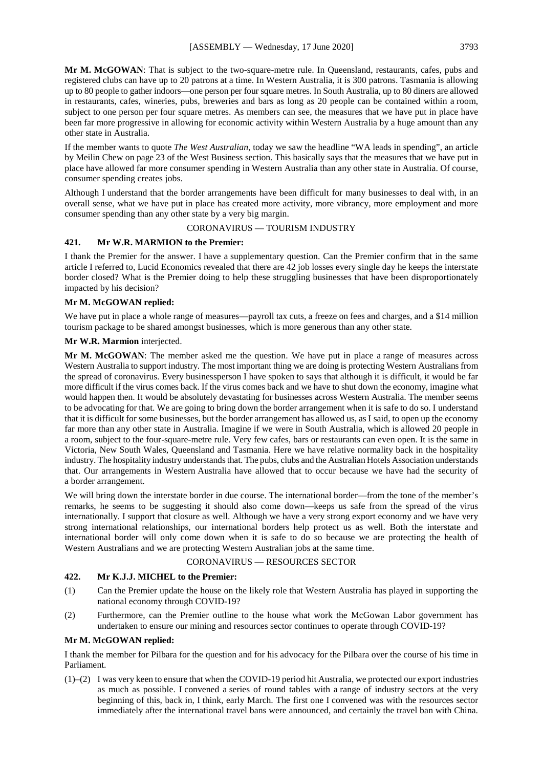**Mr M. McGOWAN**: That is subject to the two-square-metre rule. In Queensland, restaurants, cafes, pubs and registered clubs can have up to 20 patrons at a time. In Western Australia, it is 300 patrons. Tasmania is allowing up to 80 people to gather indoors—one person per four square metres. In South Australia, up to 80 diners are allowed in restaurants, cafes, wineries, pubs, breweries and bars as long as 20 people can be contained within a room, subject to one person per four square metres. As members can see, the measures that we have put in place have been far more progressive in allowing for economic activity within Western Australia by a huge amount than any other state in Australia.

If the member wants to quote *The West Australian*, today we saw the headline "WA leads in spending", an article by Meilin Chew on page 23 of the West Business section. This basically says that the measures that we have put in place have allowed far more consumer spending in Western Australia than any other state in Australia. Of course, consumer spending creates jobs.

Although I understand that the border arrangements have been difficult for many businesses to deal with, in an overall sense, what we have put in place has created more activity, more vibrancy, more employment and more consumer spending than any other state by a very big margin.

## CORONAVIRUS — TOURISM INDUSTRY

### 421. Mr W.R. MARMION to the Premier:

I thank the Premier for the answer. I have a supplementary question. Can the Premier confirm that in the same article I referred to, Lucid Economics revealed that there are 42 job losses every single day he keeps the interstate border closed? What is the Premier doing to help these struggling businesses that have been disproportionately impacted by his decision?

**Mr M. McGOWAN replied:**

We have put in place a whole range of measures—payroll tax cuts, a freeze on fees and charges, and a $14 million tourism package to be shared amongst businesses, which is more generous than any other state.

**Mr W.R. Marmion** interjected.

**Mr M. McGOWAN**: The member asked me the question. We have put in place a range of measures across Western Australia to support industry. The most important thing we are doing is protecting Western Australians from the spread of coronavirus. Every businessperson I have spoken to says that although it is difficult, it would be far more difficult if the virus comes back. If the virus comes back and we have to shut down the economy, imagine what would happen then. It would be absolutely devastating for businesses across Western Australia. The member seems to be advocating for that. We are going to bring down the border arrangement when it is safe to do so. I understand that it is difficult for some businesses, but the border arrangement has allowed us, as I said, to open up the economy far more than any other state in Australia. Imagine if we were in South Australia, which is allowed 20 people in a room, subject to the four-square-metre rule. Very few cafes, bars or restaurants can even open. It is the same in Victoria, New South Wales, Queensland and Tasmania. Here we have relative normality back in the hospitality industry. The hospitality industry understands that. The pubs, clubs and the Australian Hotels Association understands that. Our arrangements in Western Australia have allowed that to occur because we have had the security of a border arrangement.

We will bring down the interstate border in due course. The international border—from the tone of the member's remarks, he seems to be suggesting it should also come down—keeps us safe from the spread of the virus internationally. I support that closure as well. Although we have a very strong export economy and we have very strong international relationships, our international borders help protect us as well. Both the interstate and international border will only come down when it is safe to do so because we are protecting the health of Western Australians and we are protecting Western Australian jobs at the same time.

## CORONAVIRUS — RESOURCES SECTOR

### 422. Mr K.J.J. MICHEL to the Premier:

(1) Can the Premier update the house on the likely role that Western Australia has played in supporting the national economy through COVID-19?

(2) Furthermore, can the Premier outline to the house what work the McGowan Labor government has undertaken to ensure our mining and resources sector continues to operate through COVID-19?

**Mr M. McGOWAN replied:**

I thank the member for Pilbara for the question and for his advocacy for the Pilbara over the course of his time in Parliament.

(1)–(2) I was very keen to ensure that when the COVID-19 period hit Australia, we protected our export industries as much as possible. I convened a series of round tables with a range of industry sectors at the very beginning of this, back in, I think, early March. The first one I convened was with the resources sector immediately after the international travel bans were announced, and certainly the travel ban with China.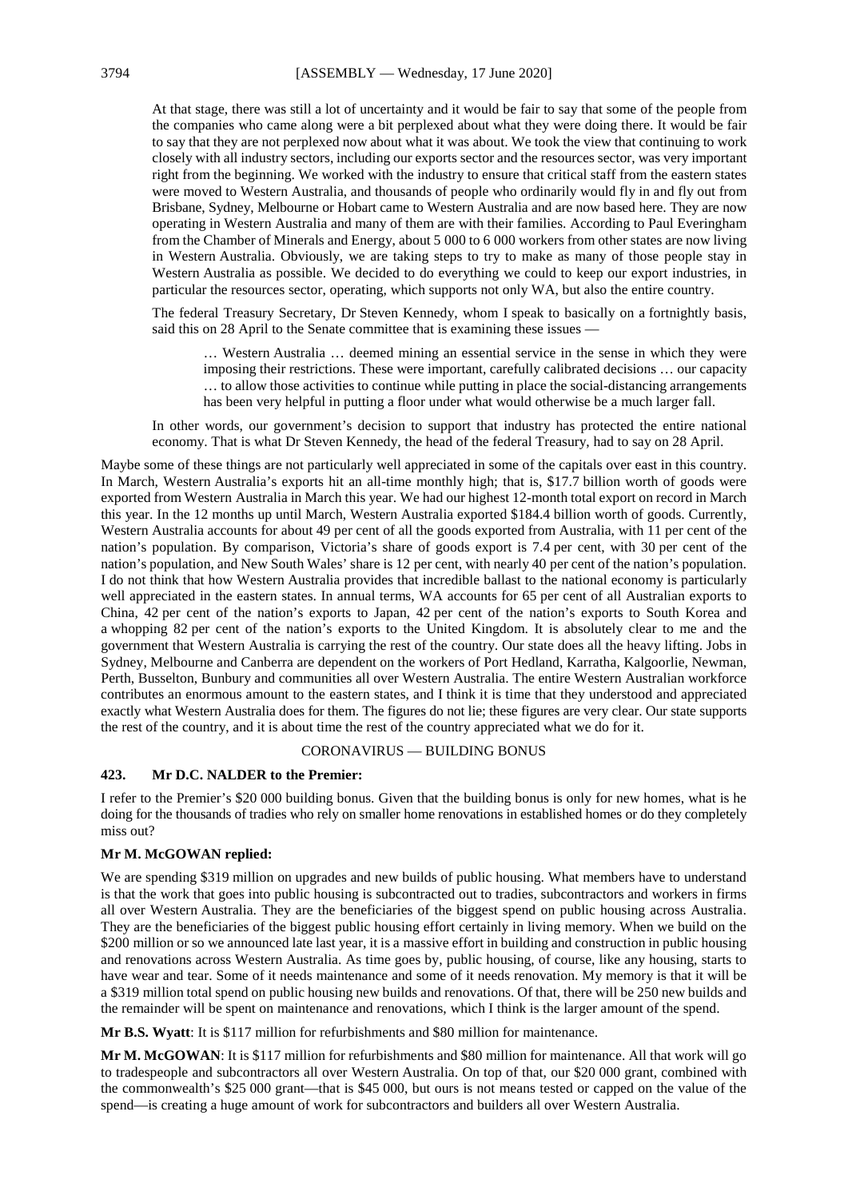At that stage, there was still a lot of uncertainty and it would be fair to say that some of the people from the companies who came along were a bit perplexed about what they were doing there. It would be fair to say that they are not perplexed now about what it was about. We took the view that continuing to work closely with all industry sectors, including our exports sector and the resources sector, was very important right from the beginning. We worked with the industry to ensure that critical staff from the eastern states were moved to Western Australia, and thousands of people who ordinarily would fly in and fly out from Brisbane, Sydney, Melbourne or Hobart came to Western Australia and are now based here. They are now operating in Western Australia and many of them are with their families. According to Paul Everingham from the Chamber of Minerals and Energy, about 5 000 to 6 000 workers from other states are now living in Western Australia. Obviously, we are taking steps to try to make as many of those people stay in Western Australia as possible. We decided to do everything we could to keep our export industries, in particular the resources sector, operating, which supports not only WA, but also the entire country.

The federal Treasury Secretary, Dr Steven Kennedy, whom I speak to basically on a fortnightly basis, said this on 28 April to the Senate committee that is examining these issues —

> … Western Australia … deemed mining an essential service in the sense in which they were imposing their restrictions. These were important, carefully calibrated decisions … our capacity … to allow those activities to continue while putting in place the social-distancing arrangements has been very helpful in putting a floor under what would otherwise be a much larger fall.

In other words, our government's decision to support that industry has protected the entire national economy. That is what Dr Steven Kennedy, the head of the federal Treasury, had to say on 28 April.

Maybe some of these things are not particularly well appreciated in some of the capitals over east in this country. In March, Western Australia's exports hit an all-time monthly high; that is, $17.7 billion worth of goods were exported from Western Australia in March this year. We had our highest 12-month total export on record in March this year. In the 12 months up until March, Western Australia exported $184.4 billion worth of goods. Currently, Western Australia accounts for about 49 per cent of all the goods exported from Australia, with 11 per cent of the nation's population. By comparison, Victoria's share of goods export is 7.4 per cent, with 30 per cent of the nation's population, and New South Wales' share is 12 per cent, with nearly 40 per cent of the nation's population. I do not think that how Western Australia provides that incredible ballast to the national economy is particularly well appreciated in the eastern states. In annual terms, WA accounts for 65 per cent of all Australian exports to China, 42 per cent of the nation's exports to Japan, 42 per cent of the nation's exports to South Korea and a whopping 82 per cent of the nation's exports to the United Kingdom. It is absolutely clear to me and the government that Western Australia is carrying the rest of the country. Our state does all the heavy lifting. Jobs in Sydney, Melbourne and Canberra are dependent on the workers of Port Hedland, Karratha, Kalgoorlie, Newman, Perth, Busselton, Bunbury and communities all over Western Australia. The entire Western Australian workforce contributes an enormous amount to the eastern states, and I think it is time that they understood and appreciated exactly what Western Australia does for them. The figures do not lie; these figures are very clear. Our state supports the rest of the country, and it is about time the rest of the country appreciated what we do for it.

## CORONAVIRUS — BUILDING BONUS

### 423. Mr D.C. NALDER to the Premier:

I refer to the Premier's $20 000 building bonus. Given that the building bonus is only for new homes, what is he doing for the thousands of tradies who rely on smaller home renovations in established homes or do they completely miss out?

**Mr M. McGOWAN replied:**

We are spending $319 million on upgrades and new builds of public housing. What members have to understand is that the work that goes into public housing is subcontracted out to tradies, subcontractors and workers in firms all over Western Australia. They are the beneficiaries of the biggest spend on public housing across Australia. They are the beneficiaries of the biggest public housing effort certainly in living memory. When we build on the $200 million or so we announced late last year, it is a massive effort in building and construction in public housing and renovations across Western Australia. As time goes by, public housing, of course, like any housing, starts to have wear and tear. Some of it needs maintenance and some of it needs renovation. My memory is that it will be a $319 million total spend on public housing new builds and renovations. Of that, there will be 250 new builds and the remainder will be spent on maintenance and renovations, which I think is the larger amount of the spend.

**Mr B.S. Wyatt**: It is $117 million for refurbishments and $80 million for maintenance.

**Mr M. McGOWAN**: It is $117 million for refurbishments and $80 million for maintenance. All that work will go to tradespeople and subcontractors all over Western Australia. On top of that, our $20 000 grant, combined with the commonwealth's $25 000 grant—that is $45 000, but ours is not means tested or capped on the value of the spend—is creating a huge amount of work for subcontractors and builders all over Western Australia.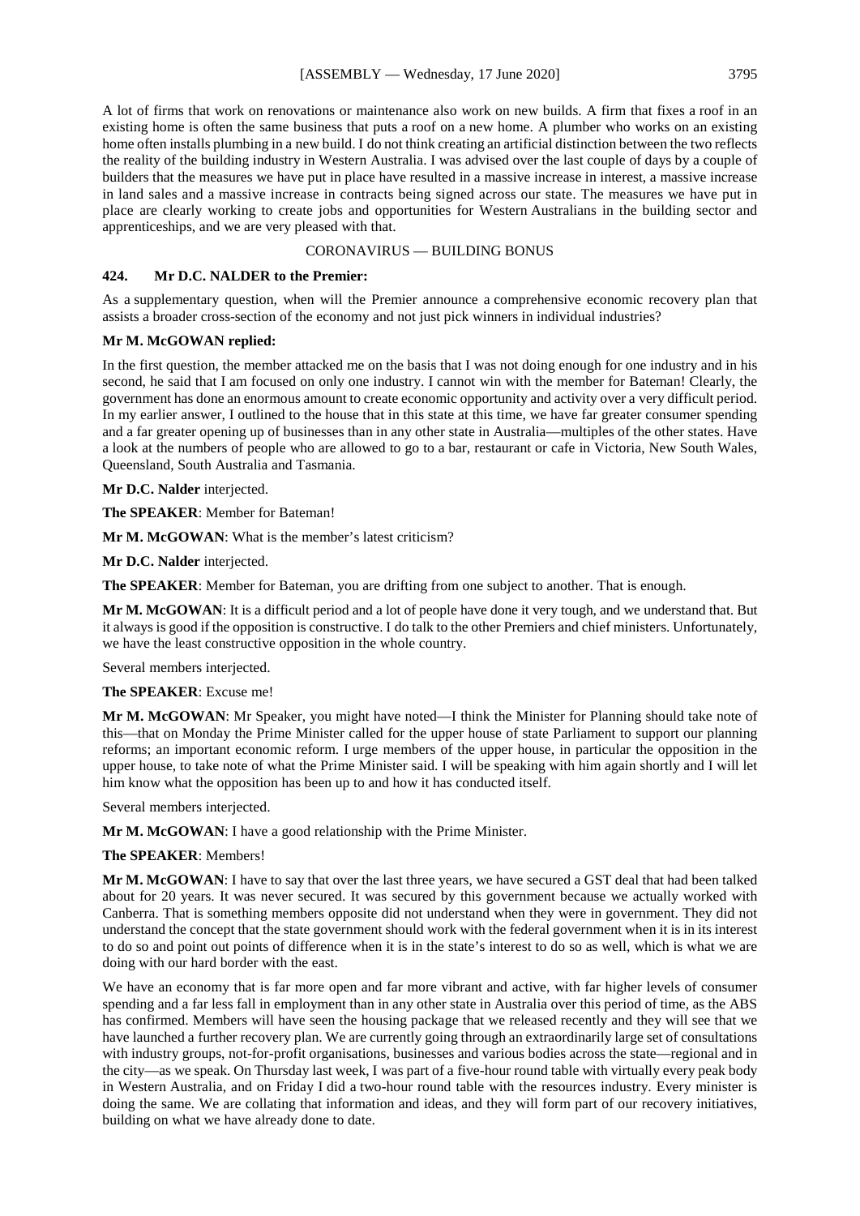A lot of firms that work on renovations or maintenance also work on new builds. A firm that fixes a roof in an existing home is often the same business that puts a roof on a new home. A plumber who works on an existing home often installs plumbing in a new build. I do not think creating an artificial distinction between the two reflects the reality of the building industry in Western Australia. I was advised over the last couple of days by a couple of builders that the measures we have put in place have resulted in a massive increase in interest, a massive increase in land sales and a massive increase in contracts being signed across our state. The measures we have put in place are clearly working to create jobs and opportunities for Western Australians in the building sector and apprenticeships, and we are very pleased with that.

## CORONAVIRUS — BUILDING BONUS

### 424. Mr D.C. NALDER to the Premier:

As a supplementary question, when will the Premier announce a comprehensive economic recovery plan that assists a broader cross-section of the economy and not just pick winners in individual industries?

**Mr M. McGOWAN replied:**

In the first question, the member attacked me on the basis that I was not doing enough for one industry and in his second, he said that I am focused on only one industry. I cannot win with the member for Bateman! Clearly, the government has done an enormous amount to create economic opportunity and activity over a very difficult period. In my earlier answer, I outlined to the house that in this state at this time, we have far greater consumer spending and a far greater opening up of businesses than in any other state in Australia—multiples of the other states. Have a look at the numbers of people who are allowed to go to a bar, restaurant or cafe in Victoria, New South Wales, Queensland, South Australia and Tasmania.

**Mr D.C. Nalder** interjected.

**The SPEAKER**: Member for Bateman!

**Mr M. McGOWAN**: What is the member's latest criticism?

**Mr D.C. Nalder** interjected.

**The SPEAKER**: Member for Bateman, you are drifting from one subject to another. That is enough.

**Mr M. McGOWAN**: It is a difficult period and a lot of people have done it very tough, and we understand that. But it always is good if the opposition is constructive. I do talk to the other Premiers and chief ministers. Unfortunately, we have the least constructive opposition in the whole country.

Several members interjected.

**The SPEAKER**: Excuse me!

**Mr M. McGOWAN**: Mr Speaker, you might have noted—I think the Minister for Planning should take note of this—that on Monday the Prime Minister called for the upper house of state Parliament to support our planning reforms; an important economic reform. I urge members of the upper house, in particular the opposition in the upper house, to take note of what the Prime Minister said. I will be speaking with him again shortly and I will let him know what the opposition has been up to and how it has conducted itself.

Several members interjected.

**Mr M. McGOWAN**: I have a good relationship with the Prime Minister.

**The SPEAKER**: Members!

**Mr M. McGOWAN**: I have to say that over the last three years, we have secured a GST deal that had been talked about for 20 years. It was never secured. It was secured by this government because we actually worked with Canberra. That is something members opposite did not understand when they were in government. They did not understand the concept that the state government should work with the federal government when it is in its interest to do so and point out points of difference when it is in the state's interest to do so as well, which is what we are doing with our hard border with the east.

We have an economy that is far more open and far more vibrant and active, with far higher levels of consumer spending and a far less fall in employment than in any other state in Australia over this period of time, as the ABS has confirmed. Members will have seen the housing package that we released recently and they will see that we have launched a further recovery plan. We are currently going through an extraordinarily large set of consultations with industry groups, not-for-profit organisations, businesses and various bodies across the state—regional and in the city—as we speak. On Thursday last week, I was part of a five-hour round table with virtually every peak body in Western Australia, and on Friday I did a two-hour round table with the resources industry. Every minister is doing the same. We are collating that information and ideas, and they will form part of our recovery initiatives, building on what we have already done to date.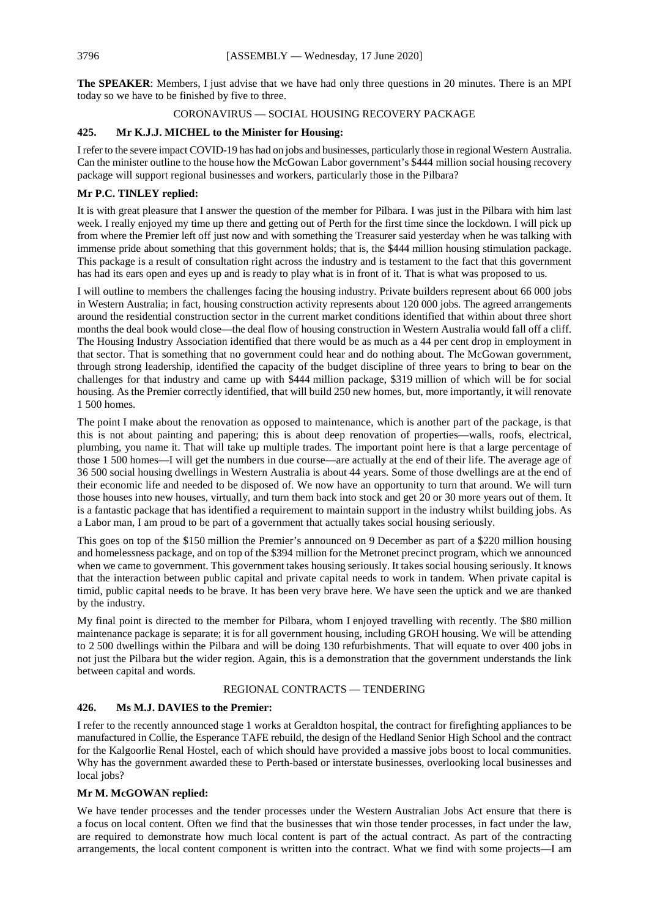**The SPEAKER**: Members, I just advise that we have had only three questions in 20 minutes. There is an MPI today so we have to be finished by five to three.

### CORONAVIRUS — SOCIAL HOUSING RECOVERY PACKAGE

**425. Mr K.J.J. MICHEL to the Minister for Housing:**

I refer to the severe impact COVID-19 has had on jobs and businesses, particularly those in regional Western Australia. Can the minister outline to the house how the McGowan Labor government's $444 million social housing recovery package will support regional businesses and workers, particularly those in the Pilbara?

**Mr P.C. TINLEY replied:**

It is with great pleasure that I answer the question of the member for Pilbara. I was just in the Pilbara with him last week. I really enjoyed my time up there and getting out of Perth for the first time since the lockdown. I will pick up from where the Premier left off just now and with something the Treasurer said yesterday when he was talking with immense pride about something that this government holds; that is, the $444 million housing stimulation package. This package is a result of consultation right across the industry and is testament to the fact that this government has had its ears open and eyes up and is ready to play what is in front of it. That is what was proposed to us.

I will outline to members the challenges facing the housing industry. Private builders represent about 66 000 jobs in Western Australia; in fact, housing construction activity represents about 120 000 jobs. The agreed arrangements around the residential construction sector in the current market conditions identified that within about three short months the deal book would close—the deal flow of housing construction in Western Australia would fall off a cliff. The Housing Industry Association identified that there would be as much as a 44 per cent drop in employment in that sector. That is something that no government could hear and do nothing about. The McGowan government, through strong leadership, identified the capacity of the budget discipline of three years to bring to bear on the challenges for that industry and came up with $444 million package, $319 million of which will be for social housing. As the Premier correctly identified, that will build 250 new homes, but, more importantly, it will renovate 1 500 homes.

The point I make about the renovation as opposed to maintenance, which is another part of the package, is that this is not about painting and papering; this is about deep renovation of properties—walls, roofs, electrical, plumbing, you name it. That will take up multiple trades. The important point here is that a large percentage of those 1 500 homes—I will get the numbers in due course—are actually at the end of their life. The average age of 36 500 social housing dwellings in Western Australia is about 44 years. Some of those dwellings are at the end of their economic life and needed to be disposed of. We now have an opportunity to turn that around. We will turn those houses into new houses, virtually, and turn them back into stock and get 20 or 30 more years out of them. It is a fantastic package that has identified a requirement to maintain support in the industry whilst building jobs. As a Labor man, I am proud to be part of a government that actually takes social housing seriously.

This goes on top of the $150 million the Premier's announced on 9 December as part of a $220 million housing and homelessness package, and on top of the $394 million for the Metronet precinct program, which we announced when we came to government. This government takes housing seriously. It takes social housing seriously. It knows that the interaction between public capital and private capital needs to work in tandem. When private capital is timid, public capital needs to be brave. It has been very brave here. We have seen the uptick and we are thanked by the industry.

My final point is directed to the member for Pilbara, whom I enjoyed travelling with recently. The $80 million maintenance package is separate; it is for all government housing, including GROH housing. We will be attending to 2 500 dwellings within the Pilbara and will be doing 130 refurbishments. That will equate to over 400 jobs in not just the Pilbara but the wider region. Again, this is a demonstration that the government understands the link between capital and words.

### REGIONAL CONTRACTS — TENDERING

**426. Ms M.J. DAVIES to the Premier:**

I refer to the recently announced stage 1 works at Geraldton hospital, the contract for firefighting appliances to be manufactured in Collie, the Esperance TAFE rebuild, the design of the Hedland Senior High School and the contract for the Kalgoorlie Renal Hostel, each of which should have provided a massive jobs boost to local communities. Why has the government awarded these to Perth-based or interstate businesses, overlooking local businesses and local jobs?

**Mr M. McGOWAN replied:**

We have tender processes and the tender processes under the Western Australian Jobs Act ensure that there is a focus on local content. Often we find that the businesses that win those tender processes, in fact under the law, are required to demonstrate how much local content is part of the actual contract. As part of the contracting arrangements, the local content component is written into the contract. What we find with some projects—I am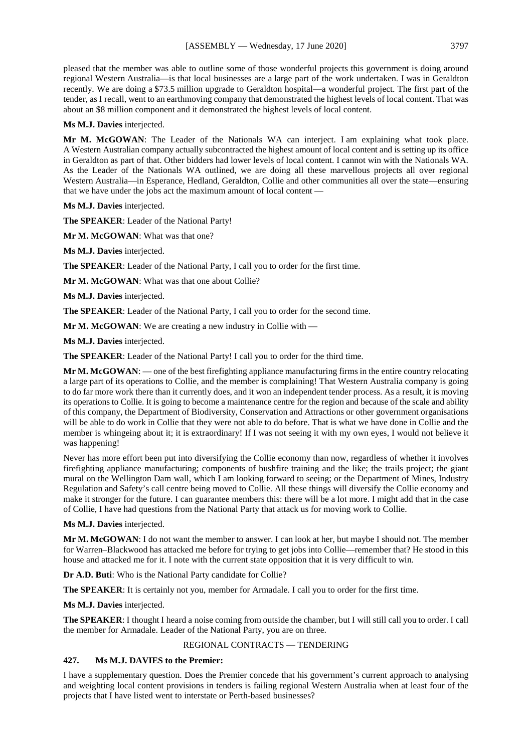pleased that the member was able to outline some of those wonderful projects this government is doing around regional Western Australia—is that local businesses are a large part of the work undertaken. I was in Geraldton recently. We are doing a $73.5 million upgrade to Geraldton hospital—a wonderful project. The first part of the tender, as I recall, went to an earthmoving company that demonstrated the highest levels of local content. That was about an $8 million component and it demonstrated the highest levels of local content.

**Ms M.J. Davies** interjected.

**Mr M. McGOWAN**: The Leader of the Nationals WA can interject. I am explaining what took place. A Western Australian company actually subcontracted the highest amount of local content and is setting up its office in Geraldton as part of that. Other bidders had lower levels of local content. I cannot win with the Nationals WA. As the Leader of the Nationals WA outlined, we are doing all these marvellous projects all over regional Western Australia—in Esperance, Hedland, Geraldton, Collie and other communities all over the state—ensuring that we have under the jobs act the maximum amount of local content —

**Ms M.J. Davies** interjected.

**The SPEAKER**: Leader of the National Party!

**Mr M. McGOWAN**: What was that one?

**Ms M.J. Davies** interjected.

**The SPEAKER**: Leader of the National Party, I call you to order for the first time.

**Mr M. McGOWAN**: What was that one about Collie?

**Ms M.J. Davies** interjected.

**The SPEAKER**: Leader of the National Party, I call you to order for the second time.

**Mr M. McGOWAN**: We are creating a new industry in Collie with —

**Ms M.J. Davies** interjected.

**The SPEAKER**: Leader of the National Party! I call you to order for the third time.

**Mr M. McGOWAN**: — one of the best firefighting appliance manufacturing firms in the entire country relocating a large part of its operations to Collie, and the member is complaining! That Western Australia company is going to do far more work there than it currently does, and it won an independent tender process. As a result, it is moving its operations to Collie. It is going to become a maintenance centre for the region and because of the scale and ability of this company, the Department of Biodiversity, Conservation and Attractions or other government organisations will be able to do work in Collie that they were not able to do before. That is what we have done in Collie and the member is whingeing about it; it is extraordinary! If I was not seeing it with my own eyes, I would not believe it was happening!

Never has more effort been put into diversifying the Collie economy than now, regardless of whether it involves firefighting appliance manufacturing; components of bushfire training and the like; the trails project; the giant mural on the Wellington Dam wall, which I am looking forward to seeing; or the Department of Mines, Industry Regulation and Safety's call centre being moved to Collie. All these things will diversify the Collie economy and make it stronger for the future. I can guarantee members this: there will be a lot more. I might add that in the case of Collie, I have had questions from the National Party that attack us for moving work to Collie.

**Ms M.J. Davies** interjected.

**Mr M. McGOWAN**: I do not want the member to answer. I can look at her, but maybe I should not. The member for Warren–Blackwood has attacked me before for trying to get jobs into Collie—remember that? He stood in this house and attacked me for it. I note with the current state opposition that it is very difficult to win.

**Dr A.D. Buti**: Who is the National Party candidate for Collie?

**The SPEAKER**: It is certainly not you, member for Armadale. I call you to order for the first time.

**Ms M.J. Davies** interjected.

**The SPEAKER**: I thought I heard a noise coming from outside the chamber, but I will still call you to order. I call the member for Armadale. Leader of the National Party, you are on three.

REGIONAL CONTRACTS — TENDERING

**427. Ms M.J. DAVIES to the Premier:**

I have a supplementary question. Does the Premier concede that his government's current approach to analysing and weighting local content provisions in tenders is failing regional Western Australia when at least four of the projects that I have listed went to interstate or Perth-based businesses?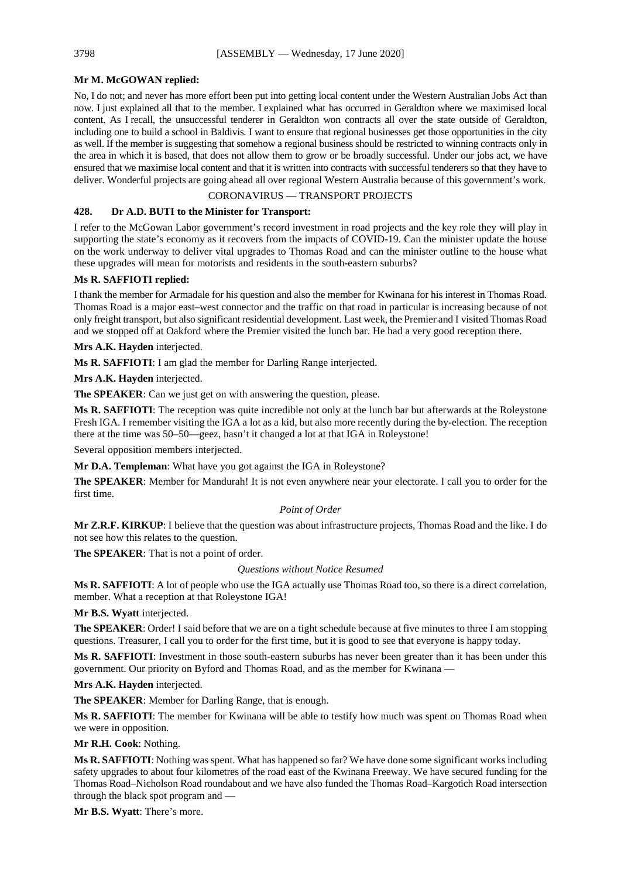**Mr M. McGOWAN replied:**

No, I do not; and never has more effort been put into getting local content under the Western Australian Jobs Act than now. I just explained all that to the member. I explained what has occurred in Geraldton where we maximised local content. As I recall, the unsuccessful tenderer in Geraldton won contracts all over the state outside of Geraldton, including one to build a school in Baldivis. I want to ensure that regional businesses get those opportunities in the city as well. If the member is suggesting that somehow a regional business should be restricted to winning contracts only in the area in which it is based, that does not allow them to grow or be broadly successful. Under our jobs act, we have ensured that we maximise local content and that it is written into contracts with successful tenderers so that they have to deliver. Wonderful projects are going ahead all over regional Western Australia because of this government's work.

CORONAVIRUS — TRANSPORT PROJECTS

**428. Dr A.D. BUTI to the Minister for Transport:**

I refer to the McGowan Labor government's record investment in road projects and the key role they will play in supporting the state's economy as it recovers from the impacts of COVID-19. Can the minister update the house on the work underway to deliver vital upgrades to Thomas Road and can the minister outline to the house what these upgrades will mean for motorists and residents in the south-eastern suburbs?

**Ms R. SAFFIOTI replied:**

I thank the member for Armadale for his question and also the member for Kwinana for his interest in Thomas Road. Thomas Road is a major east–west connector and the traffic on that road in particular is increasing because of not only freight transport, but also significant residential development. Last week, the Premier and I visited Thomas Road and we stopped off at Oakford where the Premier visited the lunch bar. He had a very good reception there.

**Mrs A.K. Hayden** interjected.

**Ms R. SAFFIOTI**: I am glad the member for Darling Range interjected.

**Mrs A.K. Hayden** interjected.

**The SPEAKER**: Can we just get on with answering the question, please.

**Ms R. SAFFIOTI**: The reception was quite incredible not only at the lunch bar but afterwards at the Roleystone Fresh IGA. I remember visiting the IGA a lot as a kid, but also more recently during the by-election. The reception there at the time was 50–50—geez, hasn't it changed a lot at that IGA in Roleystone!

Several opposition members interjected.

**Mr D.A. Templeman**: What have you got against the IGA in Roleystone?

**The SPEAKER**: Member for Mandurah! It is not even anywhere near your electorate. I call you to order for the first time.

*Point of Order*

**Mr Z.R.F. KIRKUP**: I believe that the question was about infrastructure projects, Thomas Road and the like. I do not see how this relates to the question.

**The SPEAKER**: That is not a point of order.

*Questions without Notice Resumed*

**Ms R. SAFFIOTI**: A lot of people who use the IGA actually use Thomas Road too, so there is a direct correlation, member. What a reception at that Roleystone IGA!

**Mr B.S. Wyatt** interjected.

**The SPEAKER**: Order! I said before that we are on a tight schedule because at five minutes to three I am stopping questions. Treasurer, I call you to order for the first time, but it is good to see that everyone is happy today.

**Ms R. SAFFIOTI**: Investment in those south-eastern suburbs has never been greater than it has been under this government. Our priority on Byford and Thomas Road, and as the member for Kwinana —

**Mrs A.K. Hayden** interjected.

**The SPEAKER**: Member for Darling Range, that is enough.

**Ms R. SAFFIOTI**: The member for Kwinana will be able to testify how much was spent on Thomas Road when we were in opposition.

**Mr R.H. Cook**: Nothing.

**Ms R. SAFFIOTI**: Nothing was spent. What has happened so far? We have done some significant works including safety upgrades to about four kilometres of the road east of the Kwinana Freeway. We have secured funding for the Thomas Road–Nicholson Road roundabout and we have also funded the Thomas Road–Kargotich Road intersection through the black spot program and —

**Mr B.S. Wyatt**: There's more.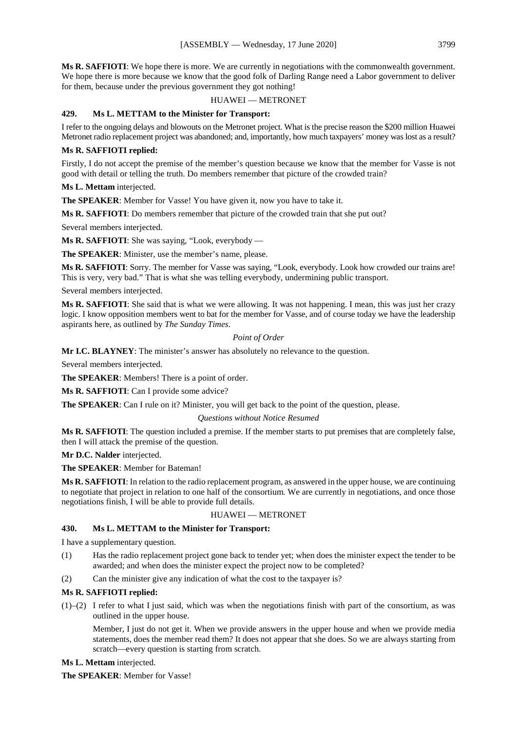**Ms R. SAFFIOTI**: We hope there is more. We are currently in negotiations with the commonwealth government. We hope there is more because we know that the good folk of Darling Range need a Labor government to deliver for them, because under the previous government they got nothing!

### HUAWEI — METRONET

#### 429. Ms L. METTAM to the Minister for Transport:

I refer to the ongoing delays and blowouts on the Metronet project. What is the precise reason the $200 million Huawei Metronet radio replacement project was abandoned; and, importantly, how much taxpayers' money was lost as a result?

**Ms R. SAFFIOTI replied:**

Firstly, I do not accept the premise of the member's question because we know that the member for Vasse is not good with detail or telling the truth. Do members remember that picture of the crowded train?

**Ms L. Mettam** interjected.

**The SPEAKER**: Member for Vasse! You have given it, now you have to take it.

**Ms R. SAFFIOTI**: Do members remember that picture of the crowded train that she put out?

Several members interjected.

**Ms R. SAFFIOTI**: She was saying, "Look, everybody —

**The SPEAKER**: Minister, use the member's name, please.

**Ms R. SAFFIOTI**: Sorry. The member for Vasse was saying, "Look, everybody. Look how crowded our trains are! This is very, very bad." That is what she was telling everybody, undermining public transport.

Several members interjected.

**Ms R. SAFFIOTI**: She said that is what we were allowing. It was not happening. I mean, this was just her crazy logic. I know opposition members went to bat for the member for Vasse, and of course today we have the leadership aspirants here, as outlined by *The Sunday Times*.

*Point of Order*

**Mr I.C. BLAYNEY**: The minister's answer has absolutely no relevance to the question.

Several members interjected.

**The SPEAKER**: Members! There is a point of order.

**Ms R. SAFFIOTI**: Can I provide some advice?

**The SPEAKER**: Can I rule on it? Minister, you will get back to the point of the question, please.

*Questions without Notice Resumed*

**Ms R. SAFFIOTI**: The question included a premise. If the member starts to put premises that are completely false, then I will attack the premise of the question.

**Mr D.C. Nalder** interjected.

**The SPEAKER**: Member for Bateman!

**Ms R. SAFFIOTI**: In relation to the radio replacement program, as answered in the upper house, we are continuing to negotiate that project in relation to one half of the consortium. We are currently in negotiations, and once those negotiations finish, I will be able to provide full details.

### HUAWEI — METRONET

#### 430. Ms L. METTAM to the Minister for Transport:

I have a supplementary question.

(1) Has the radio replacement project gone back to tender yet; when does the minister expect the tender to be awarded; and when does the minister expect the project now to be completed?

(2) Can the minister give any indication of what the cost to the taxpayer is?

**Ms R. SAFFIOTI replied:**

(1)–(2) I refer to what I just said, which was when the negotiations finish with part of the consortium, as was outlined in the upper house.

Member, I just do not get it. When we provide answers in the upper house and when we provide media statements, does the member read them? It does not appear that she does. So we are always starting from scratch—every question is starting from scratch.

**Ms L. Mettam** interjected.

**The SPEAKER**: Member for Vasse!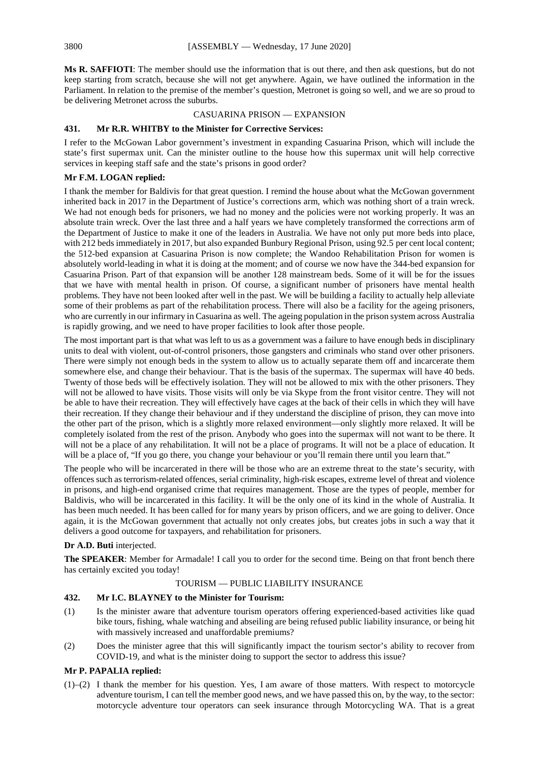**Ms R. SAFFIOTI**: The member should use the information that is out there, and then ask questions, but do not keep starting from scratch, because she will not get anywhere. Again, we have outlined the information in the Parliament. In relation to the premise of the member's question, Metronet is going so well, and we are so proud to be delivering Metronet across the suburbs.

## CASUARINA PRISON — EXPANSION

### 431. Mr R.R. WHITBY to the Minister for Corrective Services:

I refer to the McGowan Labor government's investment in expanding Casuarina Prison, which will include the state's first supermax unit. Can the minister outline to the house how this supermax unit will help corrective services in keeping staff safe and the state's prisons in good order?

**Mr F.M. LOGAN replied:**

I thank the member for Baldivis for that great question. I remind the house about what the McGowan government inherited back in 2017 in the Department of Justice's corrections arm, which was nothing short of a train wreck. We had not enough beds for prisoners, we had no money and the policies were not working properly. It was an absolute train wreck. Over the last three and a half years we have completely transformed the corrections arm of the Department of Justice to make it one of the leaders in Australia. We have not only put more beds into place, with 212 beds immediately in 2017, but also expanded Bunbury Regional Prison, using 92.5 per cent local content; the 512-bed expansion at Casuarina Prison is now complete; the Wandoo Rehabilitation Prison for women is absolutely world-leading in what it is doing at the moment; and of course we now have the 344-bed expansion for Casuarina Prison. Part of that expansion will be another 128 mainstream beds. Some of it will be for the issues that we have with mental health in prison. Of course, a significant number of prisoners have mental health problems. They have not been looked after well in the past. We will be building a facility to actually help alleviate some of their problems as part of the rehabilitation process. There will also be a facility for the ageing prisoners, who are currently in our infirmary in Casuarina as well. The ageing population in the prison system across Australia is rapidly growing, and we need to have proper facilities to look after those people.

The most important part is that what was left to us as a government was a failure to have enough beds in disciplinary units to deal with violent, out-of-control prisoners, those gangsters and criminals who stand over other prisoners. There were simply not enough beds in the system to allow us to actually separate them off and incarcerate them somewhere else, and change their behaviour. That is the basis of the supermax. The supermax will have 40 beds. Twenty of those beds will be effectively isolation. They will not be allowed to mix with the other prisoners. They will not be allowed to have visits. Those visits will only be via Skype from the front visitor centre. They will not be able to have their recreation. They will effectively have cages at the back of their cells in which they will have their recreation. If they change their behaviour and if they understand the discipline of prison, they can move into the other part of the prison, which is a slightly more relaxed environment—only slightly more relaxed. It will be completely isolated from the rest of the prison. Anybody who goes into the supermax will not want to be there. It will not be a place of any rehabilitation. It will not be a place of programs. It will not be a place of education. It will be a place of, "If you go there, you change your behaviour or you'll remain there until you learn that."

The people who will be incarcerated in there will be those who are an extreme threat to the state's security, with offences such as terrorism-related offences, serial criminality, high-risk escapes, extreme level of threat and violence in prisons, and high-end organised crime that requires management. Those are the types of people, member for Baldivis, who will be incarcerated in this facility. It will be the only one of its kind in the whole of Australia. It has been much needed. It has been called for for many years by prison officers, and we are going to deliver. Once again, it is the McGowan government that actually not only creates jobs, but creates jobs in such a way that it delivers a good outcome for taxpayers, and rehabilitation for prisoners.

**Dr A.D. Buti** interjected.

**The SPEAKER**: Member for Armadale! I call you to order for the second time. Being on that front bench there has certainly excited you today!

## TOURISM — PUBLIC LIABILITY INSURANCE

### 432. Mr I.C. BLAYNEY to the Minister for Tourism:

(1) Is the minister aware that adventure tourism operators offering experienced-based activities like quad bike tours, fishing, whale watching and abseiling are being refused public liability insurance, or being hit with massively increased and unaffordable premiums?

(2) Does the minister agree that this will significantly impact the tourism sector's ability to recover from COVID-19, and what is the minister doing to support the sector to address this issue?

**Mr P. PAPALIA replied:**

(1)–(2) I thank the member for his question. Yes, I am aware of those matters. With respect to motorcycle adventure tourism, I can tell the member good news, and we have passed this on, by the way, to the sector: motorcycle adventure tour operators can seek insurance through Motorcycling WA. That is a great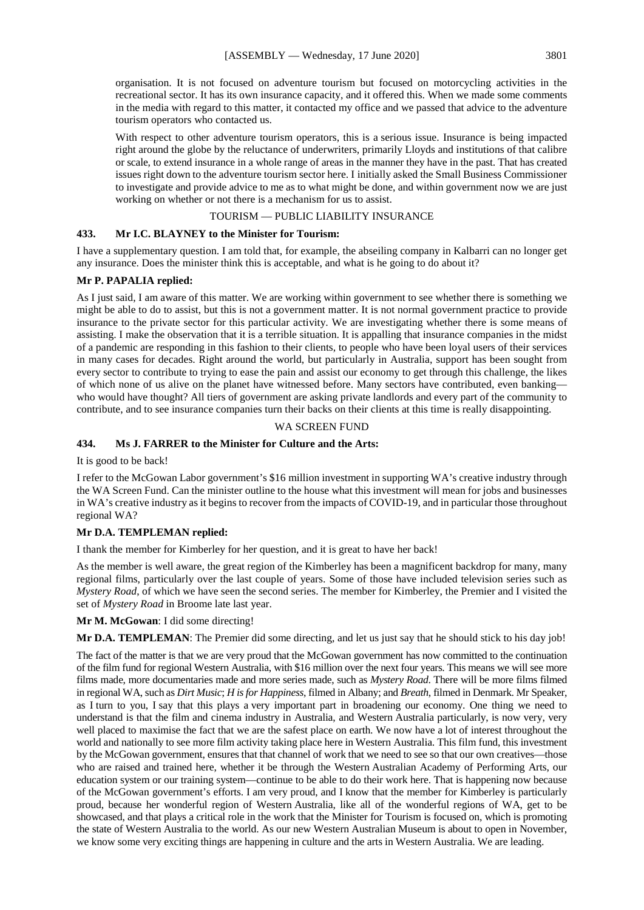organisation. It is not focused on adventure tourism but focused on motorcycling activities in the recreational sector. It has its own insurance capacity, and it offered this. When we made some comments in the media with regard to this matter, it contacted my office and we passed that advice to the adventure tourism operators who contacted us.

With respect to other adventure tourism operators, this is a serious issue. Insurance is being impacted right around the globe by the reluctance of underwriters, primarily Lloyds and institutions of that calibre or scale, to extend insurance in a whole range of areas in the manner they have in the past. That has created issues right down to the adventure tourism sector here. I initially asked the Small Business Commissioner to investigate and provide advice to me as to what might be done, and within government now we are just working on whether or not there is a mechanism for us to assist.

TOURISM — PUBLIC LIABILITY INSURANCE

**433. Mr I.C. BLAYNEY to the Minister for Tourism:**

I have a supplementary question. I am told that, for example, the abseiling company in Kalbarri can no longer get any insurance. Does the minister think this is acceptable, and what is he going to do about it?

**Mr P. PAPALIA replied:**

As I just said, I am aware of this matter. We are working within government to see whether there is something we might be able to do to assist, but this is not a government matter. It is not normal government practice to provide insurance to the private sector for this particular activity. We are investigating whether there is some means of assisting. I make the observation that it is a terrible situation. It is appalling that insurance companies in the midst of a pandemic are responding in this fashion to their clients, to people who have been loyal users of their services in many cases for decades. Right around the world, but particularly in Australia, support has been sought from every sector to contribute to trying to ease the pain and assist our economy to get through this challenge, the likes of which none of us alive on the planet have witnessed before. Many sectors have contributed, even banking—who would have thought? All tiers of government are asking private landlords and every part of the community to contribute, and to see insurance companies turn their backs on their clients at this time is really disappointing.

WA SCREEN FUND

**434. Ms J. FARRER to the Minister for Culture and the Arts:**

It is good to be back!

I refer to the McGowan Labor government's $16 million investment in supporting WA's creative industry through the WA Screen Fund. Can the minister outline to the house what this investment will mean for jobs and businesses in WA's creative industry as it begins to recover from the impacts of COVID-19, and in particular those throughout regional WA?

**Mr D.A. TEMPLEMAN replied:**

I thank the member for Kimberley for her question, and it is great to have her back!

As the member is well aware, the great region of the Kimberley has been a magnificent backdrop for many, many regional films, particularly over the last couple of years. Some of those have included television series such as *Mystery Road*, of which we have seen the second series. The member for Kimberley, the Premier and I visited the set of *Mystery Road* in Broome late last year.

**Mr M. McGowan**: I did some directing!

**Mr D.A. TEMPLEMAN**: The Premier did some directing, and let us just say that he should stick to his day job!

The fact of the matter is that we are very proud that the McGowan government has now committed to the continuation of the film fund for regional Western Australia, with $16 million over the next four years. This means we will see more films made, more documentaries made and more series made, such as *Mystery Road*. There will be more films filmed in regional WA, such as *Dirt Music*; *H is for Happiness*, filmed in Albany; and *Breath*, filmed in Denmark. Mr Speaker, as I turn to you, I say that this plays a very important part in broadening our economy. One thing we need to understand is that the film and cinema industry in Australia, and Western Australia particularly, is now very, very well placed to maximise the fact that we are the safest place on earth. We now have a lot of interest throughout the world and nationally to see more film activity taking place here in Western Australia. This film fund, this investment by the McGowan government, ensures that that channel of work that we need to see so that our own creatives—those who are raised and trained here, whether it be through the Western Australian Academy of Performing Arts, our education system or our training system—continue to be able to do their work here. That is happening now because of the McGowan government's efforts. I am very proud, and I know that the member for Kimberley is particularly proud, because her wonderful region of Western Australia, like all of the wonderful regions of WA, get to be showcased, and that plays a critical role in the work that the Minister for Tourism is focused on, which is promoting the state of Western Australia to the world. As our new Western Australian Museum is about to open in November, we know some very exciting things are happening in culture and the arts in Western Australia. We are leading.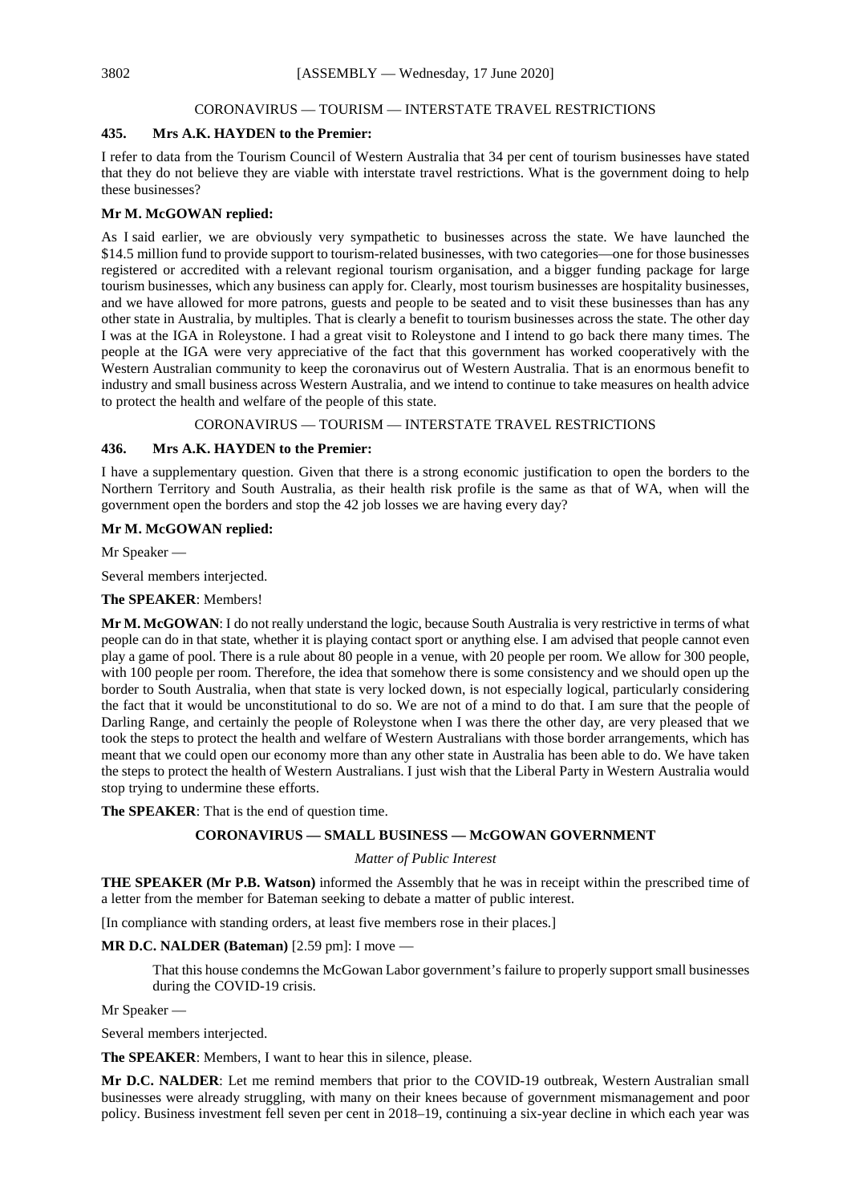CORONAVIRUS — TOURISM — INTERSTATE TRAVEL RESTRICTIONS

**435. Mrs A.K. HAYDEN to the Premier:**

I refer to data from the Tourism Council of Western Australia that 34 per cent of tourism businesses have stated that they do not believe they are viable with interstate travel restrictions. What is the government doing to help these businesses?

**Mr M. McGOWAN replied:**

As I said earlier, we are obviously very sympathetic to businesses across the state. We have launched the $14.5 million fund to provide support to tourism-related businesses, with two categories—one for those businesses registered or accredited with a relevant regional tourism organisation, and a bigger funding package for large tourism businesses, which any business can apply for. Clearly, most tourism businesses are hospitality businesses, and we have allowed for more patrons, guests and people to be seated and to visit these businesses than has any other state in Australia, by multiples. That is clearly a benefit to tourism businesses across the state. The other day I was at the IGA in Roleystone. I had a great visit to Roleystone and I intend to go back there many times. The people at the IGA were very appreciative of the fact that this government has worked cooperatively with the Western Australian community to keep the coronavirus out of Western Australia. That is an enormous benefit to industry and small business across Western Australia, and we intend to continue to take measures on health advice to protect the health and welfare of the people of this state.

CORONAVIRUS — TOURISM — INTERSTATE TRAVEL RESTRICTIONS

**436. Mrs A.K. HAYDEN to the Premier:**

I have a supplementary question. Given that there is a strong economic justification to open the borders to the Northern Territory and South Australia, as their health risk profile is the same as that of WA, when will the government open the borders and stop the 42 job losses we are having every day?

**Mr M. McGOWAN replied:**

Mr Speaker —

Several members interjected.

**The SPEAKER**: Members!

**Mr M. McGOWAN**: I do not really understand the logic, because South Australia is very restrictive in terms of what people can do in that state, whether it is playing contact sport or anything else. I am advised that people cannot even play a game of pool. There is a rule about 80 people in a venue, with 20 people per room. We allow for 300 people, with 100 people per room. Therefore, the idea that somehow there is some consistency and we should open up the border to South Australia, when that state is very locked down, is not especially logical, particularly considering the fact that it would be unconstitutional to do so. We are not of a mind to do that. I am sure that the people of Darling Range, and certainly the people of Roleystone when I was there the other day, are very pleased that we took the steps to protect the health and welfare of Western Australians with those border arrangements, which has meant that we could open our economy more than any other state in Australia has been able to do. We have taken the steps to protect the health of Western Australians. I just wish that the Liberal Party in Western Australia would stop trying to undermine these efforts.

**The SPEAKER**: That is the end of question time.

## CORONAVIRUS — SMALL BUSINESS — McGOWAN GOVERNMENT

*Matter of Public Interest*

**THE SPEAKER (Mr P.B. Watson)** informed the Assembly that he was in receipt within the prescribed time of a letter from the member for Bateman seeking to debate a matter of public interest.

[In compliance with standing orders, at least five members rose in their places.]

**MR D.C. NALDER (Bateman)** [2.59 pm]: I move —

> That this house condemns the McGowan Labor government's failure to properly support small businesses during the COVID-19 crisis.

Mr Speaker —

Several members interjected.

**The SPEAKER**: Members, I want to hear this in silence, please.

**Mr D.C. NALDER**: Let me remind members that prior to the COVID-19 outbreak, Western Australian small businesses were already struggling, with many on their knees because of government mismanagement and poor policy. Business investment fell seven per cent in 2018–19, continuing a six-year decline in which each year was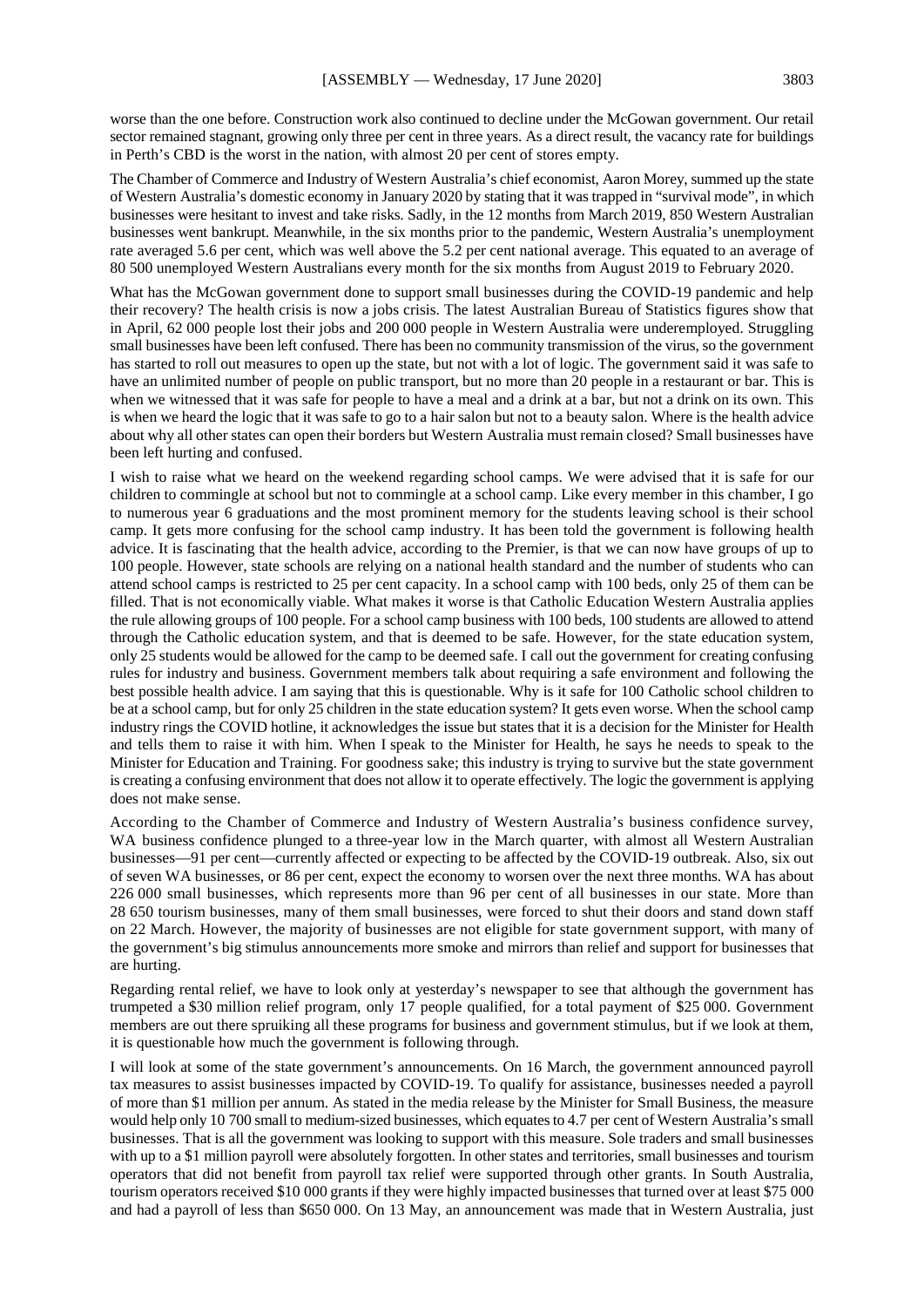worse than the one before. Construction work also continued to decline under the McGowan government. Our retail sector remained stagnant, growing only three per cent in three years. As a direct result, the vacancy rate for buildings in Perth's CBD is the worst in the nation, with almost 20 per cent of stores empty.

The Chamber of Commerce and Industry of Western Australia's chief economist, Aaron Morey, summed up the state of Western Australia's domestic economy in January 2020 by stating that it was trapped in "survival mode", in which businesses were hesitant to invest and take risks. Sadly, in the 12 months from March 2019, 850 Western Australian businesses went bankrupt. Meanwhile, in the six months prior to the pandemic, Western Australia's unemployment rate averaged 5.6 per cent, which was well above the 5.2 per cent national average. This equated to an average of 80 500 unemployed Western Australians every month for the six months from August 2019 to February 2020.

What has the McGowan government done to support small businesses during the COVID-19 pandemic and help their recovery? The health crisis is now a jobs crisis. The latest Australian Bureau of Statistics figures show that in April, 62 000 people lost their jobs and 200 000 people in Western Australia were underemployed. Struggling small businesses have been left confused. There has been no community transmission of the virus, so the government has started to roll out measures to open up the state, but not with a lot of logic. The government said it was safe to have an unlimited number of people on public transport, but no more than 20 people in a restaurant or bar. This is when we witnessed that it was safe for people to have a meal and a drink at a bar, but not a drink on its own. This is when we heard the logic that it was safe to go to a hair salon but not to a beauty salon. Where is the health advice about why all other states can open their borders but Western Australia must remain closed? Small businesses have been left hurting and confused.

I wish to raise what we heard on the weekend regarding school camps. We were advised that it is safe for our children to commingle at school but not to commingle at a school camp. Like every member in this chamber, I go to numerous year 6 graduations and the most prominent memory for the students leaving school is their school camp. It gets more confusing for the school camp industry. It has been told the government is following health advice. It is fascinating that the health advice, according to the Premier, is that we can now have groups of up to 100 people. However, state schools are relying on a national health standard and the number of students who can attend school camps is restricted to 25 per cent capacity. In a school camp with 100 beds, only 25 of them can be filled. That is not economically viable. What makes it worse is that Catholic Education Western Australia applies the rule allowing groups of 100 people. For a school camp business with 100 beds, 100 students are allowed to attend through the Catholic education system, and that is deemed to be safe. However, for the state education system, only 25 students would be allowed for the camp to be deemed safe. I call out the government for creating confusing rules for industry and business. Government members talk about requiring a safe environment and following the best possible health advice. I am saying that this is questionable. Why is it safe for 100 Catholic school children to be at a school camp, but for only 25 children in the state education system? It gets even worse. When the school camp industry rings the COVID hotline, it acknowledges the issue but states that it is a decision for the Minister for Health and tells them to raise it with him. When I speak to the Minister for Health, he says he needs to speak to the Minister for Education and Training. For goodness sake; this industry is trying to survive but the state government is creating a confusing environment that does not allow it to operate effectively. The logic the government is applying does not make sense.

According to the Chamber of Commerce and Industry of Western Australia's business confidence survey, WA business confidence plunged to a three-year low in the March quarter, with almost all Western Australian businesses—91 per cent—currently affected or expecting to be affected by the COVID-19 outbreak. Also, six out of seven WA businesses, or 86 per cent, expect the economy to worsen over the next three months. WA has about 226 000 small businesses, which represents more than 96 per cent of all businesses in our state. More than 28 650 tourism businesses, many of them small businesses, were forced to shut their doors and stand down staff on 22 March. However, the majority of businesses are not eligible for state government support, with many of the government's big stimulus announcements more smoke and mirrors than relief and support for businesses that are hurting.

Regarding rental relief, we have to look only at yesterday's newspaper to see that although the government has trumpeted a $30 million relief program, only 17 people qualified, for a total payment of $25 000. Government members are out there spruiking all these programs for business and government stimulus, but if we look at them, it is questionable how much the government is following through.

I will look at some of the state government's announcements. On 16 March, the government announced payroll tax measures to assist businesses impacted by COVID-19. To qualify for assistance, businesses needed a payroll of more than $1 million per annum. As stated in the media release by the Minister for Small Business, the measure would help only 10 700 small to medium-sized businesses, which equates to 4.7 per cent of Western Australia's small businesses. That is all the government was looking to support with this measure. Sole traders and small businesses with up to a $1 million payroll were absolutely forgotten. In other states and territories, small businesses and tourism operators that did not benefit from payroll tax relief were supported through other grants. In South Australia, tourism operators received $10 000 grants if they were highly impacted businesses that turned over at least $75 000 and had a payroll of less than $650 000. On 13 May, an announcement was made that in Western Australia, just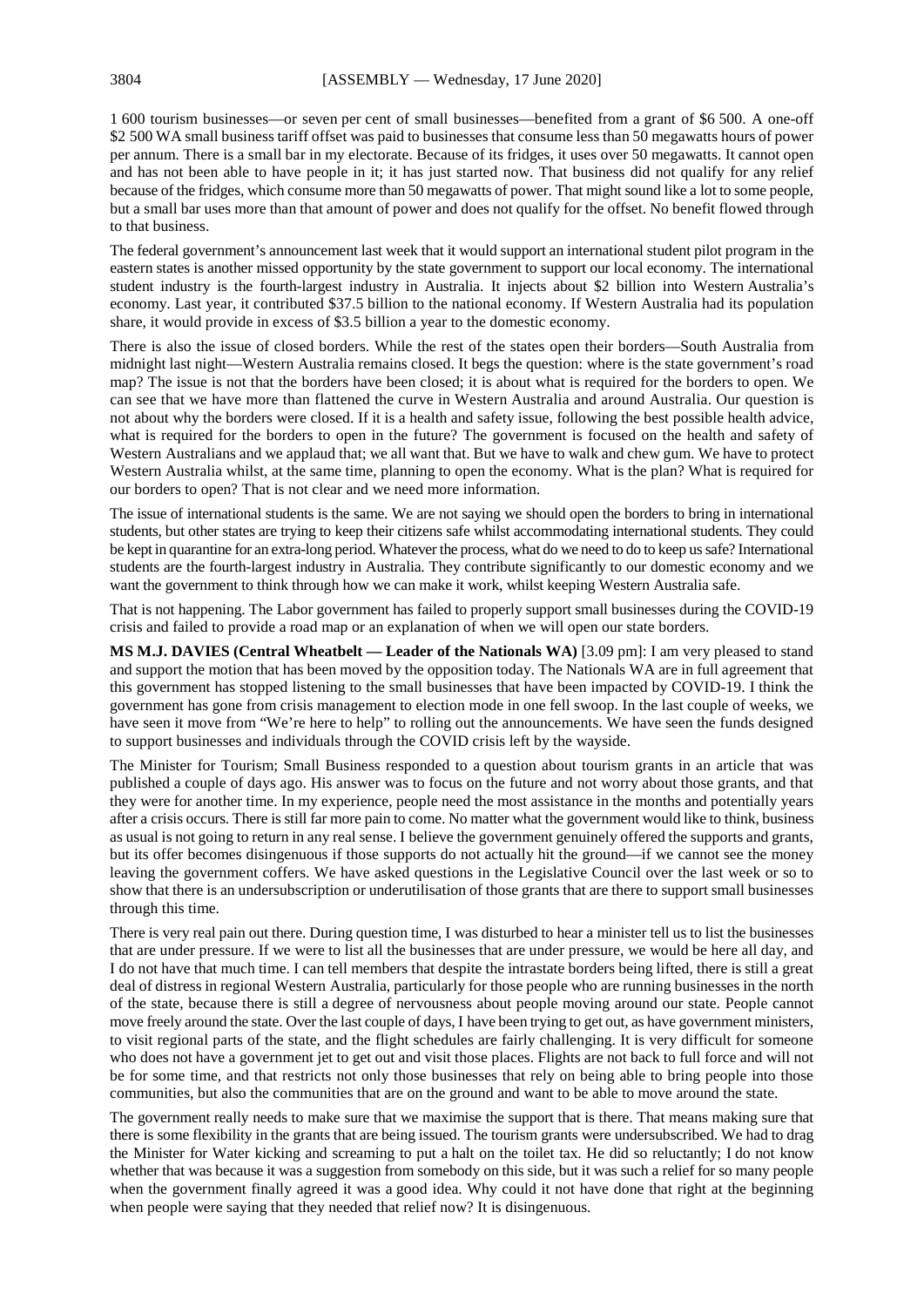1 600 tourism businesses—or seven per cent of small businesses—benefited from a grant of $6 500. A one-off $2 500 WA small business tariff offset was paid to businesses that consume less than 50 megawatts hours of power per annum. There is a small bar in my electorate. Because of its fridges, it uses over 50 megawatts. It cannot open and has not been able to have people in it; it has just started now. That business did not qualify for any relief because of the fridges, which consume more than 50 megawatts of power. That might sound like a lot to some people, but a small bar uses more than that amount of power and does not qualify for the offset. No benefit flowed through to that business.

The federal government's announcement last week that it would support an international student pilot program in the eastern states is another missed opportunity by the state government to support our local economy. The international student industry is the fourth-largest industry in Australia. It injects about $2 billion into Western Australia's economy. Last year, it contributed $37.5 billion to the national economy. If Western Australia had its population share, it would provide in excess of $3.5 billion a year to the domestic economy.

There is also the issue of closed borders. While the rest of the states open their borders—South Australia from midnight last night—Western Australia remains closed. It begs the question: where is the state government's road map? The issue is not that the borders have been closed; it is about what is required for the borders to open. We can see that we have more than flattened the curve in Western Australia and around Australia. Our question is not about why the borders were closed. If it is a health and safety issue, following the best possible health advice, what is required for the borders to open in the future? The government is focused on the health and safety of Western Australians and we applaud that; we all want that. But we have to walk and chew gum. We have to protect Western Australia whilst, at the same time, planning to open the economy. What is the plan? What is required for our borders to open? That is not clear and we need more information.

The issue of international students is the same. We are not saying we should open the borders to bring in international students, but other states are trying to keep their citizens safe whilst accommodating international students. They could be kept in quarantine for an extra-long period. Whatever the process, what do we need to do to keep us safe? International students are the fourth-largest industry in Australia. They contribute significantly to our domestic economy and we want the government to think through how we can make it work, whilst keeping Western Australia safe.

That is not happening. The Labor government has failed to properly support small businesses during the COVID-19 crisis and failed to provide a road map or an explanation of when we will open our state borders.

**MS M.J. DAVIES (Central Wheatbelt — Leader of the Nationals WA)** [3.09 pm]: I am very pleased to stand and support the motion that has been moved by the opposition today. The Nationals WA are in full agreement that this government has stopped listening to the small businesses that have been impacted by COVID-19. I think the government has gone from crisis management to election mode in one fell swoop. In the last couple of weeks, we have seen it move from "We're here to help" to rolling out the announcements. We have seen the funds designed to support businesses and individuals through the COVID crisis left by the wayside.

The Minister for Tourism; Small Business responded to a question about tourism grants in an article that was published a couple of days ago. His answer was to focus on the future and not worry about those grants, and that they were for another time. In my experience, people need the most assistance in the months and potentially years after a crisis occurs. There is still far more pain to come. No matter what the government would like to think, business as usual is not going to return in any real sense. I believe the government genuinely offered the supports and grants, but its offer becomes disingenuous if those supports do not actually hit the ground—if we cannot see the money leaving the government coffers. We have asked questions in the Legislative Council over the last week or so to show that there is an undersubscription or underutilisation of those grants that are there to support small businesses through this time.

There is very real pain out there. During question time, I was disturbed to hear a minister tell us to list the businesses that are under pressure. If we were to list all the businesses that are under pressure, we would be here all day, and I do not have that much time. I can tell members that despite the intrastate borders being lifted, there is still a great deal of distress in regional Western Australia, particularly for those people who are running businesses in the north of the state, because there is still a degree of nervousness about people moving around our state. People cannot move freely around the state. Over the last couple of days, I have been trying to get out, as have government ministers, to visit regional parts of the state, and the flight schedules are fairly challenging. It is very difficult for someone who does not have a government jet to get out and visit those places. Flights are not back to full force and will not be for some time, and that restricts not only those businesses that rely on being able to bring people into those communities, but also the communities that are on the ground and want to be able to move around the state.

The government really needs to make sure that we maximise the support that is there. That means making sure that there is some flexibility in the grants that are being issued. The tourism grants were undersubscribed. We had to drag the Minister for Water kicking and screaming to put a halt on the toilet tax. He did so reluctantly; I do not know whether that was because it was a suggestion from somebody on this side, but it was such a relief for so many people when the government finally agreed it was a good idea. Why could it not have done that right at the beginning when people were saying that they needed that relief now? It is disingenuous.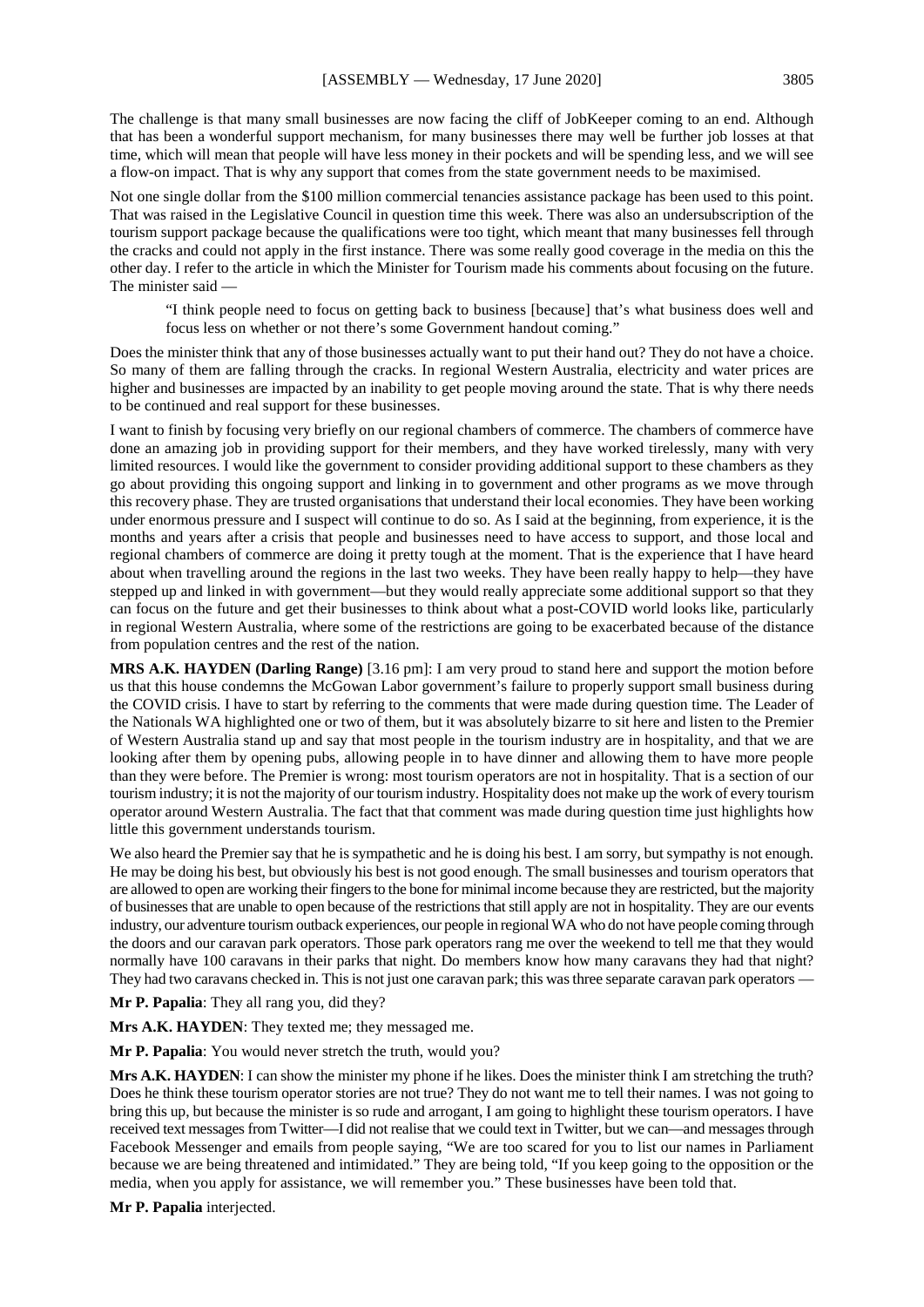The challenge is that many small businesses are now facing the cliff of JobKeeper coming to an end. Although that has been a wonderful support mechanism, for many businesses there may well be further job losses at that time, which will mean that people will have less money in their pockets and will be spending less, and we will see a flow-on impact. That is why any support that comes from the state government needs to be maximised.

Not one single dollar from the $100 million commercial tenancies assistance package has been used to this point. That was raised in the Legislative Council in question time this week. There was also an undersubscription of the tourism support package because the qualifications were too tight, which meant that many businesses fell through the cracks and could not apply in the first instance. There was some really good coverage in the media on this the other day. I refer to the article in which the Minister for Tourism made his comments about focusing on the future. The minister said —

> "I think people need to focus on getting back to business [because] that's what business does well and focus less on whether or not there's some Government handout coming."

Does the minister think that any of those businesses actually want to put their hand out? They do not have a choice. So many of them are falling through the cracks. In regional Western Australia, electricity and water prices are higher and businesses are impacted by an inability to get people moving around the state. That is why there needs to be continued and real support for these businesses.

I want to finish by focusing very briefly on our regional chambers of commerce. The chambers of commerce have done an amazing job in providing support for their members, and they have worked tirelessly, many with very limited resources. I would like the government to consider providing additional support to these chambers as they go about providing this ongoing support and linking in to government and other programs as we move through this recovery phase. They are trusted organisations that understand their local economies. They have been working under enormous pressure and I suspect will continue to do so. As I said at the beginning, from experience, it is the months and years after a crisis that people and businesses need to have access to support, and those local and regional chambers of commerce are doing it pretty tough at the moment. That is the experience that I have heard about when travelling around the regions in the last two weeks. They have been really happy to help—they have stepped up and linked in with government—but they would really appreciate some additional support so that they can focus on the future and get their businesses to think about what a post-COVID world looks like, particularly in regional Western Australia, where some of the restrictions are going to be exacerbated because of the distance from population centres and the rest of the nation.

**MRS A.K. HAYDEN (Darling Range)** [3.16 pm]: I am very proud to stand here and support the motion before us that this house condemns the McGowan Labor government's failure to properly support small business during the COVID crisis. I have to start by referring to the comments that were made during question time. The Leader of the Nationals WA highlighted one or two of them, but it was absolutely bizarre to sit here and listen to the Premier of Western Australia stand up and say that most people in the tourism industry are in hospitality, and that we are looking after them by opening pubs, allowing people in to have dinner and allowing them to have more people than they were before. The Premier is wrong: most tourism operators are not in hospitality. That is a section of our tourism industry; it is not the majority of our tourism industry. Hospitality does not make up the work of every tourism operator around Western Australia. The fact that that comment was made during question time just highlights how little this government understands tourism.

We also heard the Premier say that he is sympathetic and he is doing his best. I am sorry, but sympathy is not enough. He may be doing his best, but obviously his best is not good enough. The small businesses and tourism operators that are allowed to open are working their fingers to the bone for minimal income because they are restricted, but the majority of businesses that are unable to open because of the restrictions that still apply are not in hospitality. They are our events industry, our adventure tourism outback experiences, our people in regional WA who do not have people coming through the doors and our caravan park operators. Those park operators rang me over the weekend to tell me that they would normally have 100 caravans in their parks that night. Do members know how many caravans they had that night? They had two caravans checked in. This is not just one caravan park; this was three separate caravan park operators —

**Mr P. Papalia**: They all rang you, did they?

**Mrs A.K. HAYDEN**: They texted me; they messaged me.

**Mr P. Papalia**: You would never stretch the truth, would you?

**Mrs A.K. HAYDEN**: I can show the minister my phone if he likes. Does the minister think I am stretching the truth? Does he think these tourism operator stories are not true? They do not want me to tell their names. I was not going to bring this up, but because the minister is so rude and arrogant, I am going to highlight these tourism operators. I have received text messages from Twitter—I did not realise that we could text in Twitter, but we can—and messages through Facebook Messenger and emails from people saying, "We are too scared for you to list our names in Parliament because we are being threatened and intimidated." They are being told, "If you keep going to the opposition or the media, when you apply for assistance, we will remember you." These businesses have been told that.

**Mr P. Papalia** interjected.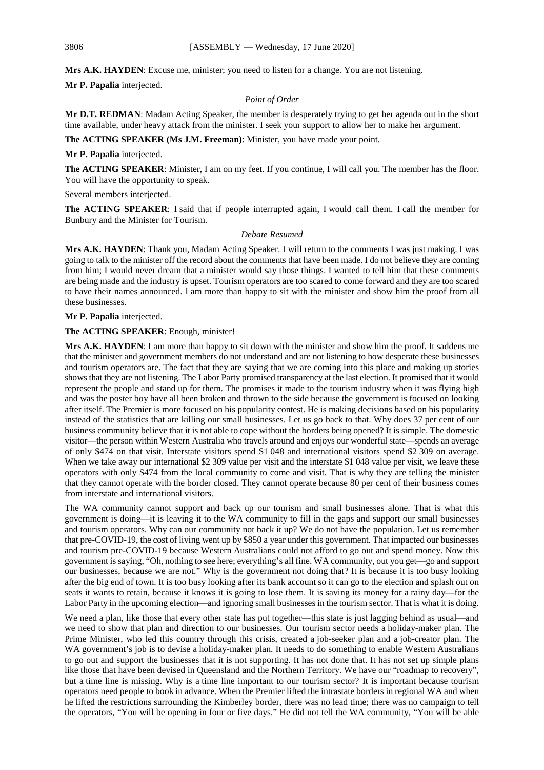**Mrs A.K. HAYDEN**: Excuse me, minister; you need to listen for a change. You are not listening.

**Mr P. Papalia** interjected.

*Point of Order*

**Mr D.T. REDMAN**: Madam Acting Speaker, the member is desperately trying to get her agenda out in the short time available, under heavy attack from the minister. I seek your support to allow her to make her argument.

**The ACTING SPEAKER (Ms J.M. Freeman)**: Minister, you have made your point.

**Mr P. Papalia** interjected.

**The ACTING SPEAKER**: Minister, I am on my feet. If you continue, I will call you. The member has the floor. You will have the opportunity to speak.

Several members interjected.

**The ACTING SPEAKER**: I said that if people interrupted again, I would call them. I call the member for Bunbury and the Minister for Tourism.

*Debate Resumed*

**Mrs A.K. HAYDEN**: Thank you, Madam Acting Speaker. I will return to the comments I was just making. I was going to talk to the minister off the record about the comments that have been made. I do not believe they are coming from him; I would never dream that a minister would say those things. I wanted to tell him that these comments are being made and the industry is upset. Tourism operators are too scared to come forward and they are too scared to have their names announced. I am more than happy to sit with the minister and show him the proof from all these businesses.

**Mr P. Papalia** interjected.

**The ACTING SPEAKER**: Enough, minister!

**Mrs A.K. HAYDEN**: I am more than happy to sit down with the minister and show him the proof. It saddens me that the minister and government members do not understand and are not listening to how desperate these businesses and tourism operators are. The fact that they are saying that we are coming into this place and making up stories shows that they are not listening. The Labor Party promised transparency at the last election. It promised that it would represent the people and stand up for them. The promises it made to the tourism industry when it was flying high and was the poster boy have all been broken and thrown to the side because the government is focused on looking after itself. The Premier is more focused on his popularity contest. He is making decisions based on his popularity instead of the statistics that are killing our small businesses. Let us go back to that. Why does 37 per cent of our business community believe that it is not able to cope without the borders being opened? It is simple. The domestic visitor—the person within Western Australia who travels around and enjoys our wonderful state—spends an average of only $474 on that visit. Interstate visitors spend $1 048 and international visitors spend $2 309 on average. When we take away our international $2 309 value per visit and the interstate $1 048 value per visit, we leave these operators with only $474 from the local community to come and visit. That is why they are telling the minister that they cannot operate with the border closed. They cannot operate because 80 per cent of their business comes from interstate and international visitors.

The WA community cannot support and back up our tourism and small businesses alone. That is what this government is doing—it is leaving it to the WA community to fill in the gaps and support our small businesses and tourism operators. Why can our community not back it up? We do not have the population. Let us remember that pre-COVID-19, the cost of living went up by $850 a year under this government. That impacted our businesses and tourism pre-COVID-19 because Western Australians could not afford to go out and spend money. Now this government is saying, "Oh, nothing to see here; everything's all fine. WA community, out you get—go and support our businesses, because we are not." Why is the government not doing that? It is because it is too busy looking after the big end of town. It is too busy looking after its bank account so it can go to the election and splash out on seats it wants to retain, because it knows it is going to lose them. It is saving its money for a rainy day—for the Labor Party in the upcoming election—and ignoring small businesses in the tourism sector. That is what it is doing.

We need a plan, like those that every other state has put together—this state is just lagging behind as usual—and we need to show that plan and direction to our businesses. Our tourism sector needs a holiday-maker plan. The Prime Minister, who led this country through this crisis, created a job-seeker plan and a job-creator plan. The WA government's job is to devise a holiday-maker plan. It needs to do something to enable Western Australians to go out and support the businesses that it is not supporting. It has not done that. It has not set up simple plans like those that have been devised in Queensland and the Northern Territory. We have our "roadmap to recovery", but a time line is missing. Why is a time line important to our tourism sector? It is important because tourism operators need people to book in advance. When the Premier lifted the intrastate borders in regional WA and when he lifted the restrictions surrounding the Kimberley border, there was no lead time; there was no campaign to tell the operators, "You will be opening in four or five days." He did not tell the WA community, "You will be able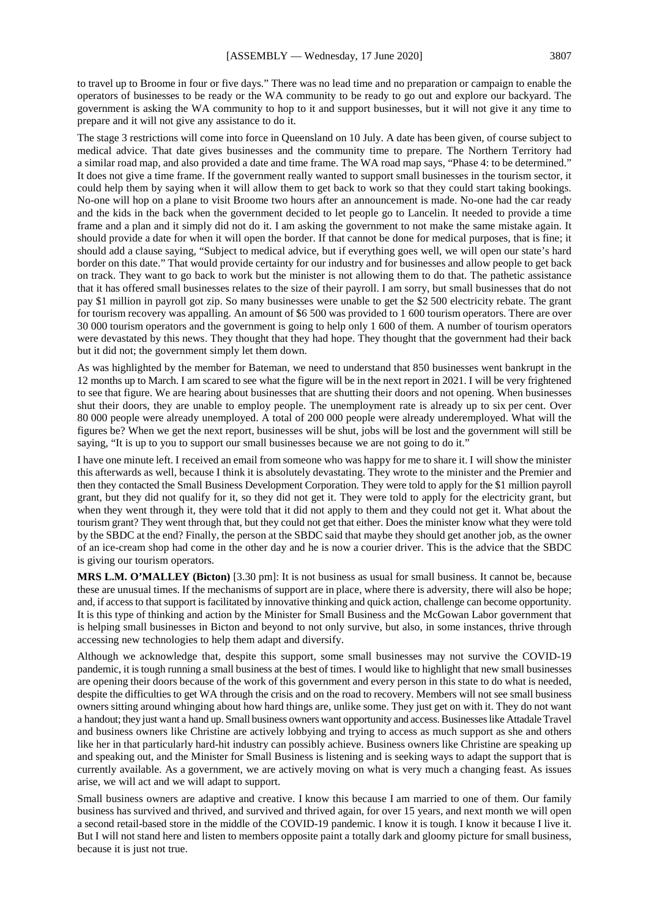to travel up to Broome in four or five days." There was no lead time and no preparation or campaign to enable the operators of businesses to be ready or the WA community to be ready to go out and explore our backyard. The government is asking the WA community to hop to it and support businesses, but it will not give it any time to prepare and it will not give any assistance to do it.

The stage 3 restrictions will come into force in Queensland on 10 July. A date has been given, of course subject to medical advice. That date gives businesses and the community time to prepare. The Northern Territory had a similar road map, and also provided a date and time frame. The WA road map says, "Phase 4: to be determined." It does not give a time frame. If the government really wanted to support small businesses in the tourism sector, it could help them by saying when it will allow them to get back to work so that they could start taking bookings. No-one will hop on a plane to visit Broome two hours after an announcement is made. No-one had the car ready and the kids in the back when the government decided to let people go to Lancelin. It needed to provide a time frame and a plan and it simply did not do it. I am asking the government to not make the same mistake again. It should provide a date for when it will open the border. If that cannot be done for medical purposes, that is fine; it should add a clause saying, "Subject to medical advice, but if everything goes well, we will open our state's hard border on this date." That would provide certainty for our industry and for businesses and allow people to get back on track. They want to go back to work but the minister is not allowing them to do that. The pathetic assistance that it has offered small businesses relates to the size of their payroll. I am sorry, but small businesses that do not pay $1 million in payroll got zip. So many businesses were unable to get the $2 500 electricity rebate. The grant for tourism recovery was appalling. An amount of $6 500 was provided to 1 600 tourism operators. There are over 30 000 tourism operators and the government is going to help only 1 600 of them. A number of tourism operators were devastated by this news. They thought that they had hope. They thought that the government had their back but it did not; the government simply let them down.

As was highlighted by the member for Bateman, we need to understand that 850 businesses went bankrupt in the 12 months up to March. I am scared to see what the figure will be in the next report in 2021. I will be very frightened to see that figure. We are hearing about businesses that are shutting their doors and not opening. When businesses shut their doors, they are unable to employ people. The unemployment rate is already up to six per cent. Over 80 000 people were already unemployed. A total of 200 000 people were already underemployed. What will the figures be? When we get the next report, businesses will be shut, jobs will be lost and the government will still be saying, "It is up to you to support our small businesses because we are not going to do it."

I have one minute left. I received an email from someone who was happy for me to share it. I will show the minister this afterwards as well, because I think it is absolutely devastating. They wrote to the minister and the Premier and then they contacted the Small Business Development Corporation. They were told to apply for the $1 million payroll grant, but they did not qualify for it, so they did not get it. They were told to apply for the electricity grant, but when they went through it, they were told that it did not apply to them and they could not get it. What about the tourism grant? They went through that, but they could not get that either. Does the minister know what they were told by the SBDC at the end? Finally, the person at the SBDC said that maybe they should get another job, as the owner of an ice-cream shop had come in the other day and he is now a courier driver. This is the advice that the SBDC is giving our tourism operators.

**MRS L.M. O'MALLEY (Bicton)** [3.30 pm]: It is not business as usual for small business. It cannot be, because these are unusual times. If the mechanisms of support are in place, where there is adversity, there will also be hope; and, if access to that support is facilitated by innovative thinking and quick action, challenge can become opportunity. It is this type of thinking and action by the Minister for Small Business and the McGowan Labor government that is helping small businesses in Bicton and beyond to not only survive, but also, in some instances, thrive through accessing new technologies to help them adapt and diversify.

Although we acknowledge that, despite this support, some small businesses may not survive the COVID-19 pandemic, it is tough running a small business at the best of times. I would like to highlight that new small businesses are opening their doors because of the work of this government and every person in this state to do what is needed, despite the difficulties to get WA through the crisis and on the road to recovery. Members will not see small business owners sitting around whinging about how hard things are, unlike some. They just get on with it. They do not want a handout; they just want a hand up. Small business owners want opportunity and access. Businesses like Attadale Travel and business owners like Christine are actively lobbying and trying to access as much support as she and others like her in that particularly hard-hit industry can possibly achieve. Business owners like Christine are speaking up and speaking out, and the Minister for Small Business is listening and is seeking ways to adapt the support that is currently available. As a government, we are actively moving on what is very much a changing feast. As issues arise, we will act and we will adapt to support.

Small business owners are adaptive and creative. I know this because I am married to one of them. Our family business has survived and thrived, and survived and thrived again, for over 15 years, and next month we will open a second retail-based store in the middle of the COVID-19 pandemic. I know it is tough. I know it because I live it. But I will not stand here and listen to members opposite paint a totally dark and gloomy picture for small business, because it is just not true.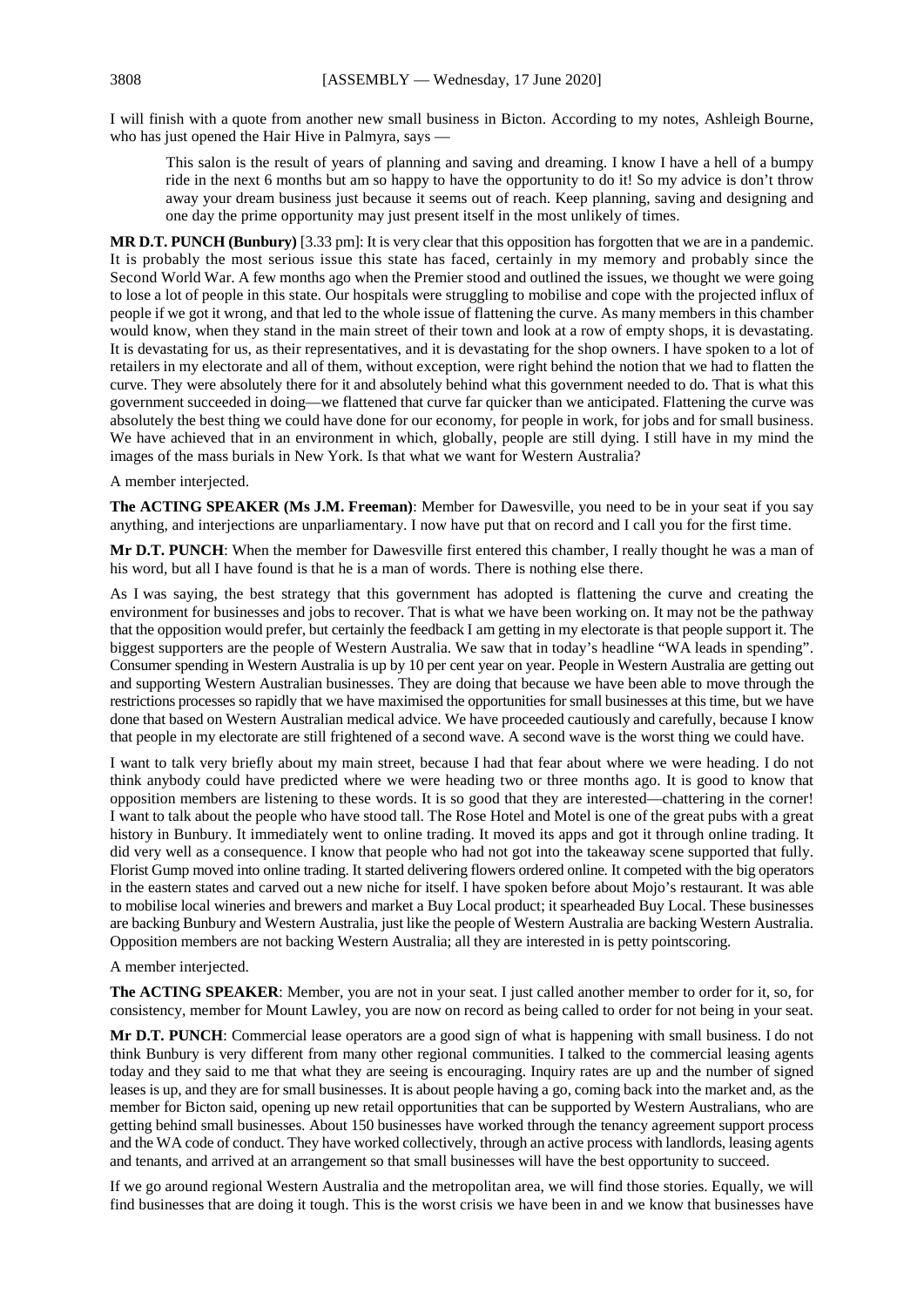I will finish with a quote from another new small business in Bicton. According to my notes, Ashleigh Bourne, who has just opened the Hair Hive in Palmyra, says —

> This salon is the result of years of planning and saving and dreaming. I know I have a hell of a bumpy ride in the next 6 months but am so happy to have the opportunity to do it! So my advice is don't throw away your dream business just because it seems out of reach. Keep planning, saving and designing and one day the prime opportunity may just present itself in the most unlikely of times.

**MR D.T. PUNCH (Bunbury)** [3.33 pm]: It is very clear that this opposition has forgotten that we are in a pandemic. It is probably the most serious issue this state has faced, certainly in my memory and probably since the Second World War. A few months ago when the Premier stood and outlined the issues, we thought we were going to lose a lot of people in this state. Our hospitals were struggling to mobilise and cope with the projected influx of people if we got it wrong, and that led to the whole issue of flattening the curve. As many members in this chamber would know, when they stand in the main street of their town and look at a row of empty shops, it is devastating. It is devastating for us, as their representatives, and it is devastating for the shop owners. I have spoken to a lot of retailers in my electorate and all of them, without exception, were right behind the notion that we had to flatten the curve. They were absolutely there for it and absolutely behind what this government needed to do. That is what this government succeeded in doing—we flattened that curve far quicker than we anticipated. Flattening the curve was absolutely the best thing we could have done for our economy, for people in work, for jobs and for small business. We have achieved that in an environment in which, globally, people are still dying. I still have in my mind the images of the mass burials in New York. Is that what we want for Western Australia?

A member interjected.

**The ACTING SPEAKER (Ms J.M. Freeman)**: Member for Dawesville, you need to be in your seat if you say anything, and interjections are unparliamentary. I now have put that on record and I call you for the first time.

**Mr D.T. PUNCH**: When the member for Dawesville first entered this chamber, I really thought he was a man of his word, but all I have found is that he is a man of words. There is nothing else there.

As I was saying, the best strategy that this government has adopted is flattening the curve and creating the environment for businesses and jobs to recover. That is what we have been working on. It may not be the pathway that the opposition would prefer, but certainly the feedback I am getting in my electorate is that people support it. The biggest supporters are the people of Western Australia. We saw that in today's headline "WA leads in spending". Consumer spending in Western Australia is up by 10 per cent year on year. People in Western Australia are getting out and supporting Western Australian businesses. They are doing that because we have been able to move through the restrictions processes so rapidly that we have maximised the opportunities for small businesses at this time, but we have done that based on Western Australian medical advice. We have proceeded cautiously and carefully, because I know that people in my electorate are still frightened of a second wave. A second wave is the worst thing we could have.

I want to talk very briefly about my main street, because I had that fear about where we were heading. I do not think anybody could have predicted where we were heading two or three months ago. It is good to know that opposition members are listening to these words. It is so good that they are interested—chattering in the corner! I want to talk about the people who have stood tall. The Rose Hotel and Motel is one of the great pubs with a great history in Bunbury. It immediately went to online trading. It moved its apps and got it through online trading. It did very well as a consequence. I know that people who had not got into the takeaway scene supported that fully. Florist Gump moved into online trading. It started delivering flowers ordered online. It competed with the big operators in the eastern states and carved out a new niche for itself. I have spoken before about Mojo's restaurant. It was able to mobilise local wineries and brewers and market a Buy Local product; it spearheaded Buy Local. These businesses are backing Bunbury and Western Australia, just like the people of Western Australia are backing Western Australia. Opposition members are not backing Western Australia; all they are interested in is petty pointscoring.

A member interjected.

**The ACTING SPEAKER**: Member, you are not in your seat. I just called another member to order for it, so, for consistency, member for Mount Lawley, you are now on record as being called to order for not being in your seat.

**Mr D.T. PUNCH**: Commercial lease operators are a good sign of what is happening with small business. I do not think Bunbury is very different from many other regional communities. I talked to the commercial leasing agents today and they said to me that what they are seeing is encouraging. Inquiry rates are up and the number of signed leases is up, and they are for small businesses. It is about people having a go, coming back into the market and, as the member for Bicton said, opening up new retail opportunities that can be supported by Western Australians, who are getting behind small businesses. About 150 businesses have worked through the tenancy agreement support process and the WA code of conduct. They have worked collectively, through an active process with landlords, leasing agents and tenants, and arrived at an arrangement so that small businesses will have the best opportunity to succeed.

If we go around regional Western Australia and the metropolitan area, we will find those stories. Equally, we will find businesses that are doing it tough. This is the worst crisis we have been in and we know that businesses have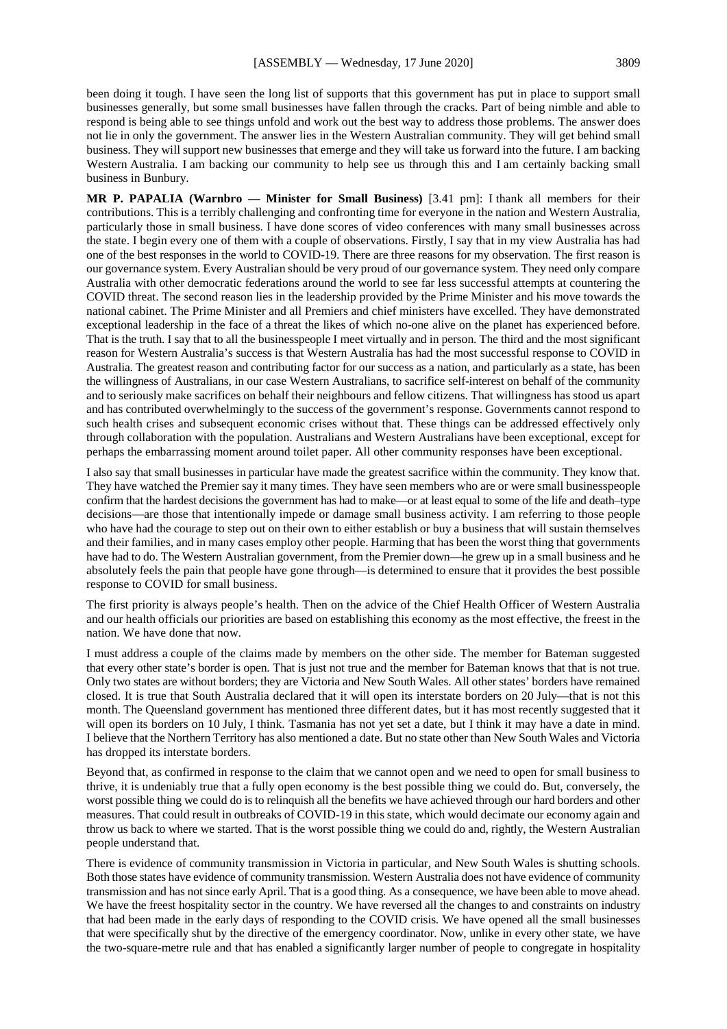been doing it tough. I have seen the long list of supports that this government has put in place to support small businesses generally, but some small businesses have fallen through the cracks. Part of being nimble and able to respond is being able to see things unfold and work out the best way to address those problems. The answer does not lie in only the government. The answer lies in the Western Australian community. They will get behind small business. They will support new businesses that emerge and they will take us forward into the future. I am backing Western Australia. I am backing our community to help see us through this and I am certainly backing small business in Bunbury.

**MR P. PAPALIA (Warnbro — Minister for Small Business)** [3.41 pm]: I thank all members for their contributions. This is a terribly challenging and confronting time for everyone in the nation and Western Australia, particularly those in small business. I have done scores of video conferences with many small businesses across the state. I begin every one of them with a couple of observations. Firstly, I say that in my view Australia has had one of the best responses in the world to COVID-19. There are three reasons for my observation. The first reason is our governance system. Every Australian should be very proud of our governance system. They need only compare Australia with other democratic federations around the world to see far less successful attempts at countering the COVID threat. The second reason lies in the leadership provided by the Prime Minister and his move towards the national cabinet. The Prime Minister and all Premiers and chief ministers have excelled. They have demonstrated exceptional leadership in the face of a threat the likes of which no-one alive on the planet has experienced before. That is the truth. I say that to all the businesspeople I meet virtually and in person. The third and the most significant reason for Western Australia's success is that Western Australia has had the most successful response to COVID in Australia. The greatest reason and contributing factor for our success as a nation, and particularly as a state, has been the willingness of Australians, in our case Western Australians, to sacrifice self-interest on behalf of the community and to seriously make sacrifices on behalf their neighbours and fellow citizens. That willingness has stood us apart and has contributed overwhelmingly to the success of the government's response. Governments cannot respond to such health crises and subsequent economic crises without that. These things can be addressed effectively only through collaboration with the population. Australians and Western Australians have been exceptional, except for perhaps the embarrassing moment around toilet paper. All other community responses have been exceptional.

I also say that small businesses in particular have made the greatest sacrifice within the community. They know that. They have watched the Premier say it many times. They have seen members who are or were small businesspeople confirm that the hardest decisions the government has had to make—or at least equal to some of the life and death–type decisions—are those that intentionally impede or damage small business activity. I am referring to those people who have had the courage to step out on their own to either establish or buy a business that will sustain themselves and their families, and in many cases employ other people. Harming that has been the worst thing that governments have had to do. The Western Australian government, from the Premier down—he grew up in a small business and he absolutely feels the pain that people have gone through—is determined to ensure that it provides the best possible response to COVID for small business.

The first priority is always people's health. Then on the advice of the Chief Health Officer of Western Australia and our health officials our priorities are based on establishing this economy as the most effective, the freest in the nation. We have done that now.

I must address a couple of the claims made by members on the other side. The member for Bateman suggested that every other state's border is open. That is just not true and the member for Bateman knows that that is not true. Only two states are without borders; they are Victoria and New South Wales. All other states' borders have remained closed. It is true that South Australia declared that it will open its interstate borders on 20 July—that is not this month. The Queensland government has mentioned three different dates, but it has most recently suggested that it will open its borders on 10 July, I think. Tasmania has not yet set a date, but I think it may have a date in mind. I believe that the Northern Territory has also mentioned a date. But no state other than New South Wales and Victoria has dropped its interstate borders.

Beyond that, as confirmed in response to the claim that we cannot open and we need to open for small business to thrive, it is undeniably true that a fully open economy is the best possible thing we could do. But, conversely, the worst possible thing we could do is to relinquish all the benefits we have achieved through our hard borders and other measures. That could result in outbreaks of COVID-19 in this state, which would decimate our economy again and throw us back to where we started. That is the worst possible thing we could do and, rightly, the Western Australian people understand that.

There is evidence of community transmission in Victoria in particular, and New South Wales is shutting schools. Both those states have evidence of community transmission. Western Australia does not have evidence of community transmission and has not since early April. That is a good thing. As a consequence, we have been able to move ahead. We have the freest hospitality sector in the country. We have reversed all the changes to and constraints on industry that had been made in the early days of responding to the COVID crisis. We have opened all the small businesses that were specifically shut by the directive of the emergency coordinator. Now, unlike in every other state, we have the two-square-metre rule and that has enabled a significantly larger number of people to congregate in hospitality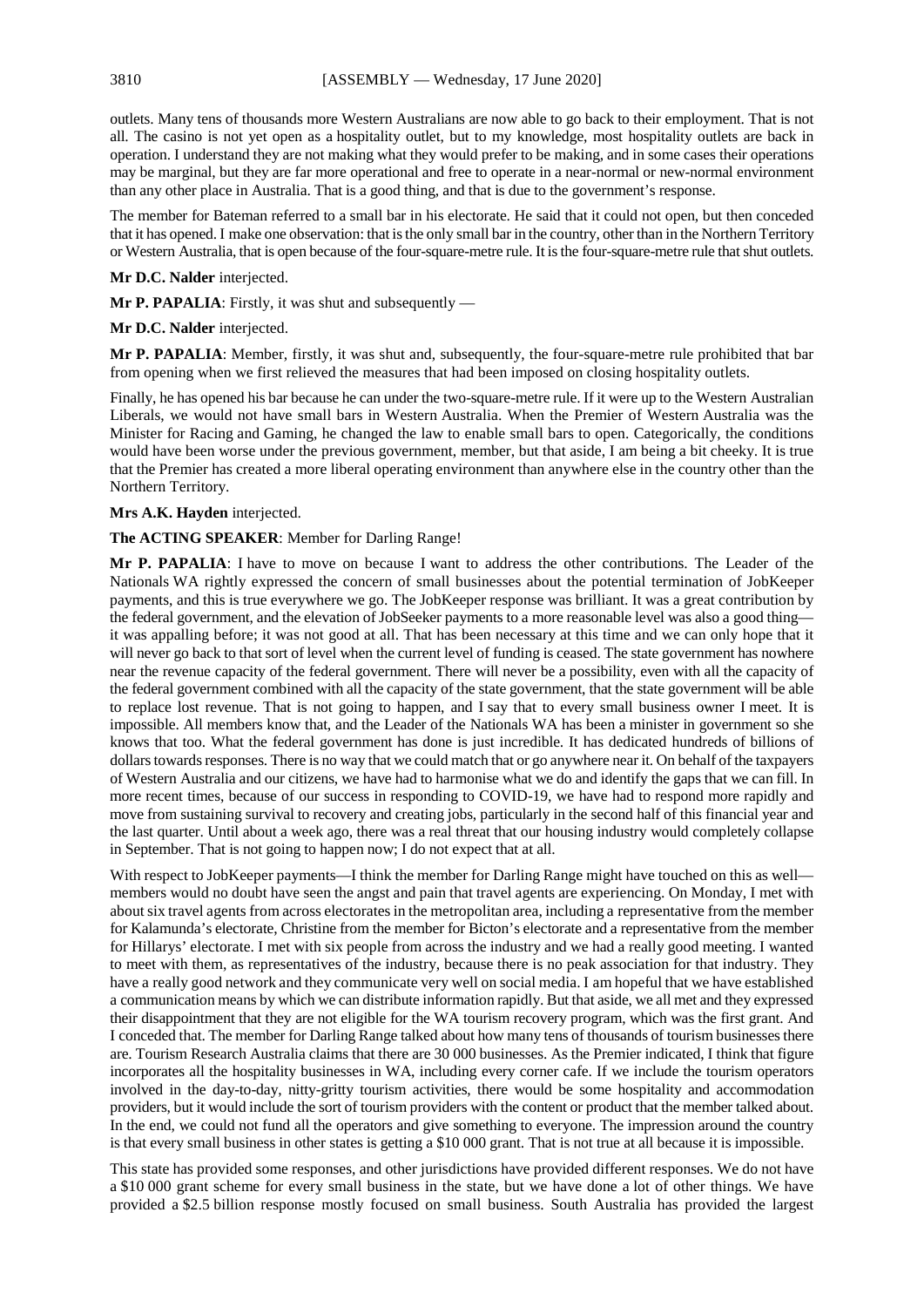outlets. Many tens of thousands more Western Australians are now able to go back to their employment. That is not all. The casino is not yet open as a hospitality outlet, but to my knowledge, most hospitality outlets are back in operation. I understand they are not making what they would prefer to be making, and in some cases their operations may be marginal, but they are far more operational and free to operate in a near-normal or new-normal environment than any other place in Australia. That is a good thing, and that is due to the government's response.

The member for Bateman referred to a small bar in his electorate. He said that it could not open, but then conceded that it has opened. I make one observation: that is the only small bar in the country, other than in the Northern Territory or Western Australia, that is open because of the four-square-metre rule. It is the four-square-metre rule that shut outlets.

**Mr D.C. Nalder** interjected.

**Mr P. PAPALIA**: Firstly, it was shut and subsequently —

**Mr D.C. Nalder** interjected.

**Mr P. PAPALIA**: Member, firstly, it was shut and, subsequently, the four-square-metre rule prohibited that bar from opening when we first relieved the measures that had been imposed on closing hospitality outlets.

Finally, he has opened his bar because he can under the two-square-metre rule. If it were up to the Western Australian Liberals, we would not have small bars in Western Australia. When the Premier of Western Australia was the Minister for Racing and Gaming, he changed the law to enable small bars to open. Categorically, the conditions would have been worse under the previous government, member, but that aside, I am being a bit cheeky. It is true that the Premier has created a more liberal operating environment than anywhere else in the country other than the Northern Territory.

**Mrs A.K. Hayden** interjected.

**The ACTING SPEAKER**: Member for Darling Range!

**Mr P. PAPALIA**: I have to move on because I want to address the other contributions. The Leader of the Nationals WA rightly expressed the concern of small businesses about the potential termination of JobKeeper payments, and this is true everywhere we go. The JobKeeper response was brilliant. It was a great contribution by the federal government, and the elevation of JobSeeker payments to a more reasonable level was also a good thing—it was appalling before; it was not good at all. That has been necessary at this time and we can only hope that it will never go back to that sort of level when the current level of funding is ceased. The state government has nowhere near the revenue capacity of the federal government. There will never be a possibility, even with all the capacity of the federal government combined with all the capacity of the state government, that the state government will be able to replace lost revenue. That is not going to happen, and I say that to every small business owner I meet. It is impossible. All members know that, and the Leader of the Nationals WA has been a minister in government so she knows that too. What the federal government has done is just incredible. It has dedicated hundreds of billions of dollars towards responses. There is no way that we could match that or go anywhere near it. On behalf of the taxpayers of Western Australia and our citizens, we have had to harmonise what we do and identify the gaps that we can fill. In more recent times, because of our success in responding to COVID-19, we have had to respond more rapidly and move from sustaining survival to recovery and creating jobs, particularly in the second half of this financial year and the last quarter. Until about a week ago, there was a real threat that our housing industry would completely collapse in September. That is not going to happen now; I do not expect that at all.

With respect to JobKeeper payments—I think the member for Darling Range might have touched on this as well—members would no doubt have seen the angst and pain that travel agents are experiencing. On Monday, I met with about six travel agents from across electorates in the metropolitan area, including a representative from the member for Kalamunda's electorate, Christine from the member for Bicton's electorate and a representative from the member for Hillarys' electorate. I met with six people from across the industry and we had a really good meeting. I wanted to meet with them, as representatives of the industry, because there is no peak association for that industry. They have a really good network and they communicate very well on social media. I am hopeful that we have established a communication means by which we can distribute information rapidly. But that aside, we all met and they expressed their disappointment that they are not eligible for the WA tourism recovery program, which was the first grant. And I conceded that. The member for Darling Range talked about how many tens of thousands of tourism businesses there are. Tourism Research Australia claims that there are 30 000 businesses. As the Premier indicated, I think that figure incorporates all the hospitality businesses in WA, including every corner cafe. If we include the tourism operators involved in the day-to-day, nitty-gritty tourism activities, there would be some hospitality and accommodation providers, but it would include the sort of tourism providers with the content or product that the member talked about. In the end, we could not fund all the operators and give something to everyone. The impression around the country is that every small business in other states is getting a $10 000 grant. That is not true at all because it is impossible.

This state has provided some responses, and other jurisdictions have provided different responses. We do not have a $10 000 grant scheme for every small business in the state, but we have done a lot of other things. We have provided a $2.5 billion response mostly focused on small business. South Australia has provided the largest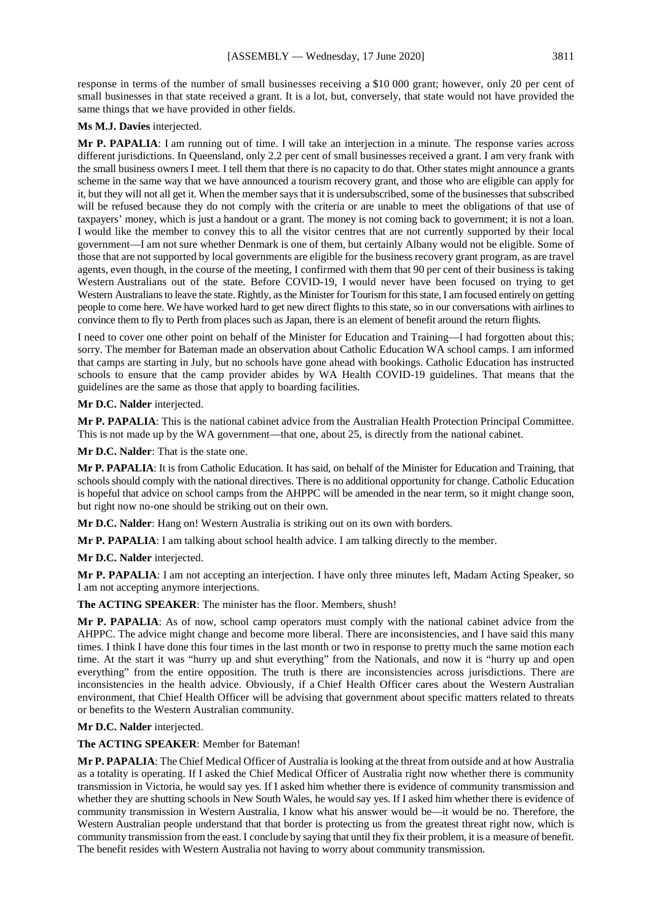response in terms of the number of small businesses receiving a $10 000 grant; however, only 20 per cent of small businesses in that state received a grant. It is a lot, but, conversely, that state would not have provided the same things that we have provided in other fields.

**Ms M.J. Davies** interjected.

**Mr P. PAPALIA**: I am running out of time. I will take an interjection in a minute. The response varies across different jurisdictions. In Queensland, only 2.2 per cent of small businesses received a grant. I am very frank with the small business owners I meet. I tell them that there is no capacity to do that. Other states might announce a grants scheme in the same way that we have announced a tourism recovery grant, and those who are eligible can apply for it, but they will not all get it. When the member says that it is undersubscribed, some of the businesses that subscribed will be refused because they do not comply with the criteria or are unable to meet the obligations of that use of taxpayers' money, which is just a handout or a grant. The money is not coming back to government; it is not a loan. I would like the member to convey this to all the visitor centres that are not currently supported by their local government—I am not sure whether Denmark is one of them, but certainly Albany would not be eligible. Some of those that are not supported by local governments are eligible for the business recovery grant program, as are travel agents, even though, in the course of the meeting, I confirmed with them that 90 per cent of their business is taking Western Australians out of the state. Before COVID-19, I would never have been focused on trying to get Western Australians to leave the state. Rightly, as the Minister for Tourism for this state, I am focused entirely on getting people to come here. We have worked hard to get new direct flights to this state, so in our conversations with airlines to convince them to fly to Perth from places such as Japan, there is an element of benefit around the return flights.

I need to cover one other point on behalf of the Minister for Education and Training—I had forgotten about this; sorry. The member for Bateman made an observation about Catholic Education WA school camps. I am informed that camps are starting in July, but no schools have gone ahead with bookings. Catholic Education has instructed schools to ensure that the camp provider abides by WA Health COVID-19 guidelines. That means that the guidelines are the same as those that apply to boarding facilities.

**Mr D.C. Nalder** interjected.

**Mr P. PAPALIA**: This is the national cabinet advice from the Australian Health Protection Principal Committee. This is not made up by the WA government—that one, about 25, is directly from the national cabinet.

**Mr D.C. Nalder**: That is the state one.

**Mr P. PAPALIA**: It is from Catholic Education. It has said, on behalf of the Minister for Education and Training, that schools should comply with the national directives. There is no additional opportunity for change. Catholic Education is hopeful that advice on school camps from the AHPPC will be amended in the near term, so it might change soon, but right now no-one should be striking out on their own.

**Mr D.C. Nalder**: Hang on! Western Australia is striking out on its own with borders.

**Mr P. PAPALIA**: I am talking about school health advice. I am talking directly to the member.

**Mr D.C. Nalder** interjected.

**Mr P. PAPALIA**: I am not accepting an interjection. I have only three minutes left, Madam Acting Speaker, so I am not accepting anymore interjections.

**The ACTING SPEAKER**: The minister has the floor. Members, shush!

**Mr P. PAPALIA**: As of now, school camp operators must comply with the national cabinet advice from the AHPPC. The advice might change and become more liberal. There are inconsistencies, and I have said this many times. I think I have done this four times in the last month or two in response to pretty much the same motion each time. At the start it was "hurry up and shut everything" from the Nationals, and now it is "hurry up and open everything" from the entire opposition. The truth is there are inconsistencies across jurisdictions. There are inconsistencies in the health advice. Obviously, if a Chief Health Officer cares about the Western Australian environment, that Chief Health Officer will be advising that government about specific matters related to threats or benefits to the Western Australian community.

**Mr D.C. Nalder** interjected.

**The ACTING SPEAKER**: Member for Bateman!

**Mr P. PAPALIA**: The Chief Medical Officer of Australia is looking at the threat from outside and at how Australia as a totality is operating. If I asked the Chief Medical Officer of Australia right now whether there is community transmission in Victoria, he would say yes. If I asked him whether there is evidence of community transmission and whether they are shutting schools in New South Wales, he would say yes. If I asked him whether there is evidence of community transmission in Western Australia, I know what his answer would be—it would be no. Therefore, the Western Australian people understand that that border is protecting us from the greatest threat right now, which is community transmission from the east. I conclude by saying that until they fix their problem, it is a measure of benefit. The benefit resides with Western Australia not having to worry about community transmission.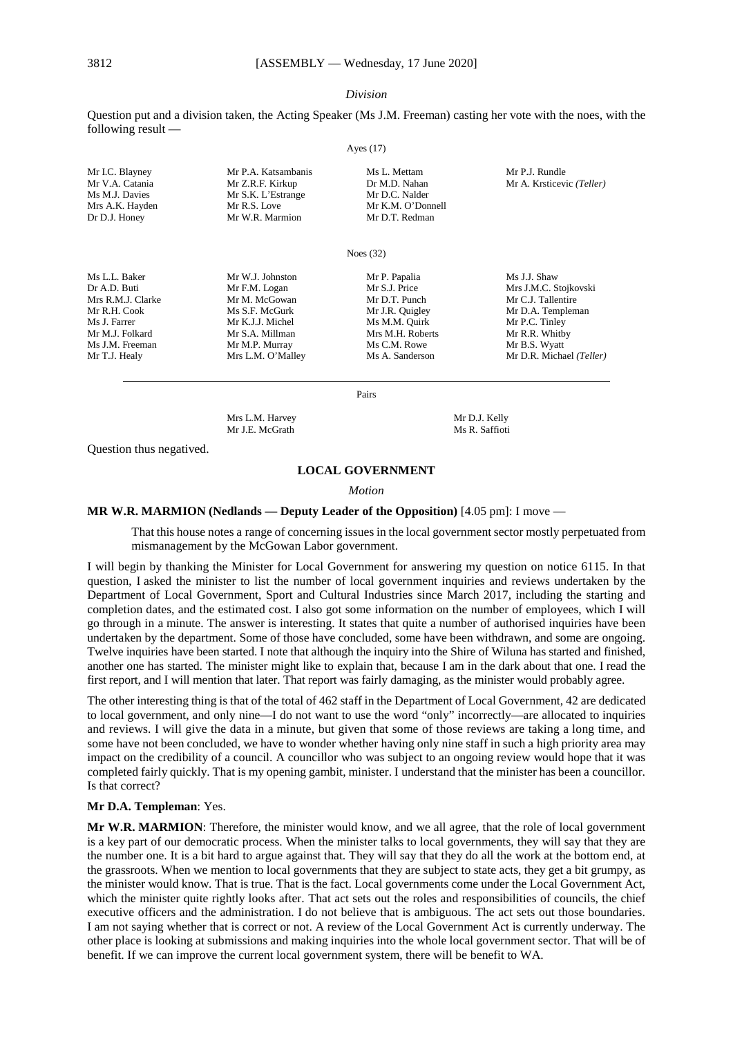*Division*

Question put and a division taken, the Acting Speaker (Ms J.M. Freeman) casting her vote with the noes, with the following result —

Ayes (17)

| | | | |
|---|---|---|---|
| Mr I.C. Blayney | Mr P.A. Katsambanis | Ms L. Mettam | Mr P.J. Rundle |
| Mr V.A. Catania | Mr Z.R.F. Kirkup | Dr M.D. Nahan | Mr A. Krsticevic *(Teller)* |
| Ms M.J. Davies | Mr S.K. L'Estrange | Mr D.C. Nalder | |
| Mrs A.K. Hayden | Mr R.S. Love | Mr K.M. O'Donnell | |
| Dr D.J. Honey | Mr W.R. Marmion | Mr D.T. Redman | |

Noes (32)

| | | | |
|---|---|---|---|
| Ms L.L. Baker | Mr W.J. Johnston | Mr P. Papalia | Ms J.J. Shaw |
| Dr A.D. Buti | Mr F.M. Logan | Mr S.J. Price | Mrs J.M.C. Stojkovski |
| Mrs R.M.J. Clarke | Mr M. McGowan | Mr D.T. Punch | Mr C.J. Tallentire |
| Mr R.H. Cook | Ms S.F. McGurk | Mr J.R. Quigley | Mr D.A. Templeman |
| Ms J. Farrer | Mr K.J.J. Michel | Ms M.M. Quirk | Mr P.C. Tinley |
| Mr M.J. Folkard | Mr S.A. Millman | Mrs M.H. Roberts | Mr R.R. Whitby |
| Ms J.M. Freeman | Mr M.P. Murray | Ms C.M. Rowe | Mr B.S. Wyatt |
| Mr T.J. Healy | Mrs L.M. O'Malley | Ms A. Sanderson | Mr D.R. Michael *(Teller)* |

Pairs

| | |
|---|---|
| Mrs L.M. Harvey | Mr D.J. Kelly |
| Mr J.E. McGrath | Ms R. Saffioti |

Question thus negatived.

## LOCAL GOVERNMENT

*Motion*

**MR W.R. MARMION (Nedlands — Deputy Leader of the Opposition)** [4.05 pm]: I move —

> That this house notes a range of concerning issues in the local government sector mostly perpetuated from mismanagement by the McGowan Labor government.

I will begin by thanking the Minister for Local Government for answering my question on notice 6115. In that question, I asked the minister to list the number of local government inquiries and reviews undertaken by the Department of Local Government, Sport and Cultural Industries since March 2017, including the starting and completion dates, and the estimated cost. I also got some information on the number of employees, which I will go through in a minute. The answer is interesting. It states that quite a number of authorised inquiries have been undertaken by the department. Some of those have concluded, some have been withdrawn, and some are ongoing. Twelve inquiries have been started. I note that although the inquiry into the Shire of Wiluna has started and finished, another one has started. The minister might like to explain that, because I am in the dark about that one. I read the first report, and I will mention that later. That report was fairly damaging, as the minister would probably agree.

The other interesting thing is that of the total of 462 staff in the Department of Local Government, 42 are dedicated to local government, and only nine—I do not want to use the word "only" incorrectly—are allocated to inquiries and reviews. I will give the data in a minute, but given that some of those reviews are taking a long time, and some have not been concluded, we have to wonder whether having only nine staff in such a high priority area may impact on the credibility of a council. A councillor who was subject to an ongoing review would hope that it was completed fairly quickly. That is my opening gambit, minister. I understand that the minister has been a councillor. Is that correct?

**Mr D.A. Templeman**: Yes.

**Mr W.R. MARMION**: Therefore, the minister would know, and we all agree, that the role of local government is a key part of our democratic process. When the minister talks to local governments, they will say that they are the number one. It is a bit hard to argue against that. They will say that they do all the work at the bottom end, at the grassroots. When we mention to local governments that they are subject to state acts, they get a bit grumpy, as the minister would know. That is true. That is the fact. Local governments come under the Local Government Act, which the minister quite rightly looks after. That act sets out the roles and responsibilities of councils, the chief executive officers and the administration. I do not believe that is ambiguous. The act sets out those boundaries. I am not saying whether that is correct or not. A review of the Local Government Act is currently underway. The other place is looking at submissions and making inquiries into the whole local government sector. That will be of benefit. If we can improve the current local government system, there will be benefit to WA.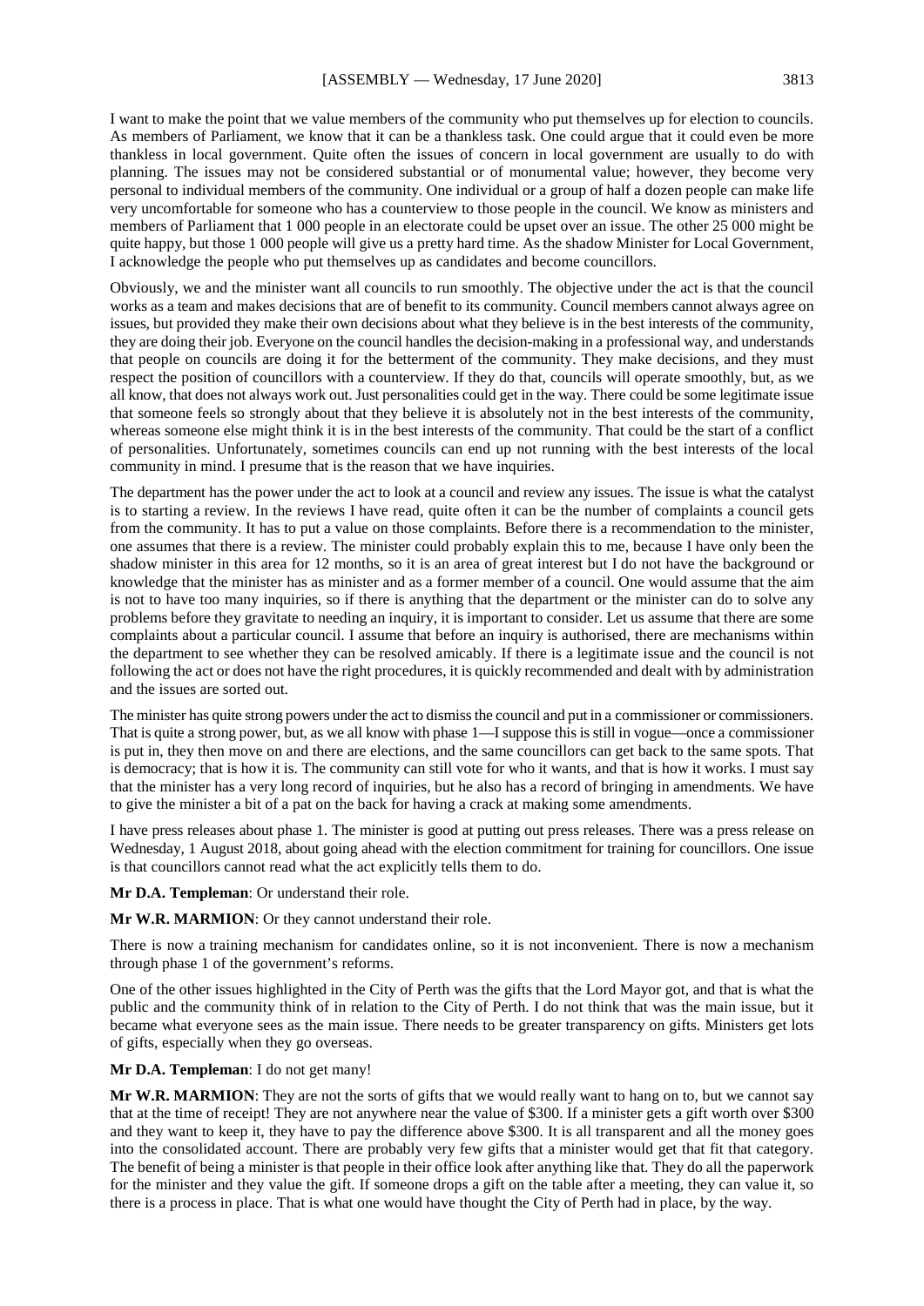I want to make the point that we value members of the community who put themselves up for election to councils. As members of Parliament, we know that it can be a thankless task. One could argue that it could even be more thankless in local government. Quite often the issues of concern in local government are usually to do with planning. The issues may not be considered substantial or of monumental value; however, they become very personal to individual members of the community. One individual or a group of half a dozen people can make life very uncomfortable for someone who has a counterview to those people in the council. We know as ministers and members of Parliament that 1 000 people in an electorate could be upset over an issue. The other 25 000 might be quite happy, but those 1 000 people will give us a pretty hard time. As the shadow Minister for Local Government, I acknowledge the people who put themselves up as candidates and become councillors.

Obviously, we and the minister want all councils to run smoothly. The objective under the act is that the council works as a team and makes decisions that are of benefit to its community. Council members cannot always agree on issues, but provided they make their own decisions about what they believe is in the best interests of the community, they are doing their job. Everyone on the council handles the decision-making in a professional way, and understands that people on councils are doing it for the betterment of the community. They make decisions, and they must respect the position of councillors with a counterview. If they do that, councils will operate smoothly, but, as we all know, that does not always work out. Just personalities could get in the way. There could be some legitimate issue that someone feels so strongly about that they believe it is absolutely not in the best interests of the community, whereas someone else might think it is in the best interests of the community. That could be the start of a conflict of personalities. Unfortunately, sometimes councils can end up not running with the best interests of the local community in mind. I presume that is the reason that we have inquiries.

The department has the power under the act to look at a council and review any issues. The issue is what the catalyst is to starting a review. In the reviews I have read, quite often it can be the number of complaints a council gets from the community. It has to put a value on those complaints. Before there is a recommendation to the minister, one assumes that there is a review. The minister could probably explain this to me, because I have only been the shadow minister in this area for 12 months, so it is an area of great interest but I do not have the background or knowledge that the minister has as minister and as a former member of a council. One would assume that the aim is not to have too many inquiries, so if there is anything that the department or the minister can do to solve any problems before they gravitate to needing an inquiry, it is important to consider. Let us assume that there are some complaints about a particular council. I assume that before an inquiry is authorised, there are mechanisms within the department to see whether they can be resolved amicably. If there is a legitimate issue and the council is not following the act or does not have the right procedures, it is quickly recommended and dealt with by administration and the issues are sorted out.

The minister has quite strong powers under the act to dismiss the council and put in a commissioner or commissioners. That is quite a strong power, but, as we all know with phase 1—I suppose this is still in vogue—once a commissioner is put in, they then move on and there are elections, and the same councillors can get back to the same spots. That is democracy; that is how it is. The community can still vote for who it wants, and that is how it works. I must say that the minister has a very long record of inquiries, but he also has a record of bringing in amendments. We have to give the minister a bit of a pat on the back for having a crack at making some amendments.

I have press releases about phase 1. The minister is good at putting out press releases. There was a press release on Wednesday, 1 August 2018, about going ahead with the election commitment for training for councillors. One issue is that councillors cannot read what the act explicitly tells them to do.

**Mr D.A. Templeman**: Or understand their role.

**Mr W.R. MARMION**: Or they cannot understand their role.

There is now a training mechanism for candidates online, so it is not inconvenient. There is now a mechanism through phase 1 of the government's reforms.

One of the other issues highlighted in the City of Perth was the gifts that the Lord Mayor got, and that is what the public and the community think of in relation to the City of Perth. I do not think that was the main issue, but it became what everyone sees as the main issue. There needs to be greater transparency on gifts. Ministers get lots of gifts, especially when they go overseas.

**Mr D.A. Templeman**: I do not get many!

**Mr W.R. MARMION**: They are not the sorts of gifts that we would really want to hang on to, but we cannot say that at the time of receipt! They are not anywhere near the value of $300. If a minister gets a gift worth over $300 and they want to keep it, they have to pay the difference above $300. It is all transparent and all the money goes into the consolidated account. There are probably very few gifts that a minister would get that fit that category. The benefit of being a minister is that people in their office look after anything like that. They do all the paperwork for the minister and they value the gift. If someone drops a gift on the table after a meeting, they can value it, so there is a process in place. That is what one would have thought the City of Perth had in place, by the way.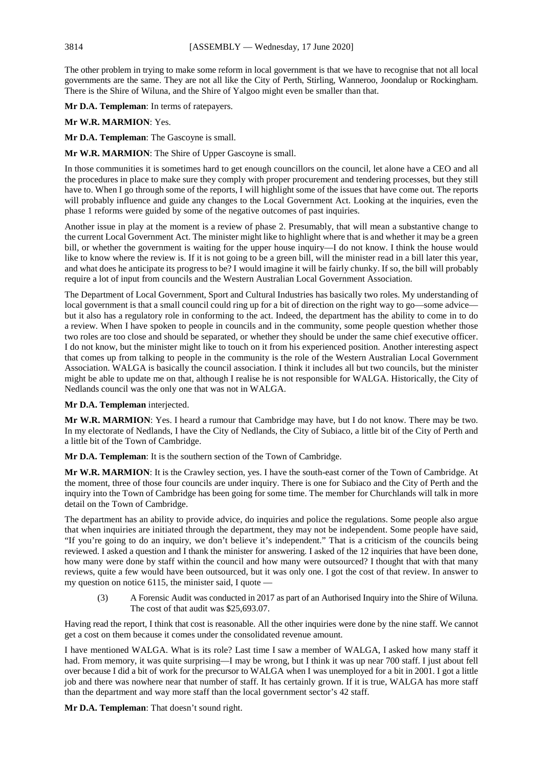The other problem in trying to make some reform in local government is that we have to recognise that not all local governments are the same. They are not all like the City of Perth, Stirling, Wanneroo, Joondalup or Rockingham. There is the Shire of Wiluna, and the Shire of Yalgoo might even be smaller than that.

**Mr D.A. Templeman**: In terms of ratepayers.

**Mr W.R. MARMION**: Yes.

**Mr D.A. Templeman**: The Gascoyne is small.

**Mr W.R. MARMION**: The Shire of Upper Gascoyne is small.

In those communities it is sometimes hard to get enough councillors on the council, let alone have a CEO and all the procedures in place to make sure they comply with proper procurement and tendering processes, but they still have to. When I go through some of the reports, I will highlight some of the issues that have come out. The reports will probably influence and guide any changes to the Local Government Act. Looking at the inquiries, even the phase 1 reforms were guided by some of the negative outcomes of past inquiries.

Another issue in play at the moment is a review of phase 2. Presumably, that will mean a substantive change to the current Local Government Act. The minister might like to highlight where that is and whether it may be a green bill, or whether the government is waiting for the upper house inquiry—I do not know. I think the house would like to know where the review is. If it is not going to be a green bill, will the minister read in a bill later this year, and what does he anticipate its progress to be? I would imagine it will be fairly chunky. If so, the bill will probably require a lot of input from councils and the Western Australian Local Government Association.

The Department of Local Government, Sport and Cultural Industries has basically two roles. My understanding of local government is that a small council could ring up for a bit of direction on the right way to go—some advice—but it also has a regulatory role in conforming to the act. Indeed, the department has the ability to come in to do a review. When I have spoken to people in councils and in the community, some people question whether those two roles are too close and should be separated, or whether they should be under the same chief executive officer. I do not know, but the minister might like to touch on it from his experienced position. Another interesting aspect that comes up from talking to people in the community is the role of the Western Australian Local Government Association. WALGA is basically the council association. I think it includes all but two councils, but the minister might be able to update me on that, although I realise he is not responsible for WALGA. Historically, the City of Nedlands council was the only one that was not in WALGA.

**Mr D.A. Templeman** interjected.

**Mr W.R. MARMION**: Yes. I heard a rumour that Cambridge may have, but I do not know. There may be two. In my electorate of Nedlands, I have the City of Nedlands, the City of Subiaco, a little bit of the City of Perth and a little bit of the Town of Cambridge.

**Mr D.A. Templeman**: It is the southern section of the Town of Cambridge.

**Mr W.R. MARMION**: It is the Crawley section, yes. I have the south-east corner of the Town of Cambridge. At the moment, three of those four councils are under inquiry. There is one for Subiaco and the City of Perth and the inquiry into the Town of Cambridge has been going for some time. The member for Churchlands will talk in more detail on the Town of Cambridge.

The department has an ability to provide advice, do inquiries and police the regulations. Some people also argue that when inquiries are initiated through the department, they may not be independent. Some people have said, "If you're going to do an inquiry, we don't believe it's independent." That is a criticism of the councils being reviewed. I asked a question and I thank the minister for answering. I asked of the 12 inquiries that have been done, how many were done by staff within the council and how many were outsourced? I thought that with that many reviews, quite a few would have been outsourced, but it was only one. I got the cost of that review. In answer to my question on notice 6115, the minister said, I quote —

> (3) A Forensic Audit was conducted in 2017 as part of an Authorised Inquiry into the Shire of Wiluna. The cost of that audit was $25,693.07.

Having read the report, I think that cost is reasonable. All the other inquiries were done by the nine staff. We cannot get a cost on them because it comes under the consolidated revenue amount.

I have mentioned WALGA. What is its role? Last time I saw a member of WALGA, I asked how many staff it had. From memory, it was quite surprising—I may be wrong, but I think it was up near 700 staff. I just about fell over because I did a bit of work for the precursor to WALGA when I was unemployed for a bit in 2001. I got a little job and there was nowhere near that number of staff. It has certainly grown. If it is true, WALGA has more staff than the department and way more staff than the local government sector's 42 staff.

**Mr D.A. Templeman**: That doesn't sound right.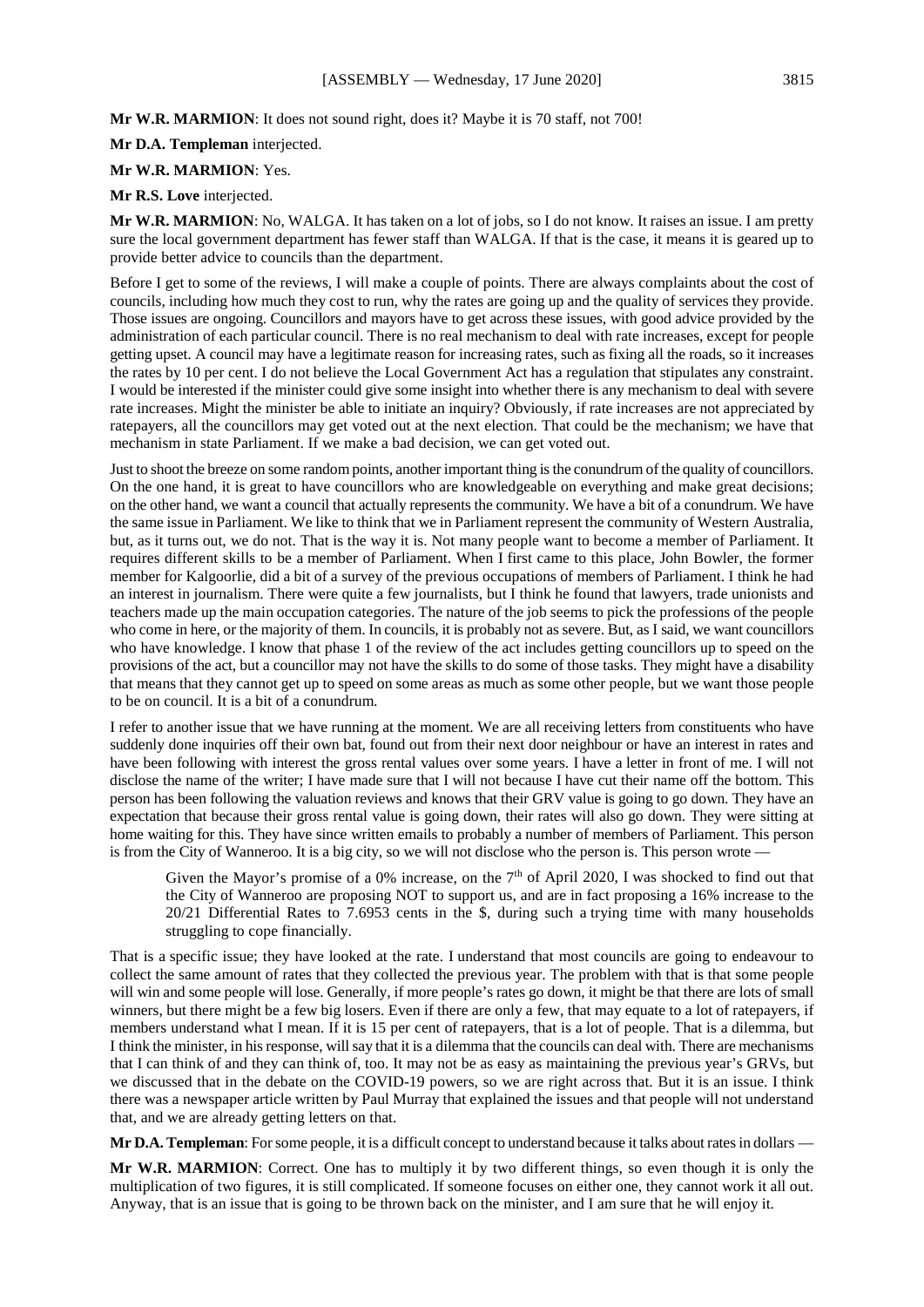**Mr W.R. MARMION**: It does not sound right, does it? Maybe it is 70 staff, not 700!

**Mr D.A. Templeman** interjected.

**Mr W.R. MARMION**: Yes.

**Mr R.S. Love** interjected.

**Mr W.R. MARMION**: No, WALGA. It has taken on a lot of jobs, so I do not know. It raises an issue. I am pretty sure the local government department has fewer staff than WALGA. If that is the case, it means it is geared up to provide better advice to councils than the department.

Before I get to some of the reviews, I will make a couple of points. There are always complaints about the cost of councils, including how much they cost to run, why the rates are going up and the quality of services they provide. Those issues are ongoing. Councillors and mayors have to get across these issues, with good advice provided by the administration of each particular council. There is no real mechanism to deal with rate increases, except for people getting upset. A council may have a legitimate reason for increasing rates, such as fixing all the roads, so it increases the rates by 10 per cent. I do not believe the Local Government Act has a regulation that stipulates any constraint. I would be interested if the minister could give some insight into whether there is any mechanism to deal with severe rate increases. Might the minister be able to initiate an inquiry? Obviously, if rate increases are not appreciated by ratepayers, all the councillors may get voted out at the next election. That could be the mechanism; we have that mechanism in state Parliament. If we make a bad decision, we can get voted out.

Just to shoot the breeze on some random points, another important thing is the conundrum of the quality of councillors. On the one hand, it is great to have councillors who are knowledgeable on everything and make great decisions; on the other hand, we want a council that actually represents the community. We have a bit of a conundrum. We have the same issue in Parliament. We like to think that we in Parliament represent the community of Western Australia, but, as it turns out, we do not. That is the way it is. Not many people want to become a member of Parliament. It requires different skills to be a member of Parliament. When I first came to this place, John Bowler, the former member for Kalgoorlie, did a bit of a survey of the previous occupations of members of Parliament. I think he had an interest in journalism. There were quite a few journalists, but I think he found that lawyers, trade unionists and teachers made up the main occupation categories. The nature of the job seems to pick the professions of the people who come in here, or the majority of them. In councils, it is probably not as severe. But, as I said, we want councillors who have knowledge. I know that phase 1 of the review of the act includes getting councillors up to speed on the provisions of the act, but a councillor may not have the skills to do some of those tasks. They might have a disability that means that they cannot get up to speed on some areas as much as some other people, but we want those people to be on council. It is a bit of a conundrum.

I refer to another issue that we have running at the moment. We are all receiving letters from constituents who have suddenly done inquiries off their own bat, found out from their next door neighbour or have an interest in rates and have been following with interest the gross rental values over some years. I have a letter in front of me. I will not disclose the name of the writer; I have made sure that I will not because I have cut their name off the bottom. This person has been following the valuation reviews and knows that their GRV value is going to go down. They have an expectation that because their gross rental value is going down, their rates will also go down. They were sitting at home waiting for this. They have since written emails to probably a number of members of Parliament. This person is from the City of Wanneroo. It is a big city, so we will not disclose who the person is. This person wrote —

> Given the Mayor's promise of a 0% increase, on the 7th of April 2020, I was shocked to find out that the City of Wanneroo are proposing NOT to support us, and are in fact proposing a 16% increase to the 20/21 Differential Rates to 7.6953 cents in the $, during such a trying time with many households struggling to cope financially.

That is a specific issue; they have looked at the rate. I understand that most councils are going to endeavour to collect the same amount of rates that they collected the previous year. The problem with that is that some people will win and some people will lose. Generally, if more people's rates go down, it might be that there are lots of small winners, but there might be a few big losers. Even if there are only a few, that may equate to a lot of ratepayers, if members understand what I mean. If it is 15 per cent of ratepayers, that is a lot of people. That is a dilemma, but I think the minister, in his response, will say that it is a dilemma that the councils can deal with. There are mechanisms that I can think of and they can think of, too. It may not be as easy as maintaining the previous year's GRVs, but we discussed that in the debate on the COVID-19 powers, so we are right across that. But it is an issue. I think there was a newspaper article written by Paul Murray that explained the issues and that people will not understand that, and we are already getting letters on that.

**Mr D.A. Templeman**: For some people, it is a difficult concept to understand because it talks about rates in dollars —

**Mr W.R. MARMION**: Correct. One has to multiply it by two different things, so even though it is only the multiplication of two figures, it is still complicated. If someone focuses on either one, they cannot work it all out. Anyway, that is an issue that is going to be thrown back on the minister, and I am sure that he will enjoy it.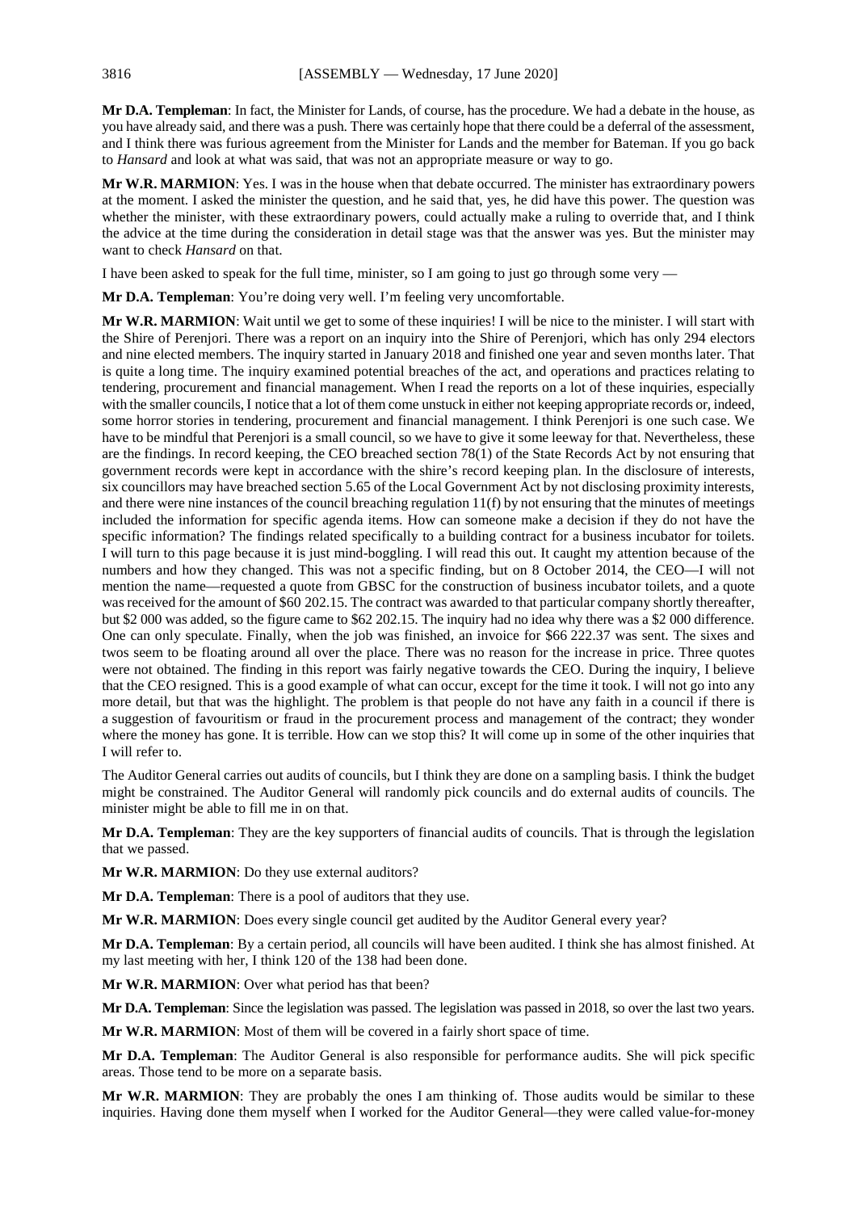**Mr D.A. Templeman**: In fact, the Minister for Lands, of course, has the procedure. We had a debate in the house, as you have already said, and there was a push. There was certainly hope that there could be a deferral of the assessment, and I think there was furious agreement from the Minister for Lands and the member for Bateman. If you go back to *Hansard* and look at what was said, that was not an appropriate measure or way to go.

**Mr W.R. MARMION**: Yes. I was in the house when that debate occurred. The minister has extraordinary powers at the moment. I asked the minister the question, and he said that, yes, he did have this power. The question was whether the minister, with these extraordinary powers, could actually make a ruling to override that, and I think the advice at the time during the consideration in detail stage was that the answer was yes. But the minister may want to check *Hansard* on that.

I have been asked to speak for the full time, minister, so I am going to just go through some very —

**Mr D.A. Templeman**: You're doing very well. I'm feeling very uncomfortable.

**Mr W.R. MARMION**: Wait until we get to some of these inquiries! I will be nice to the minister. I will start with the Shire of Perenjori. There was a report on an inquiry into the Shire of Perenjori, which has only 294 electors and nine elected members. The inquiry started in January 2018 and finished one year and seven months later. That is quite a long time. The inquiry examined potential breaches of the act, and operations and practices relating to tendering, procurement and financial management. When I read the reports on a lot of these inquiries, especially with the smaller councils, I notice that a lot of them come unstuck in either not keeping appropriate records or, indeed, some horror stories in tendering, procurement and financial management. I think Perenjori is one such case. We have to be mindful that Perenjori is a small council, so we have to give it some leeway for that. Nevertheless, these are the findings. In record keeping, the CEO breached section 78(1) of the State Records Act by not ensuring that government records were kept in accordance with the shire's record keeping plan. In the disclosure of interests, six councillors may have breached section 5.65 of the Local Government Act by not disclosing proximity interests, and there were nine instances of the council breaching regulation 11(f) by not ensuring that the minutes of meetings included the information for specific agenda items. How can someone make a decision if they do not have the specific information? The findings related specifically to a building contract for a business incubator for toilets. I will turn to this page because it is just mind-boggling. I will read this out. It caught my attention because of the numbers and how they changed. This was not a specific finding, but on 8 October 2014, the CEO—I will not mention the name—requested a quote from GBSC for the construction of business incubator toilets, and a quote was received for the amount of $60 202.15. The contract was awarded to that particular company shortly thereafter, but $2 000 was added, so the figure came to $62 202.15. The inquiry had no idea why there was a $2 000 difference. One can only speculate. Finally, when the job was finished, an invoice for $66 222.37 was sent. The sixes and twos seem to be floating around all over the place. There was no reason for the increase in price. Three quotes were not obtained. The finding in this report was fairly negative towards the CEO. During the inquiry, I believe that the CEO resigned. This is a good example of what can occur, except for the time it took. I will not go into any more detail, but that was the highlight. The problem is that people do not have any faith in a council if there is a suggestion of favouritism or fraud in the procurement process and management of the contract; they wonder where the money has gone. It is terrible. How can we stop this? It will come up in some of the other inquiries that I will refer to.

The Auditor General carries out audits of councils, but I think they are done on a sampling basis. I think the budget might be constrained. The Auditor General will randomly pick councils and do external audits of councils. The minister might be able to fill me in on that.

**Mr D.A. Templeman**: They are the key supporters of financial audits of councils. That is through the legislation that we passed.

**Mr W.R. MARMION**: Do they use external auditors?

**Mr D.A. Templeman**: There is a pool of auditors that they use.

**Mr W.R. MARMION**: Does every single council get audited by the Auditor General every year?

**Mr D.A. Templeman**: By a certain period, all councils will have been audited. I think she has almost finished. At my last meeting with her, I think 120 of the 138 had been done.

**Mr W.R. MARMION**: Over what period has that been?

**Mr D.A. Templeman**: Since the legislation was passed. The legislation was passed in 2018, so over the last two years.

**Mr W.R. MARMION**: Most of them will be covered in a fairly short space of time.

**Mr D.A. Templeman**: The Auditor General is also responsible for performance audits. She will pick specific areas. Those tend to be more on a separate basis.

**Mr W.R. MARMION**: They are probably the ones I am thinking of. Those audits would be similar to these inquiries. Having done them myself when I worked for the Auditor General—they were called value-for-money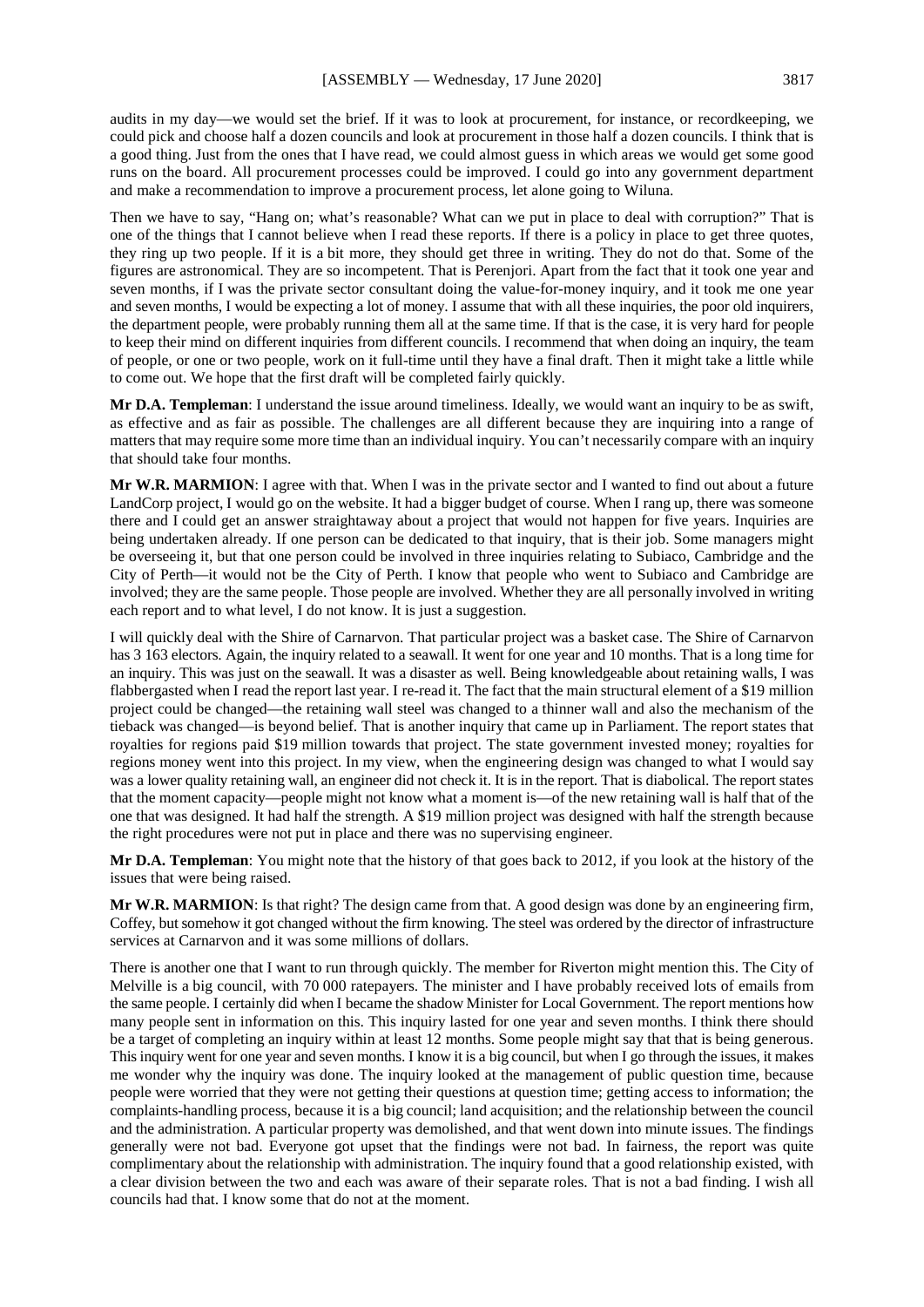audits in my day—we would set the brief. If it was to look at procurement, for instance, or recordkeeping, we could pick and choose half a dozen councils and look at procurement in those half a dozen councils. I think that is a good thing. Just from the ones that I have read, we could almost guess in which areas we would get some good runs on the board. All procurement processes could be improved. I could go into any government department and make a recommendation to improve a procurement process, let alone going to Wiluna.

Then we have to say, "Hang on; what's reasonable? What can we put in place to deal with corruption?" That is one of the things that I cannot believe when I read these reports. If there is a policy in place to get three quotes, they ring up two people. If it is a bit more, they should get three in writing. They do not do that. Some of the figures are astronomical. They are so incompetent. That is Perenjori. Apart from the fact that it took one year and seven months, if I was the private sector consultant doing the value-for-money inquiry, and it took me one year and seven months, I would be expecting a lot of money. I assume that with all these inquiries, the poor old inquirers, the department people, were probably running them all at the same time. If that is the case, it is very hard for people to keep their mind on different inquiries from different councils. I recommend that when doing an inquiry, the team of people, or one or two people, work on it full-time until they have a final draft. Then it might take a little while to come out. We hope that the first draft will be completed fairly quickly.

**Mr D.A. Templeman**: I understand the issue around timeliness. Ideally, we would want an inquiry to be as swift, as effective and as fair as possible. The challenges are all different because they are inquiring into a range of matters that may require some more time than an individual inquiry. You can't necessarily compare with an inquiry that should take four months.

**Mr W.R. MARMION**: I agree with that. When I was in the private sector and I wanted to find out about a future LandCorp project, I would go on the website. It had a bigger budget of course. When I rang up, there was someone there and I could get an answer straightaway about a project that would not happen for five years. Inquiries are being undertaken already. If one person can be dedicated to that inquiry, that is their job. Some managers might be overseeing it, but that one person could be involved in three inquiries relating to Subiaco, Cambridge and the City of Perth—it would not be the City of Perth. I know that people who went to Subiaco and Cambridge are involved; they are the same people. Those people are involved. Whether they are all personally involved in writing each report and to what level, I do not know. It is just a suggestion.

I will quickly deal with the Shire of Carnarvon. That particular project was a basket case. The Shire of Carnarvon has 3 163 electors. Again, the inquiry related to a seawall. It went for one year and 10 months. That is a long time for an inquiry. This was just on the seawall. It was a disaster as well. Being knowledgeable about retaining walls, I was flabbergasted when I read the report last year. I re-read it. The fact that the main structural element of a $19 million project could be changed—the retaining wall steel was changed to a thinner wall and also the mechanism of the tieback was changed—is beyond belief. That is another inquiry that came up in Parliament. The report states that royalties for regions paid $19 million towards that project. The state government invested money; royalties for regions money went into this project. In my view, when the engineering design was changed to what I would say was a lower quality retaining wall, an engineer did not check it. It is in the report. That is diabolical. The report states that the moment capacity—people might not know what a moment is—of the new retaining wall is half that of the one that was designed. It had half the strength. A $19 million project was designed with half the strength because the right procedures were not put in place and there was no supervising engineer.

**Mr D.A. Templeman**: You might note that the history of that goes back to 2012, if you look at the history of the issues that were being raised.

**Mr W.R. MARMION**: Is that right? The design came from that. A good design was done by an engineering firm, Coffey, but somehow it got changed without the firm knowing. The steel was ordered by the director of infrastructure services at Carnarvon and it was some millions of dollars.

There is another one that I want to run through quickly. The member for Riverton might mention this. The City of Melville is a big council, with 70 000 ratepayers. The minister and I have probably received lots of emails from the same people. I certainly did when I became the shadow Minister for Local Government. The report mentions how many people sent in information on this. This inquiry lasted for one year and seven months. I think there should be a target of completing an inquiry within at least 12 months. Some people might say that that is being generous. This inquiry went for one year and seven months. I know it is a big council, but when I go through the issues, it makes me wonder why the inquiry was done. The inquiry looked at the management of public question time, because people were worried that they were not getting their questions at question time; getting access to information; the complaints-handling process, because it is a big council; land acquisition; and the relationship between the council and the administration. A particular property was demolished, and that went down into minute issues. The findings generally were not bad. Everyone got upset that the findings were not bad. In fairness, the report was quite complimentary about the relationship with administration. The inquiry found that a good relationship existed, with a clear division between the two and each was aware of their separate roles. That is not a bad finding. I wish all councils had that. I know some that do not at the moment.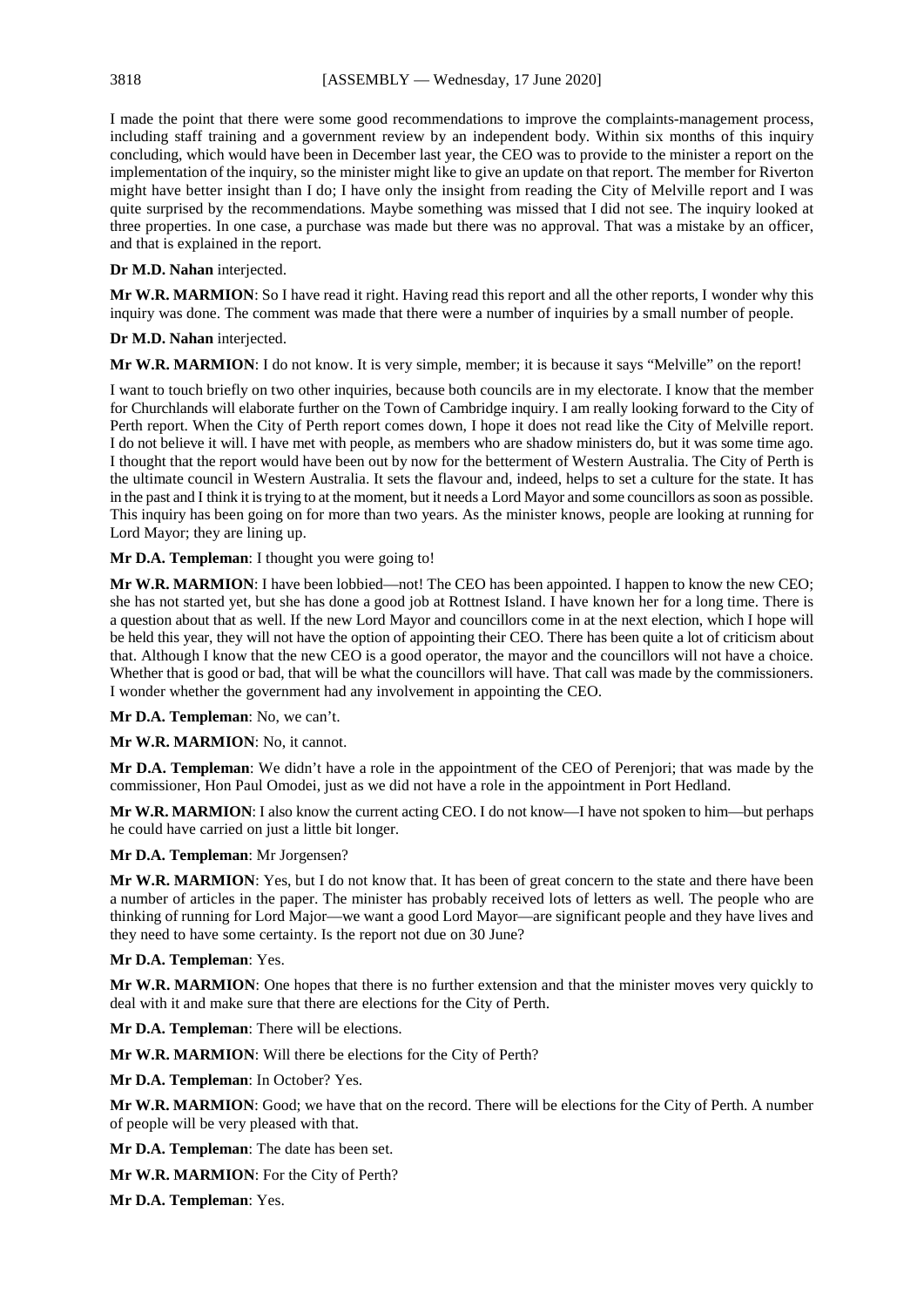I made the point that there were some good recommendations to improve the complaints-management process, including staff training and a government review by an independent body. Within six months of this inquiry concluding, which would have been in December last year, the CEO was to provide to the minister a report on the implementation of the inquiry, so the minister might like to give an update on that report. The member for Riverton might have better insight than I do; I have only the insight from reading the City of Melville report and I was quite surprised by the recommendations. Maybe something was missed that I did not see. The inquiry looked at three properties. In one case, a purchase was made but there was no approval. That was a mistake by an officer, and that is explained in the report.

**Dr M.D. Nahan** interjected.

**Mr W.R. MARMION**: So I have read it right. Having read this report and all the other reports, I wonder why this inquiry was done. The comment was made that there were a number of inquiries by a small number of people.

**Dr M.D. Nahan** interjected.

**Mr W.R. MARMION**: I do not know. It is very simple, member; it is because it says "Melville" on the report!

I want to touch briefly on two other inquiries, because both councils are in my electorate. I know that the member for Churchlands will elaborate further on the Town of Cambridge inquiry. I am really looking forward to the City of Perth report. When the City of Perth report comes down, I hope it does not read like the City of Melville report. I do not believe it will. I have met with people, as members who are shadow ministers do, but it was some time ago. I thought that the report would have been out by now for the betterment of Western Australia. The City of Perth is the ultimate council in Western Australia. It sets the flavour and, indeed, helps to set a culture for the state. It has in the past and I think it is trying to at the moment, but it needs a Lord Mayor and some councillors as soon as possible. This inquiry has been going on for more than two years. As the minister knows, people are looking at running for Lord Mayor; they are lining up.

**Mr D.A. Templeman**: I thought you were going to!

**Mr W.R. MARMION**: I have been lobbied—not! The CEO has been appointed. I happen to know the new CEO; she has not started yet, but she has done a good job at Rottnest Island. I have known her for a long time. There is a question about that as well. If the new Lord Mayor and councillors come in at the next election, which I hope will be held this year, they will not have the option of appointing their CEO. There has been quite a lot of criticism about that. Although I know that the new CEO is a good operator, the mayor and the councillors will not have a choice. Whether that is good or bad, that will be what the councillors will have. That call was made by the commissioners. I wonder whether the government had any involvement in appointing the CEO.

**Mr D.A. Templeman**: No, we can't.

**Mr W.R. MARMION**: No, it cannot.

**Mr D.A. Templeman**: We didn't have a role in the appointment of the CEO of Perenjori; that was made by the commissioner, Hon Paul Omodei, just as we did not have a role in the appointment in Port Hedland.

**Mr W.R. MARMION**: I also know the current acting CEO. I do not know—I have not spoken to him—but perhaps he could have carried on just a little bit longer.

**Mr D.A. Templeman**: Mr Jorgensen?

**Mr W.R. MARMION**: Yes, but I do not know that. It has been of great concern to the state and there have been a number of articles in the paper. The minister has probably received lots of letters as well. The people who are thinking of running for Lord Major—we want a good Lord Mayor—are significant people and they have lives and they need to have some certainty. Is the report not due on 30 June?

**Mr D.A. Templeman**: Yes.

**Mr W.R. MARMION**: One hopes that there is no further extension and that the minister moves very quickly to deal with it and make sure that there are elections for the City of Perth.

**Mr D.A. Templeman**: There will be elections.

**Mr W.R. MARMION**: Will there be elections for the City of Perth?

**Mr D.A. Templeman**: In October? Yes.

**Mr W.R. MARMION**: Good; we have that on the record. There will be elections for the City of Perth. A number of people will be very pleased with that.

**Mr D.A. Templeman**: The date has been set.

**Mr W.R. MARMION**: For the City of Perth?

**Mr D.A. Templeman**: Yes.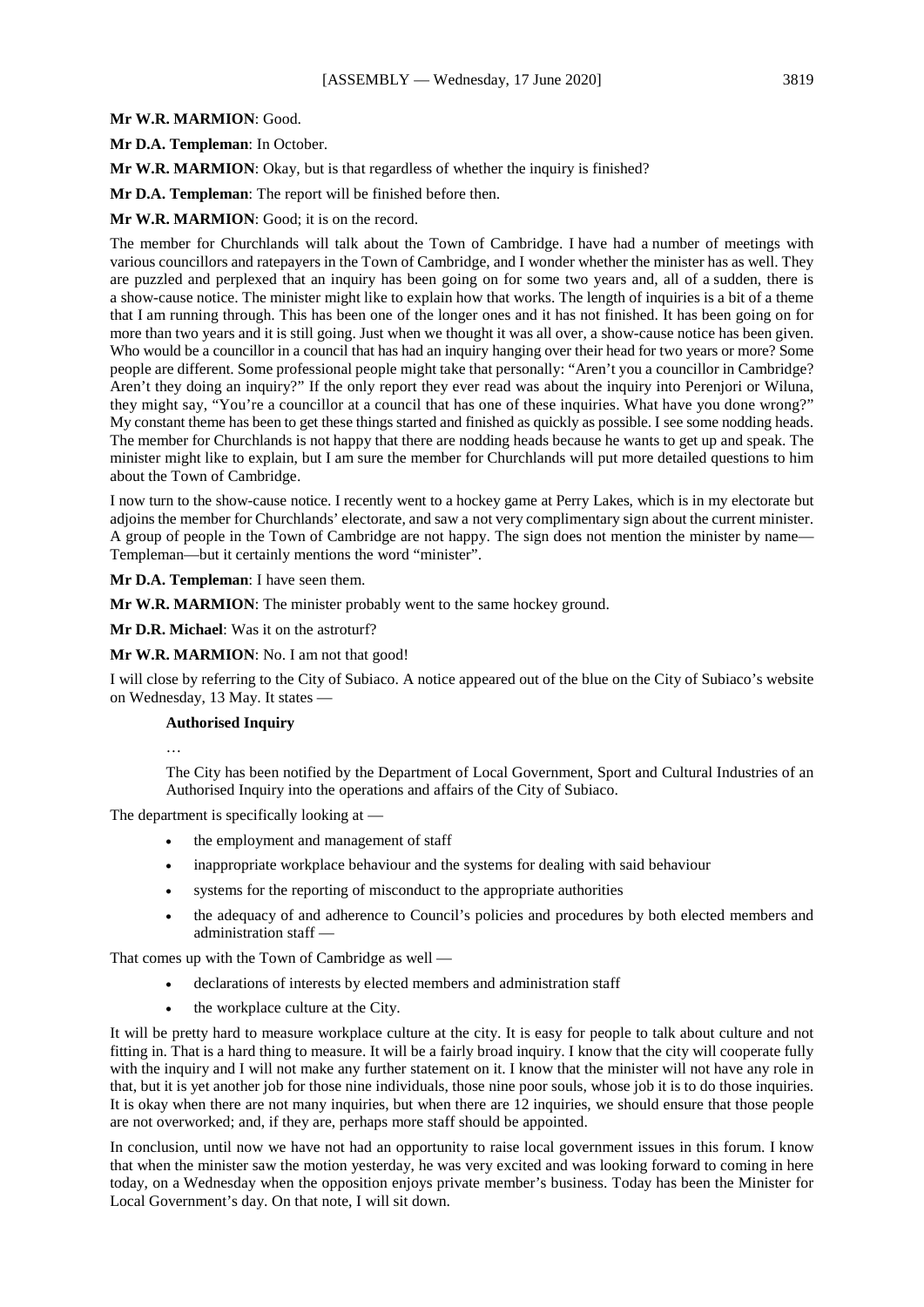**Mr W.R. MARMION**: Good.

**Mr D.A. Templeman**: In October.

**Mr W.R. MARMION**: Okay, but is that regardless of whether the inquiry is finished?

**Mr D.A. Templeman**: The report will be finished before then.

**Mr W.R. MARMION**: Good; it is on the record.

The member for Churchlands will talk about the Town of Cambridge. I have had a number of meetings with various councillors and ratepayers in the Town of Cambridge, and I wonder whether the minister has as well. They are puzzled and perplexed that an inquiry has been going on for some two years and, all of a sudden, there is a show-cause notice. The minister might like to explain how that works. The length of inquiries is a bit of a theme that I am running through. This has been one of the longer ones and it has not finished. It has been going on for more than two years and it is still going. Just when we thought it was all over, a show-cause notice has been given. Who would be a councillor in a council that has had an inquiry hanging over their head for two years or more? Some people are different. Some professional people might take that personally: "Aren't you a councillor in Cambridge? Aren't they doing an inquiry?" If the only report they ever read was about the inquiry into Perenjori or Wiluna, they might say, "You're a councillor at a council that has one of these inquiries. What have you done wrong?" My constant theme has been to get these things started and finished as quickly as possible. I see some nodding heads. The member for Churchlands is not happy that there are nodding heads because he wants to get up and speak. The minister might like to explain, but I am sure the member for Churchlands will put more detailed questions to him about the Town of Cambridge.

I now turn to the show-cause notice. I recently went to a hockey game at Perry Lakes, which is in my electorate but adjoins the member for Churchlands' electorate, and saw a not very complimentary sign about the current minister. A group of people in the Town of Cambridge are not happy. The sign does not mention the minister by name—Templeman—but it certainly mentions the word "minister".

**Mr D.A. Templeman**: I have seen them.

**Mr W.R. MARMION**: The minister probably went to the same hockey ground.

**Mr D.R. Michael**: Was it on the astroturf?

**Mr W.R. MARMION**: No. I am not that good!

I will close by referring to the City of Subiaco. A notice appeared out of the blue on the City of Subiaco's website on Wednesday, 13 May. It states —

> **Authorised Inquiry**
>
> …
>
> The City has been notified by the Department of Local Government, Sport and Cultural Industries of an Authorised Inquiry into the operations and affairs of the City of Subiaco.

The department is specifically looking at —

- the employment and management of staff
- inappropriate workplace behaviour and the systems for dealing with said behaviour
- systems for the reporting of misconduct to the appropriate authorities
- the adequacy of and adherence to Council's policies and procedures by both elected members and administration staff —

That comes up with the Town of Cambridge as well —

- declarations of interests by elected members and administration staff
- the workplace culture at the City.

It will be pretty hard to measure workplace culture at the city. It is easy for people to talk about culture and not fitting in. That is a hard thing to measure. It will be a fairly broad inquiry. I know that the city will cooperate fully with the inquiry and I will not make any further statement on it. I know that the minister will not have any role in that, but it is yet another job for those nine individuals, those nine poor souls, whose job it is to do those inquiries. It is okay when there are not many inquiries, but when there are 12 inquiries, we should ensure that those people are not overworked; and, if they are, perhaps more staff should be appointed.

In conclusion, until now we have not had an opportunity to raise local government issues in this forum. I know that when the minister saw the motion yesterday, he was very excited and was looking forward to coming in here today, on a Wednesday when the opposition enjoys private member's business. Today has been the Minister for Local Government's day. On that note, I will sit down.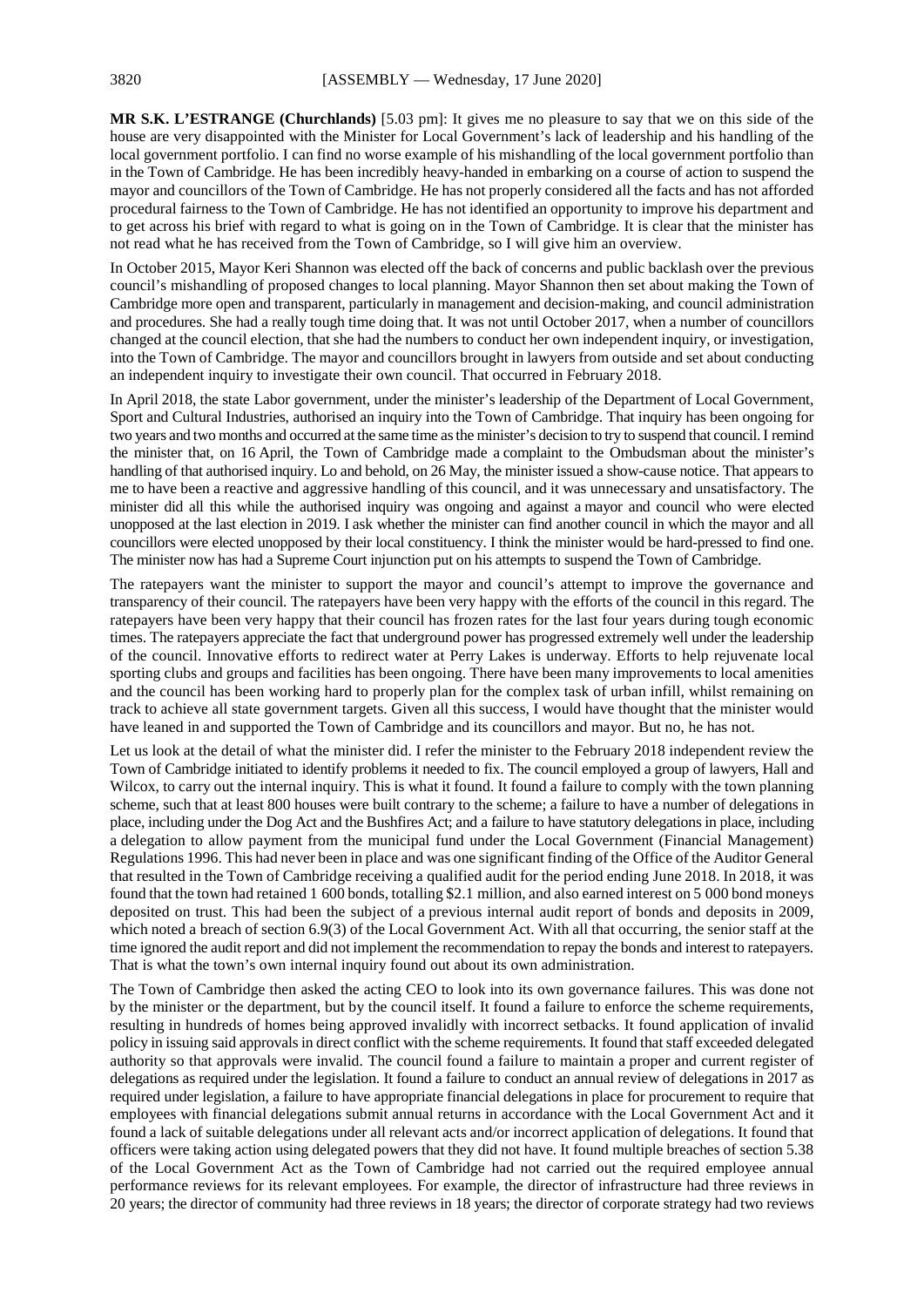**MR S.K. L'ESTRANGE (Churchlands)** [5.03 pm]: It gives me no pleasure to say that we on this side of the house are very disappointed with the Minister for Local Government's lack of leadership and his handling of the local government portfolio. I can find no worse example of his mishandling of the local government portfolio than in the Town of Cambridge. He has been incredibly heavy-handed in embarking on a course of action to suspend the mayor and councillors of the Town of Cambridge. He has not properly considered all the facts and has not afforded procedural fairness to the Town of Cambridge. He has not identified an opportunity to improve his department and to get across his brief with regard to what is going on in the Town of Cambridge. It is clear that the minister has not read what he has received from the Town of Cambridge, so I will give him an overview.

In October 2015, Mayor Keri Shannon was elected off the back of concerns and public backlash over the previous council's mishandling of proposed changes to local planning. Mayor Shannon then set about making the Town of Cambridge more open and transparent, particularly in management and decision-making, and council administration and procedures. She had a really tough time doing that. It was not until October 2017, when a number of councillors changed at the council election, that she had the numbers to conduct her own independent inquiry, or investigation, into the Town of Cambridge. The mayor and councillors brought in lawyers from outside and set about conducting an independent inquiry to investigate their own council. That occurred in February 2018.

In April 2018, the state Labor government, under the minister's leadership of the Department of Local Government, Sport and Cultural Industries, authorised an inquiry into the Town of Cambridge. That inquiry has been ongoing for two years and two months and occurred at the same time as the minister's decision to try to suspend that council. I remind the minister that, on 16 April, the Town of Cambridge made a complaint to the Ombudsman about the minister's handling of that authorised inquiry. Lo and behold, on 26 May, the minister issued a show-cause notice. That appears to me to have been a reactive and aggressive handling of this council, and it was unnecessary and unsatisfactory. The minister did all this while the authorised inquiry was ongoing and against a mayor and council who were elected unopposed at the last election in 2019. I ask whether the minister can find another council in which the mayor and all councillors were elected unopposed by their local constituency. I think the minister would be hard-pressed to find one. The minister now has had a Supreme Court injunction put on his attempts to suspend the Town of Cambridge.

The ratepayers want the minister to support the mayor and council's attempt to improve the governance and transparency of their council. The ratepayers have been very happy with the efforts of the council in this regard. The ratepayers have been very happy that their council has frozen rates for the last four years during tough economic times. The ratepayers appreciate the fact that underground power has progressed extremely well under the leadership of the council. Innovative efforts to redirect water at Perry Lakes is underway. Efforts to help rejuvenate local sporting clubs and groups and facilities has been ongoing. There have been many improvements to local amenities and the council has been working hard to properly plan for the complex task of urban infill, whilst remaining on track to achieve all state government targets. Given all this success, I would have thought that the minister would have leaned in and supported the Town of Cambridge and its councillors and mayor. But no, he has not.

Let us look at the detail of what the minister did. I refer the minister to the February 2018 independent review the Town of Cambridge initiated to identify problems it needed to fix. The council employed a group of lawyers, Hall and Wilcox, to carry out the internal inquiry. This is what it found. It found a failure to comply with the town planning scheme, such that at least 800 houses were built contrary to the scheme; a failure to have a number of delegations in place, including under the Dog Act and the Bushfires Act; and a failure to have statutory delegations in place, including a delegation to allow payment from the municipal fund under the Local Government (Financial Management) Regulations 1996. This had never been in place and was one significant finding of the Office of the Auditor General that resulted in the Town of Cambridge receiving a qualified audit for the period ending June 2018. In 2018, it was found that the town had retained 1 600 bonds, totalling $2.1 million, and also earned interest on 5 000 bond moneys deposited on trust. This had been the subject of a previous internal audit report of bonds and deposits in 2009, which noted a breach of section 6.9(3) of the Local Government Act. With all that occurring, the senior staff at the time ignored the audit report and did not implement the recommendation to repay the bonds and interest to ratepayers. That is what the town's own internal inquiry found out about its own administration.

The Town of Cambridge then asked the acting CEO to look into its own governance failures. This was done not by the minister or the department, but by the council itself. It found a failure to enforce the scheme requirements, resulting in hundreds of homes being approved invalidly with incorrect setbacks. It found application of invalid policy in issuing said approvals in direct conflict with the scheme requirements. It found that staff exceeded delegated authority so that approvals were invalid. The council found a failure to maintain a proper and current register of delegations as required under the legislation. It found a failure to conduct an annual review of delegations in 2017 as required under legislation, a failure to have appropriate financial delegations in place for procurement to require that employees with financial delegations submit annual returns in accordance with the Local Government Act and it found a lack of suitable delegations under all relevant acts and/or incorrect application of delegations. It found that officers were taking action using delegated powers that they did not have. It found multiple breaches of section 5.38 of the Local Government Act as the Town of Cambridge had not carried out the required employee annual performance reviews for its relevant employees. For example, the director of infrastructure had three reviews in 20 years; the director of community had three reviews in 18 years; the director of corporate strategy had two reviews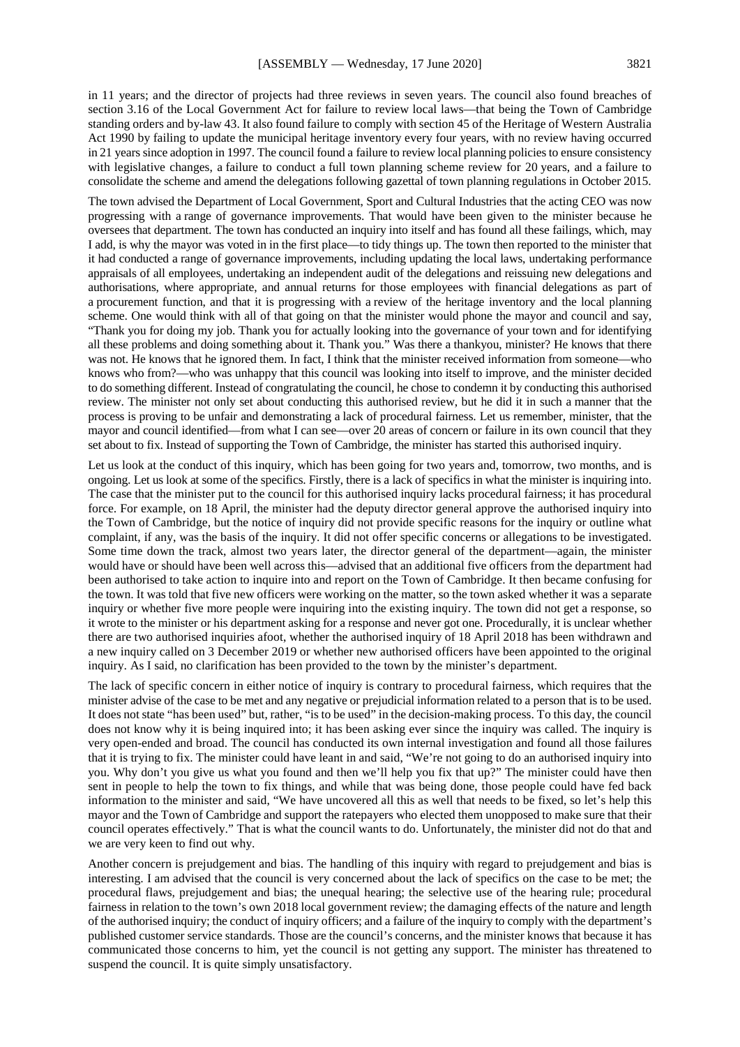in 11 years; and the director of projects had three reviews in seven years. The council also found breaches of section 3.16 of the Local Government Act for failure to review local laws—that being the Town of Cambridge standing orders and by-law 43. It also found failure to comply with section 45 of the Heritage of Western Australia Act 1990 by failing to update the municipal heritage inventory every four years, with no review having occurred in 21 years since adoption in 1997. The council found a failure to review local planning policies to ensure consistency with legislative changes, a failure to conduct a full town planning scheme review for 20 years, and a failure to consolidate the scheme and amend the delegations following gazettal of town planning regulations in October 2015.

The town advised the Department of Local Government, Sport and Cultural Industries that the acting CEO was now progressing with a range of governance improvements. That would have been given to the minister because he oversees that department. The town has conducted an inquiry into itself and has found all these failings, which, may I add, is why the mayor was voted in in the first place—to tidy things up. The town then reported to the minister that it had conducted a range of governance improvements, including updating the local laws, undertaking performance appraisals of all employees, undertaking an independent audit of the delegations and reissuing new delegations and authorisations, where appropriate, and annual returns for those employees with financial delegations as part of a procurement function, and that it is progressing with a review of the heritage inventory and the local planning scheme. One would think with all of that going on that the minister would phone the mayor and council and say, "Thank you for doing my job. Thank you for actually looking into the governance of your town and for identifying all these problems and doing something about it. Thank you." Was there a thankyou, minister? He knows that there was not. He knows that he ignored them. In fact, I think that the minister received information from someone—who knows who from?—who was unhappy that this council was looking into itself to improve, and the minister decided to do something different. Instead of congratulating the council, he chose to condemn it by conducting this authorised review. The minister not only set about conducting this authorised review, but he did it in such a manner that the process is proving to be unfair and demonstrating a lack of procedural fairness. Let us remember, minister, that the mayor and council identified—from what I can see—over 20 areas of concern or failure in its own council that they set about to fix. Instead of supporting the Town of Cambridge, the minister has started this authorised inquiry.

Let us look at the conduct of this inquiry, which has been going for two years and, tomorrow, two months, and is ongoing. Let us look at some of the specifics. Firstly, there is a lack of specifics in what the minister is inquiring into. The case that the minister put to the council for this authorised inquiry lacks procedural fairness; it has procedural force. For example, on 18 April, the minister had the deputy director general approve the authorised inquiry into the Town of Cambridge, but the notice of inquiry did not provide specific reasons for the inquiry or outline what complaint, if any, was the basis of the inquiry. It did not offer specific concerns or allegations to be investigated. Some time down the track, almost two years later, the director general of the department—again, the minister would have or should have been well across this—advised that an additional five officers from the department had been authorised to take action to inquire into and report on the Town of Cambridge. It then became confusing for the town. It was told that five new officers were working on the matter, so the town asked whether it was a separate inquiry or whether five more people were inquiring into the existing inquiry. The town did not get a response, so it wrote to the minister or his department asking for a response and never got one. Procedurally, it is unclear whether there are two authorised inquiries afoot, whether the authorised inquiry of 18 April 2018 has been withdrawn and a new inquiry called on 3 December 2019 or whether new authorised officers have been appointed to the original inquiry. As I said, no clarification has been provided to the town by the minister's department.

The lack of specific concern in either notice of inquiry is contrary to procedural fairness, which requires that the minister advise of the case to be met and any negative or prejudicial information related to a person that is to be used. It does not state "has been used" but, rather, "is to be used" in the decision-making process. To this day, the council does not know why it is being inquired into; it has been asking ever since the inquiry was called. The inquiry is very open-ended and broad. The council has conducted its own internal investigation and found all those failures that it is trying to fix. The minister could have leant in and said, "We're not going to do an authorised inquiry into you. Why don't you give us what you found and then we'll help you fix that up?" The minister could have then sent in people to help the town to fix things, and while that was being done, those people could have fed back information to the minister and said, "We have uncovered all this as well that needs to be fixed, so let's help this mayor and the Town of Cambridge and support the ratepayers who elected them unopposed to make sure that their council operates effectively." That is what the council wants to do. Unfortunately, the minister did not do that and we are very keen to find out why.

Another concern is prejudgement and bias. The handling of this inquiry with regard to prejudgement and bias is interesting. I am advised that the council is very concerned about the lack of specifics on the case to be met; the procedural flaws, prejudgement and bias; the unequal hearing; the selective use of the hearing rule; procedural fairness in relation to the town's own 2018 local government review; the damaging effects of the nature and length of the authorised inquiry; the conduct of inquiry officers; and a failure of the inquiry to comply with the department's published customer service standards. Those are the council's concerns, and the minister knows that because it has communicated those concerns to him, yet the council is not getting any support. The minister has threatened to suspend the council. It is quite simply unsatisfactory.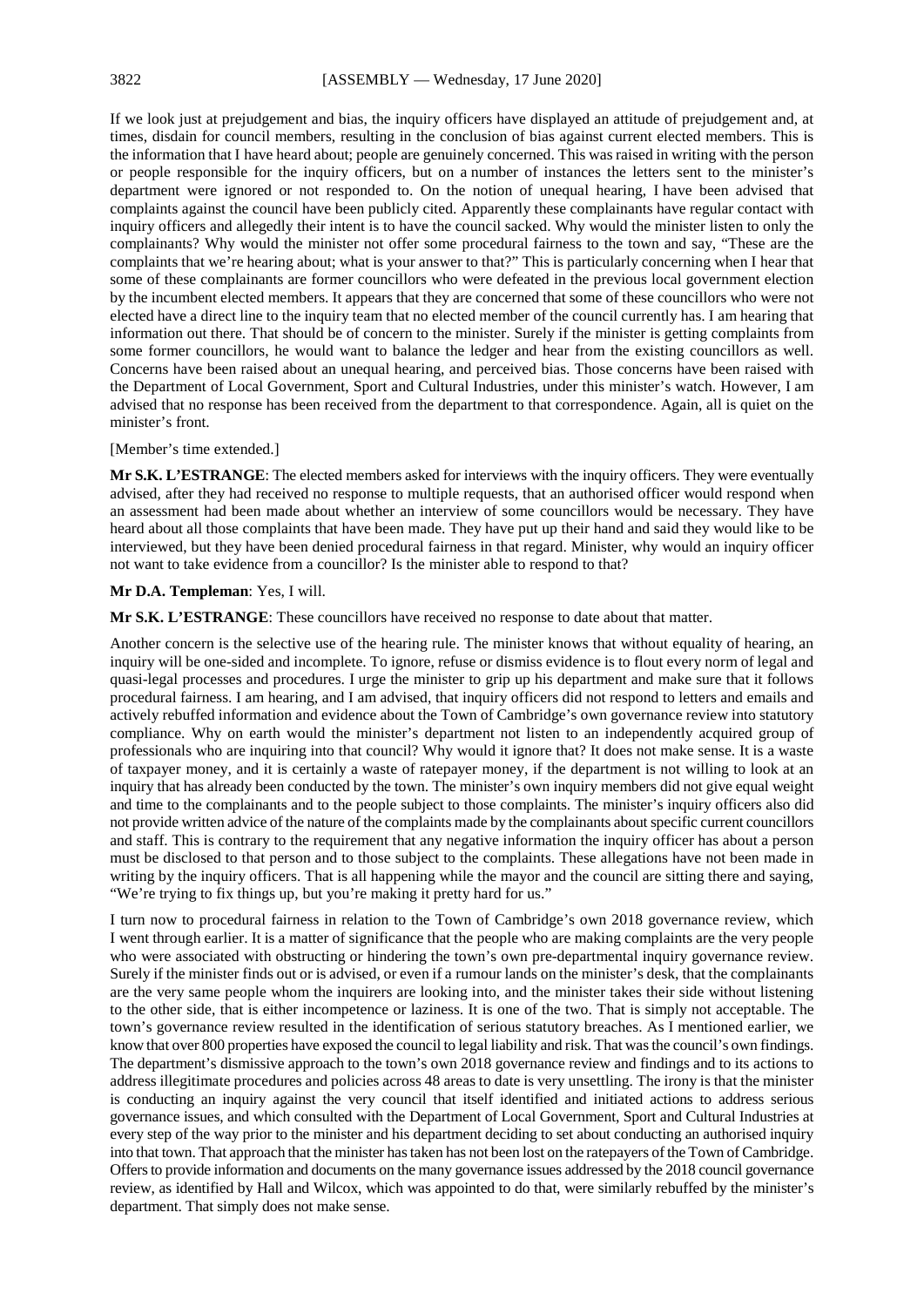If we look just at prejudgement and bias, the inquiry officers have displayed an attitude of prejudgement and, at times, disdain for council members, resulting in the conclusion of bias against current elected members. This is the information that I have heard about; people are genuinely concerned. This was raised in writing with the person or people responsible for the inquiry officers, but on a number of instances the letters sent to the minister's department were ignored or not responded to. On the notion of unequal hearing, I have been advised that complaints against the council have been publicly cited. Apparently these complainants have regular contact with inquiry officers and allegedly their intent is to have the council sacked. Why would the minister listen to only the complainants? Why would the minister not offer some procedural fairness to the town and say, "These are the complaints that we're hearing about; what is your answer to that?" This is particularly concerning when I hear that some of these complainants are former councillors who were defeated in the previous local government election by the incumbent elected members. It appears that they are concerned that some of these councillors who were not elected have a direct line to the inquiry team that no elected member of the council currently has. I am hearing that information out there. That should be of concern to the minister. Surely if the minister is getting complaints from some former councillors, he would want to balance the ledger and hear from the existing councillors as well. Concerns have been raised about an unequal hearing, and perceived bias. Those concerns have been raised with the Department of Local Government, Sport and Cultural Industries, under this minister's watch. However, I am advised that no response has been received from the department to that correspondence. Again, all is quiet on the minister's front.

[Member's time extended.]

**Mr S.K. L'ESTRANGE**: The elected members asked for interviews with the inquiry officers. They were eventually advised, after they had received no response to multiple requests, that an authorised officer would respond when an assessment had been made about whether an interview of some councillors would be necessary. They have heard about all those complaints that have been made. They have put up their hand and said they would like to be interviewed, but they have been denied procedural fairness in that regard. Minister, why would an inquiry officer not want to take evidence from a councillor? Is the minister able to respond to that?

**Mr D.A. Templeman**: Yes, I will.

**Mr S.K. L'ESTRANGE**: These councillors have received no response to date about that matter.

Another concern is the selective use of the hearing rule. The minister knows that without equality of hearing, an inquiry will be one-sided and incomplete. To ignore, refuse or dismiss evidence is to flout every norm of legal and quasi-legal processes and procedures. I urge the minister to grip up his department and make sure that it follows procedural fairness. I am hearing, and I am advised, that inquiry officers did not respond to letters and emails and actively rebuffed information and evidence about the Town of Cambridge's own governance review into statutory compliance. Why on earth would the minister's department not listen to an independently acquired group of professionals who are inquiring into that council? Why would it ignore that? It does not make sense. It is a waste of taxpayer money, and it is certainly a waste of ratepayer money, if the department is not willing to look at an inquiry that has already been conducted by the town. The minister's own inquiry members did not give equal weight and time to the complainants and to the people subject to those complaints. The minister's inquiry officers also did not provide written advice of the nature of the complaints made by the complainants about specific current councillors and staff. This is contrary to the requirement that any negative information the inquiry officer has about a person must be disclosed to that person and to those subject to the complaints. These allegations have not been made in writing by the inquiry officers. That is all happening while the mayor and the council are sitting there and saying, "We're trying to fix things up, but you're making it pretty hard for us."

I turn now to procedural fairness in relation to the Town of Cambridge's own 2018 governance review, which I went through earlier. It is a matter of significance that the people who are making complaints are the very people who were associated with obstructing or hindering the town's own pre-departmental inquiry governance review. Surely if the minister finds out or is advised, or even if a rumour lands on the minister's desk, that the complainants are the very same people whom the inquirers are looking into, and the minister takes their side without listening to the other side, that is either incompetence or laziness. It is one of the two. That is simply not acceptable. The town's governance review resulted in the identification of serious statutory breaches. As I mentioned earlier, we know that over 800 properties have exposed the council to legal liability and risk. That was the council's own findings. The department's dismissive approach to the town's own 2018 governance review and findings and to its actions to address illegitimate procedures and policies across 48 areas to date is very unsettling. The irony is that the minister is conducting an inquiry against the very council that itself identified and initiated actions to address serious governance issues, and which consulted with the Department of Local Government, Sport and Cultural Industries at every step of the way prior to the minister and his department deciding to set about conducting an authorised inquiry into that town. That approach that the minister has taken has not been lost on the ratepayers of the Town of Cambridge. Offers to provide information and documents on the many governance issues addressed by the 2018 council governance review, as identified by Hall and Wilcox, which was appointed to do that, were similarly rebuffed by the minister's department. That simply does not make sense.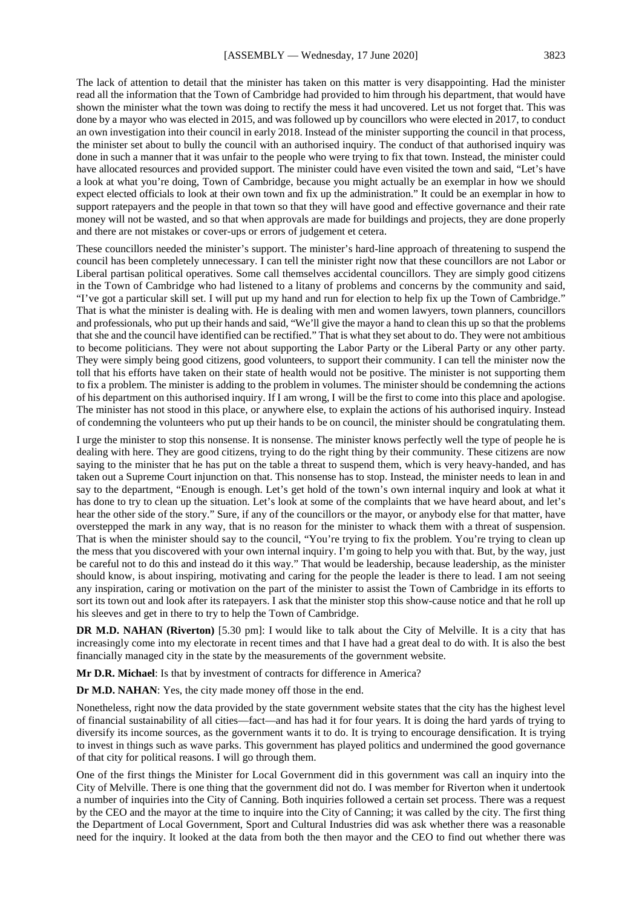The lack of attention to detail that the minister has taken on this matter is very disappointing. Had the minister read all the information that the Town of Cambridge had provided to him through his department, that would have shown the minister what the town was doing to rectify the mess it had uncovered. Let us not forget that. This was done by a mayor who was elected in 2015, and was followed up by councillors who were elected in 2017, to conduct an own investigation into their council in early 2018. Instead of the minister supporting the council in that process, the minister set about to bully the council with an authorised inquiry. The conduct of that authorised inquiry was done in such a manner that it was unfair to the people who were trying to fix that town. Instead, the minister could have allocated resources and provided support. The minister could have even visited the town and said, "Let's have a look at what you're doing, Town of Cambridge, because you might actually be an exemplar in how we should expect elected officials to look at their own town and fix up the administration." It could be an exemplar in how to support ratepayers and the people in that town so that they will have good and effective governance and their rate money will not be wasted, and so that when approvals are made for buildings and projects, they are done properly and there are not mistakes or cover-ups or errors of judgement et cetera.

These councillors needed the minister's support. The minister's hard-line approach of threatening to suspend the council has been completely unnecessary. I can tell the minister right now that these councillors are not Labor or Liberal partisan political operatives. Some call themselves accidental councillors. They are simply good citizens in the Town of Cambridge who had listened to a litany of problems and concerns by the community and said, "I've got a particular skill set. I will put up my hand and run for election to help fix up the Town of Cambridge." That is what the minister is dealing with. He is dealing with men and women lawyers, town planners, councillors and professionals, who put up their hands and said, "We'll give the mayor a hand to clean this up so that the problems that she and the council have identified can be rectified." That is what they set about to do. They were not ambitious to become politicians. They were not about supporting the Labor Party or the Liberal Party or any other party. They were simply being good citizens, good volunteers, to support their community. I can tell the minister now the toll that his efforts have taken on their state of health would not be positive. The minister is not supporting them to fix a problem. The minister is adding to the problem in volumes. The minister should be condemning the actions of his department on this authorised inquiry. If I am wrong, I will be the first to come into this place and apologise. The minister has not stood in this place, or anywhere else, to explain the actions of his authorised inquiry. Instead of condemning the volunteers who put up their hands to be on council, the minister should be congratulating them.

I urge the minister to stop this nonsense. It is nonsense. The minister knows perfectly well the type of people he is dealing with here. They are good citizens, trying to do the right thing by their community. These citizens are now saying to the minister that he has put on the table a threat to suspend them, which is very heavy-handed, and has taken out a Supreme Court injunction on that. This nonsense has to stop. Instead, the minister needs to lean in and say to the department, "Enough is enough. Let's get hold of the town's own internal inquiry and look at what it has done to try to clean up the situation. Let's look at some of the complaints that we have heard about, and let's hear the other side of the story." Sure, if any of the councillors or the mayor, or anybody else for that matter, have overstepped the mark in any way, that is no reason for the minister to whack them with a threat of suspension. That is when the minister should say to the council, "You're trying to fix the problem. You're trying to clean up the mess that you discovered with your own internal inquiry. I'm going to help you with that. But, by the way, just be careful not to do this and instead do it this way." That would be leadership, because leadership, as the minister should know, is about inspiring, motivating and caring for the people the leader is there to lead. I am not seeing any inspiration, caring or motivation on the part of the minister to assist the Town of Cambridge in its efforts to sort its town out and look after its ratepayers. I ask that the minister stop this show-cause notice and that he roll up his sleeves and get in there to try to help the Town of Cambridge.

**DR M.D. NAHAN (Riverton)** [5.30 pm]: I would like to talk about the City of Melville. It is a city that has increasingly come into my electorate in recent times and that I have had a great deal to do with. It is also the best financially managed city in the state by the measurements of the government website.

**Mr D.R. Michael**: Is that by investment of contracts for difference in America?

**Dr M.D. NAHAN**: Yes, the city made money off those in the end.

Nonetheless, right now the data provided by the state government website states that the city has the highest level of financial sustainability of all cities—fact—and has had it for four years. It is doing the hard yards of trying to diversify its income sources, as the government wants it to do. It is trying to encourage densification. It is trying to invest in things such as wave parks. This government has played politics and undermined the good governance of that city for political reasons. I will go through them.

One of the first things the Minister for Local Government did in this government was call an inquiry into the City of Melville. There is one thing that the government did not do. I was member for Riverton when it undertook a number of inquiries into the City of Canning. Both inquiries followed a certain set process. There was a request by the CEO and the mayor at the time to inquire into the City of Canning; it was called by the city. The first thing the Department of Local Government, Sport and Cultural Industries did was ask whether there was a reasonable need for the inquiry. It looked at the data from both the then mayor and the CEO to find out whether there was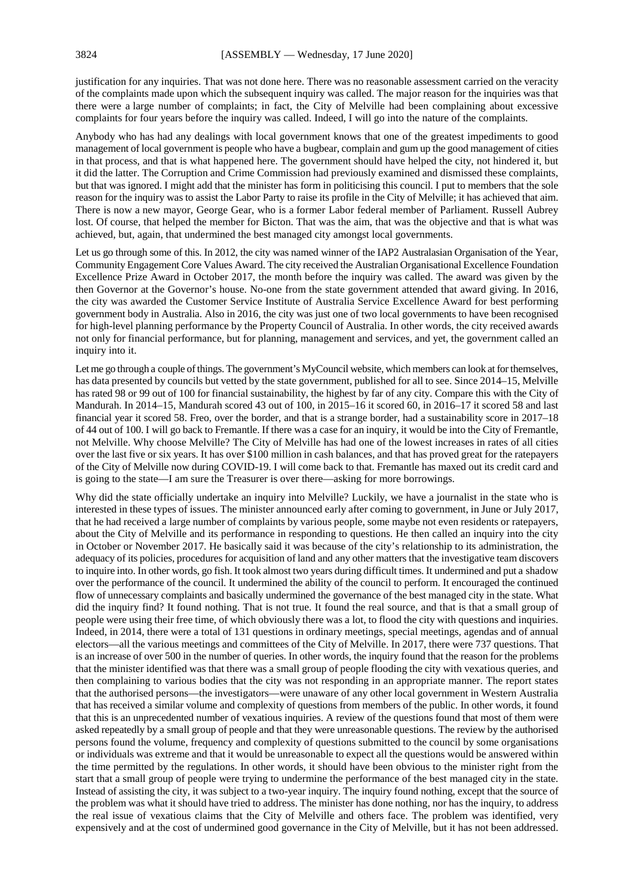justification for any inquiries. That was not done here. There was no reasonable assessment carried on the veracity of the complaints made upon which the subsequent inquiry was called. The major reason for the inquiries was that there were a large number of complaints; in fact, the City of Melville had been complaining about excessive complaints for four years before the inquiry was called. Indeed, I will go into the nature of the complaints.

Anybody who has had any dealings with local government knows that one of the greatest impediments to good management of local government is people who have a bugbear, complain and gum up the good management of cities in that process, and that is what happened here. The government should have helped the city, not hindered it, but it did the latter. The Corruption and Crime Commission had previously examined and dismissed these complaints, but that was ignored. I might add that the minister has form in politicising this council. I put to members that the sole reason for the inquiry was to assist the Labor Party to raise its profile in the City of Melville; it has achieved that aim. There is now a new mayor, George Gear, who is a former Labor federal member of Parliament. Russell Aubrey lost. Of course, that helped the member for Bicton. That was the aim, that was the objective and that is what was achieved, but, again, that undermined the best managed city amongst local governments.

Let us go through some of this. In 2012, the city was named winner of the IAP2 Australasian Organisation of the Year, Community Engagement Core Values Award. The city received the Australian Organisational Excellence Foundation Excellence Prize Award in October 2017, the month before the inquiry was called. The award was given by the then Governor at the Governor's house. No-one from the state government attended that award giving. In 2016, the city was awarded the Customer Service Institute of Australia Service Excellence Award for best performing government body in Australia. Also in 2016, the city was just one of two local governments to have been recognised for high-level planning performance by the Property Council of Australia. In other words, the city received awards not only for financial performance, but for planning, management and services, and yet, the government called an inquiry into it.

Let me go through a couple of things. The government's MyCouncil website, which members can look at for themselves, has data presented by councils but vetted by the state government, published for all to see. Since 2014–15, Melville has rated 98 or 99 out of 100 for financial sustainability, the highest by far of any city. Compare this with the City of Mandurah. In 2014–15, Mandurah scored 43 out of 100, in 2015–16 it scored 60, in 2016–17 it scored 58 and last financial year it scored 58. Freo, over the border, and that is a strange border, had a sustainability score in 2017–18 of 44 out of 100. I will go back to Fremantle. If there was a case for an inquiry, it would be into the City of Fremantle, not Melville. Why choose Melville? The City of Melville has had one of the lowest increases in rates of all cities over the last five or six years. It has over $100 million in cash balances, and that has proved great for the ratepayers of the City of Melville now during COVID-19. I will come back to that. Fremantle has maxed out its credit card and is going to the state—I am sure the Treasurer is over there—asking for more borrowings.

Why did the state officially undertake an inquiry into Melville? Luckily, we have a journalist in the state who is interested in these types of issues. The minister announced early after coming to government, in June or July 2017, that he had received a large number of complaints by various people, some maybe not even residents or ratepayers, about the City of Melville and its performance in responding to questions. He then called an inquiry into the city in October or November 2017. He basically said it was because of the city's relationship to its administration, the adequacy of its policies, procedures for acquisition of land and any other matters that the investigative team discovers to inquire into. In other words, go fish. It took almost two years during difficult times. It undermined and put a shadow over the performance of the council. It undermined the ability of the council to perform. It encouraged the continued flow of unnecessary complaints and basically undermined the governance of the best managed city in the state. What did the inquiry find? It found nothing. That is not true. It found the real source, and that is that a small group of people were using their free time, of which obviously there was a lot, to flood the city with questions and inquiries. Indeed, in 2014, there were a total of 131 questions in ordinary meetings, special meetings, agendas and of annual electors—all the various meetings and committees of the City of Melville. In 2017, there were 737 questions. That is an increase of over 500 in the number of queries. In other words, the inquiry found that the reason for the problems that the minister identified was that there was a small group of people flooding the city with vexatious queries, and then complaining to various bodies that the city was not responding in an appropriate manner. The report states that the authorised persons—the investigators—were unaware of any other local government in Western Australia that has received a similar volume and complexity of questions from members of the public. In other words, it found that this is an unprecedented number of vexatious inquiries. A review of the questions found that most of them were asked repeatedly by a small group of people and that they were unreasonable questions. The review by the authorised persons found the volume, frequency and complexity of questions submitted to the council by some organisations or individuals was extreme and that it would be unreasonable to expect all the questions would be answered within the time permitted by the regulations. In other words, it should have been obvious to the minister right from the start that a small group of people were trying to undermine the performance of the best managed city in the state. Instead of assisting the city, it was subject to a two-year inquiry. The inquiry found nothing, except that the source of the problem was what it should have tried to address. The minister has done nothing, nor has the inquiry, to address the real issue of vexatious claims that the City of Melville and others face. The problem was identified, very expensively and at the cost of undermined good governance in the City of Melville, but it has not been addressed.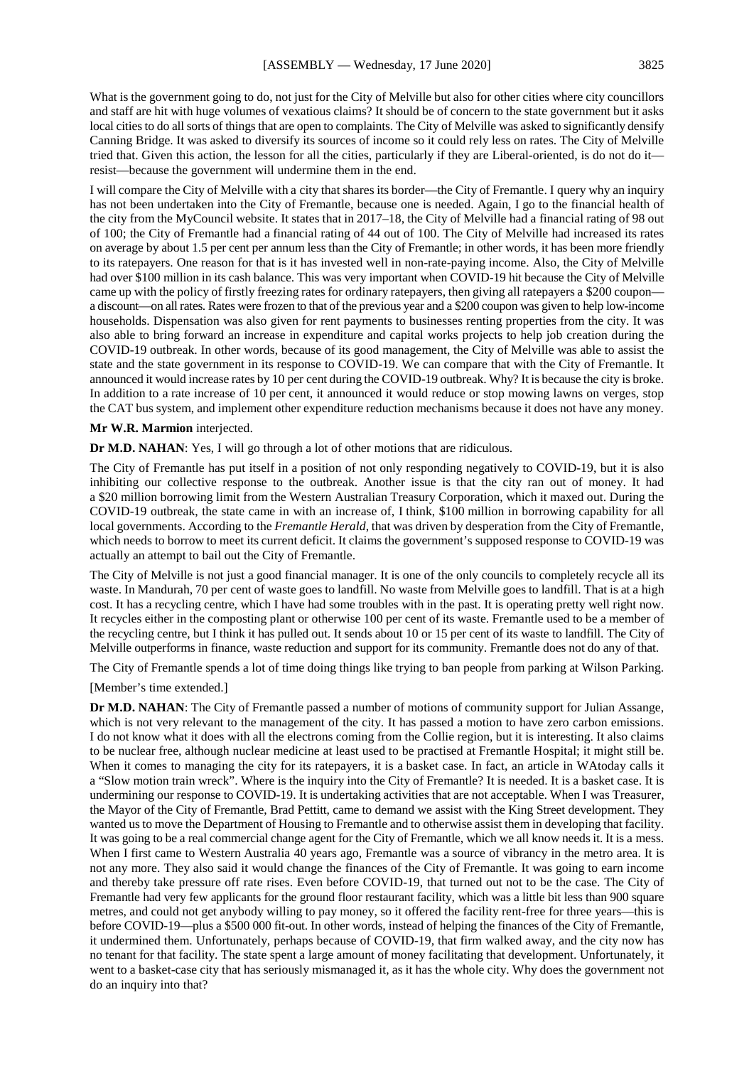What is the government going to do, not just for the City of Melville but also for other cities where city councillors and staff are hit with huge volumes of vexatious claims? It should be of concern to the state government but it asks local cities to do all sorts of things that are open to complaints. The City of Melville was asked to significantly densify Canning Bridge. It was asked to diversify its sources of income so it could rely less on rates. The City of Melville tried that. Given this action, the lesson for all the cities, particularly if they are Liberal-oriented, is do not do it—resist—because the government will undermine them in the end.

I will compare the City of Melville with a city that shares its border—the City of Fremantle. I query why an inquiry has not been undertaken into the City of Fremantle, because one is needed. Again, I go to the financial health of the city from the MyCouncil website. It states that in 2017–18, the City of Melville had a financial rating of 98 out of 100; the City of Fremantle had a financial rating of 44 out of 100. The City of Melville had increased its rates on average by about 1.5 per cent per annum less than the City of Fremantle; in other words, it has been more friendly to its ratepayers. One reason for that is it has invested well in non-rate-paying income. Also, the City of Melville had over $100 million in its cash balance. This was very important when COVID-19 hit because the City of Melville came up with the policy of firstly freezing rates for ordinary ratepayers, then giving all ratepayers a $200 coupon—a discount—on all rates. Rates were frozen to that of the previous year and a $200 coupon was given to help low-income households. Dispensation was also given for rent payments to businesses renting properties from the city. It was also able to bring forward an increase in expenditure and capital works projects to help job creation during the COVID-19 outbreak. In other words, because of its good management, the City of Melville was able to assist the state and the state government in its response to COVID-19. We can compare that with the City of Fremantle. It announced it would increase rates by 10 per cent during the COVID-19 outbreak. Why? It is because the city is broke. In addition to a rate increase of 10 per cent, it announced it would reduce or stop mowing lawns on verges, stop the CAT bus system, and implement other expenditure reduction mechanisms because it does not have any money.

**Mr W.R. Marmion** interjected.

**Dr M.D. NAHAN**: Yes, I will go through a lot of other motions that are ridiculous.

The City of Fremantle has put itself in a position of not only responding negatively to COVID-19, but it is also inhibiting our collective response to the outbreak. Another issue is that the city ran out of money. It had a $20 million borrowing limit from the Western Australian Treasury Corporation, which it maxed out. During the COVID-19 outbreak, the state came in with an increase of, I think, $100 million in borrowing capability for all local governments. According to the *Fremantle Herald*, that was driven by desperation from the City of Fremantle, which needs to borrow to meet its current deficit. It claims the government's supposed response to COVID-19 was actually an attempt to bail out the City of Fremantle.

The City of Melville is not just a good financial manager. It is one of the only councils to completely recycle all its waste. In Mandurah, 70 per cent of waste goes to landfill. No waste from Melville goes to landfill. That is at a high cost. It has a recycling centre, which I have had some troubles with in the past. It is operating pretty well right now. It recycles either in the composting plant or otherwise 100 per cent of its waste. Fremantle used to be a member of the recycling centre, but I think it has pulled out. It sends about 10 or 15 per cent of its waste to landfill. The City of Melville outperforms in finance, waste reduction and support for its community. Fremantle does not do any of that.

The City of Fremantle spends a lot of time doing things like trying to ban people from parking at Wilson Parking.

[Member's time extended.]

**Dr M.D. NAHAN**: The City of Fremantle passed a number of motions of community support for Julian Assange, which is not very relevant to the management of the city. It has passed a motion to have zero carbon emissions. I do not know what it does with all the electrons coming from the Collie region, but it is interesting. It also claims to be nuclear free, although nuclear medicine at least used to be practised at Fremantle Hospital; it might still be. When it comes to managing the city for its ratepayers, it is a basket case. In fact, an article in WAtoday calls it a "Slow motion train wreck". Where is the inquiry into the City of Fremantle? It is needed. It is a basket case. It is undermining our response to COVID-19. It is undertaking activities that are not acceptable. When I was Treasurer, the Mayor of the City of Fremantle, Brad Pettitt, came to demand we assist with the King Street development. They wanted us to move the Department of Housing to Fremantle and to otherwise assist them in developing that facility. It was going to be a real commercial change agent for the City of Fremantle, which we all know needs it. It is a mess. When I first came to Western Australia 40 years ago, Fremantle was a source of vibrancy in the metro area. It is not any more. They also said it would change the finances of the City of Fremantle. It was going to earn income and thereby take pressure off rate rises. Even before COVID-19, that turned out not to be the case. The City of Fremantle had very few applicants for the ground floor restaurant facility, which was a little bit less than 900 square metres, and could not get anybody willing to pay money, so it offered the facility rent-free for three years—this is before COVID-19—plus a $500 000 fit-out. In other words, instead of helping the finances of the City of Fremantle, it undermined them. Unfortunately, perhaps because of COVID-19, that firm walked away, and the city now has no tenant for that facility. The state spent a large amount of money facilitating that development. Unfortunately, it went to a basket-case city that has seriously mismanaged it, as it has the whole city. Why does the government not do an inquiry into that?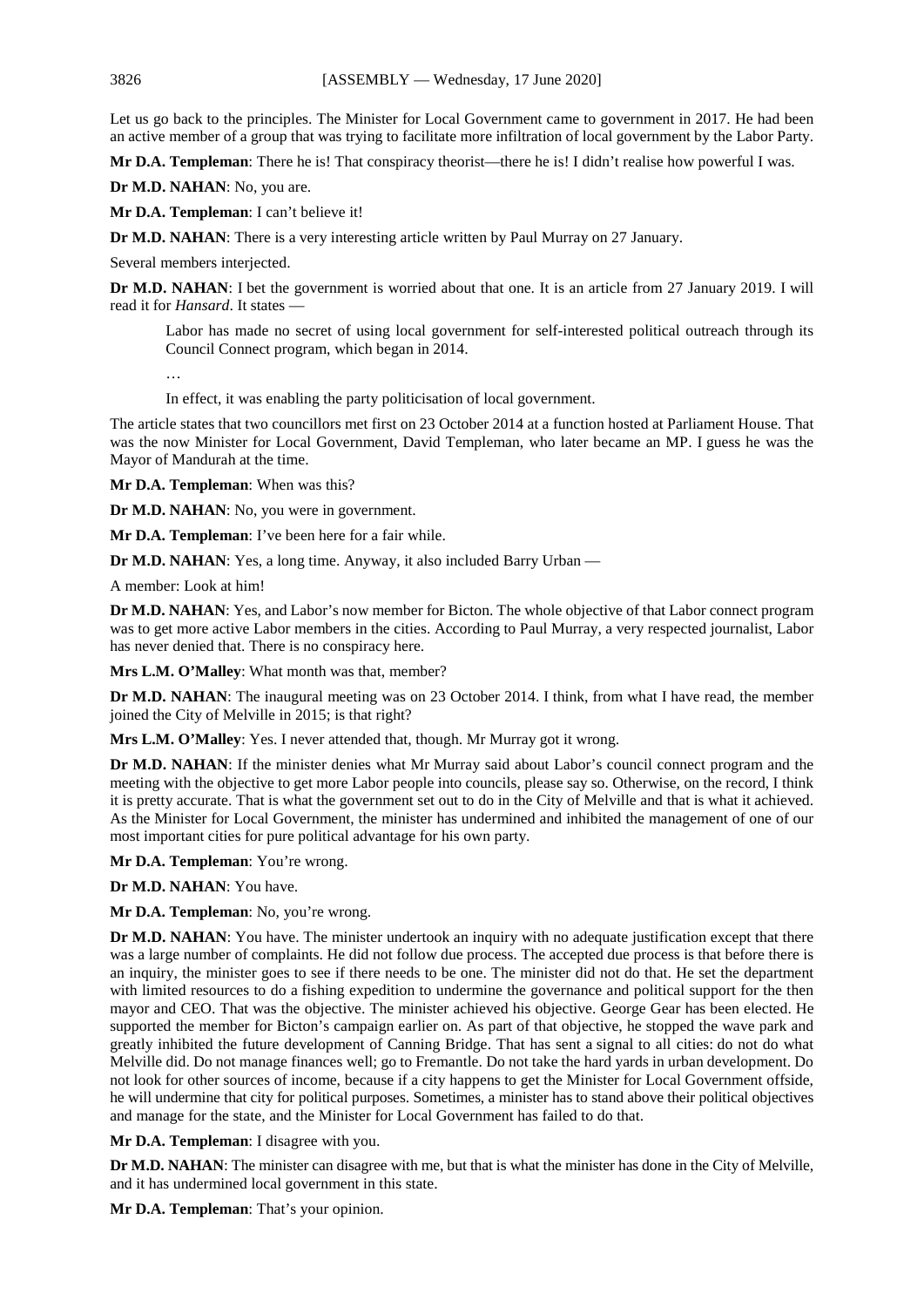Let us go back to the principles. The Minister for Local Government came to government in 2017. He had been an active member of a group that was trying to facilitate more infiltration of local government by the Labor Party.

**Mr D.A. Templeman**: There he is! That conspiracy theorist—there he is! I didn't realise how powerful I was.

**Dr M.D. NAHAN**: No, you are.

**Mr D.A. Templeman**: I can't believe it!

**Dr M.D. NAHAN**: There is a very interesting article written by Paul Murray on 27 January.

Several members interjected.

**Dr M.D. NAHAN**: I bet the government is worried about that one. It is an article from 27 January 2019. I will read it for *Hansard*. It states —

> Labor has made no secret of using local government for self-interested political outreach through its Council Connect program, which began in 2014.
>
> …
>
> In effect, it was enabling the party politicisation of local government.

The article states that two councillors met first on 23 October 2014 at a function hosted at Parliament House. That was the now Minister for Local Government, David Templeman, who later became an MP. I guess he was the Mayor of Mandurah at the time.

**Mr D.A. Templeman**: When was this?

**Dr M.D. NAHAN**: No, you were in government.

**Mr D.A. Templeman**: I've been here for a fair while.

**Dr M.D. NAHAN**: Yes, a long time. Anyway, it also included Barry Urban —

A member: Look at him!

**Dr M.D. NAHAN**: Yes, and Labor's now member for Bicton. The whole objective of that Labor connect program was to get more active Labor members in the cities. According to Paul Murray, a very respected journalist, Labor has never denied that. There is no conspiracy here.

**Mrs L.M. O'Malley**: What month was that, member?

**Dr M.D. NAHAN**: The inaugural meeting was on 23 October 2014. I think, from what I have read, the member joined the City of Melville in 2015; is that right?

**Mrs L.M. O'Malley**: Yes. I never attended that, though. Mr Murray got it wrong.

**Dr M.D. NAHAN**: If the minister denies what Mr Murray said about Labor's council connect program and the meeting with the objective to get more Labor people into councils, please say so. Otherwise, on the record, I think it is pretty accurate. That is what the government set out to do in the City of Melville and that is what it achieved. As the Minister for Local Government, the minister has undermined and inhibited the management of one of our most important cities for pure political advantage for his own party.

**Mr D.A. Templeman**: You're wrong.

**Dr M.D. NAHAN**: You have.

**Mr D.A. Templeman**: No, you're wrong.

**Dr M.D. NAHAN**: You have. The minister undertook an inquiry with no adequate justification except that there was a large number of complaints. He did not follow due process. The accepted due process is that before there is an inquiry, the minister goes to see if there needs to be one. The minister did not do that. He set the department with limited resources to do a fishing expedition to undermine the governance and political support for the then mayor and CEO. That was the objective. The minister achieved his objective. George Gear has been elected. He supported the member for Bicton's campaign earlier on. As part of that objective, he stopped the wave park and greatly inhibited the future development of Canning Bridge. That has sent a signal to all cities: do not do what Melville did. Do not manage finances well; go to Fremantle. Do not take the hard yards in urban development. Do not look for other sources of income, because if a city happens to get the Minister for Local Government offside, he will undermine that city for political purposes. Sometimes, a minister has to stand above their political objectives and manage for the state, and the Minister for Local Government has failed to do that.

**Mr D.A. Templeman**: I disagree with you.

**Dr M.D. NAHAN**: The minister can disagree with me, but that is what the minister has done in the City of Melville, and it has undermined local government in this state.

**Mr D.A. Templeman**: That's your opinion.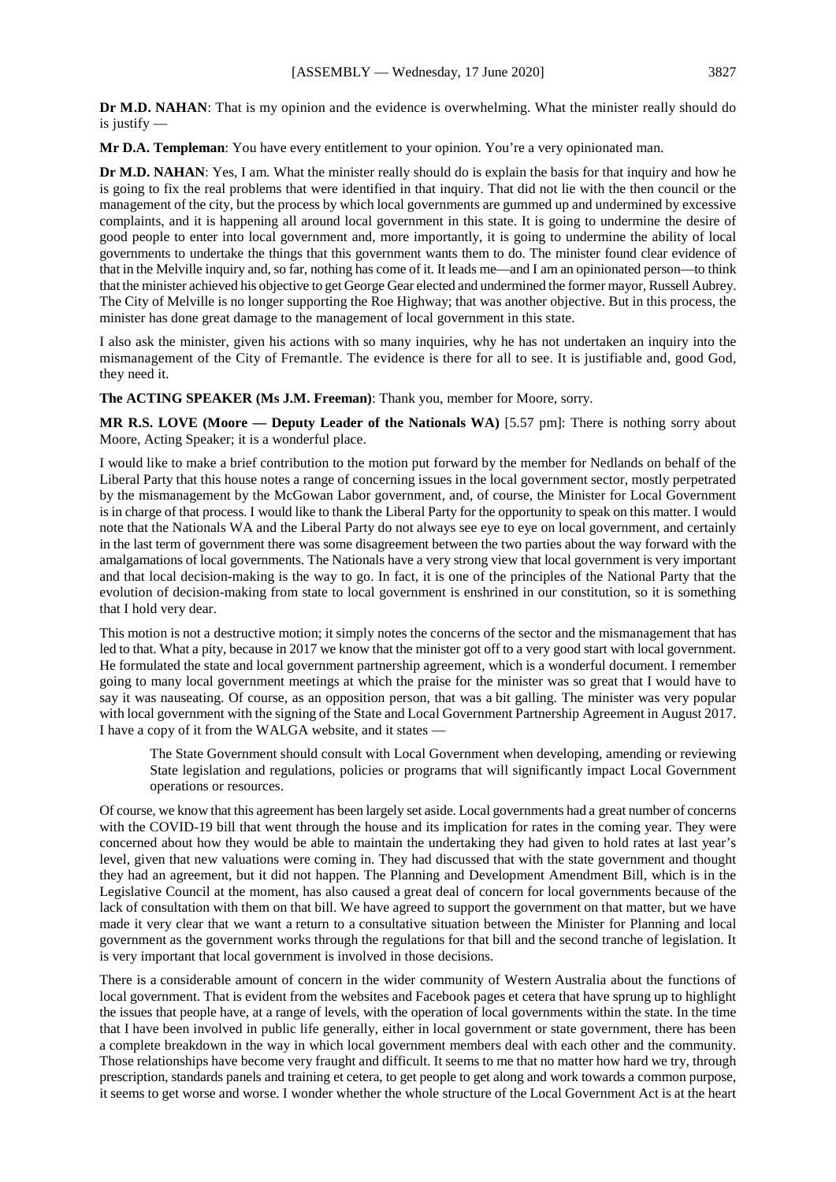**Dr M.D. NAHAN**: That is my opinion and the evidence is overwhelming. What the minister really should do is justify —

**Mr D.A. Templeman**: You have every entitlement to your opinion. You're a very opinionated man.

**Dr M.D. NAHAN**: Yes, I am. What the minister really should do is explain the basis for that inquiry and how he is going to fix the real problems that were identified in that inquiry. That did not lie with the then council or the management of the city, but the process by which local governments are gummed up and undermined by excessive complaints, and it is happening all around local government in this state. It is going to undermine the desire of good people to enter into local government and, more importantly, it is going to undermine the ability of local governments to undertake the things that this government wants them to do. The minister found clear evidence of that in the Melville inquiry and, so far, nothing has come of it. It leads me—and I am an opinionated person—to think that the minister achieved his objective to get George Gear elected and undermined the former mayor, Russell Aubrey. The City of Melville is no longer supporting the Roe Highway; that was another objective. But in this process, the minister has done great damage to the management of local government in this state.

I also ask the minister, given his actions with so many inquiries, why he has not undertaken an inquiry into the mismanagement of the City of Fremantle. The evidence is there for all to see. It is justifiable and, good God, they need it.

**The ACTING SPEAKER (Ms J.M. Freeman)**: Thank you, member for Moore, sorry.

**MR R.S. LOVE (Moore — Deputy Leader of the Nationals WA)** [5.57 pm]: There is nothing sorry about Moore, Acting Speaker; it is a wonderful place.

I would like to make a brief contribution to the motion put forward by the member for Nedlands on behalf of the Liberal Party that this house notes a range of concerning issues in the local government sector, mostly perpetrated by the mismanagement by the McGowan Labor government, and, of course, the Minister for Local Government is in charge of that process. I would like to thank the Liberal Party for the opportunity to speak on this matter. I would note that the Nationals WA and the Liberal Party do not always see eye to eye on local government, and certainly in the last term of government there was some disagreement between the two parties about the way forward with the amalgamations of local governments. The Nationals have a very strong view that local government is very important and that local decision-making is the way to go. In fact, it is one of the principles of the National Party that the evolution of decision-making from state to local government is enshrined in our constitution, so it is something that I hold very dear.

This motion is not a destructive motion; it simply notes the concerns of the sector and the mismanagement that has led to that. What a pity, because in 2017 we know that the minister got off to a very good start with local government. He formulated the state and local government partnership agreement, which is a wonderful document. I remember going to many local government meetings at which the praise for the minister was so great that I would have to say it was nauseating. Of course, as an opposition person, that was a bit galling. The minister was very popular with local government with the signing of the State and Local Government Partnership Agreement in August 2017. I have a copy of it from the WALGA website, and it states —

> The State Government should consult with Local Government when developing, amending or reviewing State legislation and regulations, policies or programs that will significantly impact Local Government operations or resources.

Of course, we know that this agreement has been largely set aside. Local governments had a great number of concerns with the COVID-19 bill that went through the house and its implication for rates in the coming year. They were concerned about how they would be able to maintain the undertaking they had given to hold rates at last year's level, given that new valuations were coming in. They had discussed that with the state government and thought they had an agreement, but it did not happen. The Planning and Development Amendment Bill, which is in the Legislative Council at the moment, has also caused a great deal of concern for local governments because of the lack of consultation with them on that bill. We have agreed to support the government on that matter, but we have made it very clear that we want a return to a consultative situation between the Minister for Planning and local government as the government works through the regulations for that bill and the second tranche of legislation. It is very important that local government is involved in those decisions.

There is a considerable amount of concern in the wider community of Western Australia about the functions of local government. That is evident from the websites and Facebook pages et cetera that have sprung up to highlight the issues that people have, at a range of levels, with the operation of local governments within the state. In the time that I have been involved in public life generally, either in local government or state government, there has been a complete breakdown in the way in which local government members deal with each other and the community. Those relationships have become very fraught and difficult. It seems to me that no matter how hard we try, through prescription, standards panels and training et cetera, to get people to get along and work towards a common purpose, it seems to get worse and worse. I wonder whether the whole structure of the Local Government Act is at the heart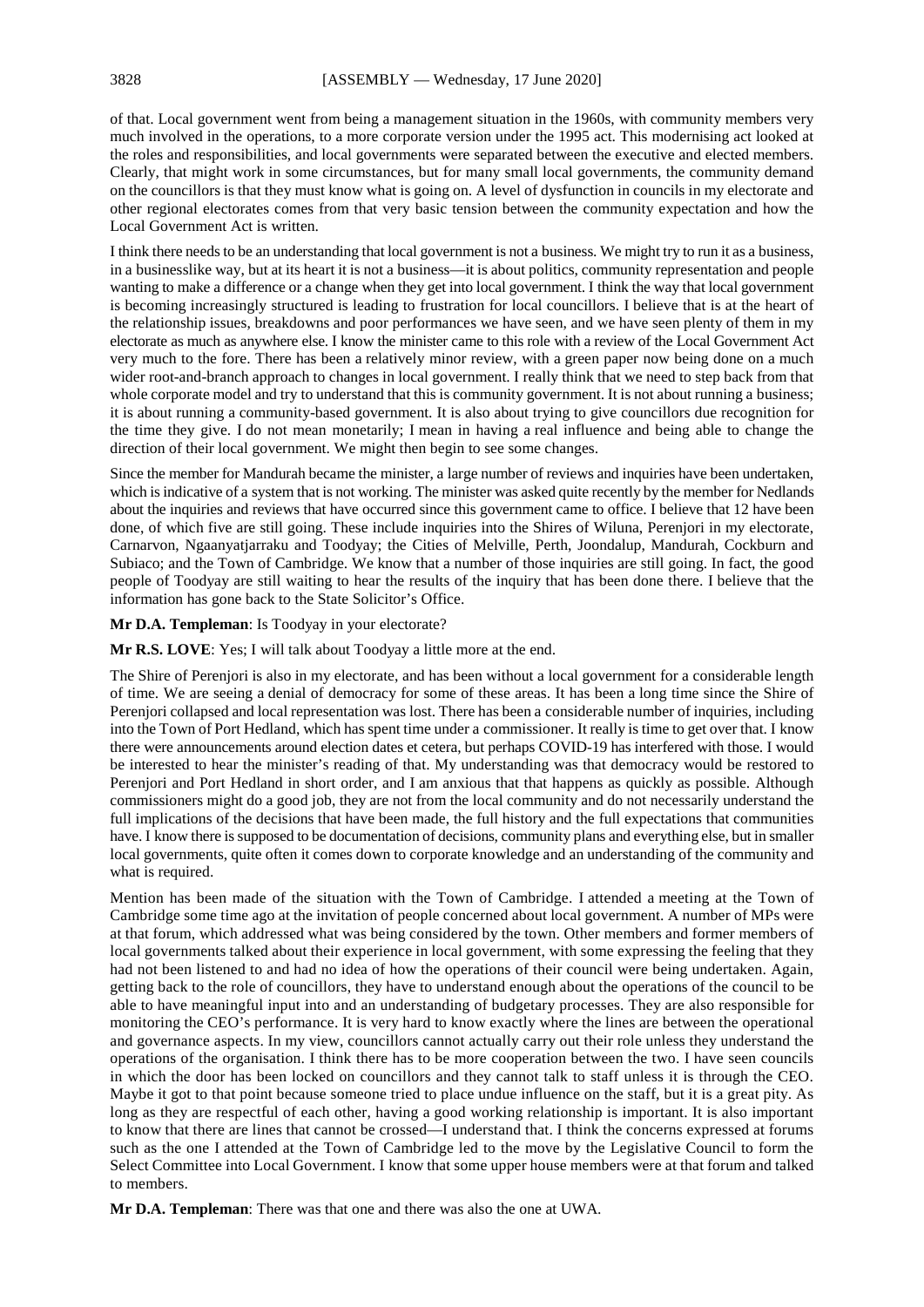of that. Local government went from being a management situation in the 1960s, with community members very much involved in the operations, to a more corporate version under the 1995 act. This modernising act looked at the roles and responsibilities, and local governments were separated between the executive and elected members. Clearly, that might work in some circumstances, but for many small local governments, the community demand on the councillors is that they must know what is going on. A level of dysfunction in councils in my electorate and other regional electorates comes from that very basic tension between the community expectation and how the Local Government Act is written.

I think there needs to be an understanding that local government is not a business. We might try to run it as a business, in a businesslike way, but at its heart it is not a business—it is about politics, community representation and people wanting to make a difference or a change when they get into local government. I think the way that local government is becoming increasingly structured is leading to frustration for local councillors. I believe that is at the heart of the relationship issues, breakdowns and poor performances we have seen, and we have seen plenty of them in my electorate as much as anywhere else. I know the minister came to this role with a review of the Local Government Act very much to the fore. There has been a relatively minor review, with a green paper now being done on a much wider root-and-branch approach to changes in local government. I really think that we need to step back from that whole corporate model and try to understand that this is community government. It is not about running a business; it is about running a community-based government. It is also about trying to give councillors due recognition for the time they give. I do not mean monetarily; I mean in having a real influence and being able to change the direction of their local government. We might then begin to see some changes.

Since the member for Mandurah became the minister, a large number of reviews and inquiries have been undertaken, which is indicative of a system that is not working. The minister was asked quite recently by the member for Nedlands about the inquiries and reviews that have occurred since this government came to office. I believe that 12 have been done, of which five are still going. These include inquiries into the Shires of Wiluna, Perenjori in my electorate, Carnarvon, Ngaanyatjarraku and Toodyay; the Cities of Melville, Perth, Joondalup, Mandurah, Cockburn and Subiaco; and the Town of Cambridge. We know that a number of those inquiries are still going. In fact, the good people of Toodyay are still waiting to hear the results of the inquiry that has been done there. I believe that the information has gone back to the State Solicitor's Office.

**Mr D.A. Templeman**: Is Toodyay in your electorate?

**Mr R.S. LOVE**: Yes; I will talk about Toodyay a little more at the end.

The Shire of Perenjori is also in my electorate, and has been without a local government for a considerable length of time. We are seeing a denial of democracy for some of these areas. It has been a long time since the Shire of Perenjori collapsed and local representation was lost. There has been a considerable number of inquiries, including into the Town of Port Hedland, which has spent time under a commissioner. It really is time to get over that. I know there were announcements around election dates et cetera, but perhaps COVID-19 has interfered with those. I would be interested to hear the minister's reading of that. My understanding was that democracy would be restored to Perenjori and Port Hedland in short order, and I am anxious that that happens as quickly as possible. Although commissioners might do a good job, they are not from the local community and do not necessarily understand the full implications of the decisions that have been made, the full history and the full expectations that communities have. I know there is supposed to be documentation of decisions, community plans and everything else, but in smaller local governments, quite often it comes down to corporate knowledge and an understanding of the community and what is required.

Mention has been made of the situation with the Town of Cambridge. I attended a meeting at the Town of Cambridge some time ago at the invitation of people concerned about local government. A number of MPs were at that forum, which addressed what was being considered by the town. Other members and former members of local governments talked about their experience in local government, with some expressing the feeling that they had not been listened to and had no idea of how the operations of their council were being undertaken. Again, getting back to the role of councillors, they have to understand enough about the operations of the council to be able to have meaningful input into and an understanding of budgetary processes. They are also responsible for monitoring the CEO's performance. It is very hard to know exactly where the lines are between the operational and governance aspects. In my view, councillors cannot actually carry out their role unless they understand the operations of the organisation. I think there has to be more cooperation between the two. I have seen councils in which the door has been locked on councillors and they cannot talk to staff unless it is through the CEO. Maybe it got to that point because someone tried to place undue influence on the staff, but it is a great pity. As long as they are respectful of each other, having a good working relationship is important. It is also important to know that there are lines that cannot be crossed—I understand that. I think the concerns expressed at forums such as the one I attended at the Town of Cambridge led to the move by the Legislative Council to form the Select Committee into Local Government. I know that some upper house members were at that forum and talked to members.

**Mr D.A. Templeman**: There was that one and there was also the one at UWA.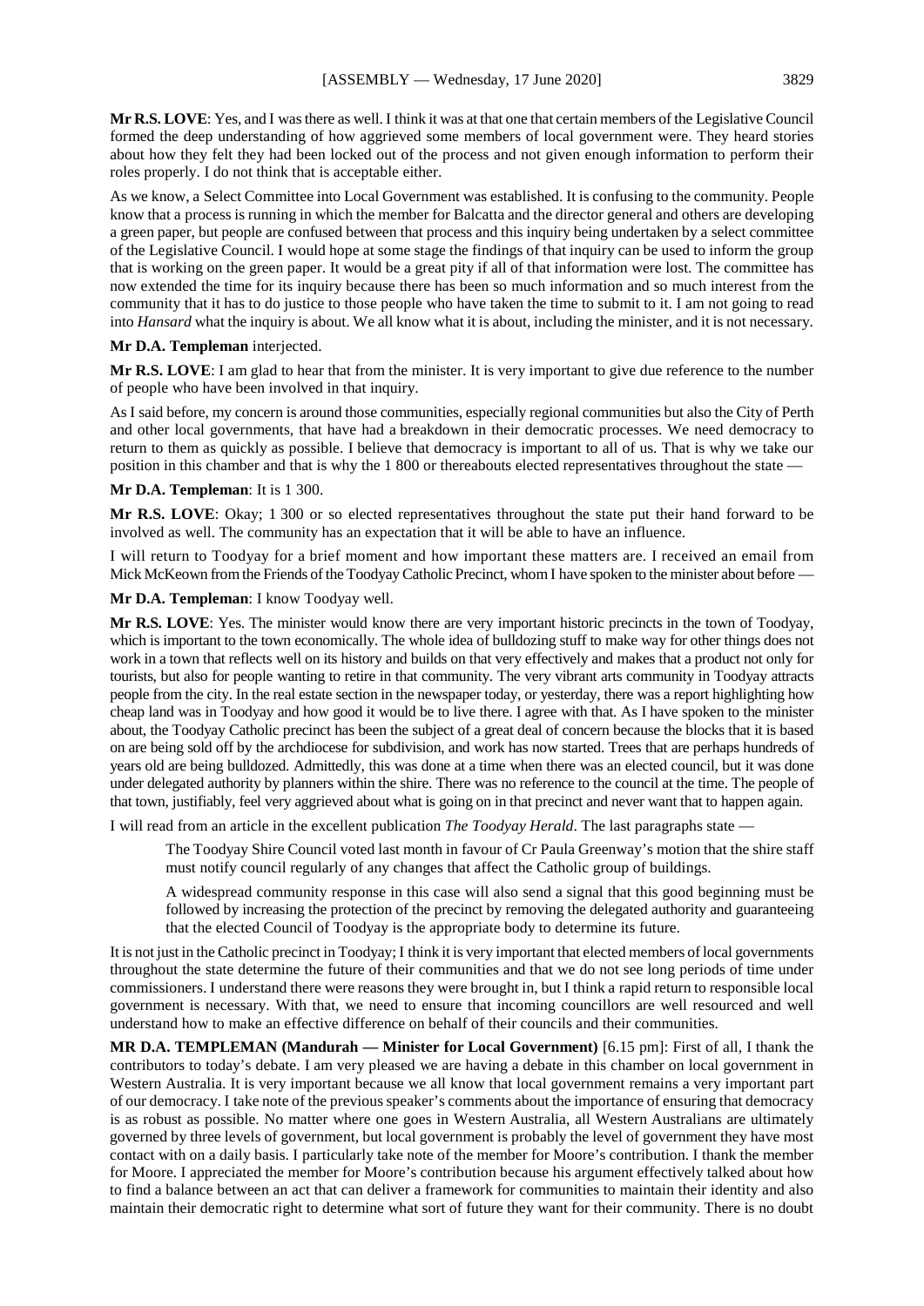**Mr R.S. LOVE**: Yes, and I was there as well. I think it was at that one that certain members of the Legislative Council formed the deep understanding of how aggrieved some members of local government were. They heard stories about how they felt they had been locked out of the process and not given enough information to perform their roles properly. I do not think that is acceptable either.

As we know, a Select Committee into Local Government was established. It is confusing to the community. People know that a process is running in which the member for Balcatta and the director general and others are developing a green paper, but people are confused between that process and this inquiry being undertaken by a select committee of the Legislative Council. I would hope at some stage the findings of that inquiry can be used to inform the group that is working on the green paper. It would be a great pity if all of that information were lost. The committee has now extended the time for its inquiry because there has been so much information and so much interest from the community that it has to do justice to those people who have taken the time to submit to it. I am not going to read into *Hansard* what the inquiry is about. We all know what it is about, including the minister, and it is not necessary.

**Mr D.A. Templeman** interjected.

**Mr R.S. LOVE**: I am glad to hear that from the minister. It is very important to give due reference to the number of people who have been involved in that inquiry.

As I said before, my concern is around those communities, especially regional communities but also the City of Perth and other local governments, that have had a breakdown in their democratic processes. We need democracy to return to them as quickly as possible. I believe that democracy is important to all of us. That is why we take our position in this chamber and that is why the 1 800 or thereabouts elected representatives throughout the state —

**Mr D.A. Templeman**: It is 1 300.

**Mr R.S. LOVE**: Okay; 1 300 or so elected representatives throughout the state put their hand forward to be involved as well. The community has an expectation that it will be able to have an influence.

I will return to Toodyay for a brief moment and how important these matters are. I received an email from Mick McKeown from the Friends of the Toodyay Catholic Precinct, whom I have spoken to the minister about before —

**Mr D.A. Templeman**: I know Toodyay well.

**Mr R.S. LOVE**: Yes. The minister would know there are very important historic precincts in the town of Toodyay, which is important to the town economically. The whole idea of bulldozing stuff to make way for other things does not work in a town that reflects well on its history and builds on that very effectively and makes that a product not only for tourists, but also for people wanting to retire in that community. The very vibrant arts community in Toodyay attracts people from the city. In the real estate section in the newspaper today, or yesterday, there was a report highlighting how cheap land was in Toodyay and how good it would be to live there. I agree with that. As I have spoken to the minister about, the Toodyay Catholic precinct has been the subject of a great deal of concern because the blocks that it is based on are being sold off by the archdiocese for subdivision, and work has now started. Trees that are perhaps hundreds of years old are being bulldozed. Admittedly, this was done at a time when there was an elected council, but it was done under delegated authority by planners within the shire. There was no reference to the council at the time. The people of that town, justifiably, feel very aggrieved about what is going on in that precinct and never want that to happen again.

I will read from an article in the excellent publication *The Toodyay Herald*. The last paragraphs state —

> The Toodyay Shire Council voted last month in favour of Cr Paula Greenway's motion that the shire staff must notify council regularly of any changes that affect the Catholic group of buildings.
>
> A widespread community response in this case will also send a signal that this good beginning must be followed by increasing the protection of the precinct by removing the delegated authority and guaranteeing that the elected Council of Toodyay is the appropriate body to determine its future.

It is not just in the Catholic precinct in Toodyay; I think it is very important that elected members of local governments throughout the state determine the future of their communities and that we do not see long periods of time under commissioners. I understand there were reasons they were brought in, but I think a rapid return to responsible local government is necessary. With that, we need to ensure that incoming councillors are well resourced and well understand how to make an effective difference on behalf of their councils and their communities.

**MR D.A. TEMPLEMAN (Mandurah — Minister for Local Government)** [6.15 pm]: First of all, I thank the contributors to today's debate. I am very pleased we are having a debate in this chamber on local government in Western Australia. It is very important because we all know that local government remains a very important part of our democracy. I take note of the previous speaker's comments about the importance of ensuring that democracy is as robust as possible. No matter where one goes in Western Australia, all Western Australians are ultimately governed by three levels of government, but local government is probably the level of government they have most contact with on a daily basis. I particularly take note of the member for Moore's contribution. I thank the member for Moore. I appreciated the member for Moore's contribution because his argument effectively talked about how to find a balance between an act that can deliver a framework for communities to maintain their identity and also maintain their democratic right to determine what sort of future they want for their community. There is no doubt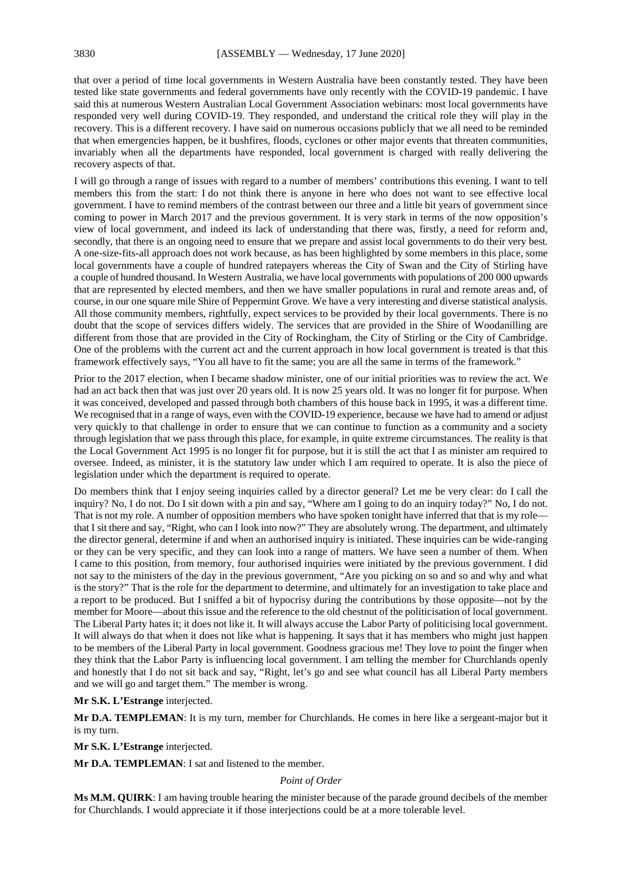that over a period of time local governments in Western Australia have been constantly tested. They have been tested like state governments and federal governments have only recently with the COVID-19 pandemic. I have said this at numerous Western Australian Local Government Association webinars: most local governments have responded very well during COVID-19. They responded, and understand the critical role they will play in the recovery. This is a different recovery. I have said on numerous occasions publicly that we all need to be reminded that when emergencies happen, be it bushfires, floods, cyclones or other major events that threaten communities, invariably when all the departments have responded, local government is charged with really delivering the recovery aspects of that.

I will go through a range of issues with regard to a number of members' contributions this evening. I want to tell members this from the start: I do not think there is anyone in here who does not want to see effective local government. I have to remind members of the contrast between our three and a little bit years of government since coming to power in March 2017 and the previous government. It is very stark in terms of the now opposition's view of local government, and indeed its lack of understanding that there was, firstly, a need for reform and, secondly, that there is an ongoing need to ensure that we prepare and assist local governments to do their very best. A one-size-fits-all approach does not work because, as has been highlighted by some members in this place, some local governments have a couple of hundred ratepayers whereas the City of Swan and the City of Stirling have a couple of hundred thousand. In Western Australia, we have local governments with populations of 200 000 upwards that are represented by elected members, and then we have smaller populations in rural and remote areas and, of course, in our one square mile Shire of Peppermint Grove. We have a very interesting and diverse statistical analysis. All those community members, rightfully, expect services to be provided by their local governments. There is no doubt that the scope of services differs widely. The services that are provided in the Shire of Woodanilling are different from those that are provided in the City of Rockingham, the City of Stirling or the City of Cambridge. One of the problems with the current act and the current approach in how local government is treated is that this framework effectively says, "You all have to fit the same; you are all the same in terms of the framework."

Prior to the 2017 election, when I became shadow minister, one of our initial priorities was to review the act. We had an act back then that was just over 20 years old. It is now 25 years old. It was no longer fit for purpose. When it was conceived, developed and passed through both chambers of this house back in 1995, it was a different time. We recognised that in a range of ways, even with the COVID-19 experience, because we have had to amend or adjust very quickly to that challenge in order to ensure that we can continue to function as a community and a society through legislation that we pass through this place, for example, in quite extreme circumstances. The reality is that the Local Government Act 1995 is no longer fit for purpose, but it is still the act that I as minister am required to oversee. Indeed, as minister, it is the statutory law under which I am required to operate. It is also the piece of legislation under which the department is required to operate.

Do members think that I enjoy seeing inquiries called by a director general? Let me be very clear: do I call the inquiry? No, I do not. Do I sit down with a pin and say, "Where am I going to do an inquiry today?" No, I do not. That is not my role. A number of opposition members who have spoken tonight have inferred that that is my role—that I sit there and say, "Right, who can I look into now?" They are absolutely wrong. The department, and ultimately the director general, determine if and when an authorised inquiry is initiated. These inquiries can be wide-ranging or they can be very specific, and they can look into a range of matters. We have seen a number of them. When I came to this position, from memory, four authorised inquiries were initiated by the previous government. I did not say to the ministers of the day in the previous government, "Are you picking on so and so and why and what is the story?" That is the role for the department to determine, and ultimately for an investigation to take place and a report to be produced. But I sniffed a bit of hypocrisy during the contributions by those opposite—not by the member for Moore—about this issue and the reference to the old chestnut of the politicisation of local government. The Liberal Party hates it; it does not like it. It will always accuse the Labor Party of politicising local government. It will always do that when it does not like what is happening. It says that it has members who might just happen to be members of the Liberal Party in local government. Goodness gracious me! They love to point the finger when they think that the Labor Party is influencing local government. I am telling the member for Churchlands openly and honestly that I do not sit back and say, "Right, let's go and see what council has all Liberal Party members and we will go and target them." The member is wrong.

**Mr S.K. L'Estrange** interjected.

**Mr D.A. TEMPLEMAN**: It is my turn, member for Churchlands. He comes in here like a sergeant-major but it is my turn.

**Mr S.K. L'Estrange** interjected.

**Mr D.A. TEMPLEMAN**: I sat and listened to the member.

*Point of Order*

**Ms M.M. QUIRK**: I am having trouble hearing the minister because of the parade ground decibels of the member for Churchlands. I would appreciate it if those interjections could be at a more tolerable level.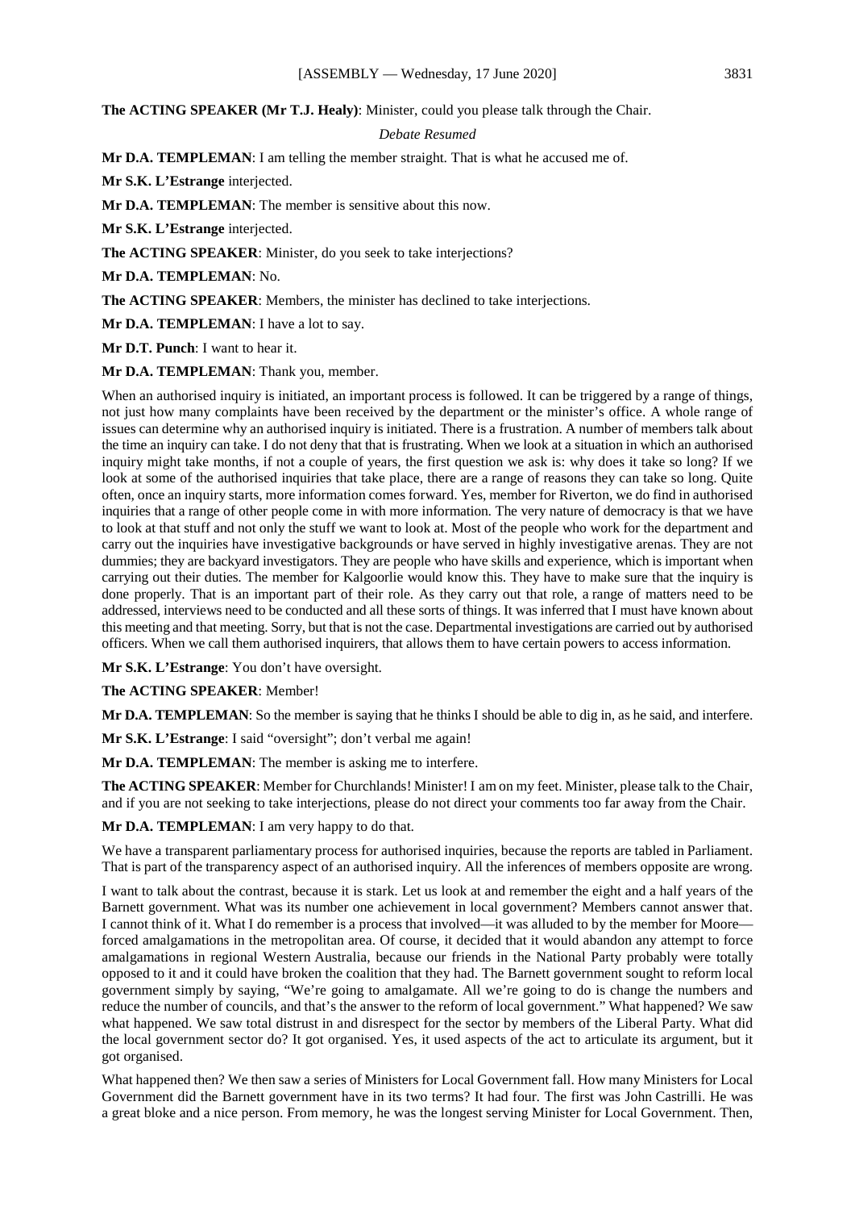**The ACTING SPEAKER (Mr T.J. Healy)**: Minister, could you please talk through the Chair.

*Debate Resumed*

**Mr D.A. TEMPLEMAN**: I am telling the member straight. That is what he accused me of.

**Mr S.K. L'Estrange** interjected.

**Mr D.A. TEMPLEMAN**: The member is sensitive about this now.

**Mr S.K. L'Estrange** interjected.

**The ACTING SPEAKER**: Minister, do you seek to take interjections?

**Mr D.A. TEMPLEMAN**: No.

**The ACTING SPEAKER**: Members, the minister has declined to take interjections.

**Mr D.A. TEMPLEMAN**: I have a lot to say.

**Mr D.T. Punch**: I want to hear it.

**Mr D.A. TEMPLEMAN**: Thank you, member.

When an authorised inquiry is initiated, an important process is followed. It can be triggered by a range of things, not just how many complaints have been received by the department or the minister's office. A whole range of issues can determine why an authorised inquiry is initiated. There is a frustration. A number of members talk about the time an inquiry can take. I do not deny that that is frustrating. When we look at a situation in which an authorised inquiry might take months, if not a couple of years, the first question we ask is: why does it take so long? If we look at some of the authorised inquiries that take place, there are a range of reasons they can take so long. Quite often, once an inquiry starts, more information comes forward. Yes, member for Riverton, we do find in authorised inquiries that a range of other people come in with more information. The very nature of democracy is that we have to look at that stuff and not only the stuff we want to look at. Most of the people who work for the department and carry out the inquiries have investigative backgrounds or have served in highly investigative arenas. They are not dummies; they are backyard investigators. They are people who have skills and experience, which is important when carrying out their duties. The member for Kalgoorlie would know this. They have to make sure that the inquiry is done properly. That is an important part of their role. As they carry out that role, a range of matters need to be addressed, interviews need to be conducted and all these sorts of things. It was inferred that I must have known about this meeting and that meeting. Sorry, but that is not the case. Departmental investigations are carried out by authorised officers. When we call them authorised inquirers, that allows them to have certain powers to access information.

**Mr S.K. L'Estrange**: You don't have oversight.

**The ACTING SPEAKER**: Member!

**Mr D.A. TEMPLEMAN**: So the member is saying that he thinks I should be able to dig in, as he said, and interfere.

**Mr S.K. L'Estrange**: I said "oversight"; don't verbal me again!

**Mr D.A. TEMPLEMAN**: The member is asking me to interfere.

**The ACTING SPEAKER**: Member for Churchlands! Minister! I am on my feet. Minister, please talk to the Chair, and if you are not seeking to take interjections, please do not direct your comments too far away from the Chair.

**Mr D.A. TEMPLEMAN**: I am very happy to do that.

We have a transparent parliamentary process for authorised inquiries, because the reports are tabled in Parliament. That is part of the transparency aspect of an authorised inquiry. All the inferences of members opposite are wrong.

I want to talk about the contrast, because it is stark. Let us look at and remember the eight and a half years of the Barnett government. What was its number one achievement in local government? Members cannot answer that. I cannot think of it. What I do remember is a process that involved—it was alluded to by the member for Moore—forced amalgamations in the metropolitan area. Of course, it decided that it would abandon any attempt to force amalgamations in regional Western Australia, because our friends in the National Party probably were totally opposed to it and it could have broken the coalition that they had. The Barnett government sought to reform local government simply by saying, "We're going to amalgamate. All we're going to do is change the numbers and reduce the number of councils, and that's the answer to the reform of local government." What happened? We saw what happened. We saw total distrust in and disrespect for the sector by members of the Liberal Party. What did the local government sector do? It got organised. Yes, it used aspects of the act to articulate its argument, but it got organised.

What happened then? We then saw a series of Ministers for Local Government fall. How many Ministers for Local Government did the Barnett government have in its two terms? It had four. The first was John Castrilli. He was a great bloke and a nice person. From memory, he was the longest serving Minister for Local Government. Then,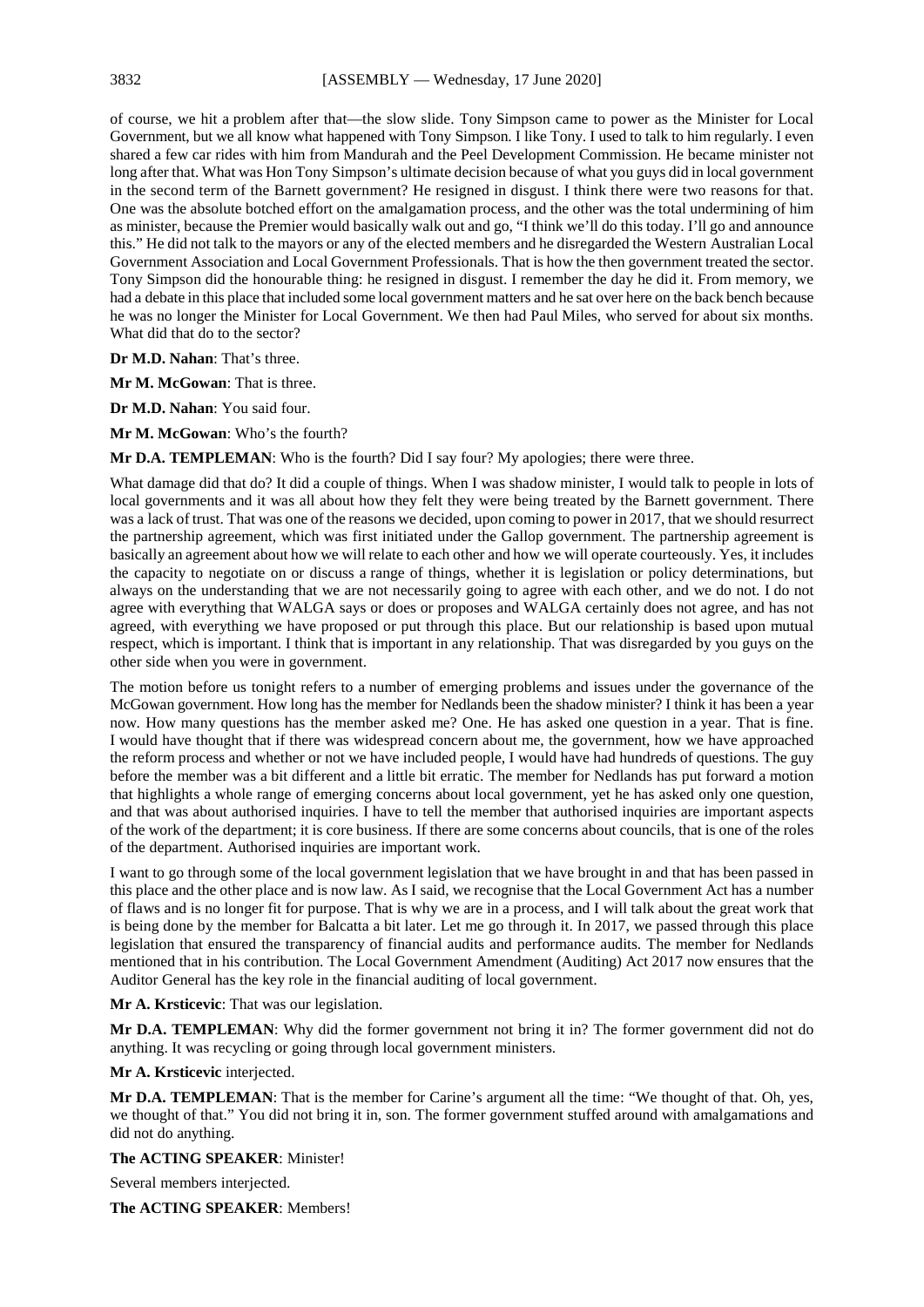of course, we hit a problem after that—the slow slide. Tony Simpson came to power as the Minister for Local Government, but we all know what happened with Tony Simpson. I like Tony. I used to talk to him regularly. I even shared a few car rides with him from Mandurah and the Peel Development Commission. He became minister not long after that. What was Hon Tony Simpson's ultimate decision because of what you guys did in local government in the second term of the Barnett government? He resigned in disgust. I think there were two reasons for that. One was the absolute botched effort on the amalgamation process, and the other was the total undermining of him as minister, because the Premier would basically walk out and go, "I think we'll do this today. I'll go and announce this." He did not talk to the mayors or any of the elected members and he disregarded the Western Australian Local Government Association and Local Government Professionals. That is how the then government treated the sector. Tony Simpson did the honourable thing: he resigned in disgust. I remember the day he did it. From memory, we had a debate in this place that included some local government matters and he sat over here on the back bench because he was no longer the Minister for Local Government. We then had Paul Miles, who served for about six months. What did that do to the sector?

**Dr M.D. Nahan**: That's three.

**Mr M. McGowan**: That is three.

**Dr M.D. Nahan**: You said four.

**Mr M. McGowan**: Who's the fourth?

**Mr D.A. TEMPLEMAN**: Who is the fourth? Did I say four? My apologies; there were three.

What damage did that do? It did a couple of things. When I was shadow minister, I would talk to people in lots of local governments and it was all about how they felt they were being treated by the Barnett government. There was a lack of trust. That was one of the reasons we decided, upon coming to power in 2017, that we should resurrect the partnership agreement, which was first initiated under the Gallop government. The partnership agreement is basically an agreement about how we will relate to each other and how we will operate courteously. Yes, it includes the capacity to negotiate on or discuss a range of things, whether it is legislation or policy determinations, but always on the understanding that we are not necessarily going to agree with each other, and we do not. I do not agree with everything that WALGA says or does or proposes and WALGA certainly does not agree, and has not agreed, with everything we have proposed or put through this place. But our relationship is based upon mutual respect, which is important. I think that is important in any relationship. That was disregarded by you guys on the other side when you were in government.

The motion before us tonight refers to a number of emerging problems and issues under the governance of the McGowan government. How long has the member for Nedlands been the shadow minister? I think it has been a year now. How many questions has the member asked me? One. He has asked one question in a year. That is fine. I would have thought that if there was widespread concern about me, the government, how we have approached the reform process and whether or not we have included people, I would have had hundreds of questions. The guy before the member was a bit different and a little bit erratic. The member for Nedlands has put forward a motion that highlights a whole range of emerging concerns about local government, yet he has asked only one question, and that was about authorised inquiries. I have to tell the member that authorised inquiries are important aspects of the work of the department; it is core business. If there are some concerns about councils, that is one of the roles of the department. Authorised inquiries are important work.

I want to go through some of the local government legislation that we have brought in and that has been passed in this place and the other place and is now law. As I said, we recognise that the Local Government Act has a number of flaws and is no longer fit for purpose. That is why we are in a process, and I will talk about the great work that is being done by the member for Balcatta a bit later. Let me go through it. In 2017, we passed through this place legislation that ensured the transparency of financial audits and performance audits. The member for Nedlands mentioned that in his contribution. The Local Government Amendment (Auditing) Act 2017 now ensures that the Auditor General has the key role in the financial auditing of local government.

**Mr A. Krsticevic**: That was our legislation.

**Mr D.A. TEMPLEMAN**: Why did the former government not bring it in? The former government did not do anything. It was recycling or going through local government ministers.

**Mr A. Krsticevic** interjected.

**Mr D.A. TEMPLEMAN**: That is the member for Carine's argument all the time: "We thought of that. Oh, yes, we thought of that." You did not bring it in, son. The former government stuffed around with amalgamations and did not do anything.

**The ACTING SPEAKER**: Minister!

Several members interjected.

**The ACTING SPEAKER**: Members!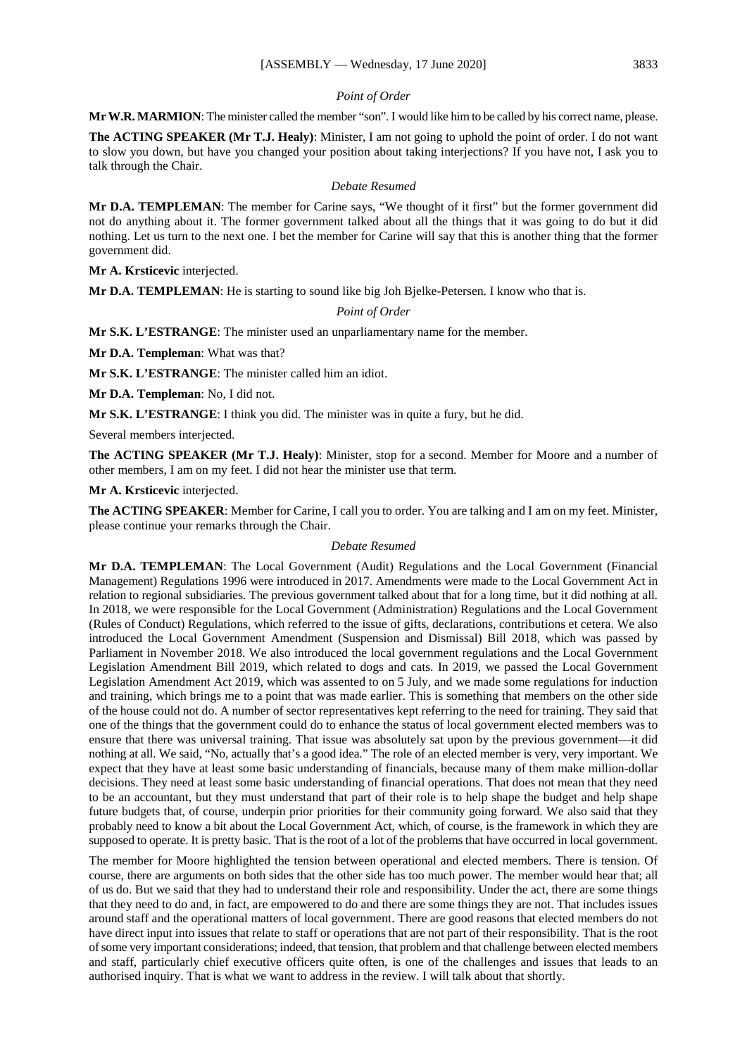*Point of Order*

**Mr W.R. MARMION**: The minister called the member "son". I would like him to be called by his correct name, please.

**The ACTING SPEAKER (Mr T.J. Healy)**: Minister, I am not going to uphold the point of order. I do not want to slow you down, but have you changed your position about taking interjections? If you have not, I ask you to talk through the Chair.

*Debate Resumed*

**Mr D.A. TEMPLEMAN**: The member for Carine says, "We thought of it first" but the former government did not do anything about it. The former government talked about all the things that it was going to do but it did nothing. Let us turn to the next one. I bet the member for Carine will say that this is another thing that the former government did.

**Mr A. Krsticevic** interjected.

**Mr D.A. TEMPLEMAN**: He is starting to sound like big Joh Bjelke-Petersen. I know who that is.

*Point of Order*

**Mr S.K. L'ESTRANGE**: The minister used an unparliamentary name for the member.

**Mr D.A. Templeman**: What was that?

**Mr S.K. L'ESTRANGE**: The minister called him an idiot.

**Mr D.A. Templeman**: No, I did not.

**Mr S.K. L'ESTRANGE**: I think you did. The minister was in quite a fury, but he did.

Several members interjected.

**The ACTING SPEAKER (Mr T.J. Healy)**: Minister, stop for a second. Member for Moore and a number of other members, I am on my feet. I did not hear the minister use that term.

**Mr A. Krsticevic** interjected.

**The ACTING SPEAKER**: Member for Carine, I call you to order. You are talking and I am on my feet. Minister, please continue your remarks through the Chair.

*Debate Resumed*

**Mr D.A. TEMPLEMAN**: The Local Government (Audit) Regulations and the Local Government (Financial Management) Regulations 1996 were introduced in 2017. Amendments were made to the Local Government Act in relation to regional subsidiaries. The previous government talked about that for a long time, but it did nothing at all. In 2018, we were responsible for the Local Government (Administration) Regulations and the Local Government (Rules of Conduct) Regulations, which referred to the issue of gifts, declarations, contributions et cetera. We also introduced the Local Government Amendment (Suspension and Dismissal) Bill 2018, which was passed by Parliament in November 2018. We also introduced the local government regulations and the Local Government Legislation Amendment Bill 2019, which related to dogs and cats. In 2019, we passed the Local Government Legislation Amendment Act 2019, which was assented to on 5 July, and we made some regulations for induction and training, which brings me to a point that was made earlier. This is something that members on the other side of the house could not do. A number of sector representatives kept referring to the need for training. They said that one of the things that the government could do to enhance the status of local government elected members was to ensure that there was universal training. That issue was absolutely sat upon by the previous government—it did nothing at all. We said, "No, actually that's a good idea." The role of an elected member is very, very important. We expect that they have at least some basic understanding of financials, because many of them make million-dollar decisions. They need at least some basic understanding of financial operations. That does not mean that they need to be an accountant, but they must understand that part of their role is to help shape the budget and help shape future budgets that, of course, underpin prior priorities for their community going forward. We also said that they probably need to know a bit about the Local Government Act, which, of course, is the framework in which they are supposed to operate. It is pretty basic. That is the root of a lot of the problems that have occurred in local government.

The member for Moore highlighted the tension between operational and elected members. There is tension. Of course, there are arguments on both sides that the other side has too much power. The member would hear that; all of us do. But we said that they had to understand their role and responsibility. Under the act, there are some things that they need to do and, in fact, are empowered to do and there are some things they are not. That includes issues around staff and the operational matters of local government. There are good reasons that elected members do not have direct input into issues that relate to staff or operations that are not part of their responsibility. That is the root of some very important considerations; indeed, that tension, that problem and that challenge between elected members and staff, particularly chief executive officers quite often, is one of the challenges and issues that leads to an authorised inquiry. That is what we want to address in the review. I will talk about that shortly.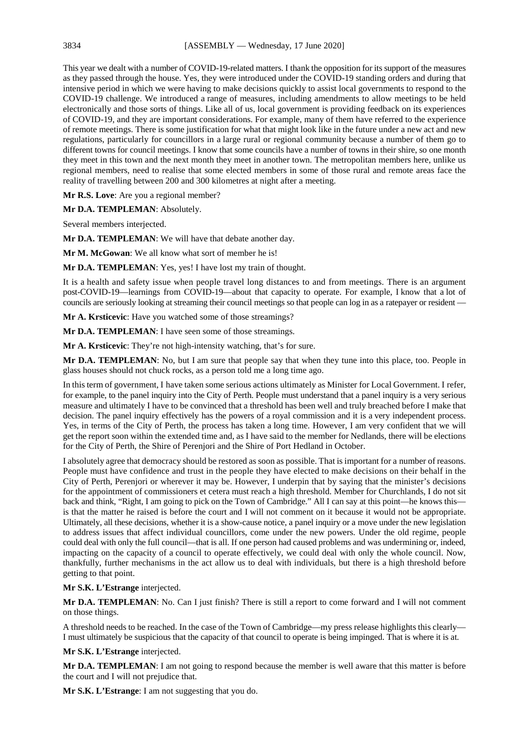This year we dealt with a number of COVID-19-related matters. I thank the opposition for its support of the measures as they passed through the house. Yes, they were introduced under the COVID-19 standing orders and during that intensive period in which we were having to make decisions quickly to assist local governments to respond to the COVID-19 challenge. We introduced a range of measures, including amendments to allow meetings to be held electronically and those sorts of things. Like all of us, local government is providing feedback on its experiences of COVID-19, and they are important considerations. For example, many of them have referred to the experience of remote meetings. There is some justification for what that might look like in the future under a new act and new regulations, particularly for councillors in a large rural or regional community because a number of them go to different towns for council meetings. I know that some councils have a number of towns in their shire, so one month they meet in this town and the next month they meet in another town. The metropolitan members here, unlike us regional members, need to realise that some elected members in some of those rural and remote areas face the reality of travelling between 200 and 300 kilometres at night after a meeting.

**Mr R.S. Love**: Are you a regional member?

**Mr D.A. TEMPLEMAN**: Absolutely.

Several members interjected.

**Mr D.A. TEMPLEMAN**: We will have that debate another day.

**Mr M. McGowan**: We all know what sort of member he is!

**Mr D.A. TEMPLEMAN**: Yes, yes! I have lost my train of thought.

It is a health and safety issue when people travel long distances to and from meetings. There is an argument post-COVID-19—learnings from COVID-19—about that capacity to operate. For example, I know that a lot of councils are seriously looking at streaming their council meetings so that people can log in as a ratepayer or resident —

**Mr A. Krsticevic**: Have you watched some of those streamings?

**Mr D.A. TEMPLEMAN**: I have seen some of those streamings.

**Mr A. Krsticevic**: They're not high-intensity watching, that's for sure.

**Mr D.A. TEMPLEMAN**: No, but I am sure that people say that when they tune into this place, too. People in glass houses should not chuck rocks, as a person told me a long time ago.

In this term of government, I have taken some serious actions ultimately as Minister for Local Government. I refer, for example, to the panel inquiry into the City of Perth. People must understand that a panel inquiry is a very serious measure and ultimately I have to be convinced that a threshold has been well and truly breached before I make that decision. The panel inquiry effectively has the powers of a royal commission and it is a very independent process. Yes, in terms of the City of Perth, the process has taken a long time. However, I am very confident that we will get the report soon within the extended time and, as I have said to the member for Nedlands, there will be elections for the City of Perth, the Shire of Perenjori and the Shire of Port Hedland in October.

I absolutely agree that democracy should be restored as soon as possible. That is important for a number of reasons. People must have confidence and trust in the people they have elected to make decisions on their behalf in the City of Perth, Perenjori or wherever it may be. However, I underpin that by saying that the minister's decisions for the appointment of commissioners et cetera must reach a high threshold. Member for Churchlands, I do not sit back and think, "Right, I am going to pick on the Town of Cambridge." All I can say at this point—he knows this—is that the matter he raised is before the court and I will not comment on it because it would not be appropriate. Ultimately, all these decisions, whether it is a show-cause notice, a panel inquiry or a move under the new legislation to address issues that affect individual councillors, come under the new powers. Under the old regime, people could deal with only the full council—that is all. If one person had caused problems and was undermining or, indeed, impacting on the capacity of a council to operate effectively, we could deal with only the whole council. Now, thankfully, further mechanisms in the act allow us to deal with individuals, but there is a high threshold before getting to that point.

**Mr S.K. L'Estrange** interjected.

**Mr D.A. TEMPLEMAN**: No. Can I just finish? There is still a report to come forward and I will not comment on those things.

A threshold needs to be reached. In the case of the Town of Cambridge—my press release highlights this clearly—I must ultimately be suspicious that the capacity of that council to operate is being impinged. That is where it is at.

**Mr S.K. L'Estrange** interjected.

**Mr D.A. TEMPLEMAN**: I am not going to respond because the member is well aware that this matter is before the court and I will not prejudice that.

**Mr S.K. L'Estrange**: I am not suggesting that you do.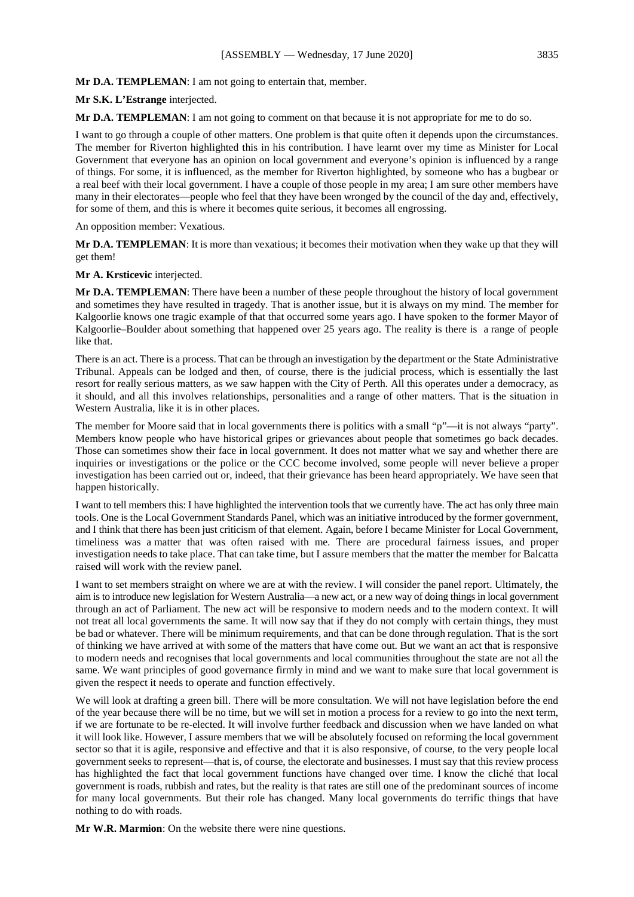**Mr D.A. TEMPLEMAN**: I am not going to entertain that, member.

**Mr S.K. L'Estrange** interjected.

**Mr D.A. TEMPLEMAN**: I am not going to comment on that because it is not appropriate for me to do so.

I want to go through a couple of other matters. One problem is that quite often it depends upon the circumstances. The member for Riverton highlighted this in his contribution. I have learnt over my time as Minister for Local Government that everyone has an opinion on local government and everyone's opinion is influenced by a range of things. For some, it is influenced, as the member for Riverton highlighted, by someone who has a bugbear or a real beef with their local government. I have a couple of those people in my area; I am sure other members have many in their electorates—people who feel that they have been wronged by the council of the day and, effectively, for some of them, and this is where it becomes quite serious, it becomes all engrossing.

An opposition member: Vexatious.

**Mr D.A. TEMPLEMAN**: It is more than vexatious; it becomes their motivation when they wake up that they will get them!

**Mr A. Krsticevic** interjected.

**Mr D.A. TEMPLEMAN**: There have been a number of these people throughout the history of local government and sometimes they have resulted in tragedy. That is another issue, but it is always on my mind. The member for Kalgoorlie knows one tragic example of that that occurred some years ago. I have spoken to the former Mayor of Kalgoorlie–Boulder about something that happened over 25 years ago. The reality is there is a range of people like that.

There is an act. There is a process. That can be through an investigation by the department or the State Administrative Tribunal. Appeals can be lodged and then, of course, there is the judicial process, which is essentially the last resort for really serious matters, as we saw happen with the City of Perth. All this operates under a democracy, as it should, and all this involves relationships, personalities and a range of other matters. That is the situation in Western Australia, like it is in other places.

The member for Moore said that in local governments there is politics with a small "p"—it is not always "party". Members know people who have historical gripes or grievances about people that sometimes go back decades. Those can sometimes show their face in local government. It does not matter what we say and whether there are inquiries or investigations or the police or the CCC become involved, some people will never believe a proper investigation has been carried out or, indeed, that their grievance has been heard appropriately. We have seen that happen historically.

I want to tell members this: I have highlighted the intervention tools that we currently have. The act has only three main tools. One is the Local Government Standards Panel, which was an initiative introduced by the former government, and I think that there has been just criticism of that element. Again, before I became Minister for Local Government, timeliness was a matter that was often raised with me. There are procedural fairness issues, and proper investigation needs to take place. That can take time, but I assure members that the matter the member for Balcatta raised will work with the review panel.

I want to set members straight on where we are at with the review. I will consider the panel report. Ultimately, the aim is to introduce new legislation for Western Australia—a new act, or a new way of doing things in local government through an act of Parliament. The new act will be responsive to modern needs and to the modern context. It will not treat all local governments the same. It will now say that if they do not comply with certain things, they must be bad or whatever. There will be minimum requirements, and that can be done through regulation. That is the sort of thinking we have arrived at with some of the matters that have come out. But we want an act that is responsive to modern needs and recognises that local governments and local communities throughout the state are not all the same. We want principles of good governance firmly in mind and we want to make sure that local government is given the respect it needs to operate and function effectively.

We will look at drafting a green bill. There will be more consultation. We will not have legislation before the end of the year because there will be no time, but we will set in motion a process for a review to go into the next term, if we are fortunate to be re-elected. It will involve further feedback and discussion when we have landed on what it will look like. However, I assure members that we will be absolutely focused on reforming the local government sector so that it is agile, responsive and effective and that it is also responsive, of course, to the very people local government seeks to represent—that is, of course, the electorate and businesses. I must say that this review process has highlighted the fact that local government functions have changed over time. I know the cliché that local government is roads, rubbish and rates, but the reality is that rates are still one of the predominant sources of income for many local governments. But their role has changed. Many local governments do terrific things that have nothing to do with roads.

**Mr W.R. Marmion**: On the website there were nine questions.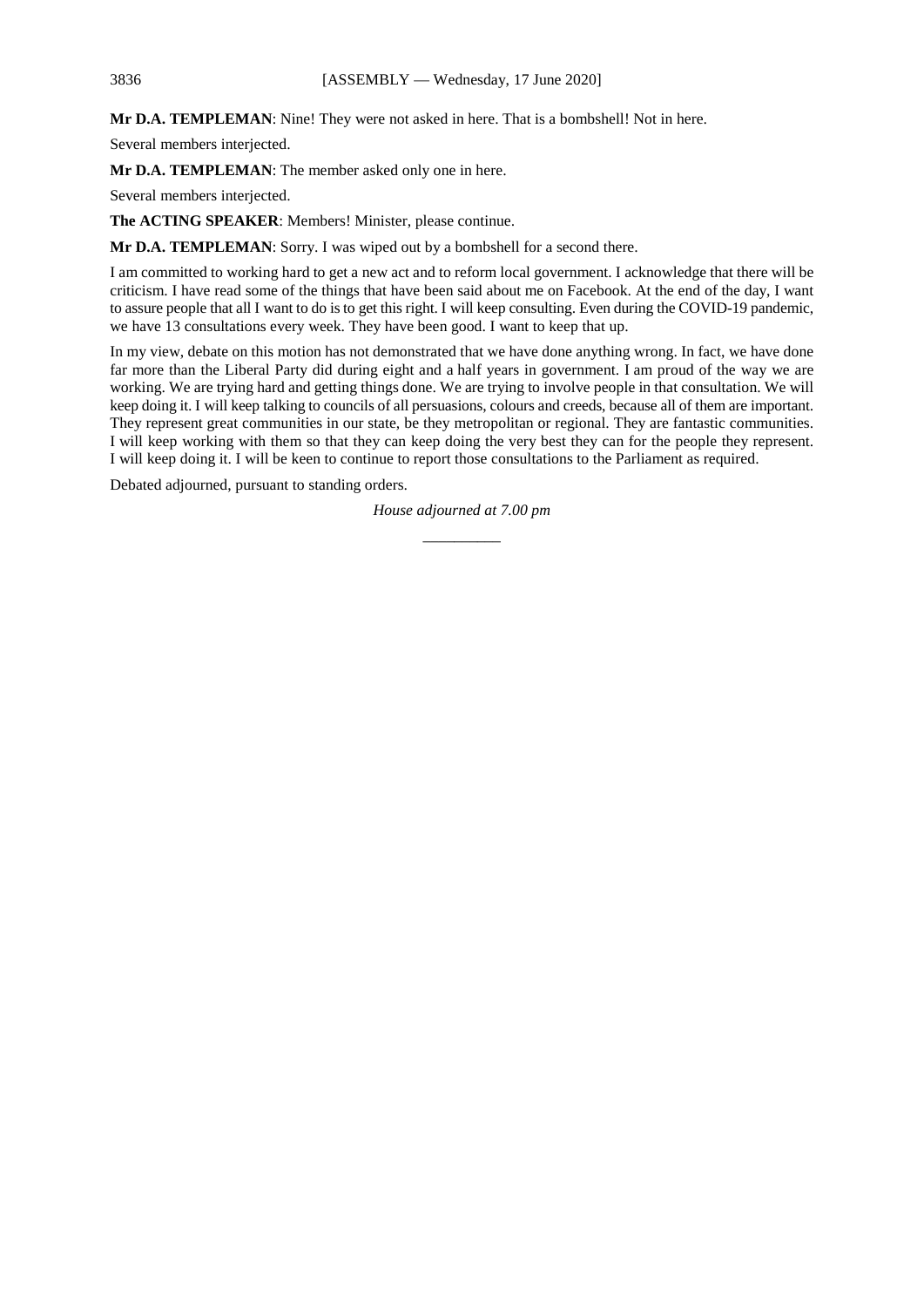**Mr D.A. TEMPLEMAN**: Nine! They were not asked in here. That is a bombshell! Not in here.

Several members interjected.

**Mr D.A. TEMPLEMAN**: The member asked only one in here.

Several members interjected.

**The ACTING SPEAKER**: Members! Minister, please continue.

**Mr D.A. TEMPLEMAN**: Sorry. I was wiped out by a bombshell for a second there.

I am committed to working hard to get a new act and to reform local government. I acknowledge that there will be criticism. I have read some of the things that have been said about me on Facebook. At the end of the day, I want to assure people that all I want to do is to get this right. I will keep consulting. Even during the COVID-19 pandemic, we have 13 consultations every week. They have been good. I want to keep that up.

In my view, debate on this motion has not demonstrated that we have done anything wrong. In fact, we have done far more than the Liberal Party did during eight and a half years in government. I am proud of the way we are working. We are trying hard and getting things done. We are trying to involve people in that consultation. We will keep doing it. I will keep talking to councils of all persuasions, colours and creeds, because all of them are important. They represent great communities in our state, be they metropolitan or regional. They are fantastic communities. I will keep working with them so that they can keep doing the very best they can for the people they represent. I will keep doing it. I will be keen to continue to report those consultations to the Parliament as required.

Debated adjourned, pursuant to standing orders.

*House adjourned at 7.00 pm*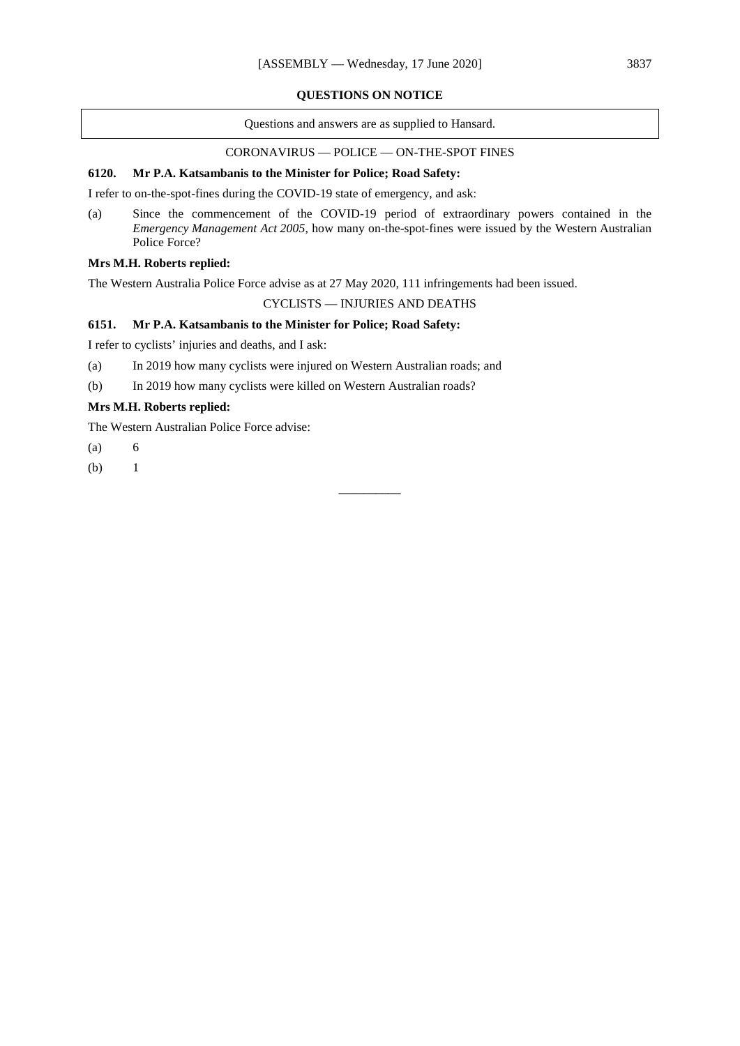## QUESTIONS ON NOTICE

Questions and answers are as supplied to Hansard.

### CORONAVIRUS — POLICE — ON-THE-SPOT FINES

**6120. Mr P.A. Katsambanis to the Minister for Police; Road Safety:**

I refer to on-the-spot-fines during the COVID-19 state of emergency, and ask:

(a) Since the commencement of the COVID-19 period of extraordinary powers contained in the *Emergency Management Act 2005*, how many on-the-spot-fines were issued by the Western Australian Police Force?

**Mrs M.H. Roberts replied:**

The Western Australia Police Force advise as at 27 May 2020, 111 infringements had been issued.

### CYCLISTS — INJURIES AND DEATHS

**6151. Mr P.A. Katsambanis to the Minister for Police; Road Safety:**

I refer to cyclists' injuries and deaths, and I ask:

(a) In 2019 how many cyclists were injured on Western Australian roads; and

(b) In 2019 how many cyclists were killed on Western Australian roads?

**Mrs M.H. Roberts replied:**

The Western Australian Police Force advise:

(a) 6

(b) 1

__________